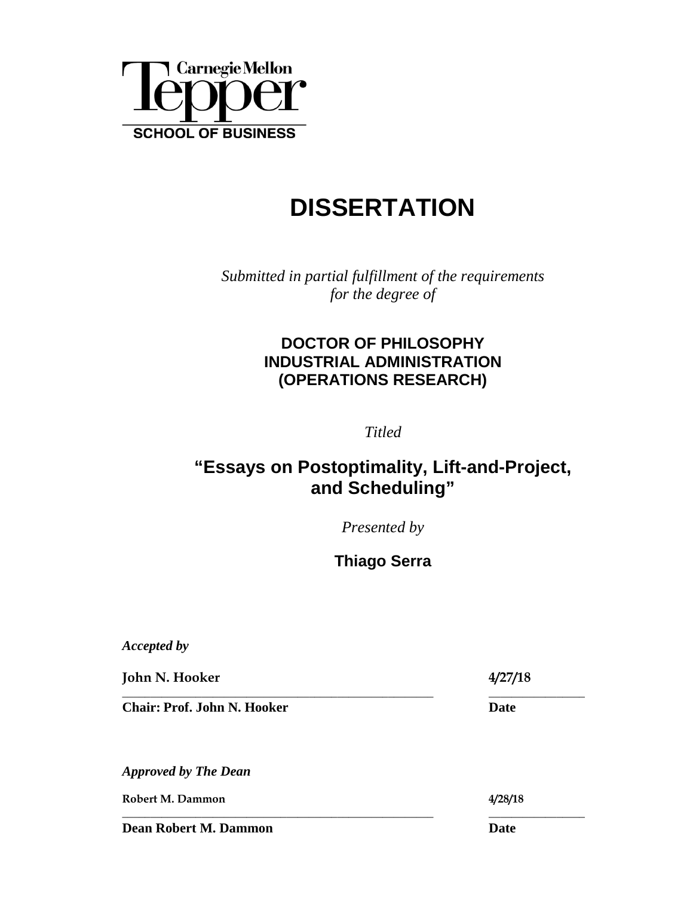Carnegie Mellon

Tepper

SCHOOL OF BUSINESS

# DISSERTATION

*Submitted in partial fulfillment of the requirements for the degree of*

**DOCTOR OF PHILOSOPHY**
**INDUSTRIAL ADMINISTRATION**
**(OPERATIONS RESEARCH)**

*Titled*

## "Essays on Postoptimality, Lift-and-Project, and Scheduling"

*Presented by*

**Thiago Serra**

*Accepted by*

**John N. Hooker** 4/27/18

**Chair: Prof. John N. Hooker** **Date**

*Approved by The Dean*

**Robert M. Dammon** 4/28/18

**Dean Robert M. Dammon** **Date**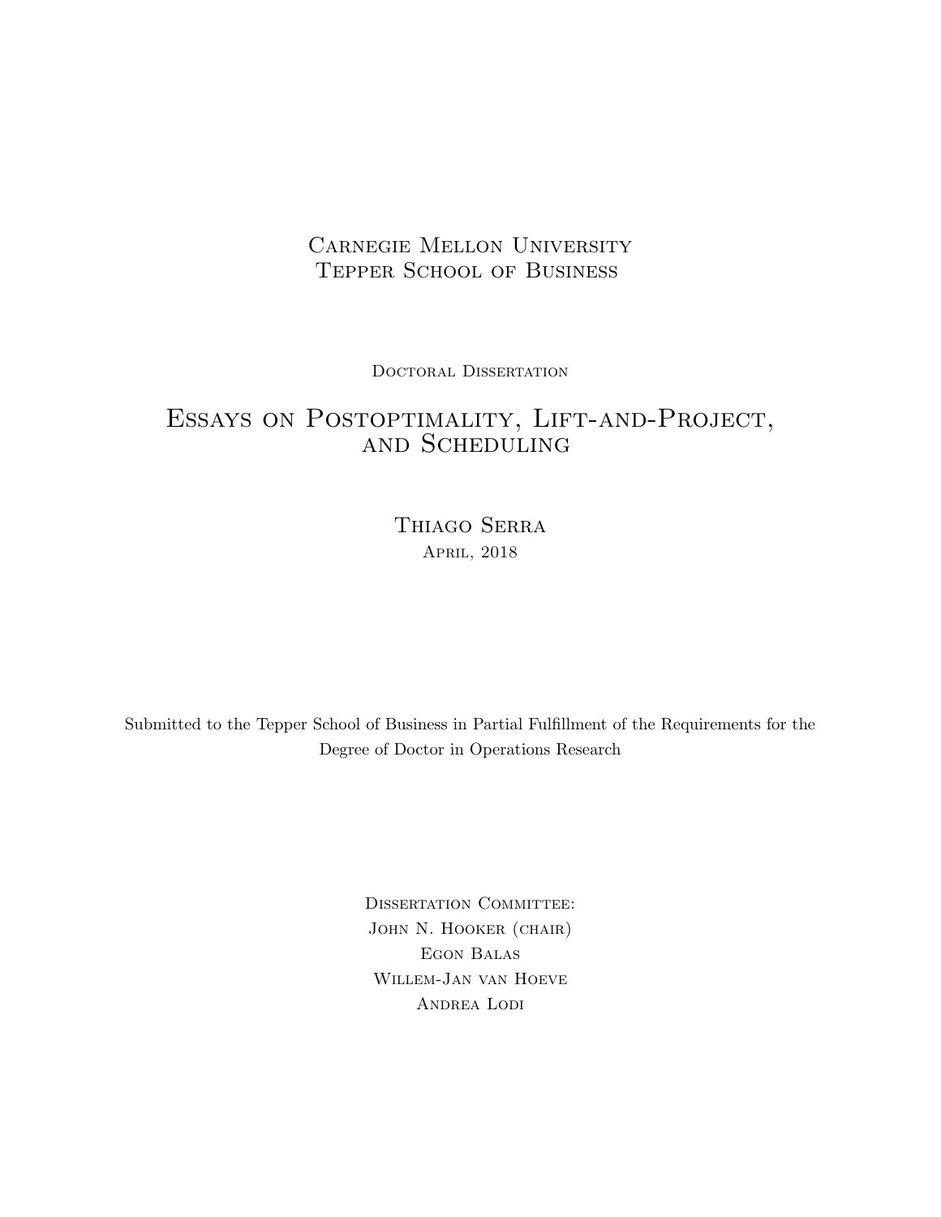Carnegie Mellon University
Tepper School of Business

Doctoral Dissertation

# Essays on Postoptimality, Lift-and-Project, and Scheduling

Thiago Serra
April, 2018

Submitted to the Tepper School of Business in Partial Fulfillment of the Requirements for the Degree of Doctor in Operations Research

Dissertation Committee:
John N. Hooker (chair)
Egon Balas
Willem-Jan van Hoeve
Andrea Lodi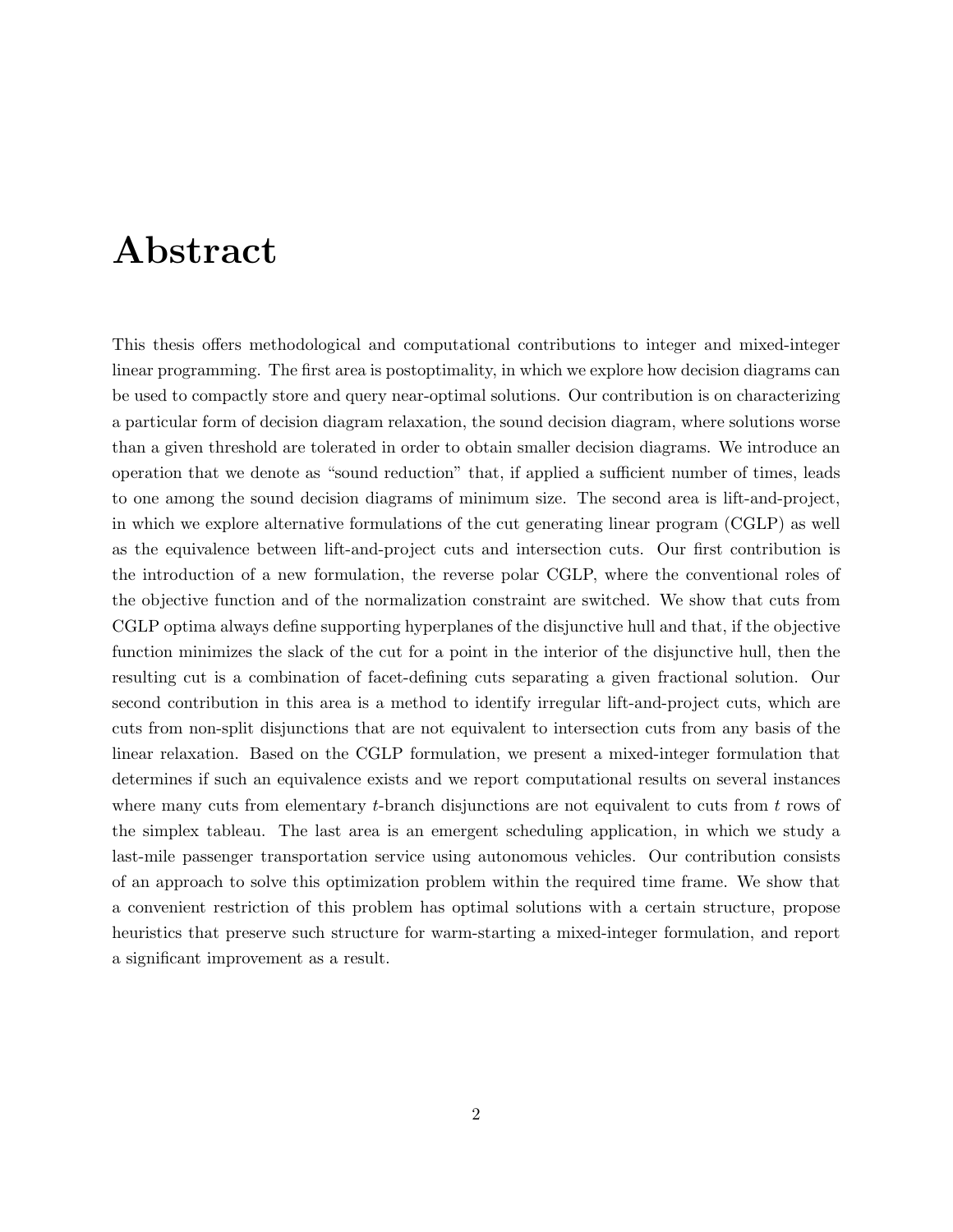# Abstract

This thesis offers methodological and computational contributions to integer and mixed-integer linear programming. The first area is postoptimality, in which we explore how decision diagrams can be used to compactly store and query near-optimal solutions. Our contribution is on characterizing a particular form of decision diagram relaxation, the sound decision diagram, where solutions worse than a given threshold are tolerated in order to obtain smaller decision diagrams. We introduce an operation that we denote as "sound reduction" that, if applied a sufficient number of times, leads to one among the sound decision diagrams of minimum size. The second area is lift-and-project, in which we explore alternative formulations of the cut generating linear program (CGLP) as well as the equivalence between lift-and-project cuts and intersection cuts. Our first contribution is the introduction of a new formulation, the reverse polar CGLP, where the conventional roles of the objective function and of the normalization constraint are switched. We show that cuts from CGLP optima always define supporting hyperplanes of the disjunctive hull and that, if the objective function minimizes the slack of the cut for a point in the interior of the disjunctive hull, then the resulting cut is a combination of facet-defining cuts separating a given fractional solution. Our second contribution in this area is a method to identify irregular lift-and-project cuts, which are cuts from non-split disjunctions that are not equivalent to intersection cuts from any basis of the linear relaxation. Based on the CGLP formulation, we present a mixed-integer formulation that determines if such an equivalence exists and we report computational results on several instances where many cuts from elementary $t$-branch disjunctions are not equivalent to cuts from $t$ rows of the simplex tableau. The last area is an emergent scheduling application, in which we study a last-mile passenger transportation service using autonomous vehicles. Our contribution consists of an approach to solve this optimization problem within the required time frame. We show that a convenient restriction of this problem has optimal solutions with a certain structure, propose heuristics that preserve such structure for warm-starting a mixed-integer formulation, and report a significant improvement as a result.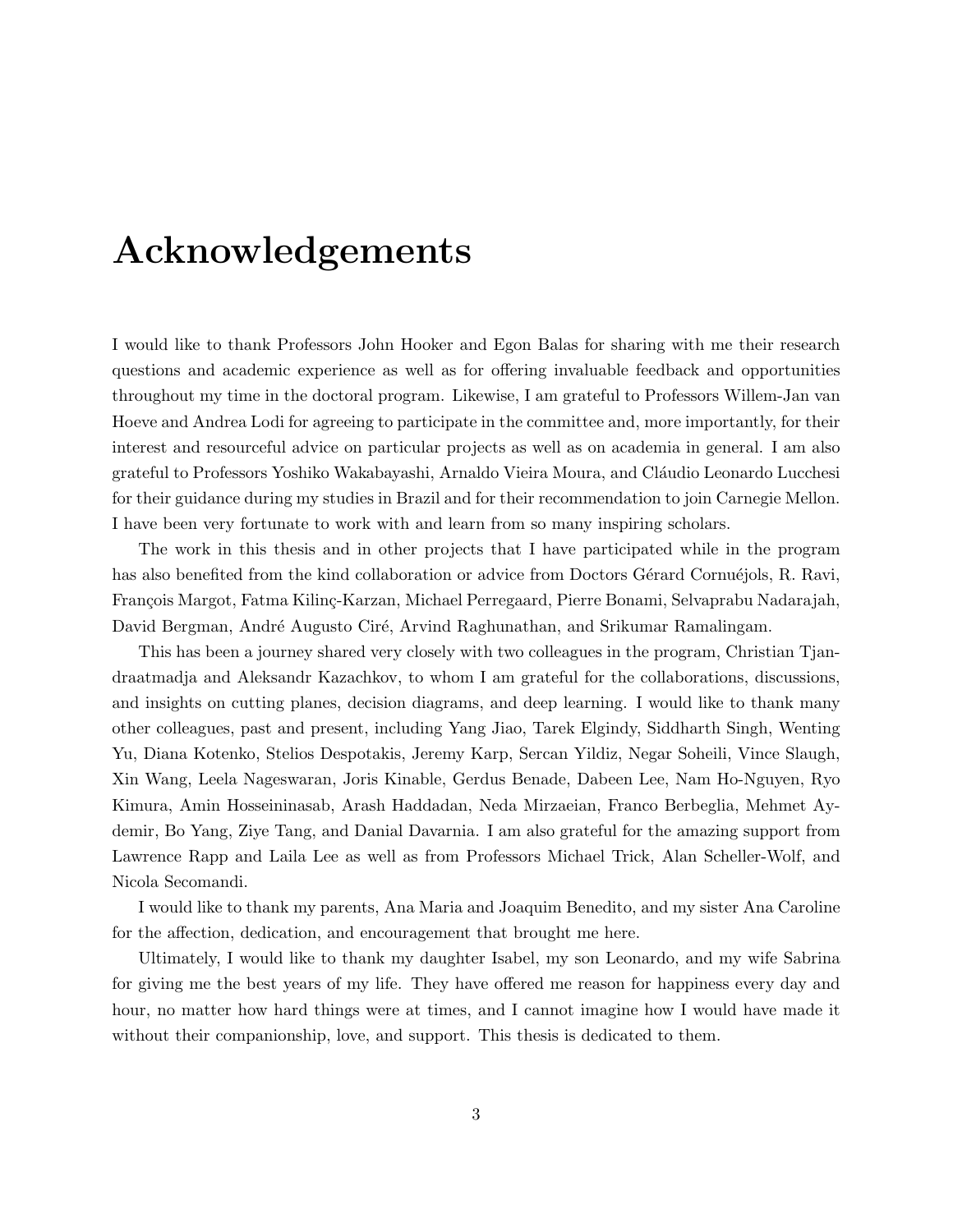# Acknowledgements

I would like to thank Professors John Hooker and Egon Balas for sharing with me their research questions and academic experience as well as for offering invaluable feedback and opportunities throughout my time in the doctoral program. Likewise, I am grateful to Professors Willem-Jan van Hoeve and Andrea Lodi for agreeing to participate in the committee and, more importantly, for their interest and resourceful advice on particular projects as well as on academia in general. I am also grateful to Professors Yoshiko Wakabayashi, Arnaldo Vieira Moura, and Cláudio Leonardo Lucchesi for their guidance during my studies in Brazil and for their recommendation to join Carnegie Mellon. I have been very fortunate to work with and learn from so many inspiring scholars.

The work in this thesis and in other projects that I have participated while in the program has also benefited from the kind collaboration or advice from Doctors Gérard Cornuéjols, R. Ravi, François Margot, Fatma Kilinç-Karzan, Michael Perregaard, Pierre Bonami, Selvaprabu Nadarajah, David Bergman, André Augusto Ciré, Arvind Raghunathan, and Srikumar Ramalingam.

This has been a journey shared very closely with two colleagues in the program, Christian Tjandraatmadja and Aleksandr Kazachkov, to whom I am grateful for the collaborations, discussions, and insights on cutting planes, decision diagrams, and deep learning. I would like to thank many other colleagues, past and present, including Yang Jiao, Tarek Elgindy, Siddharth Singh, Wenting Yu, Diana Kotenko, Stelios Despotakis, Jeremy Karp, Sercan Yildiz, Negar Soheili, Vince Slaugh, Xin Wang, Leela Nageswaran, Joris Kinable, Gerdus Benade, Dabeen Lee, Nam Ho-Nguyen, Ryo Kimura, Amin Hosseininasab, Arash Haddadan, Neda Mirzaeian, Franco Berbeglia, Mehmet Aydemir, Bo Yang, Ziye Tang, and Danial Davarnia. I am also grateful for the amazing support from Lawrence Rapp and Laila Lee as well as from Professors Michael Trick, Alan Scheller-Wolf, and Nicola Secomandi.

I would like to thank my parents, Ana Maria and Joaquim Benedito, and my sister Ana Caroline for the affection, dedication, and encouragement that brought me here.

Ultimately, I would like to thank my daughter Isabel, my son Leonardo, and my wife Sabrina for giving me the best years of my life. They have offered me reason for happiness every day and hour, no matter how hard things were at times, and I cannot imagine how I would have made it without their companionship, love, and support. This thesis is dedicated to them.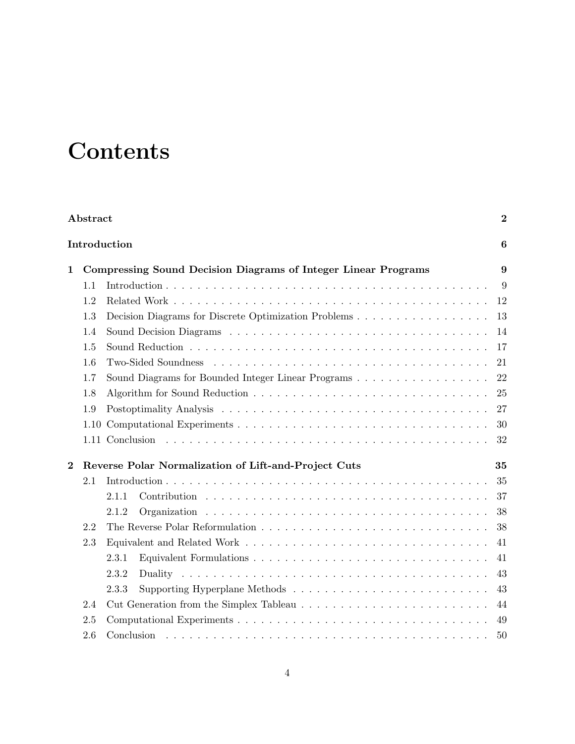# Contents

**Abstract** **2**

**Introduction** **6**

**1 Compressing Sound Decision Diagrams of Integer Linear Programs** **9**

- 1.1 Introduction . . . 9
- 1.2 Related Work . . . 12
- 1.3 Decision Diagrams for Discrete Optimization Problems . . . 13
- 1.4 Sound Decision Diagrams . . . 14
- 1.5 Sound Reduction . . . 17
- 1.6 Two-Sided Soundness . . . 21
- 1.7 Sound Diagrams for Bounded Integer Linear Programs . . . 22
- 1.8 Algorithm for Sound Reduction . . . 25
- 1.9 Postoptimality Analysis . . . 27
- 1.10 Computational Experiments . . . 30
- 1.11 Conclusion . . . 32

**2 Reverse Polar Normalization of Lift-and-Project Cuts** **35**

- 2.1 Introduction . . . 35
  - 2.1.1 Contribution . . . 37
  - 2.1.2 Organization . . . 38
- 2.2 The Reverse Polar Reformulation . . . 38
- 2.3 Equivalent and Related Work . . . 41
  - 2.3.1 Equivalent Formulations . . . 41
  - 2.3.2 Duality . . . 43
  - 2.3.3 Supporting Hyperplane Methods . . . 43
- 2.4 Cut Generation from the Simplex Tableau . . . 44
- 2.5 Computational Experiments . . . 49
- 2.6 Conclusion . . . 50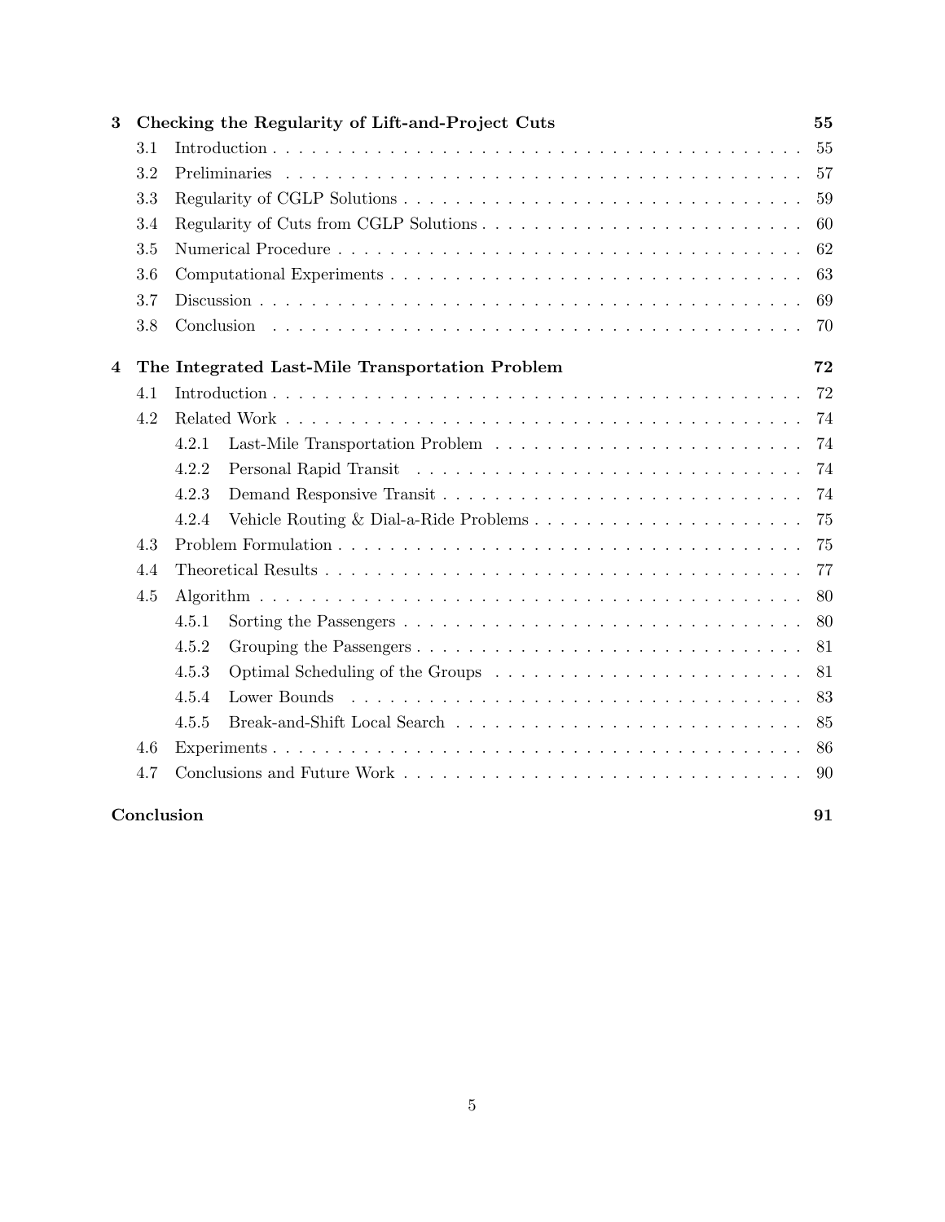**3 Checking the Regularity of Lift-and-Project Cuts** — 55

- 3.1 Introduction — 55
- 3.2 Preliminaries — 57
- 3.3 Regularity of CGLP Solutions — 59
- 3.4 Regularity of Cuts from CGLP Solutions — 60
- 3.5 Numerical Procedure — 62
- 3.6 Computational Experiments — 63
- 3.7 Discussion — 69
- 3.8 Conclusion — 70

**4 The Integrated Last-Mile Transportation Problem** — 72

- 4.1 Introduction — 72
- 4.2 Related Work — 74
  - 4.2.1 Last-Mile Transportation Problem — 74
  - 4.2.2 Personal Rapid Transit — 74
  - 4.2.3 Demand Responsive Transit — 74
  - 4.2.4 Vehicle Routing & Dial-a-Ride Problems — 75
- 4.3 Problem Formulation — 75
- 4.4 Theoretical Results — 77
- 4.5 Algorithm — 80
  - 4.5.1 Sorting the Passengers — 80
  - 4.5.2 Grouping the Passengers — 81
  - 4.5.3 Optimal Scheduling of the Groups — 81
  - 4.5.4 Lower Bounds — 83
  - 4.5.5 Break-and-Shift Local Search — 85
- 4.6 Experiments — 86
- 4.7 Conclusions and Future Work — 90

**Conclusion** — 91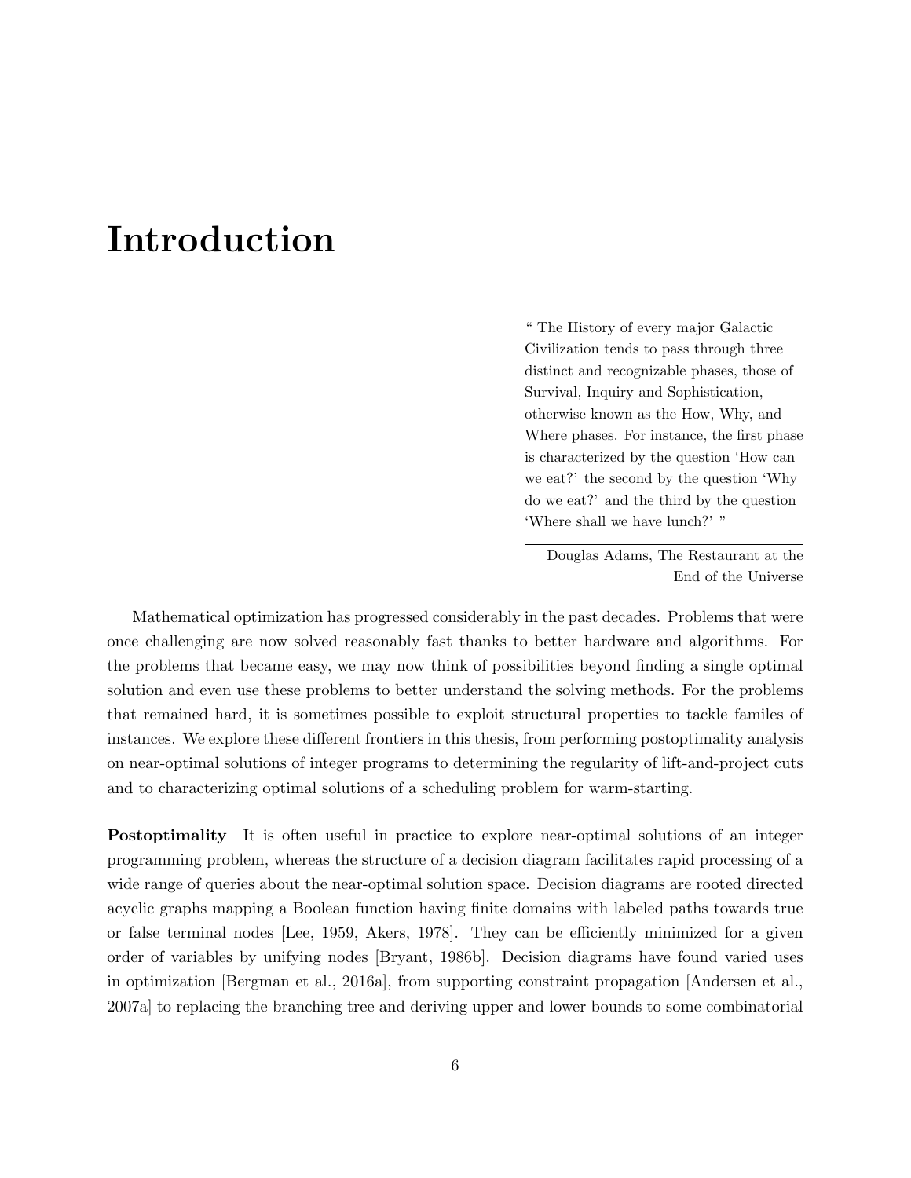# Introduction

> " The History of every major Galactic Civilization tends to pass through three distinct and recognizable phases, those of Survival, Inquiry and Sophistication, otherwise known as the How, Why, and Where phases. For instance, the first phase is characterized by the question 'How can we eat?' the second by the question 'Why do we eat?' and the third by the question 'Where shall we have lunch?' "
>
> Douglas Adams, The Restaurant at the End of the Universe

Mathematical optimization has progressed considerably in the past decades. Problems that were once challenging are now solved reasonably fast thanks to better hardware and algorithms. For the problems that became easy, we may now think of possibilities beyond finding a single optimal solution and even use these problems to better understand the solving methods. For the problems that remained hard, it is sometimes possible to exploit structural properties to tackle familes of instances. We explore these different frontiers in this thesis, from performing postoptimality analysis on near-optimal solutions of integer programs to determining the regularity of lift-and-project cuts and to characterizing optimal solutions of a scheduling problem for warm-starting.

**Postoptimality** It is often useful in practice to explore near-optimal solutions of an integer programming problem, whereas the structure of a decision diagram facilitates rapid processing of a wide range of queries about the near-optimal solution space. Decision diagrams are rooted directed acyclic graphs mapping a Boolean function having finite domains with labeled paths towards true or false terminal nodes [Lee, 1959, Akers, 1978]. They can be efficiently minimized for a given order of variables by unifying nodes [Bryant, 1986b]. Decision diagrams have found varied uses in optimization [Bergman et al., 2016a], from supporting constraint propagation [Andersen et al., 2007a] to replacing the branching tree and deriving upper and lower bounds to some combinatorial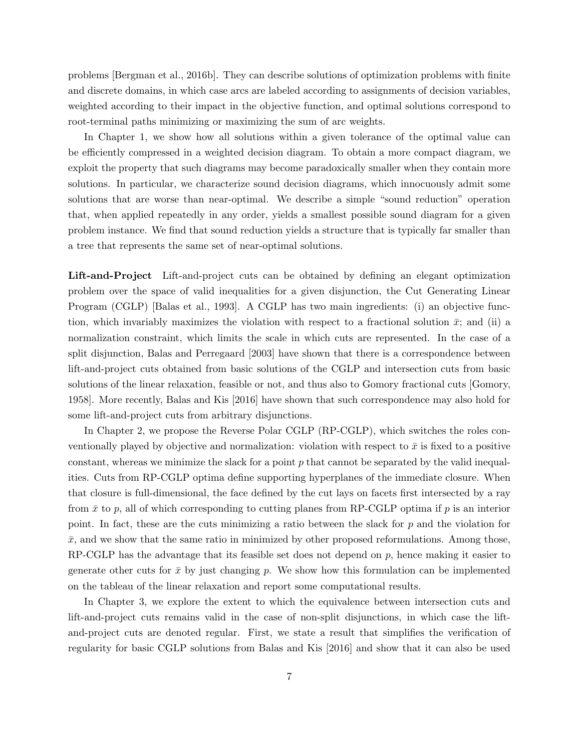problems [Bergman et al., 2016b]. They can describe solutions of optimization problems with finite and discrete domains, in which case arcs are labeled according to assignments of decision variables, weighted according to their impact in the objective function, and optimal solutions correspond to root-terminal paths minimizing or maximizing the sum of arc weights.

In Chapter 1, we show how all solutions within a given tolerance of the optimal value can be efficiently compressed in a weighted decision diagram. To obtain a more compact diagram, we exploit the property that such diagrams may become paradoxically smaller when they contain more solutions. In particular, we characterize sound decision diagrams, which innocuously admit some solutions that are worse than near-optimal. We describe a simple "sound reduction" operation that, when applied repeatedly in any order, yields a smallest possible sound diagram for a given problem instance. We find that sound reduction yields a structure that is typically far smaller than a tree that represents the same set of near-optimal solutions.

**Lift-and-Project** Lift-and-project cuts can be obtained by defining an elegant optimization problem over the space of valid inequalities for a given disjunction, the Cut Generating Linear Program (CGLP) [Balas et al., 1993]. A CGLP has two main ingredients: (i) an objective function, which invariably maximizes the violation with respect to a fractional solution $\bar{x}$; and (ii) a normalization constraint, which limits the scale in which cuts are represented. In the case of a split disjunction, Balas and Perregaard [2003] have shown that there is a correspondence between lift-and-project cuts obtained from basic solutions of the CGLP and intersection cuts from basic solutions of the linear relaxation, feasible or not, and thus also to Gomory fractional cuts [Gomory, 1958]. More recently, Balas and Kis [2016] have shown that such correspondence may also hold for some lift-and-project cuts from arbitrary disjunctions.

In Chapter 2, we propose the Reverse Polar CGLP (RP-CGLP), which switches the roles conventionally played by objective and normalization: violation with respect to $\bar{x}$ is fixed to a positive constant, whereas we minimize the slack for a point $p$ that cannot be separated by the valid inequalities. Cuts from RP-CGLP optima define supporting hyperplanes of the immediate closure. When that closure is full-dimensional, the face defined by the cut lays on facets first intersected by a ray from $\bar{x}$ to $p$, all of which corresponding to cutting planes from RP-CGLP optima if $p$ is an interior point. In fact, these are the cuts minimizing a ratio between the slack for $p$ and the violation for $\bar{x}$, and we show that the same ratio in minimized by other proposed reformulations. Among those, RP-CGLP has the advantage that its feasible set does not depend on $p$, hence making it easier to generate other cuts for $\bar{x}$ by just changing $p$. We show how this formulation can be implemented on the tableau of the linear relaxation and report some computational results.

In Chapter 3, we explore the extent to which the equivalence between intersection cuts and lift-and-project cuts remains valid in the case of non-split disjunctions, in which case the lift-and-project cuts are denoted regular. First, we state a result that simplifies the verification of regularity for basic CGLP solutions from Balas and Kis [2016] and show that it can also be used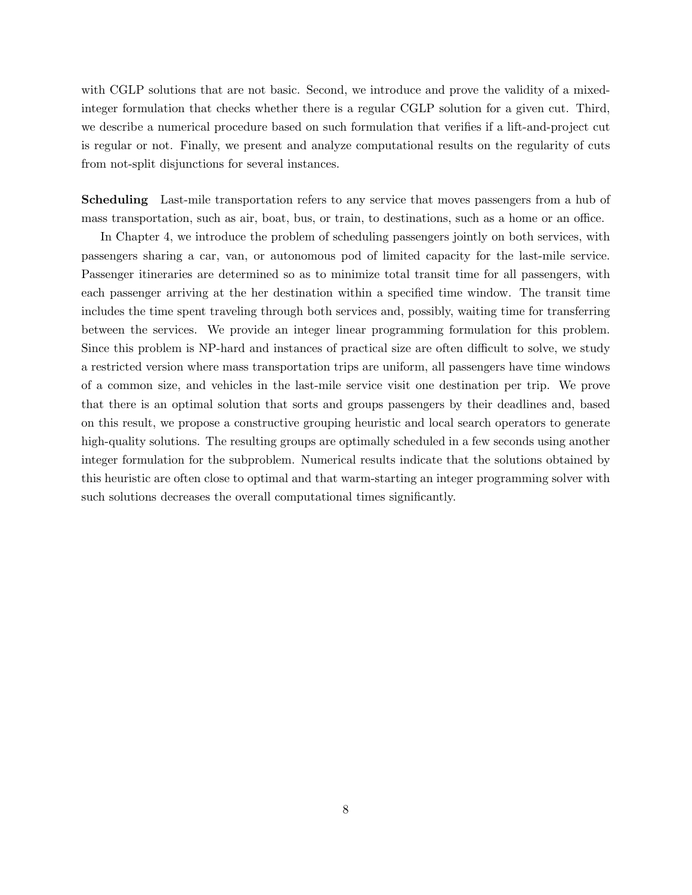with CGLP solutions that are not basic. Second, we introduce and prove the validity of a mixed-integer formulation that checks whether there is a regular CGLP solution for a given cut. Third, we describe a numerical procedure based on such formulation that verifies if a lift-and-project cut is regular or not. Finally, we present and analyze computational results on the regularity of cuts from not-split disjunctions for several instances.

**Scheduling** Last-mile transportation refers to any service that moves passengers from a hub of mass transportation, such as air, boat, bus, or train, to destinations, such as a home or an office.

In Chapter 4, we introduce the problem of scheduling passengers jointly on both services, with passengers sharing a car, van, or autonomous pod of limited capacity for the last-mile service. Passenger itineraries are determined so as to minimize total transit time for all passengers, with each passenger arriving at the her destination within a specified time window. The transit time includes the time spent traveling through both services and, possibly, waiting time for transferring between the services. We provide an integer linear programming formulation for this problem. Since this problem is NP-hard and instances of practical size are often difficult to solve, we study a restricted version where mass transportation trips are uniform, all passengers have time windows of a common size, and vehicles in the last-mile service visit one destination per trip. We prove that there is an optimal solution that sorts and groups passengers by their deadlines and, based on this result, we propose a constructive grouping heuristic and local search operators to generate high-quality solutions. The resulting groups are optimally scheduled in a few seconds using another integer formulation for the subproblem. Numerical results indicate that the solutions obtained by this heuristic are often close to optimal and that warm-starting an integer programming solver with such solutions decreases the overall computational times significantly.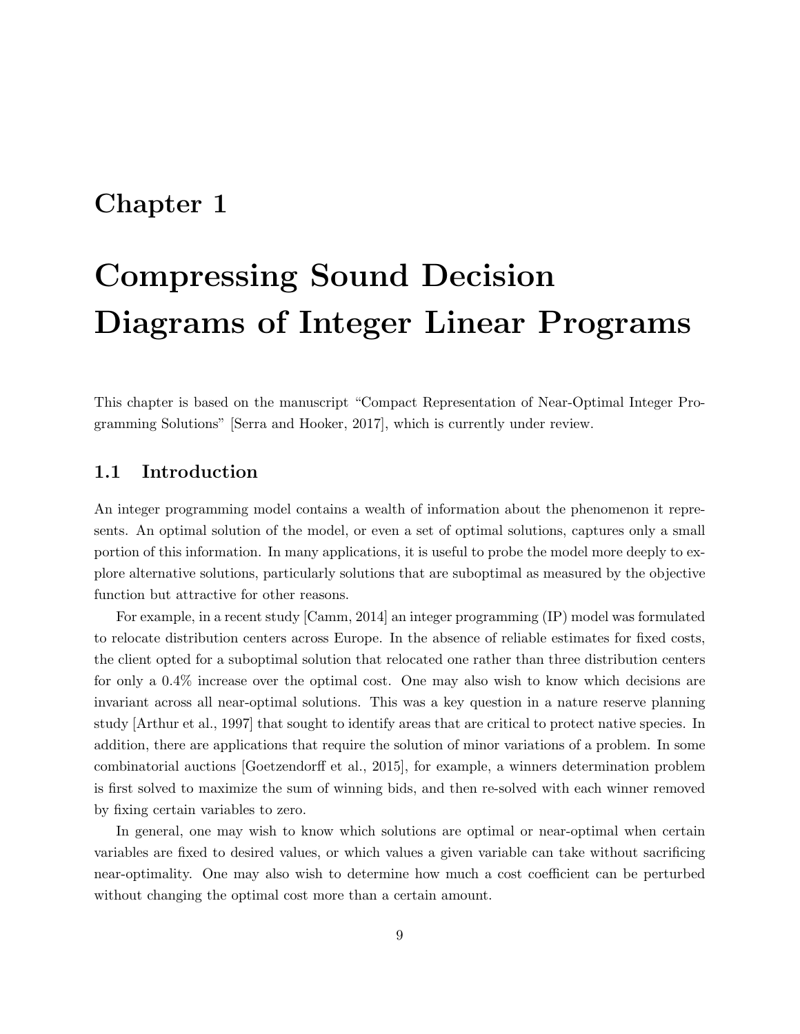# Chapter 1

# Compressing Sound Decision Diagrams of Integer Linear Programs

This chapter is based on the manuscript "Compact Representation of Near-Optimal Integer Programming Solutions" [Serra and Hooker, 2017], which is currently under review.

## 1.1 Introduction

An integer programming model contains a wealth of information about the phenomenon it represents. An optimal solution of the model, or even a set of optimal solutions, captures only a small portion of this information. In many applications, it is useful to probe the model more deeply to explore alternative solutions, particularly solutions that are suboptimal as measured by the objective function but attractive for other reasons.

For example, in a recent study [Camm, 2014] an integer programming (IP) model was formulated to relocate distribution centers across Europe. In the absence of reliable estimates for fixed costs, the client opted for a suboptimal solution that relocated one rather than three distribution centers for only a 0.4% increase over the optimal cost. One may also wish to know which decisions are invariant across all near-optimal solutions. This was a key question in a nature reserve planning study [Arthur et al., 1997] that sought to identify areas that are critical to protect native species. In addition, there are applications that require the solution of minor variations of a problem. In some combinatorial auctions [Goetzendorff et al., 2015], for example, a winners determination problem is first solved to maximize the sum of winning bids, and then re-solved with each winner removed by fixing certain variables to zero.

In general, one may wish to know which solutions are optimal or near-optimal when certain variables are fixed to desired values, or which values a given variable can take without sacrificing near-optimality. One may also wish to determine how much a cost coefficient can be perturbed without changing the optimal cost more than a certain amount.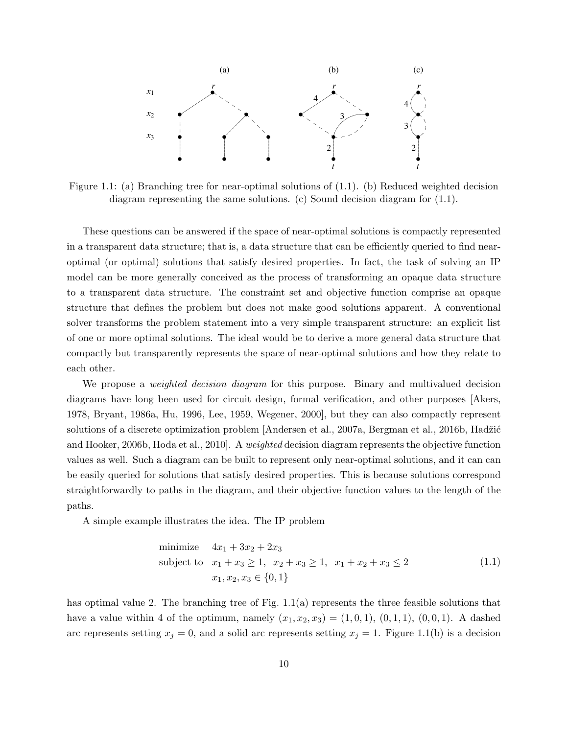Figure 1.1: (a) Branching tree for near-optimal solutions of (1.1). (b) Reduced weighted decision diagram representing the same solutions. (c) Sound decision diagram for (1.1).

These questions can be answered if the space of near-optimal solutions is compactly represented in a transparent data structure; that is, a data structure that can be efficiently queried to find near-optimal (or optimal) solutions that satisfy desired properties. In fact, the task of solving an IP model can be more generally conceived as the process of transforming an opaque data structure to a transparent data structure. The constraint set and objective function comprise an opaque structure that defines the problem but does not make good solutions apparent. A conventional solver transforms the problem statement into a very simple transparent structure: an explicit list of one or more optimal solutions. The ideal would be to derive a more general data structure that compactly but transparently represents the space of near-optimal solutions and how they relate to each other.

We propose a *weighted decision diagram* for this purpose. Binary and multivalued decision diagrams have long been used for circuit design, formal verification, and other purposes [Akers, 1978, Bryant, 1986a, Hu, 1996, Lee, 1959, Wegener, 2000], but they can also compactly represent solutions of a discrete optimization problem [Andersen et al., 2007a, Bergman et al., 2016b, Hadžić and Hooker, 2006b, Hoda et al., 2010]. A *weighted* decision diagram represents the objective function values as well. Such a diagram can be built to represent only near-optimal solutions, and it can can be easily queried for solutions that satisfy desired properties. This is because solutions correspond straightforwardly to paths in the diagram, and their objective function values to the length of the paths.

A simple example illustrates the idea. The IP problem

$$
\begin{aligned}
\text{minimize} \quad & 4x_1 + 3x_2 + 2x_3 \\
\text{subject to} \quad & x_1 + x_3 \geq 1, \;\; x_2 + x_3 \geq 1, \;\; x_1 + x_2 + x_3 \leq 2 \\
& x_1, x_2, x_3 \in \{0, 1\}
\end{aligned}
\tag{1.1}
$$

has optimal value 2. The branching tree of Fig. 1.1(a) represents the three feasible solutions that have a value within 4 of the optimum, namely $(x_1, x_2, x_3) = (1, 0, 1)$, $(0, 1, 1)$, $(0, 0, 1)$. A dashed arc represents setting $x_j = 0$, and a solid arc represents setting $x_j = 1$. Figure 1.1(b) is a decision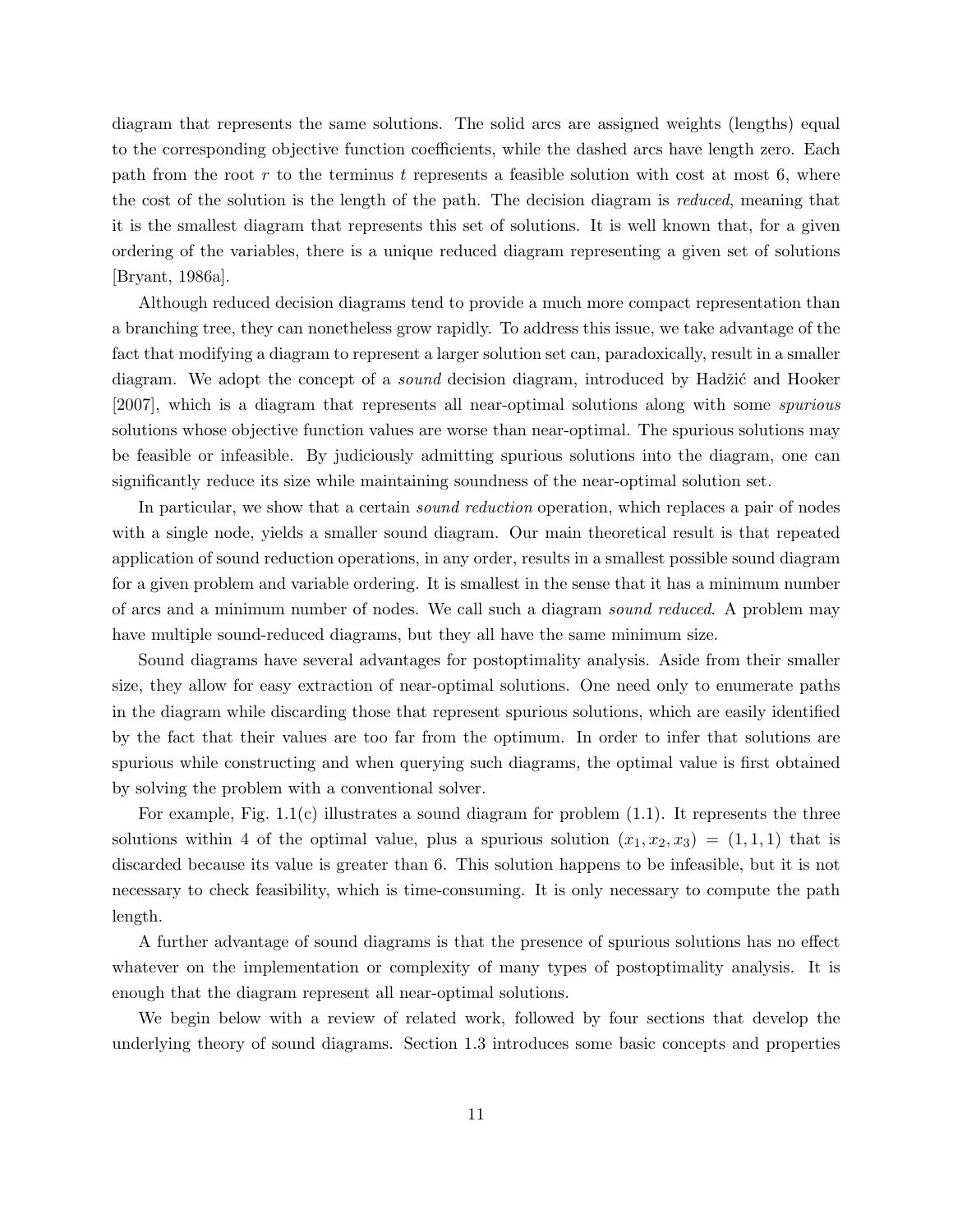diagram that represents the same solutions. The solid arcs are assigned weights (lengths) equal to the corresponding objective function coefficients, while the dashed arcs have length zero. Each path from the root $r$ to the terminus $t$ represents a feasible solution with cost at most 6, where the cost of the solution is the length of the path. The decision diagram is *reduced*, meaning that it is the smallest diagram that represents this set of solutions. It is well known that, for a given ordering of the variables, there is a unique reduced diagram representing a given set of solutions [Bryant, 1986a].

Although reduced decision diagrams tend to provide a much more compact representation than a branching tree, they can nonetheless grow rapidly. To address this issue, we take advantage of the fact that modifying a diagram to represent a larger solution set can, paradoxically, result in a smaller diagram. We adopt the concept of a *sound* decision diagram, introduced by Hadžić and Hooker [2007], which is a diagram that represents all near-optimal solutions along with some *spurious* solutions whose objective function values are worse than near-optimal. The spurious solutions may be feasible or infeasible. By judiciously admitting spurious solutions into the diagram, one can significantly reduce its size while maintaining soundness of the near-optimal solution set.

In particular, we show that a certain *sound reduction* operation, which replaces a pair of nodes with a single node, yields a smaller sound diagram. Our main theoretical result is that repeated application of sound reduction operations, in any order, results in a smallest possible sound diagram for a given problem and variable ordering. It is smallest in the sense that it has a minimum number of arcs and a minimum number of nodes. We call such a diagram *sound reduced*. A problem may have multiple sound-reduced diagrams, but they all have the same minimum size.

Sound diagrams have several advantages for postoptimality analysis. Aside from their smaller size, they allow for easy extraction of near-optimal solutions. One need only to enumerate paths in the diagram while discarding those that represent spurious solutions, which are easily identified by the fact that their values are too far from the optimum. In order to infer that solutions are spurious while constructing and when querying such diagrams, the optimal value is first obtained by solving the problem with a conventional solver.

For example, Fig. 1.1(c) illustrates a sound diagram for problem (1.1). It represents the three solutions within 4 of the optimal value, plus a spurious solution $(x_1, x_2, x_3) = (1, 1, 1)$ that is discarded because its value is greater than 6. This solution happens to be infeasible, but it is not necessary to check feasibility, which is time-consuming. It is only necessary to compute the path length.

A further advantage of sound diagrams is that the presence of spurious solutions has no effect whatever on the implementation or complexity of many types of postoptimality analysis. It is enough that the diagram represent all near-optimal solutions.

We begin below with a review of related work, followed by four sections that develop the underlying theory of sound diagrams. Section 1.3 introduces some basic concepts and properties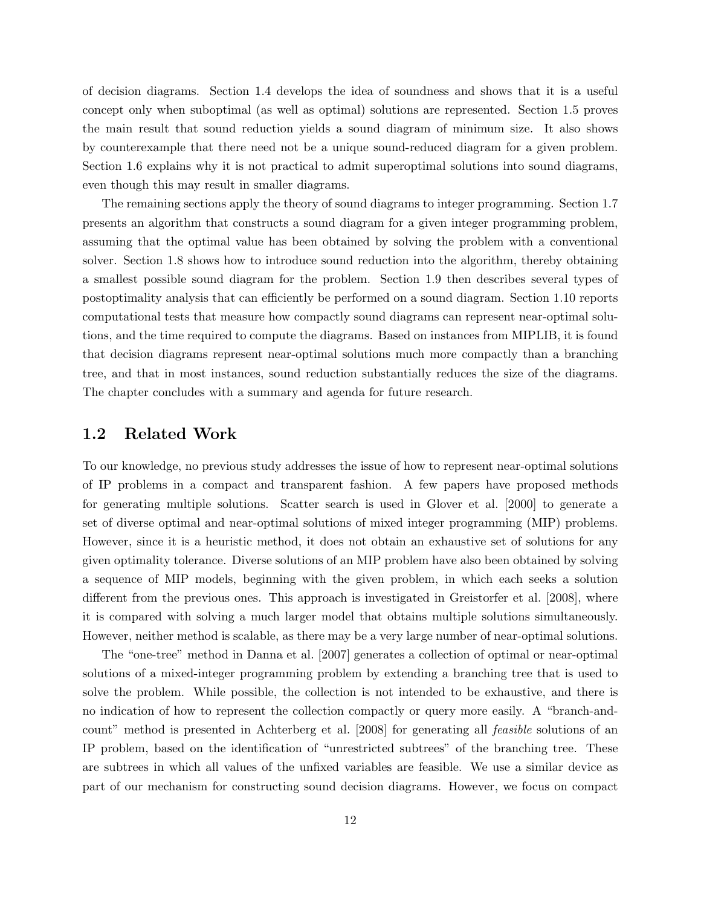of decision diagrams. Section 1.4 develops the idea of soundness and shows that it is a useful concept only when suboptimal (as well as optimal) solutions are represented. Section 1.5 proves the main result that sound reduction yields a sound diagram of minimum size. It also shows by counterexample that there need not be a unique sound-reduced diagram for a given problem. Section 1.6 explains why it is not practical to admit superoptimal solutions into sound diagrams, even though this may result in smaller diagrams.

The remaining sections apply the theory of sound diagrams to integer programming. Section 1.7 presents an algorithm that constructs a sound diagram for a given integer programming problem, assuming that the optimal value has been obtained by solving the problem with a conventional solver. Section 1.8 shows how to introduce sound reduction into the algorithm, thereby obtaining a smallest possible sound diagram for the problem. Section 1.9 then describes several types of postoptimality analysis that can efficiently be performed on a sound diagram. Section 1.10 reports computational tests that measure how compactly sound diagrams can represent near-optimal solutions, and the time required to compute the diagrams. Based on instances from MIPLIB, it is found that decision diagrams represent near-optimal solutions much more compactly than a branching tree, and that in most instances, sound reduction substantially reduces the size of the diagrams. The chapter concludes with a summary and agenda for future research.

## 1.2 Related Work

To our knowledge, no previous study addresses the issue of how to represent near-optimal solutions of IP problems in a compact and transparent fashion. A few papers have proposed methods for generating multiple solutions. Scatter search is used in Glover et al. [2000] to generate a set of diverse optimal and near-optimal solutions of mixed integer programming (MIP) problems. However, since it is a heuristic method, it does not obtain an exhaustive set of solutions for any given optimality tolerance. Diverse solutions of an MIP problem have also been obtained by solving a sequence of MIP models, beginning with the given problem, in which each seeks a solution different from the previous ones. This approach is investigated in Greistorfer et al. [2008], where it is compared with solving a much larger model that obtains multiple solutions simultaneously. However, neither method is scalable, as there may be a very large number of near-optimal solutions.

The "one-tree" method in Danna et al. [2007] generates a collection of optimal or near-optimal solutions of a mixed-integer programming problem by extending a branching tree that is used to solve the problem. While possible, the collection is not intended to be exhaustive, and there is no indication of how to represent the collection compactly or query more easily. A "branch-and-count" method is presented in Achterberg et al. [2008] for generating all *feasible* solutions of an IP problem, based on the identification of "unrestricted subtrees" of the branching tree. These are subtrees in which all values of the unfixed variables are feasible. We use a similar device as part of our mechanism for constructing sound decision diagrams. However, we focus on compact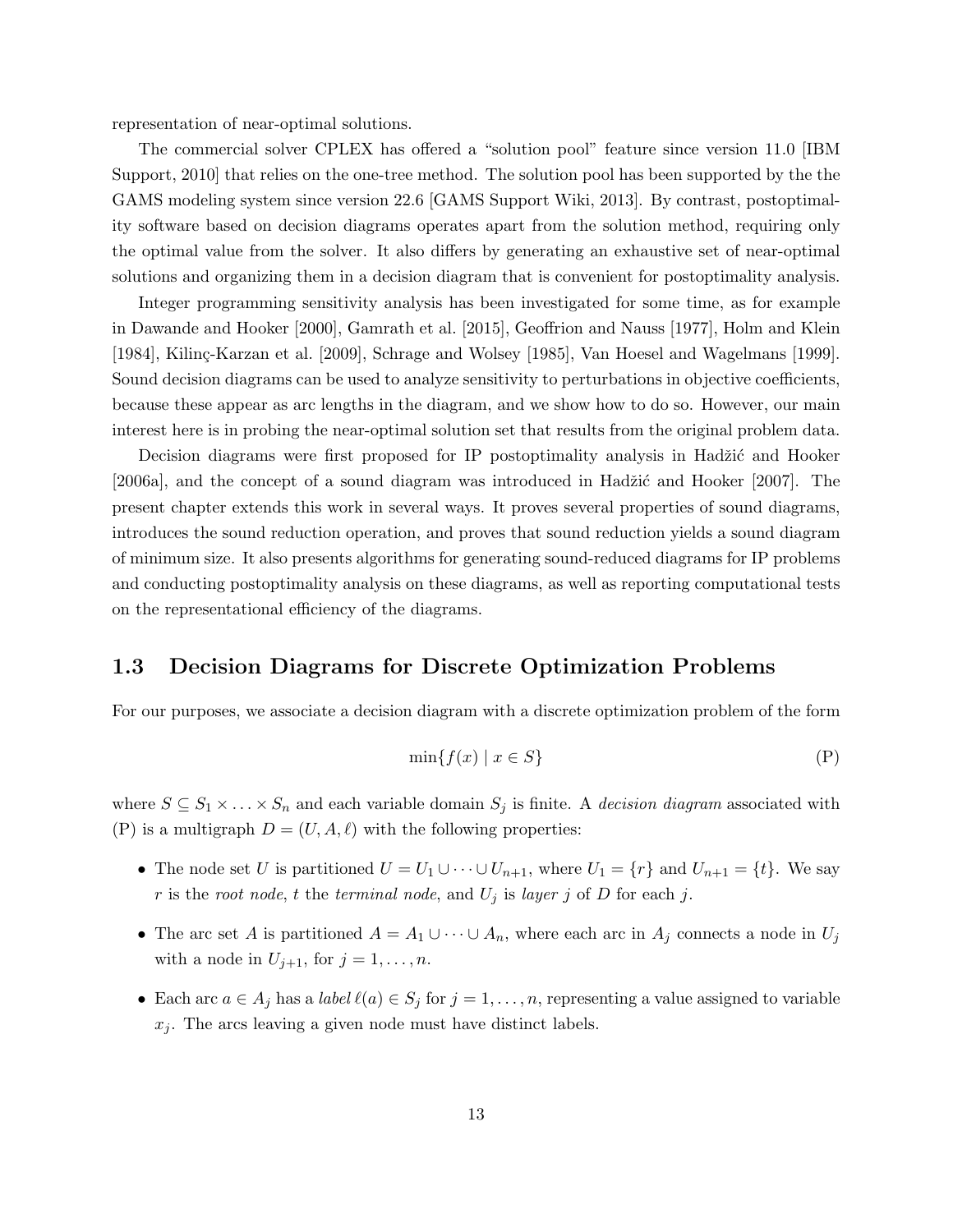representation of near-optimal solutions.

The commercial solver CPLEX has offered a "solution pool" feature since version 11.0 [IBM Support, 2010] that relies on the one-tree method. The solution pool has been supported by the the GAMS modeling system since version 22.6 [GAMS Support Wiki, 2013]. By contrast, postoptimality software based on decision diagrams operates apart from the solution method, requiring only the optimal value from the solver. It also differs by generating an exhaustive set of near-optimal solutions and organizing them in a decision diagram that is convenient for postoptimality analysis.

Integer programming sensitivity analysis has been investigated for some time, as for example in Dawande and Hooker [2000], Gamrath et al. [2015], Geoffrion and Nauss [1977], Holm and Klein [1984], Kilinç-Karzan et al. [2009], Schrage and Wolsey [1985], Van Hoesel and Wagelmans [1999]. Sound decision diagrams can be used to analyze sensitivity to perturbations in objective coefficients, because these appear as arc lengths in the diagram, and we show how to do so. However, our main interest here is in probing the near-optimal solution set that results from the original problem data.

Decision diagrams were first proposed for IP postoptimality analysis in Hadžić and Hooker [2006a], and the concept of a sound diagram was introduced in Hadžić and Hooker [2007]. The present chapter extends this work in several ways. It proves several properties of sound diagrams, introduces the sound reduction operation, and proves that sound reduction yields a sound diagram of minimum size. It also presents algorithms for generating sound-reduced diagrams for IP problems and conducting postoptimality analysis on these diagrams, as well as reporting computational tests on the representational efficiency of the diagrams.

## 1.3 Decision Diagrams for Discrete Optimization Problems

For our purposes, we associate a decision diagram with a discrete optimization problem of the form

$$\min\{f(x) \mid x \in S\} \tag{P}$$

where $S \subseteq S_1 \times \ldots \times S_n$ and each variable domain $S_j$ is finite. A *decision diagram* associated with (P) is a multigraph $D = (U, A, \ell)$ with the following properties:

- The node set $U$ is partitioned $U = U_1 \cup \cdots \cup U_{n+1}$, where $U_1 = \{r\}$ and $U_{n+1} = \{t\}$. We say $r$ is the *root node*, $t$ the *terminal node*, and $U_j$ is *layer* $j$ of $D$ for each $j$.
- The arc set $A$ is partitioned $A = A_1 \cup \cdots \cup A_n$, where each arc in $A_j$ connects a node in $U_j$ with a node in $U_{j+1}$, for $j = 1, \ldots, n$.
- Each arc $a \in A_j$ has a *label* $\ell(a) \in S_j$ for $j = 1, \ldots, n$, representing a value assigned to variable $x_j$. The arcs leaving a given node must have distinct labels.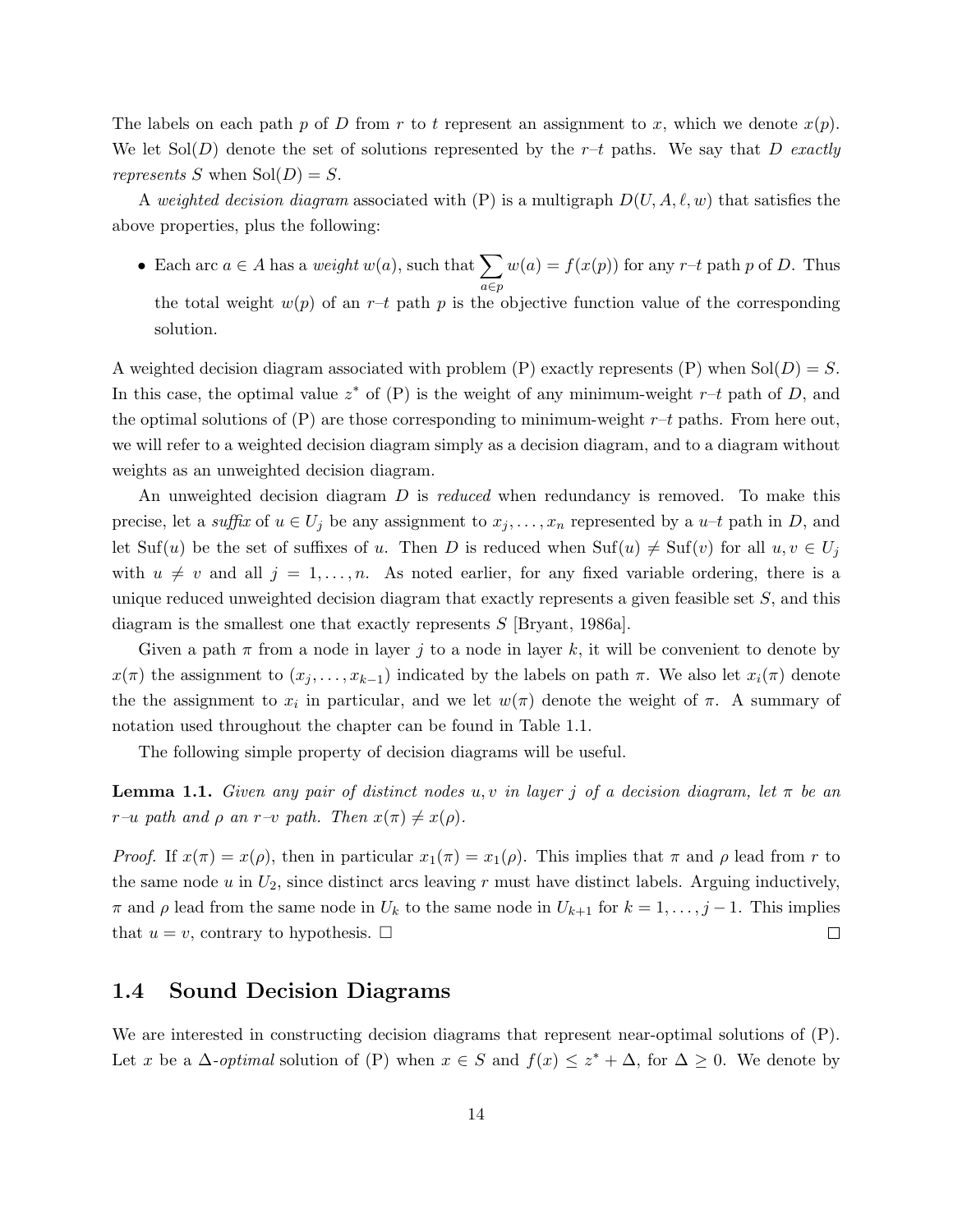The labels on each path $p$ of $D$ from $r$ to $t$ represent an assignment to $x$, which we denote $x(p)$. We let $\mathrm{Sol}(D)$ denote the set of solutions represented by the $r$–$t$ paths. We say that $D$ *exactly represents* $S$ when $\mathrm{Sol}(D) = S$.

A *weighted decision diagram* associated with (P) is a multigraph $D(U, A, \ell, w)$ that satisfies the above properties, plus the following:

- Each arc $a \in A$ has a *weight* $w(a)$, such that $\sum_{a \in p} w(a) = f(x(p))$ for any $r$–$t$ path $p$ of $D$. Thus the total weight $w(p)$ of an $r$–$t$ path $p$ is the objective function value of the corresponding solution.

A weighted decision diagram associated with problem (P) exactly represents (P) when $\mathrm{Sol}(D) = S$. In this case, the optimal value $z^*$ of (P) is the weight of any minimum-weight $r$–$t$ path of $D$, and the optimal solutions of (P) are those corresponding to minimum-weight $r$–$t$ paths. From here out, we will refer to a weighted decision diagram simply as a decision diagram, and to a diagram without weights as an unweighted decision diagram.

An unweighted decision diagram $D$ is *reduced* when redundancy is removed. To make this precise, let a *suffix* of $u \in U_j$ be any assignment to $x_j, \ldots, x_n$ represented by a $u$–$t$ path in $D$, and let $\mathrm{Suf}(u)$ be the set of suffixes of $u$. Then $D$ is reduced when $\mathrm{Suf}(u) \neq \mathrm{Suf}(v)$ for all $u, v \in U_j$ with $u \neq v$ and all $j = 1, \ldots, n$. As noted earlier, for any fixed variable ordering, there is a unique reduced unweighted decision diagram that exactly represents a given feasible set $S$, and this diagram is the smallest one that exactly represents $S$ [Bryant, 1986a].

Given a path $\pi$ from a node in layer $j$ to a node in layer $k$, it will be convenient to denote by $x(\pi)$ the assignment to $(x_j, \ldots, x_{k-1})$ indicated by the labels on path $\pi$. We also let $x_i(\pi)$ denote the the assignment to $x_i$ in particular, and we let $w(\pi)$ denote the weight of $\pi$. A summary of notation used throughout the chapter can be found in Table 1.1.

The following simple property of decision diagrams will be useful.

**Lemma 1.1.** *Given any pair of distinct nodes $u, v$ in layer $j$ of a decision diagram, let $\pi$ be an $r$–$u$ path and $\rho$ an $r$–$v$ path. Then $x(\pi) \neq x(\rho)$.*

*Proof.* If $x(\pi) = x(\rho)$, then in particular $x_1(\pi) = x_1(\rho)$. This implies that $\pi$ and $\rho$ lead from $r$ to the same node $u$ in $U_2$, since distinct arcs leaving $r$ must have distinct labels. Arguing inductively, $\pi$ and $\rho$ lead from the same node in $U_k$ to the same node in $U_{k+1}$ for $k = 1, \ldots, j-1$. This implies that $u = v$, contrary to hypothesis. □ □

## 1.4 Sound Decision Diagrams

We are interested in constructing decision diagrams that represent near-optimal solutions of (P). Let $x$ be a $\Delta$-*optimal* solution of (P) when $x \in S$ and $f(x) \leq z^* + \Delta$, for $\Delta \geq 0$. We denote by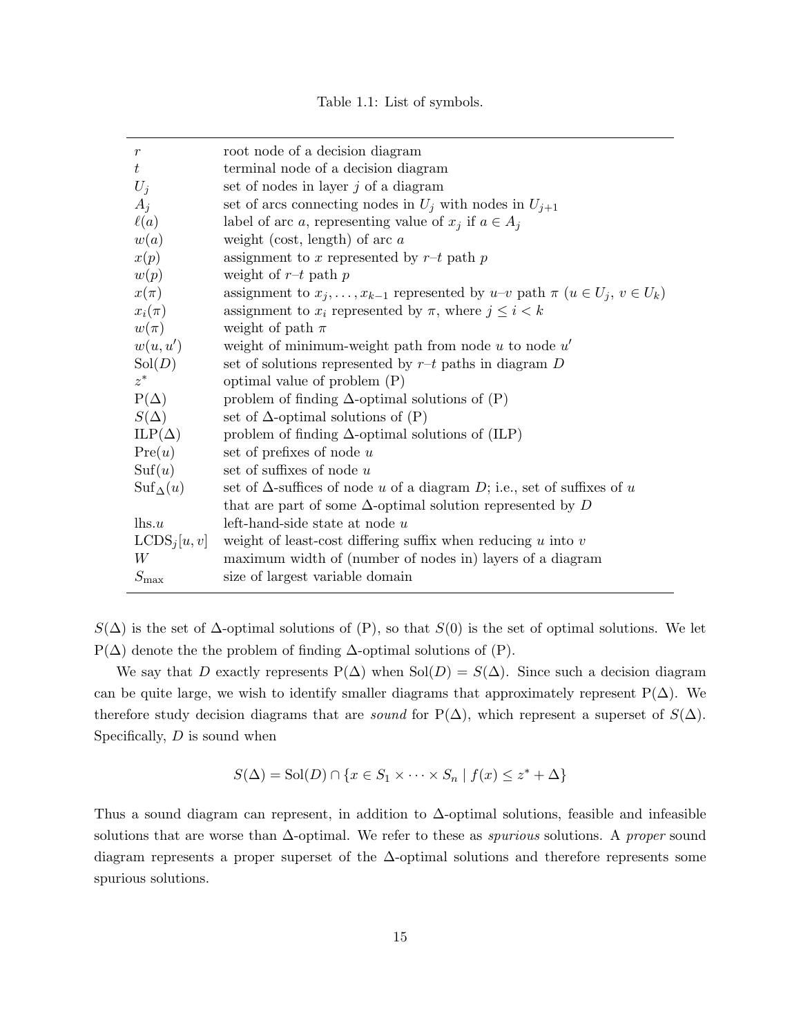Table 1.1: List of symbols.

| | |
|---|---|
| $r$ | root node of a decision diagram |
| $t$ | terminal node of a decision diagram |
| $U_j$ | set of nodes in layer $j$ of a diagram |
| $A_j$ | set of arcs connecting nodes in $U_j$ with nodes in $U_{j+1}$ |
| $\ell(a)$ | label of arc $a$, representing value of $x_j$ if $a \in A_j$ |
| $w(a)$ | weight (cost, length) of arc $a$ |
| $x(p)$ | assignment to $x$ represented by $r$–$t$ path $p$ |
| $w(p)$ | weight of $r$–$t$ path $p$ |
| $x(\pi)$ | assignment to $x_j, \ldots, x_{k-1}$ represented by $u$–$v$ path $\pi$ ($u \in U_j$, $v \in U_k$) |
| $x_i(\pi)$ | assignment to $x_i$ represented by $\pi$, where $j \leq i < k$ |
| $w(\pi)$ | weight of path $\pi$ |
| $w(u, u')$ | weight of minimum-weight path from node $u$ to node $u'$ |
| $\mathrm{Sol}(D)$ | set of solutions represented by $r$–$t$ paths in diagram $D$ |
| $z^*$ | optimal value of problem (P) |
| $\mathrm{P}(\Delta)$ | problem of finding $\Delta$-optimal solutions of (P) |
| $S(\Delta)$ | set of $\Delta$-optimal solutions of (P) |
| $\mathrm{ILP}(\Delta)$ | problem of finding $\Delta$-optimal solutions of (ILP) |
| $\mathrm{Pre}(u)$ | set of prefixes of node $u$ |
| $\mathrm{Suf}(u)$ | set of suffixes of node $u$ |
| $\mathrm{Suf}_\Delta(u)$ | set of $\Delta$-suffices of node $u$ of a diagram $D$; i.e., set of suffixes of $u$ that are part of some $\Delta$-optimal solution represented by $D$ |
| $\mathrm{lhs}.u$ | left-hand-side state at node $u$ |
| $\mathrm{LCDS}_j[u, v]$ | weight of least-cost differing suffix when reducing $u$ into $v$ |
| $W$ | maximum width of (number of nodes in) layers of a diagram |
| $S_{\max}$ | size of largest variable domain |

$S(\Delta)$ is the set of $\Delta$-optimal solutions of (P), so that $S(0)$ is the set of optimal solutions. We let $\mathrm{P}(\Delta)$ denote the the problem of finding $\Delta$-optimal solutions of (P).

We say that $D$ exactly represents $\mathrm{P}(\Delta)$ when $\mathrm{Sol}(D) = S(\Delta)$. Since such a decision diagram can be quite large, we wish to identify smaller diagrams that approximately represent $\mathrm{P}(\Delta)$. We therefore study decision diagrams that are *sound* for $\mathrm{P}(\Delta)$, which represent a superset of $S(\Delta)$. Specifically, $D$ is sound when

$$S(\Delta) = \mathrm{Sol}(D) \cap \{x \in S_1 \times \cdots \times S_n \mid f(x) \leq z^* + \Delta\}$$

Thus a sound diagram can represent, in addition to $\Delta$-optimal solutions, feasible and infeasible solutions that are worse than $\Delta$-optimal. We refer to these as *spurious* solutions. A *proper* sound diagram represents a proper superset of the $\Delta$-optimal solutions and therefore represents some spurious solutions.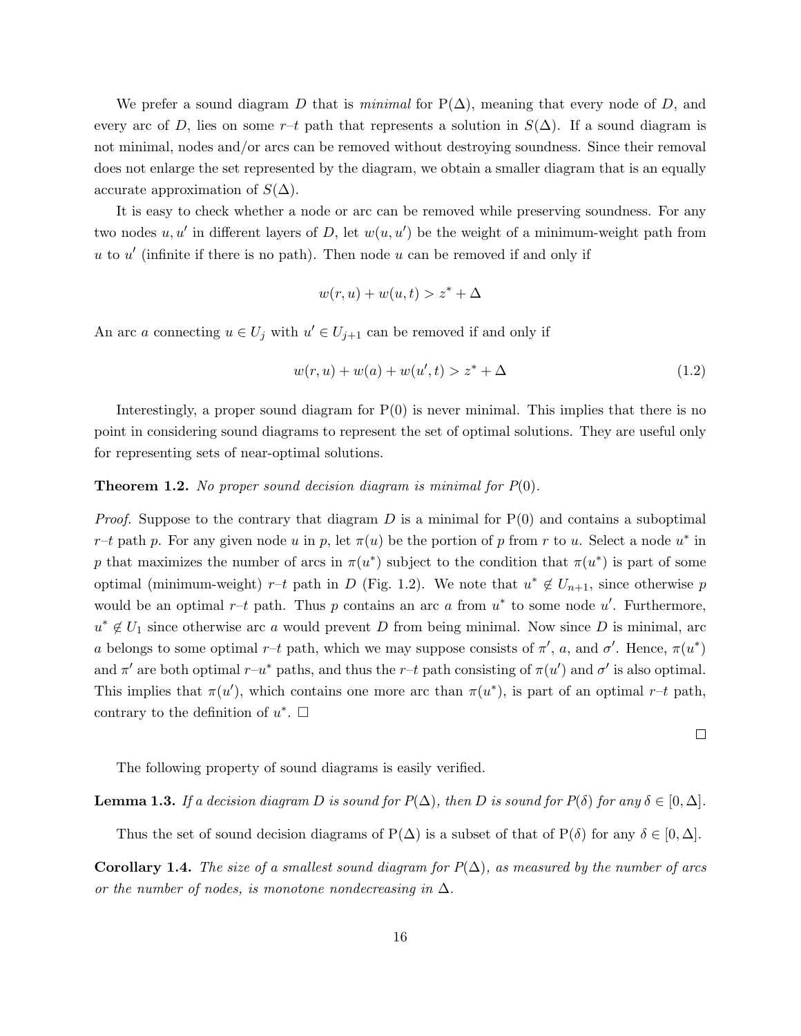We prefer a sound diagram $D$ that is *minimal* for $P(\Delta)$, meaning that every node of $D$, and every arc of $D$, lies on some $r$–$t$ path that represents a solution in $S(\Delta)$. If a sound diagram is not minimal, nodes and/or arcs can be removed without destroying soundness. Since their removal does not enlarge the set represented by the diagram, we obtain a smaller diagram that is an equally accurate approximation of $S(\Delta)$.

It is easy to check whether a node or arc can be removed while preserving soundness. For any two nodes $u, u'$ in different layers of $D$, let $w(u, u')$ be the weight of a minimum-weight path from $u$ to $u'$ (infinite if there is no path). Then node $u$ can be removed if and only if

$$w(r, u) + w(u, t) > z^* + \Delta$$

An arc $a$ connecting $u \in U_j$ with $u' \in U_{j+1}$ can be removed if and only if

$$w(r, u) + w(a) + w(u', t) > z^* + \Delta \tag{1.2}$$

Interestingly, a proper sound diagram for $P(0)$ is never minimal. This implies that there is no point in considering sound diagrams to represent the set of optimal solutions. They are useful only for representing sets of near-optimal solutions.

**Theorem 1.2.** *No proper sound decision diagram is minimal for $P(0)$.*

*Proof.* Suppose to the contrary that diagram $D$ is a minimal for $P(0)$ and contains a suboptimal $r$–$t$ path $p$. For any given node $u$ in $p$, let $\pi(u)$ be the portion of $p$ from $r$ to $u$. Select a node $u^*$ in $p$ that maximizes the number of arcs in $\pi(u^*)$ subject to the condition that $\pi(u^*)$ is part of some optimal (minimum-weight) $r$–$t$ path in $D$ (Fig. 1.2). We note that $u^* \notin U_{n+1}$, since otherwise $p$ would be an optimal $r$–$t$ path. Thus $p$ contains an arc $a$ from $u^*$ to some node $u'$. Furthermore, $u^* \notin U_1$ since otherwise arc $a$ would prevent $D$ from being minimal. Now since $D$ is minimal, arc $a$ belongs to some optimal $r$–$t$ path, which we may suppose consists of $\pi'$, $a$, and $\sigma'$. Hence, $\pi(u^*)$ and $\pi'$ are both optimal $r$–$u^*$ paths, and thus the $r$–$t$ path consisting of $\pi(u')$ and $\sigma'$ is also optimal. This implies that $\pi(u')$, which contains one more arc than $\pi(u^*)$, is part of an optimal $r$–$t$ path, contrary to the definition of $u^*$. □

□

The following property of sound diagrams is easily verified.

**Lemma 1.3.** *If a decision diagram $D$ is sound for $P(\Delta)$, then $D$ is sound for $P(\delta)$ for any $\delta \in [0, \Delta]$.*

Thus the set of sound decision diagrams of $P(\Delta)$ is a subset of that of $P(\delta)$ for any $\delta \in [0, \Delta]$.

**Corollary 1.4.** *The size of a smallest sound diagram for $P(\Delta)$, as measured by the number of arcs or the number of nodes, is monotone nondecreasing in $\Delta$.*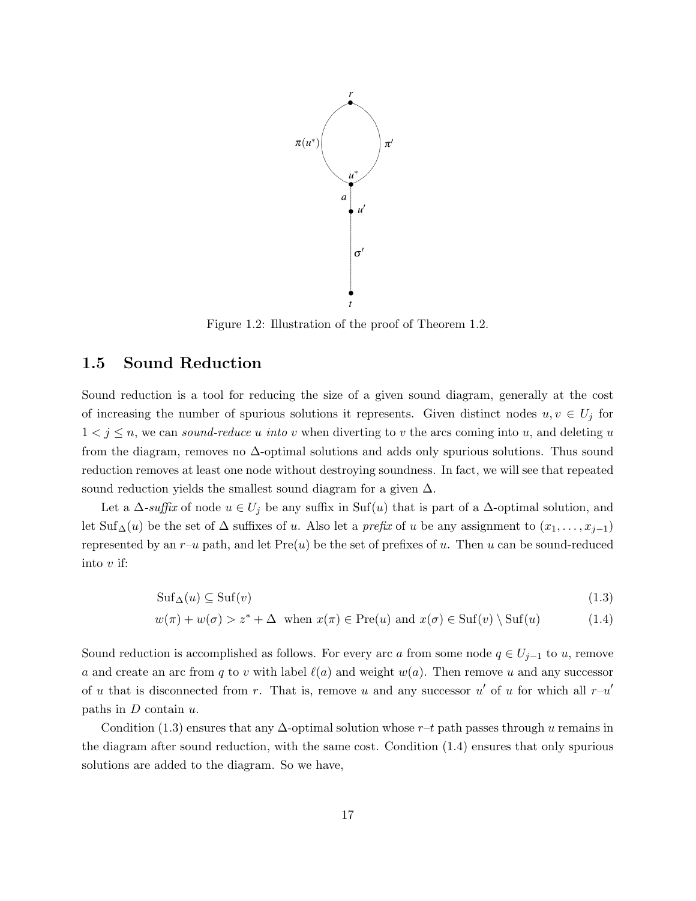Figure 1.2: Illustration of the proof of Theorem 1.2.

## 1.5 Sound Reduction

Sound reduction is a tool for reducing the size of a given sound diagram, generally at the cost of increasing the number of spurious solutions it represents. Given distinct nodes $u, v \in U_j$ for $1 < j \le n$, we can *sound-reduce $u$ into $v$* when diverting to $v$ the arcs coming into $u$, and deleting $u$ from the diagram, removes no $\Delta$-optimal solutions and adds only spurious solutions. Thus sound reduction removes at least one node without destroying soundness. In fact, we will see that repeated sound reduction yields the smallest sound diagram for a given $\Delta$.

Let a *$\Delta$-suffix* of node $u \in U_j$ be any suffix in $\text{Suf}(u)$ that is part of a $\Delta$-optimal solution, and let $\text{Suf}_\Delta(u)$ be the set of $\Delta$ suffixes of $u$. Also let a *prefix* of $u$ be any assignment to $(x_1, \ldots, x_{j-1})$ represented by an $r$–$u$ path, and let $\text{Pre}(u)$ be the set of prefixes of $u$. Then $u$ can be sound-reduced into $v$ if:

$$\text{Suf}_\Delta(u) \subseteq \text{Suf}(v) \tag{1.3}$$

$$w(\pi) + w(\sigma) > z^* + \Delta \;\; \text{when } x(\pi) \in \text{Pre}(u) \text{ and } x(\sigma) \in \text{Suf}(v) \setminus \text{Suf}(u) \tag{1.4}$$

Sound reduction is accomplished as follows. For every arc $a$ from some node $q \in U_{j-1}$ to $u$, remove $a$ and create an arc from $q$ to $v$ with label $\ell(a)$ and weight $w(a)$. Then remove $u$ and any successor of $u$ that is disconnected from $r$. That is, remove $u$ and any successor $u'$ of $u$ for which all $r$–$u'$ paths in $D$ contain $u$.

Condition (1.3) ensures that any $\Delta$-optimal solution whose $r$–$t$ path passes through $u$ remains in the diagram after sound reduction, with the same cost. Condition (1.4) ensures that only spurious solutions are added to the diagram. So we have,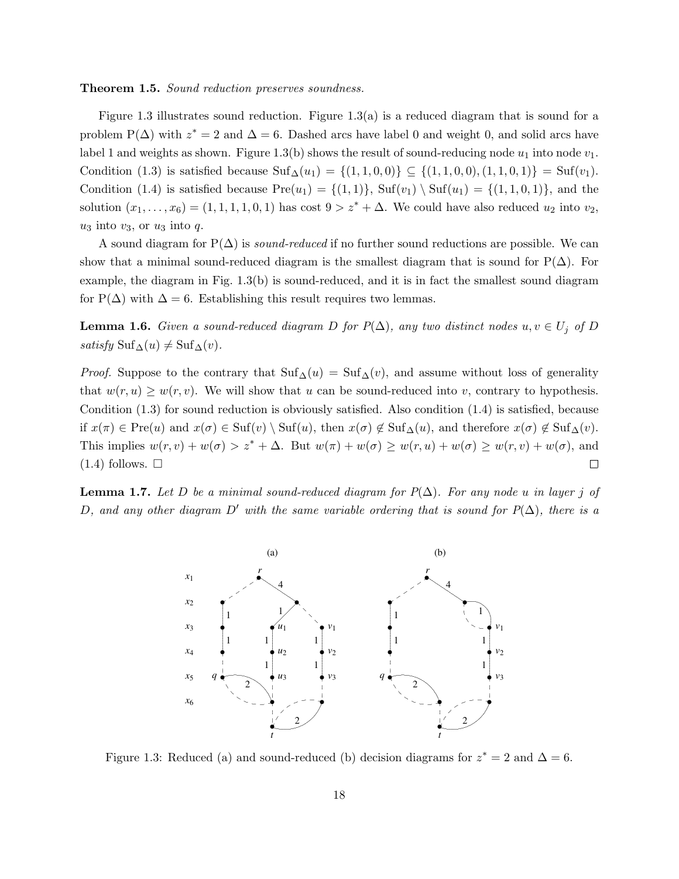**Theorem 1.5.** *Sound reduction preserves soundness.*

Figure 1.3 illustrates sound reduction. Figure 1.3(a) is a reduced diagram that is sound for a problem $P(\Delta)$ with $z^* = 2$ and $\Delta = 6$. Dashed arcs have label 0 and weight 0, and solid arcs have label 1 and weights as shown. Figure 1.3(b) shows the result of sound-reducing node $u_1$ into node $v_1$. Condition (1.3) is satisfied because $\mathrm{Suf}_\Delta(u_1) = \{(1,1,0,0)\} \subseteq \{(1,1,0,0),(1,1,0,1)\} = \mathrm{Suf}(v_1)$. Condition (1.4) is satisfied because $\mathrm{Pre}(u_1) = \{(1,1)\}$, $\mathrm{Suf}(v_1) \setminus \mathrm{Suf}(u_1) = \{(1,1,0,1)\}$, and the solution $(x_1,\ldots,x_6) = (1,1,1,1,0,1)$ has cost $9 > z^* + \Delta$. We could have also reduced $u_2$ into $v_2$, $u_3$ into $v_3$, or $u_3$ into $q$.

A sound diagram for $P(\Delta)$ is *sound-reduced* if no further sound reductions are possible. We can show that a minimal sound-reduced diagram is the smallest diagram that is sound for $P(\Delta)$. For example, the diagram in Fig. 1.3(b) is sound-reduced, and it is in fact the smallest sound diagram for $P(\Delta)$ with $\Delta = 6$. Establishing this result requires two lemmas.

**Lemma 1.6.** *Given a sound-reduced diagram $D$ for $P(\Delta)$, any two distinct nodes $u, v \in U_j$ of $D$ satisfy $\mathrm{Suf}_\Delta(u) \neq \mathrm{Suf}_\Delta(v)$.*

*Proof.* Suppose to the contrary that $\mathrm{Suf}_\Delta(u) = \mathrm{Suf}_\Delta(v)$, and assume without loss of generality that $w(r,u) \geq w(r,v)$. We will show that $u$ can be sound-reduced into $v$, contrary to hypothesis. Condition (1.3) for sound reduction is obviously satisfied. Also condition (1.4) is satisfied, because if $x(\pi) \in \mathrm{Pre}(u)$ and $x(\sigma) \in \mathrm{Suf}(v) \setminus \mathrm{Suf}(u)$, then $x(\sigma) \notin \mathrm{Suf}_\Delta(u)$, and therefore $x(\sigma) \notin \mathrm{Suf}_\Delta(v)$. This implies $w(r,v) + w(\sigma) > z^* + \Delta$. But $w(\pi) + w(\sigma) \geq w(r,u) + w(\sigma) \geq w(r,v) + w(\sigma)$, and (1.4) follows. □ □

**Lemma 1.7.** *Let $D$ be a minimal sound-reduced diagram for $P(\Delta)$. For any node $u$ in layer $j$ of $D$, and any other diagram $D'$ with the same variable ordering that is sound for $P(\Delta)$, there is a*

Figure 1.3: Reduced (a) and sound-reduced (b) decision diagrams for $z^* = 2$ and $\Delta = 6$.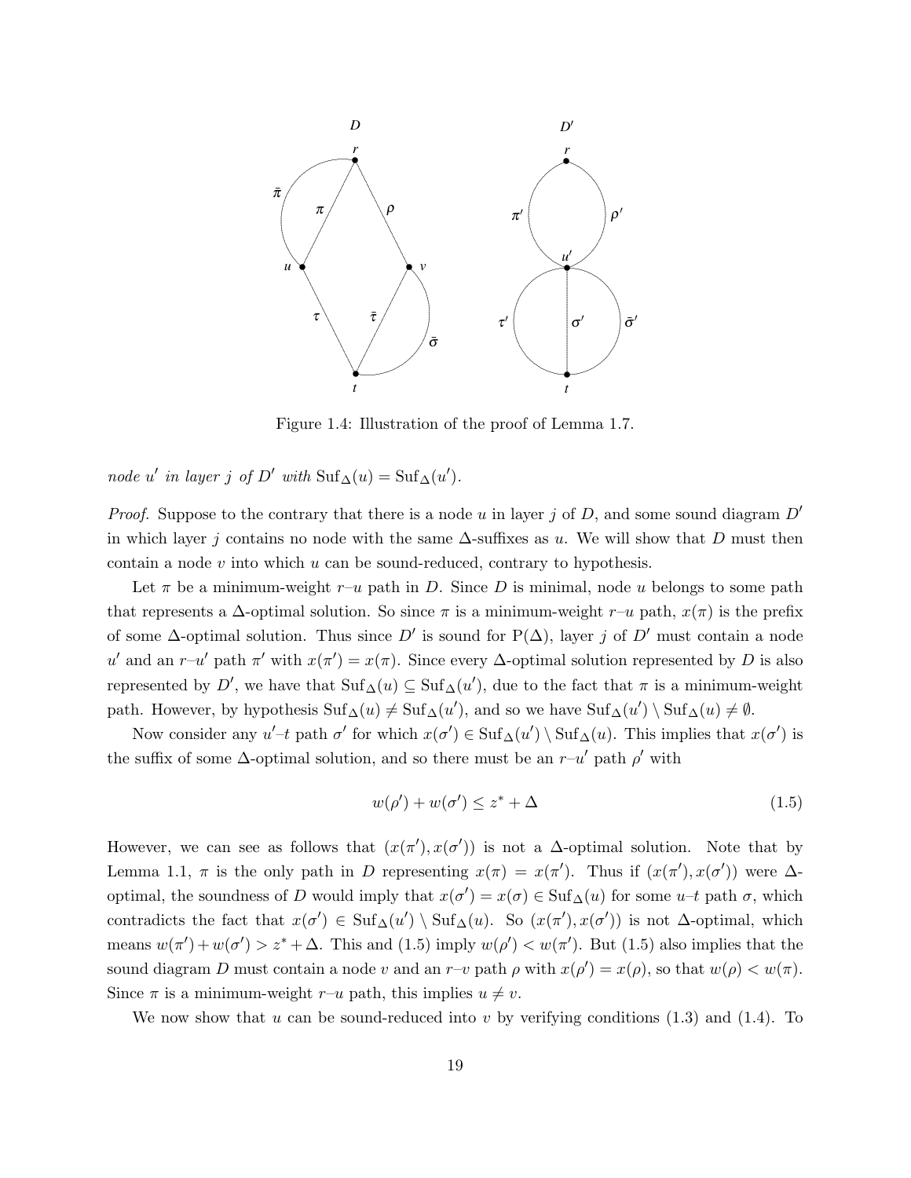Figure 1.4: Illustration of the proof of Lemma 1.7.

*node $u'$ in layer $j$ of $D'$ with* $\mathrm{Suf}_\Delta(u) = \mathrm{Suf}_\Delta(u')$.

*Proof.* Suppose to the contrary that there is a node $u$ in layer $j$ of $D$, and some sound diagram $D'$ in which layer $j$ contains no node with the same $\Delta$-suffixes as $u$. We will show that $D$ must then contain a node $v$ into which $u$ can be sound-reduced, contrary to hypothesis.

Let $\pi$ be a minimum-weight $r$–$u$ path in $D$. Since $D$ is minimal, node $u$ belongs to some path that represents a $\Delta$-optimal solution. So since $\pi$ is a minimum-weight $r$–$u$ path, $x(\pi)$ is the prefix of some $\Delta$-optimal solution. Thus since $D'$ is sound for $\mathrm{P}(\Delta)$, layer $j$ of $D'$ must contain a node $u'$ and an $r$–$u'$ path $\pi'$ with $x(\pi') = x(\pi)$. Since every $\Delta$-optimal solution represented by $D$ is also represented by $D'$, we have that $\mathrm{Suf}_\Delta(u) \subseteq \mathrm{Suf}_\Delta(u')$, due to the fact that $\pi$ is a minimum-weight path. However, by hypothesis $\mathrm{Suf}_\Delta(u) \neq \mathrm{Suf}_\Delta(u')$, and so we have $\mathrm{Suf}_\Delta(u') \setminus \mathrm{Suf}_\Delta(u) \neq \emptyset$.

Now consider any $u'$–$t$ path $\sigma'$ for which $x(\sigma') \in \mathrm{Suf}_\Delta(u') \setminus \mathrm{Suf}_\Delta(u)$. This implies that $x(\sigma')$ is the suffix of some $\Delta$-optimal solution, and so there must be an $r$–$u'$ path $\rho'$ with

$$w(\rho') + w(\sigma') \leq z^* + \Delta \tag{1.5}$$

However, we can see as follows that $(x(\pi'), x(\sigma'))$ is not a $\Delta$-optimal solution. Note that by Lemma 1.1, $\pi$ is the only path in $D$ representing $x(\pi) = x(\pi')$. Thus if $(x(\pi'), x(\sigma'))$ were $\Delta$-optimal, the soundness of $D$ would imply that $x(\sigma') = x(\sigma) \in \mathrm{Suf}_\Delta(u)$ for some $u$–$t$ path $\sigma$, which contradicts the fact that $x(\sigma') \in \mathrm{Suf}_\Delta(u') \setminus \mathrm{Suf}_\Delta(u)$. So $(x(\pi'), x(\sigma'))$ is not $\Delta$-optimal, which means $w(\pi') + w(\sigma') > z^* + \Delta$. This and (1.5) imply $w(\rho') < w(\pi')$. But (1.5) also implies that the sound diagram $D$ must contain a node $v$ and an $r$–$v$ path $\rho$ with $x(\rho') = x(\rho)$, so that $w(\rho) < w(\pi)$. Since $\pi$ is a minimum-weight $r$–$u$ path, this implies $u \neq v$.

We now show that $u$ can be sound-reduced into $v$ by verifying conditions (1.3) and (1.4). To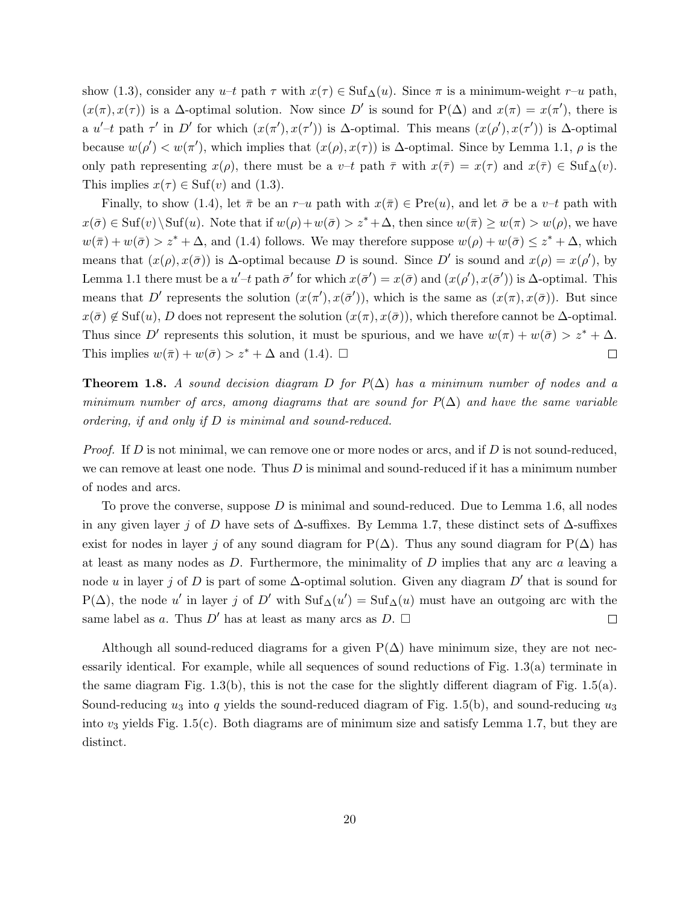show (1.3), consider any $u$–$t$ path $\tau$ with $x(\tau) \in \mathrm{Suf}_\Delta(u)$. Since $\pi$ is a minimum-weight $r$–$u$ path, $(x(\pi), x(\tau))$ is a $\Delta$-optimal solution. Now since $D'$ is sound for $\mathrm{P}(\Delta)$ and $x(\pi) = x(\pi')$, there is a $u'$–$t$ path $\tau'$ in $D'$ for which $(x(\pi'), x(\tau'))$ is $\Delta$-optimal. This means $(x(\rho'), x(\tau'))$ is $\Delta$-optimal because $w(\rho') < w(\pi')$, which implies that $(x(\rho), x(\tau))$ is $\Delta$-optimal. Since by Lemma 1.1, $\rho$ is the only path representing $x(\rho)$, there must be a $v$–$t$ path $\bar{\tau}$ with $x(\bar{\tau}) = x(\tau)$ and $x(\bar{\tau}) \in \mathrm{Suf}_\Delta(v)$. This implies $x(\tau) \in \mathrm{Suf}(v)$ and (1.3).

Finally, to show (1.4), let $\bar{\pi}$ be an $r$–$u$ path with $x(\bar{\pi}) \in \mathrm{Pre}(u)$, and let $\bar{\sigma}$ be a $v$–$t$ path with $x(\bar{\sigma}) \in \mathrm{Suf}(v) \setminus \mathrm{Suf}(u)$. Note that if $w(\rho) + w(\bar{\sigma}) > z^* + \Delta$, then since $w(\bar{\pi}) \geq w(\pi) > w(\rho)$, we have $w(\bar{\pi}) + w(\bar{\sigma}) > z^* + \Delta$, and (1.4) follows. We may therefore suppose $w(\rho) + w(\bar{\sigma}) \leq z^* + \Delta$, which means that $(x(\rho), x(\bar{\sigma}))$ is $\Delta$-optimal because $D$ is sound. Since $D'$ is sound and $x(\rho) = x(\rho')$, by Lemma 1.1 there must be a $u'$–$t$ path $\bar{\sigma}'$ for which $x(\bar{\sigma}') = x(\bar{\sigma})$ and $(x(\rho'), x(\bar{\sigma}'))$ is $\Delta$-optimal. This means that $D'$ represents the solution $(x(\pi'), x(\bar{\sigma}'))$, which is the same as $(x(\pi), x(\bar{\sigma}))$. But since $x(\bar{\sigma}) \notin \mathrm{Suf}(u)$, $D$ does not represent the solution $(x(\pi), x(\bar{\sigma}))$, which therefore cannot be $\Delta$-optimal. Thus since $D'$ represents this solution, it must be spurious, and we have $w(\pi) + w(\bar{\sigma}) > z^* + \Delta$. This implies $w(\bar{\pi}) + w(\bar{\sigma}) > z^* + \Delta$ and (1.4). □ □

**Theorem 1.8.** *A sound decision diagram $D$ for $P(\Delta)$ has a minimum number of nodes and a minimum number of arcs, among diagrams that are sound for $P(\Delta)$ and have the same variable ordering, if and only if $D$ is minimal and sound-reduced.*

*Proof.* If $D$ is not minimal, we can remove one or more nodes or arcs, and if $D$ is not sound-reduced, we can remove at least one node. Thus $D$ is minimal and sound-reduced if it has a minimum number of nodes and arcs.

To prove the converse, suppose $D$ is minimal and sound-reduced. Due to Lemma 1.6, all nodes in any given layer $j$ of $D$ have sets of $\Delta$-suffixes. By Lemma 1.7, these distinct sets of $\Delta$-suffixes exist for nodes in layer $j$ of any sound diagram for $\mathrm{P}(\Delta)$. Thus any sound diagram for $\mathrm{P}(\Delta)$ has at least as many nodes as $D$. Furthermore, the minimality of $D$ implies that any arc $a$ leaving a node $u$ in layer $j$ of $D$ is part of some $\Delta$-optimal solution. Given any diagram $D'$ that is sound for $\mathrm{P}(\Delta)$, the node $u'$ in layer $j$ of $D'$ with $\mathrm{Suf}_\Delta(u') = \mathrm{Suf}_\Delta(u)$ must have an outgoing arc with the same label as $a$. Thus $D'$ has at least as many arcs as $D$. □ □

Although all sound-reduced diagrams for a given $\mathrm{P}(\Delta)$ have minimum size, they are not necessarily identical. For example, while all sequences of sound reductions of Fig. 1.3(a) terminate in the same diagram Fig. 1.3(b), this is not the case for the slightly different diagram of Fig. 1.5(a). Sound-reducing $u_3$ into $q$ yields the sound-reduced diagram of Fig. 1.5(b), and sound-reducing $u_3$ into $v_3$ yields Fig. 1.5(c). Both diagrams are of minimum size and satisfy Lemma 1.7, but they are distinct.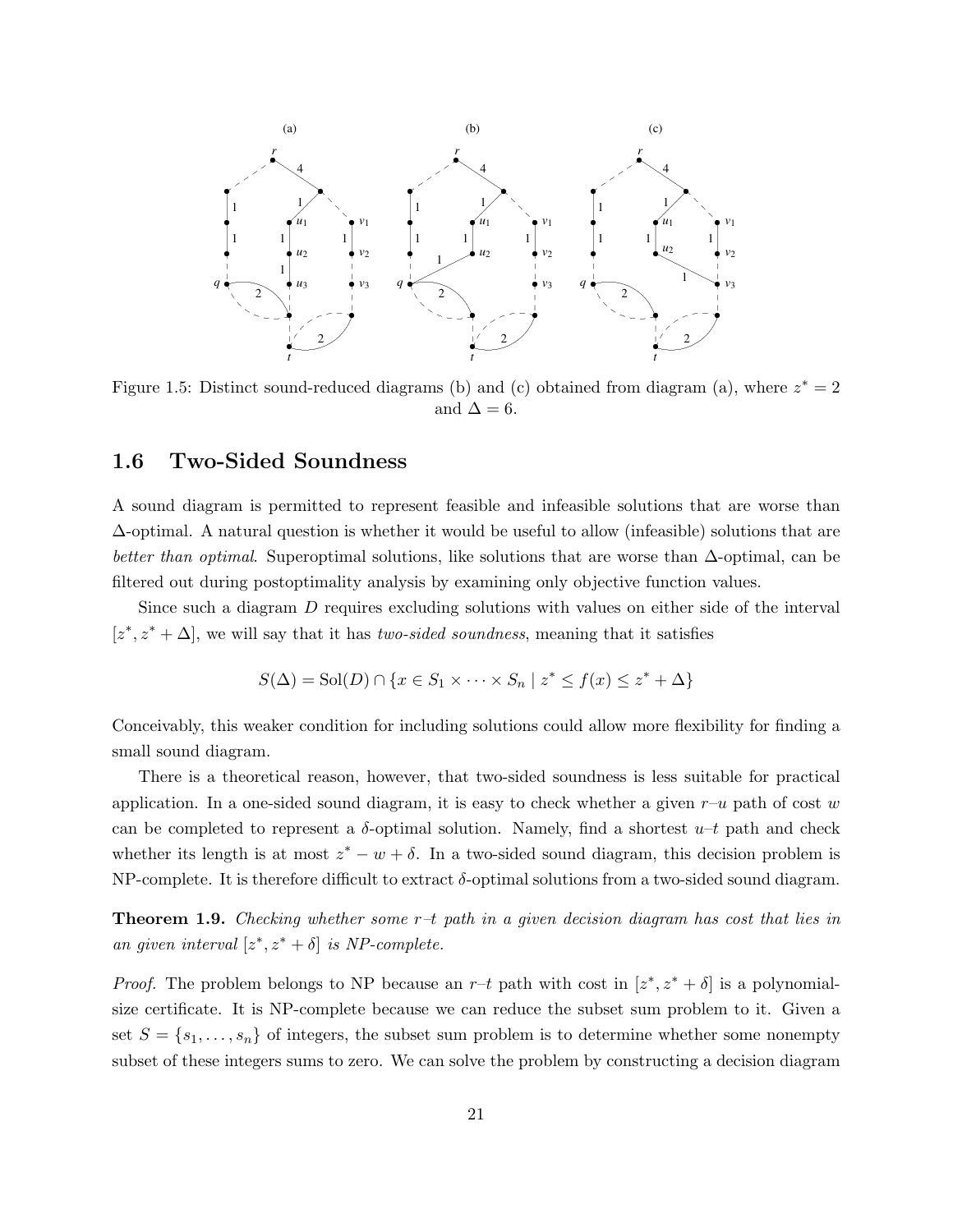Figure 1.5: Distinct sound-reduced diagrams (b) and (c) obtained from diagram (a), where $z^* = 2$ and $\Delta = 6$.

## 1.6 Two-Sided Soundness

A sound diagram is permitted to represent feasible and infeasible solutions that are worse than $\Delta$-optimal. A natural question is whether it would be useful to allow (infeasible) solutions that are *better than optimal*. Superoptimal solutions, like solutions that are worse than $\Delta$-optimal, can be filtered out during postoptimality analysis by examining only objective function values.

Since such a diagram $D$ requires excluding solutions with values on either side of the interval $[z^*, z^* + \Delta]$, we will say that it has *two-sided soundness*, meaning that it satisfies

$$S(\Delta) = \mathrm{Sol}(D) \cap \{x \in S_1 \times \cdots \times S_n \mid z^* \leq f(x) \leq z^* + \Delta\}$$

Conceivably, this weaker condition for including solutions could allow more flexibility for finding a small sound diagram.

There is a theoretical reason, however, that two-sided soundness is less suitable for practical application. In a one-sided sound diagram, it is easy to check whether a given $r$–$u$ path of cost $w$ can be completed to represent a $\delta$-optimal solution. Namely, find a shortest $u$–$t$ path and check whether its length is at most $z^* - w + \delta$. In a two-sided sound diagram, this decision problem is NP-complete. It is therefore difficult to extract $\delta$-optimal solutions from a two-sided sound diagram.

**Theorem 1.9.** *Checking whether some $r$–$t$ path in a given decision diagram has cost that lies in an given interval $[z^*, z^* + \delta]$ is NP-complete.*

*Proof.* The problem belongs to NP because an $r$–$t$ path with cost in $[z^*, z^* + \delta]$ is a polynomial-size certificate. It is NP-complete because we can reduce the subset sum problem to it. Given a set $S = \{s_1, \ldots, s_n\}$ of integers, the subset sum problem is to determine whether some nonempty subset of these integers sums to zero. We can solve the problem by constructing a decision diagram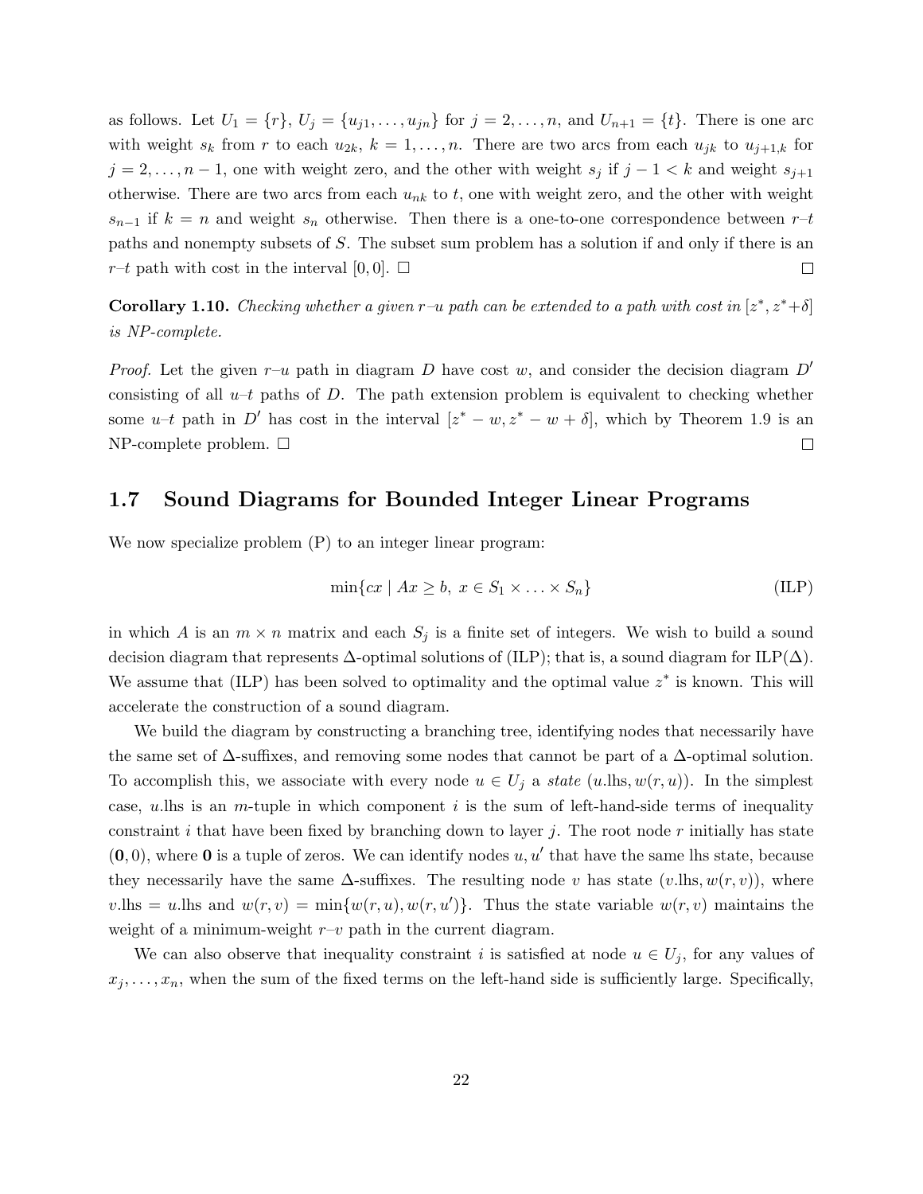as follows. Let $U_1 = \{r\}$, $U_j = \{u_{j1}, \ldots, u_{jn}\}$ for $j = 2, \ldots, n$, and $U_{n+1} = \{t\}$. There is one arc with weight $s_k$ from $r$ to each $u_{2k}$, $k = 1, \ldots, n$. There are two arcs from each $u_{jk}$ to $u_{j+1,k}$ for $j = 2, \ldots, n-1$, one with weight zero, and the other with weight $s_j$ if $j - 1 < k$ and weight $s_{j+1}$ otherwise. There are two arcs from each $u_{nk}$ to $t$, one with weight zero, and the other with weight $s_{n-1}$ if $k = n$ and weight $s_n$ otherwise. Then there is a one-to-one correspondence between $r$–$t$ paths and nonempty subsets of $S$. The subset sum problem has a solution if and only if there is an $r$–$t$ path with cost in the interval $[0, 0]$. □ □

**Corollary 1.10.** *Checking whether a given $r$–$u$ path can be extended to a path with cost in $[z^*, z^* + \delta]$ is NP-complete.*

*Proof.* Let the given $r$–$u$ path in diagram $D$ have cost $w$, and consider the decision diagram $D'$ consisting of all $u$–$t$ paths of $D$. The path extension problem is equivalent to checking whether some $u$–$t$ path in $D'$ has cost in the interval $[z^* - w, z^* - w + \delta]$, which by Theorem 1.9 is an NP-complete problem. □ □

## 1.7 Sound Diagrams for Bounded Integer Linear Programs

We now specialize problem (P) to an integer linear program:

$$\min\{cx \mid Ax \geq b,\ x \in S_1 \times \ldots \times S_n\} \tag{ILP}$$

in which $A$ is an $m \times n$ matrix and each $S_j$ is a finite set of integers. We wish to build a sound decision diagram that represents $\Delta$-optimal solutions of (ILP); that is, a sound diagram for ILP($\Delta$). We assume that (ILP) has been solved to optimality and the optimal value $z^*$ is known. This will accelerate the construction of a sound diagram.

We build the diagram by constructing a branching tree, identifying nodes that necessarily have the same set of $\Delta$-suffixes, and removing some nodes that cannot be part of a $\Delta$-optimal solution. To accomplish this, we associate with every node $u \in U_j$ a *state* $(u.\text{lhs}, w(r, u))$. In the simplest case, $u.\text{lhs}$ is an $m$-tuple in which component $i$ is the sum of left-hand-side terms of inequality constraint $i$ that have been fixed by branching down to layer $j$. The root node $r$ initially has state $(\mathbf{0}, 0)$, where $\mathbf{0}$ is a tuple of zeros. We can identify nodes $u, u'$ that have the same lhs state, because they necessarily have the same $\Delta$-suffixes. The resulting node $v$ has state $(v.\text{lhs}, w(r, v))$, where $v.\text{lhs} = u.\text{lhs}$ and $w(r, v) = \min\{w(r, u), w(r, u')\}$. Thus the state variable $w(r, v)$ maintains the weight of a minimum-weight $r$–$v$ path in the current diagram.

We can also observe that inequality constraint $i$ is satisfied at node $u \in U_j$, for any values of $x_j, \ldots, x_n$, when the sum of the fixed terms on the left-hand side is sufficiently large. Specifically,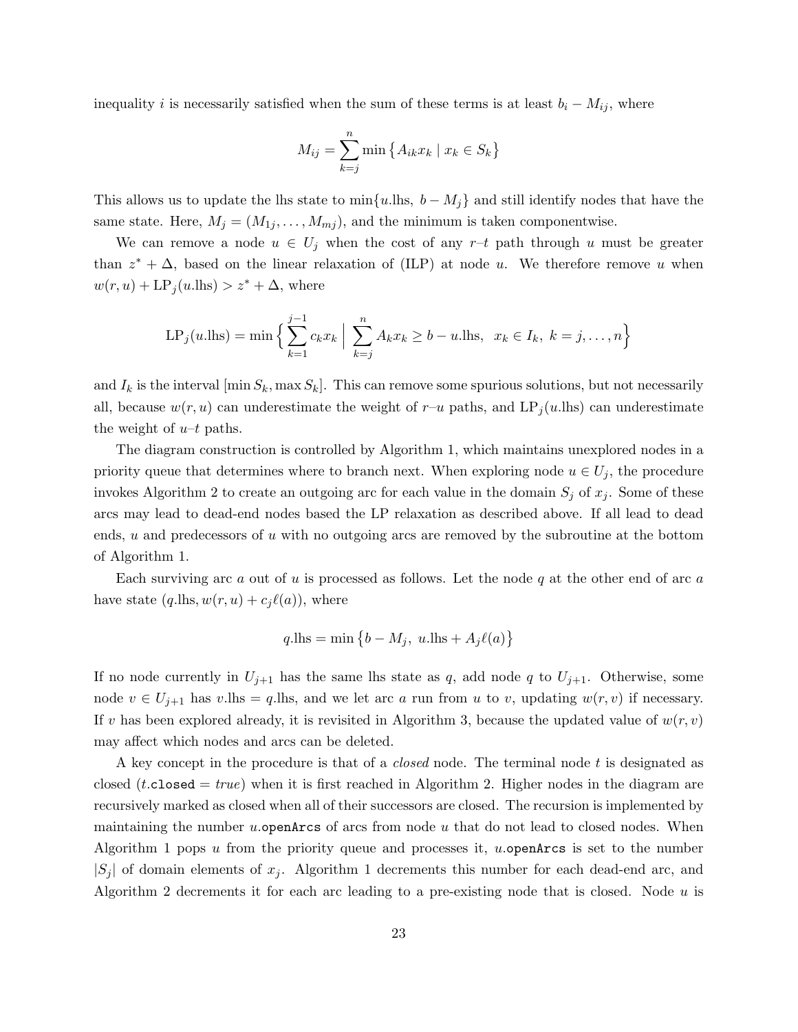inequality $i$ is necessarily satisfied when the sum of these terms is at least $b_i - M_{ij}$, where

$$M_{ij} = \sum_{k=j}^{n} \min\big\{A_{ik}x_k \mid x_k \in S_k\big\}$$

This allows us to update the lhs state to $\min\{u.\text{lhs},\ b - M_j\}$ and still identify nodes that have the same state. Here, $M_j = (M_{1j}, \ldots, M_{mj})$, and the minimum is taken componentwise.

We can remove a node $u \in U_j$ when the cost of any $r$–$t$ path through $u$ must be greater than $z^* + \Delta$, based on the linear relaxation of (ILP) at node $u$. We therefore remove $u$ when $w(r,u) + \text{LP}_j(u.\text{lhs}) > z^* + \Delta$, where

$$\text{LP}_j(u.\text{lhs}) = \min\Big\{\sum_{k=1}^{j-1} c_k x_k \;\Big|\; \sum_{k=j}^{n} A_k x_k \geq b - u.\text{lhs},\;\; x_k \in I_k,\; k = j, \ldots, n\Big\}$$

and $I_k$ is the interval $[\min S_k, \max S_k]$. This can remove some spurious solutions, but not necessarily all, because $w(r,u)$ can underestimate the weight of $r$–$u$ paths, and $\text{LP}_j(u.\text{lhs})$ can underestimate the weight of $u$–$t$ paths.

The diagram construction is controlled by Algorithm 1, which maintains unexplored nodes in a priority queue that determines where to branch next. When exploring node $u \in U_j$, the procedure invokes Algorithm 2 to create an outgoing arc for each value in the domain $S_j$ of $x_j$. Some of these arcs may lead to dead-end nodes based the LP relaxation as described above. If all lead to dead ends, $u$ and predecessors of $u$ with no outgoing arcs are removed by the subroutine at the bottom of Algorithm 1.

Each surviving arc $a$ out of $u$ is processed as follows. Let the node $q$ at the other end of arc $a$ have state $(q.\text{lhs}, w(r,u) + c_j\ell(a))$, where

$$q.\text{lhs} = \min\big\{b - M_j,\; u.\text{lhs} + A_j\ell(a)\big\}$$

If no node currently in $U_{j+1}$ has the same lhs state as $q$, add node $q$ to $U_{j+1}$. Otherwise, some node $v \in U_{j+1}$ has $v.\text{lhs} = q.\text{lhs}$, and we let arc $a$ run from $u$ to $v$, updating $w(r,v)$ if necessary. If $v$ has been explored already, it is revisited in Algorithm 3, because the updated value of $w(r,v)$ may affect which nodes and arcs can be deleted.

A key concept in the procedure is that of a *closed* node. The terminal node $t$ is designated as closed ($t.$`closed` $=$ *true*) when it is first reached in Algorithm 2. Higher nodes in the diagram are recursively marked as closed when all of their successors are closed. The recursion is implemented by maintaining the number $u.$`openArcs` of arcs from node $u$ that do not lead to closed nodes. When Algorithm 1 pops $u$ from the priority queue and processes it, $u.$`openArcs` is set to the number $|S_j|$ of domain elements of $x_j$. Algorithm 1 decrements this number for each dead-end arc, and Algorithm 2 decrements it for each arc leading to a pre-existing node that is closed. Node $u$ is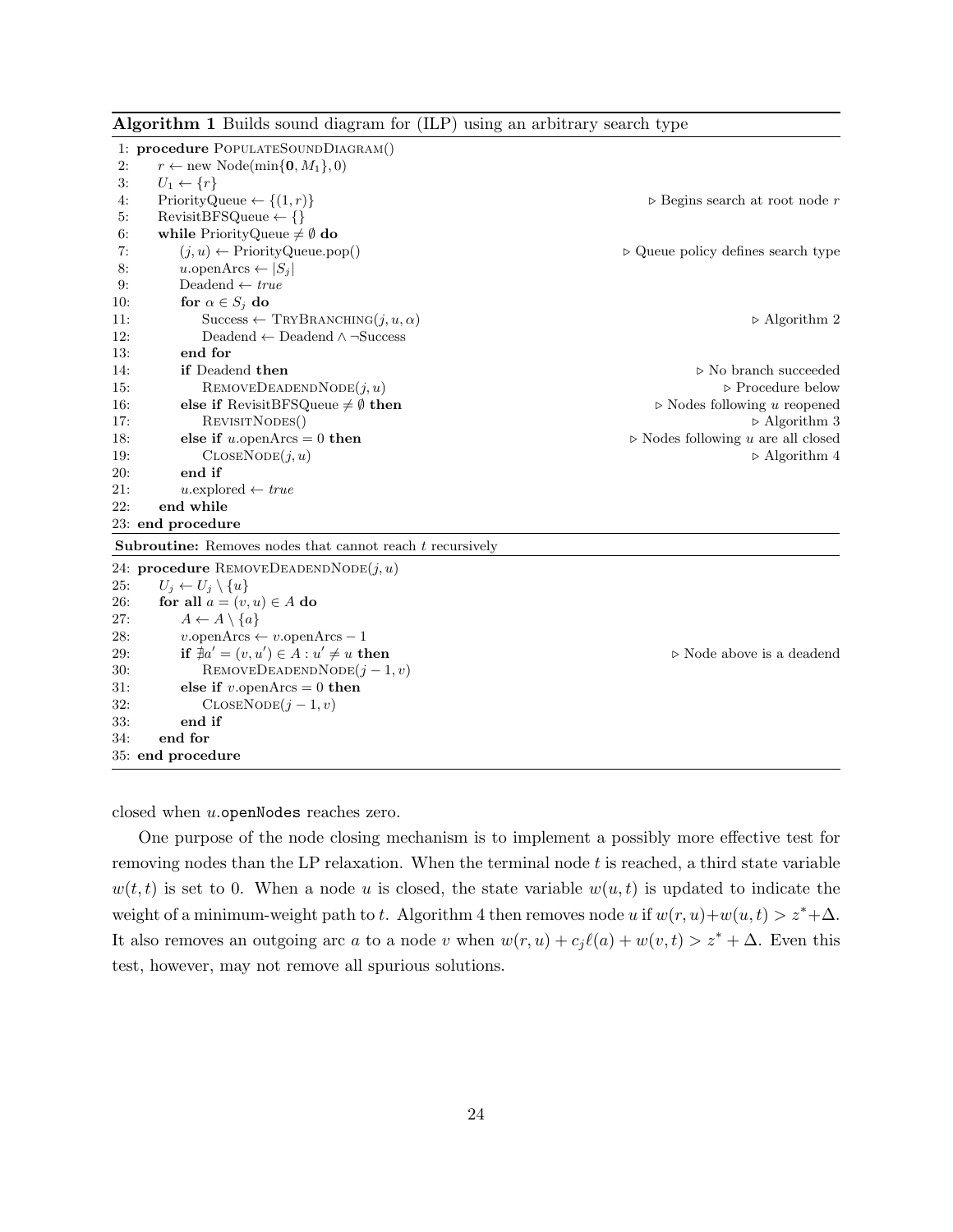**Algorithm 1** Builds sound diagram for (ILP) using an arbitrary search type

```
 1: procedure PopulateSoundDiagram()
 2:     r ← new Node(min{0, M_1}, 0)
 3:     U_1 ← {r}
 4:     PriorityQueue ← {(1, r)}                          ▷ Begins search at root node r
 5:     RevisitBFSQueue ← {}
 6:     while PriorityQueue ≠ ∅ do
 7:         (j, u) ← PriorityQueue.pop()                  ▷ Queue policy defines search type
 8:         u.openArcs ← |S_j|
 9:         Deadend ← true
10:         for α ∈ S_j do
11:             Success ← TryBranching(j, u, α)           ▷ Algorithm 2
12:             Deadend ← Deadend ∧ ¬Success
13:         end for
14:         if Deadend then                               ▷ No branch succeeded
15:             RemoveDeadendNode(j, u)                   ▷ Procedure below
16:         else if RevisitBFSQueue ≠ ∅ then              ▷ Nodes following u reopened
17:             RevisitNodes()                            ▷ Algorithm 3
18:         else if u.openArcs = 0 then                   ▷ Nodes following u are all closed
19:             CloseNode(j, u)                           ▷ Algorithm 4
20:         end if
21:         u.explored ← true
22:     end while
23: end procedure
```

**Subroutine:** Removes nodes that cannot reach $t$ recursively

```
24: procedure RemoveDeadendNode(j, u)
25:     U_j ← U_j \ {u}
26:     for all a = (v, u) ∈ A do
27:         A ← A \ {a}
28:         v.openArcs ← v.openArcs − 1
29:         if ∄a' = (v, u') ∈ A : u' ≠ u then             ▷ Node above is a deadend
30:             RemoveDeadendNode(j − 1, v)
31:         else if v.openArcs = 0 then
32:             CloseNode(j − 1, v)
33:         end if
34:     end for
35: end procedure
```

closed when $u$.openNodes reaches zero.

One purpose of the node closing mechanism is to implement a possibly more effective test for removing nodes than the LP relaxation. When the terminal node $t$ is reached, a third state variable $w(t, t)$ is set to 0. When a node $u$ is closed, the state variable $w(u, t)$ is updated to indicate the weight of a minimum-weight path to $t$. Algorithm 4 then removes node $u$ if $w(r, u) + w(u, t) > z^* + \Delta$. It also removes an outgoing arc $a$ to a node $v$ when $w(r, u) + c_j \ell(a) + w(v, t) > z^* + \Delta$. Even this test, however, may not remove all spurious solutions.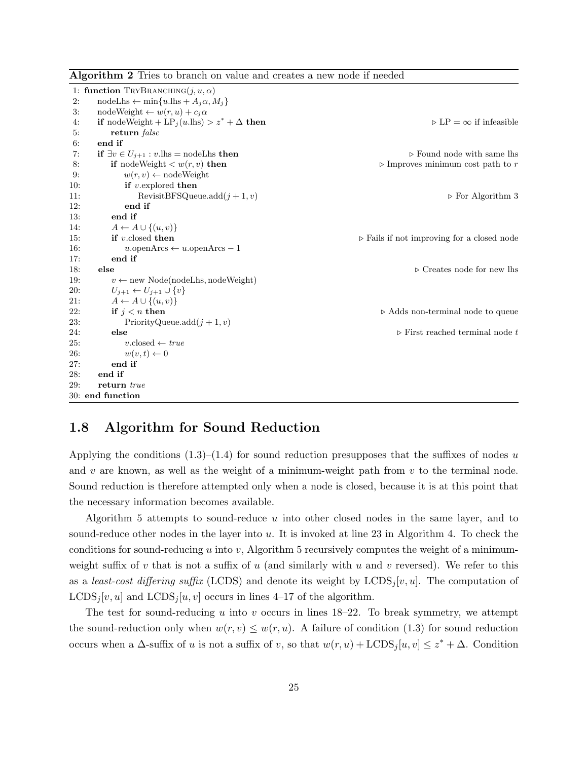**Algorithm 2** Tries to branch on value and creates a new node if needed

```
1: function TryBranching(j, u, α)
2:     nodeLhs ← min{u.lhs + A_j α, M_j}
3:     nodeWeight ← w(r, u) + c_j α
4:     if nodeWeight + LP_j(u.lhs) > z* + Δ then              ▷ LP = ∞ if infeasible
5:         return false
6:     end if
7:     if ∃v ∈ U_{j+1} : v.lhs = nodeLhs then                  ▷ Found node with same lhs
8:         if nodeWeight < w(r, v) then                        ▷ Improves minimum cost path to r
9:             w(r, v) ← nodeWeight
10:            if v.explored then
11:                RevisitBFSQueue.add(j + 1, v)               ▷ For Algorithm 3
12:            end if
13:        end if
14:        A ← A ∪ {(u, v)}
15:        if v.closed then                                    ▷ Fails if not improving for a closed node
16:            u.openArcs ← u.openArcs − 1
17:        end if
18:    else                                                    ▷ Creates node for new lhs
19:        v ← new Node(nodeLhs, nodeWeight)
20:        U_{j+1} ← U_{j+1} ∪ {v}
21:        A ← A ∪ {(u, v)}
22:        if j < n then                                       ▷ Adds non-terminal node to queue
23:            PriorityQueue.add(j + 1, v)
24:        else                                                ▷ First reached terminal node t
25:            v.closed ← true
26:            w(v, t) ← 0
27:        end if
28:    end if
29:    return true
30: end function
```

## 1.8 Algorithm for Sound Reduction

Applying the conditions (1.3)–(1.4) for sound reduction presupposes that the suffixes of nodes $u$ and $v$ are known, as well as the weight of a minimum-weight path from $v$ to the terminal node. Sound reduction is therefore attempted only when a node is closed, because it is at this point that the necessary information becomes available.

Algorithm 5 attempts to sound-reduce $u$ into other closed nodes in the same layer, and to sound-reduce other nodes in the layer into $u$. It is invoked at line 23 in Algorithm 4. To check the conditions for sound-reducing $u$ into $v$, Algorithm 5 recursively computes the weight of a minimum-weight suffix of $v$ that is not a suffix of $u$ (and similarly with $u$ and $v$ reversed). We refer to this as a *least-cost differing suffix* (LCDS) and denote its weight by $\mathrm{LCDS}_j[v, u]$. The computation of $\mathrm{LCDS}_j[v, u]$ and $\mathrm{LCDS}_j[u, v]$ occurs in lines 4–17 of the algorithm.

The test for sound-reducing $u$ into $v$ occurs in lines 18–22. To break symmetry, we attempt the sound-reduction only when $w(r, v) \leq w(r, u)$. A failure of condition (1.3) for sound reduction occurs when a $\Delta$-suffix of $u$ is not a suffix of $v$, so that $w(r, u) + \mathrm{LCDS}_j[u, v] \leq z^* + \Delta$. Condition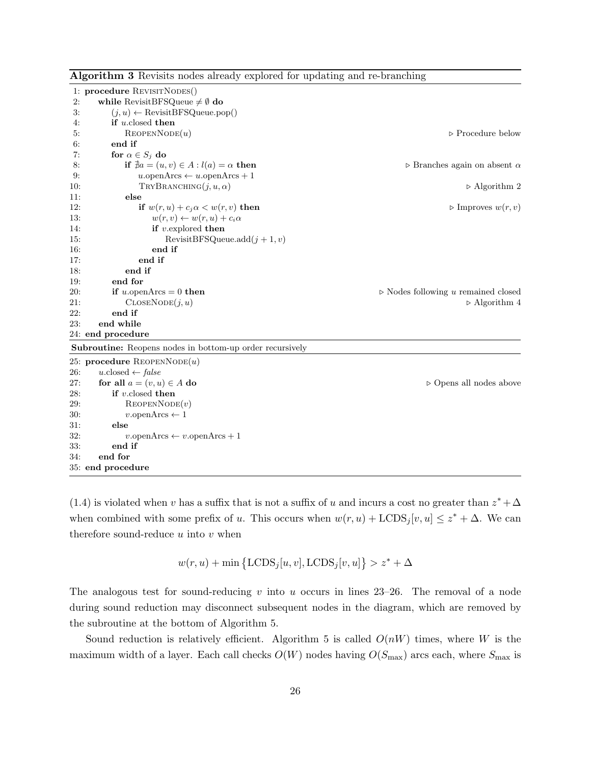**Algorithm 3** Revisits nodes already explored for updating and re-branching

```
 1: procedure RevisitNodes()
 2:     while RevisitBFSQueue ≠ ∅ do
 3:         (j, u) ← RevisitBFSQueue.pop()
 4:         if u.closed then
 5:             ReopenNode(u)                                   ▷ Procedure below
 6:         end if
 7:         for α ∈ S_j do
 8:             if ∄a = (u, v) ∈ A : l(a) = α then              ▷ Branches again on absent α
 9:                 u.openArcs ← u.openArcs + 1
10:                 TryBranching(j, u, α)                       ▷ Algorithm 2
11:             else
12:                 if w(r, u) + c_j α < w(r, v) then           ▷ Improves w(r, v)
13:                     w(r, v) ← w(r, u) + c_i α
14:                     if v.explored then
15:                         RevisitBFSQueue.add(j + 1, v)
16:                     end if
17:                 end if
18:             end if
19:         end for
20:         if u.openArcs = 0 then                              ▷ Nodes following u remained closed
21:             CloseNode(j, u)                                 ▷ Algorithm 4
22:         end if
23:     end while
24: end procedure
```

**Subroutine:** Reopens nodes in bottom-up order recursively

```
25: procedure ReopenNode(u)
26:     u.closed ← false
27:     for all a = (v, u) ∈ A do                               ▷ Opens all nodes above
28:         if v.closed then
29:             ReopenNode(v)
30:             v.openArcs ← 1
31:         else
32:             v.openArcs ← v.openArcs + 1
33:         end if
34:     end for
35: end procedure
```

(1.4) is violated when $v$ has a suffix that is not a suffix of $u$ and incurs a cost no greater than $z^* + \Delta$ when combined with some prefix of $u$. This occurs when $w(r, u) + \text{LCDS}_j[v, u] \le z^* + \Delta$. We can therefore sound-reduce $u$ into $v$ when

$$w(r, u) + \min\left\{\text{LCDS}_j[u, v], \text{LCDS}_j[v, u]\right\} > z^* + \Delta$$

The analogous test for sound-reducing $v$ into $u$ occurs in lines 23–26. The removal of a node during sound reduction may disconnect subsequent nodes in the diagram, which are removed by the subroutine at the bottom of Algorithm 5.

Sound reduction is relatively efficient. Algorithm 5 is called $O(nW)$ times, where $W$ is the maximum width of a layer. Each call checks $O(W)$ nodes having $O(S_{\max})$ arcs each, where $S_{\max}$ is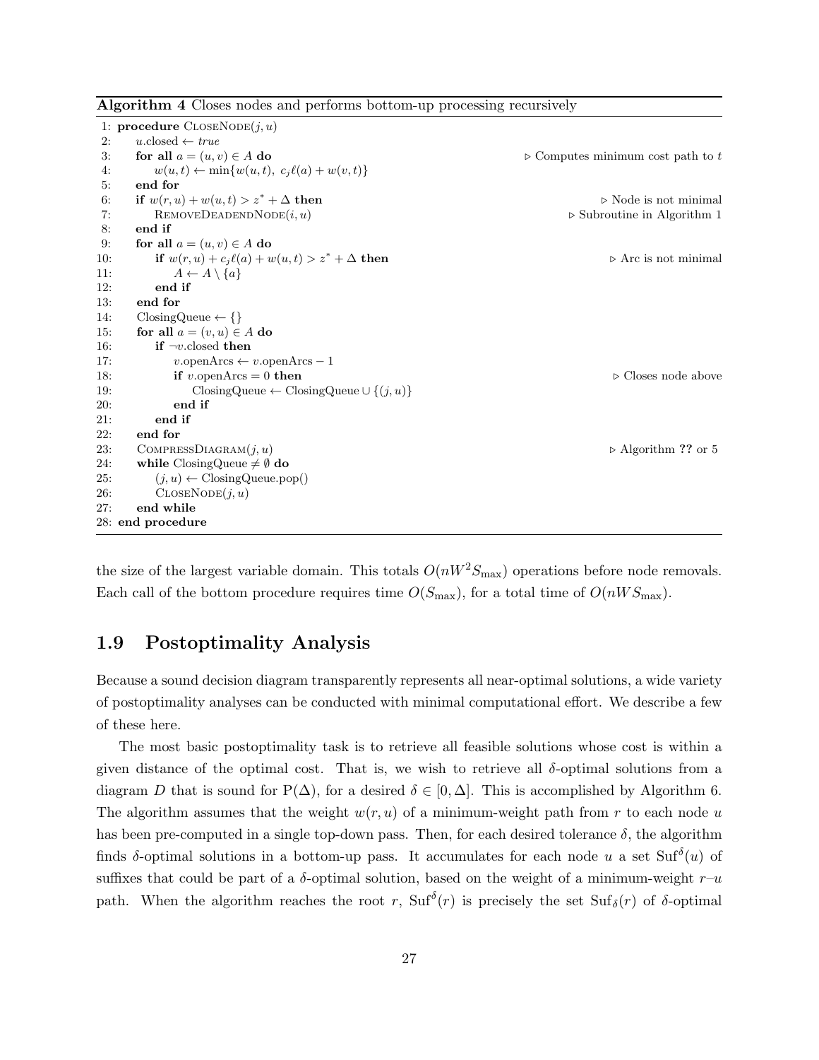**Algorithm 4** Closes nodes and performs bottom-up processing recursively

```
 1: procedure CloseNode(j, u)
 2:     u.closed ← true
 3:     for all a = (u, v) ∈ A do                              ▷ Computes minimum cost path to t
 4:         w(u, t) ← min{w(u, t), c_j ℓ(a) + w(v, t)}
 5:     end for
 6:     if w(r, u) + w(u, t) > z* + Δ then                       ▷ Node is not minimal
 7:         RemoveDeadendNode(i, u)                            ▷ Subroutine in Algorithm 1
 8:     end if
 9:     for all a = (u, v) ∈ A do
10:         if w(r, u) + c_j ℓ(a) + w(u, t) > z* + Δ then          ▷ Arc is not minimal
11:             A ← A \ {a}
12:         end if
13:     end for
14:     ClosingQueue ← {}
15:     for all a = (v, u) ∈ A do
16:         if ¬v.closed then
17:             v.openArcs ← v.openArcs − 1
18:             if v.openArcs = 0 then                         ▷ Closes node above
19:                 ClosingQueue ← ClosingQueue ∪ {(j, u)}
20:             end if
21:         end if
22:     end for
23:     CompressDiagram(j, u)                                  ▷ Algorithm ?? or 5
24:     while ClosingQueue ≠ ∅ do
25:         (j, u) ← ClosingQueue.pop()
26:         CloseNode(j, u)
27:     end while
28: end procedure
```

the size of the largest variable domain. This totals $O(nW^2 S_{\max})$ operations before node removals. Each call of the bottom procedure requires time $O(S_{\max})$, for a total time of $O(nWS_{\max})$.

## 1.9 Postoptimality Analysis

Because a sound decision diagram transparently represents all near-optimal solutions, a wide variety of postoptimality analyses can be conducted with minimal computational effort. We describe a few of these here.

The most basic postoptimality task is to retrieve all feasible solutions whose cost is within a given distance of the optimal cost. That is, we wish to retrieve all $\delta$-optimal solutions from a diagram $D$ that is sound for $\mathrm{P}(\Delta)$, for a desired $\delta \in [0, \Delta]$. This is accomplished by Algorithm 6. The algorithm assumes that the weight $w(r, u)$ of a minimum-weight path from $r$ to each node $u$ has been pre-computed in a single top-down pass. Then, for each desired tolerance $\delta$, the algorithm finds $\delta$-optimal solutions in a bottom-up pass. It accumulates for each node $u$ a set $\mathrm{Suf}^{\delta}(u)$ of suffixes that could be part of a $\delta$-optimal solution, based on the weight of a minimum-weight $r$–$u$ path. When the algorithm reaches the root $r$, $\mathrm{Suf}^{\delta}(r)$ is precisely the set $\mathrm{Suf}_{\delta}(r)$ of $\delta$-optimal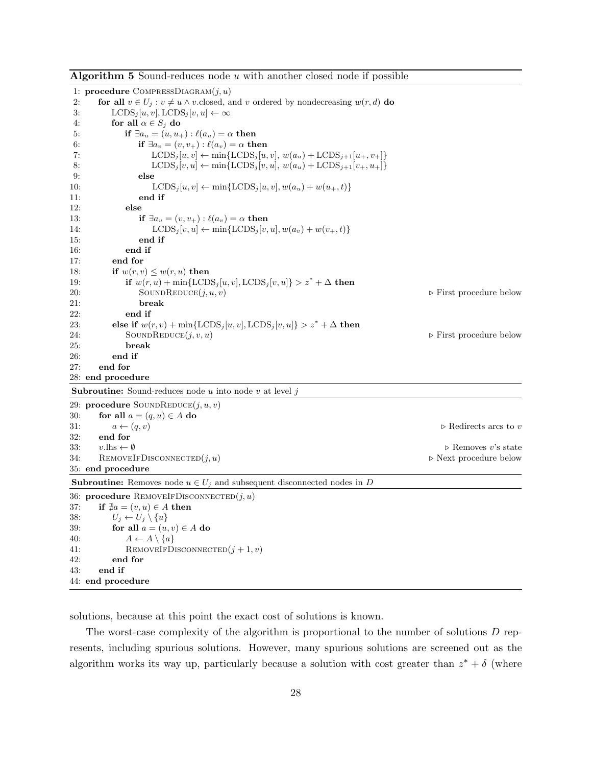**Algorithm 5** Sound-reduces node $u$ with another closed node if possible

```
 1: procedure CompressDiagram(j, u)
 2:     for all v ∈ U_j : v ≠ u ∧ v.closed, and v ordered by nondecreasing w(r, d) do
 3:         LCDS_j[u, v], LCDS_j[v, u] ← ∞
 4:         for all α ∈ S_j do
 5:             if ∃a_u = (u, u_+) : ℓ(a_u) = α then
 6:                 if ∃a_v = (v, v_+) : ℓ(a_v) = α then
 7:                     LCDS_j[u, v] ← min{LCDS_j[u, v], w(a_u) + LCDS_{j+1}[u_+, v_+]}
 8:                     LCDS_j[v, u] ← min{LCDS_j[v, u], w(a_u) + LCDS_{j+1}[v_+, u_+]}
 9:                 else
10:                     LCDS_j[u, v] ← min{LCDS_j[u, v], w(a_u) + w(u_+, t)}
11:                 end if
12:             else
13:                 if ∃a_v = (v, v_+) : ℓ(a_v) = α then
14:                     LCDS_j[v, u] ← min{LCDS_j[v, u], w(a_v) + w(v_+, t)}
15:                 end if
16:             end if
17:         end for
18:         if w(r, v) ≤ w(r, u) then
19:             if w(r, u) + min{LCDS_j[u, v], LCDS_j[v, u]} > z* + Δ then
20:                 SoundReduce(j, u, v)                          ▷ First procedure below
21:                 break
22:             end if
23:         else if w(r, v) + min{LCDS_j[u, v], LCDS_j[v, u]} > z* + Δ then
24:             SoundReduce(j, v, u)                              ▷ First procedure below
25:             break
26:         end if
27:     end for
28: end procedure
```

**Subroutine:** Sound-reduces node $u$ into node $v$ at level $j$

```
29: procedure SoundReduce(j, u, v)
30:     for all a = (q, u) ∈ A do
31:         a ← (q, v)                                            ▷ Redirects arcs to v
32:     end for
33:     v.lhs ← ∅                                                 ▷ Removes v's state
34:     RemoveIfDisconnected(j, u)                                ▷ Next procedure below
35: end procedure
```

**Subroutine:** Removes node $u \in U_j$ and subsequent disconnected nodes in $D$

```
36: procedure RemoveIfDisconnected(j, u)
37:     if ∄a = (v, u) ∈ A then
38:         U_j ← U_j \ {u}
39:         for all a = (u, v) ∈ A do
40:             A ← A \ {a}
41:             RemoveIfDisconnected(j + 1, v)
42:         end for
43:     end if
44: end procedure
```

solutions, because at this point the exact cost of solutions is known.

The worst-case complexity of the algorithm is proportional to the number of solutions $D$ represents, including spurious solutions. However, many spurious solutions are screened out as the algorithm works its way up, particularly because a solution with cost greater than $z^* + \delta$ (where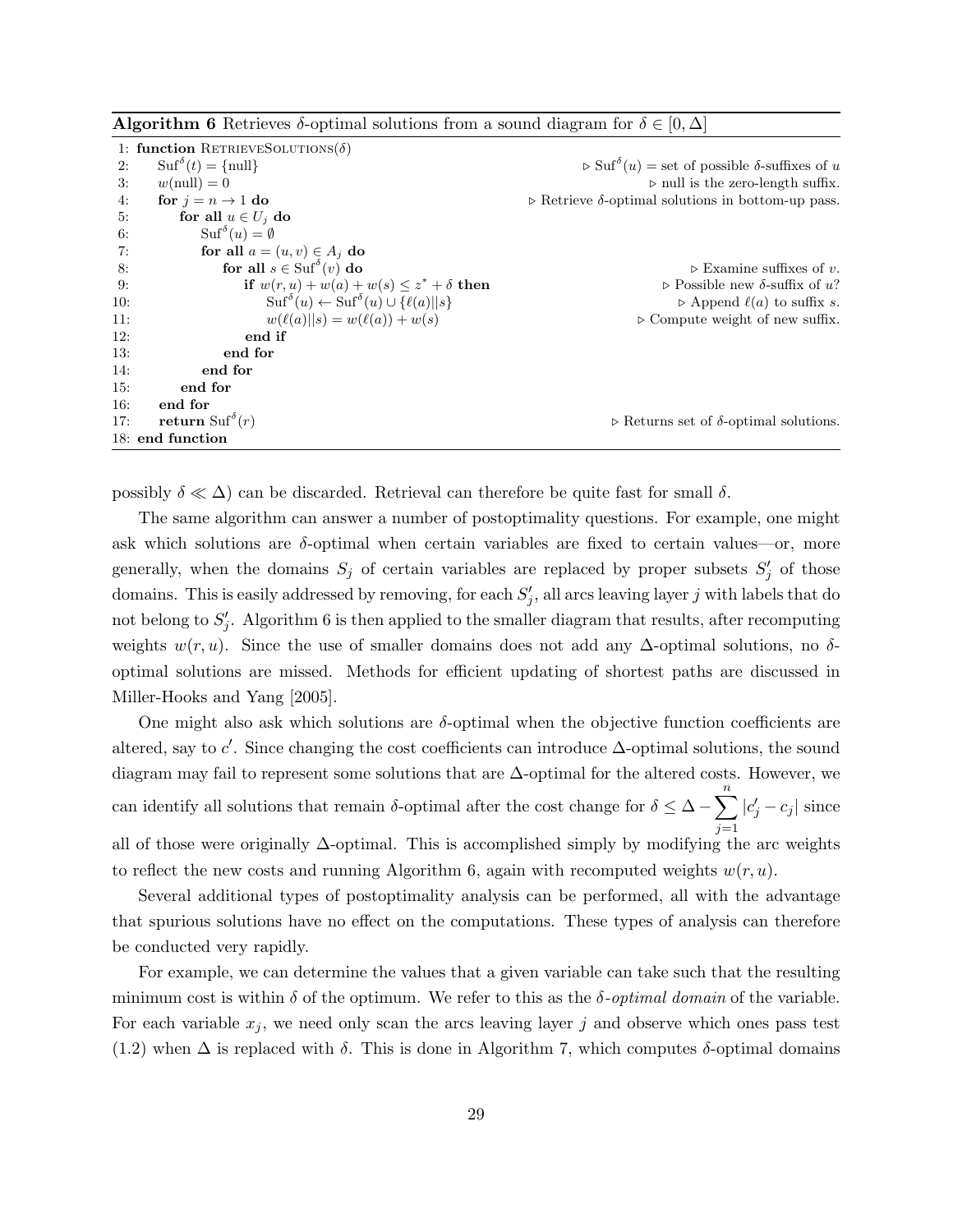**Algorithm 6** Retrieves $\delta$-optimal solutions from a sound diagram for $\delta \in [0, \Delta]$

```
 1: function RetrieveSolutions(δ)
 2:     Suf^δ(t) = {null}                                  ▷ Suf^δ(u) = set of possible δ-suffixes of u
 3:     w(null) = 0                                        ▷ null is the zero-length suffix.
 4:     for j = n → 1 do                                   ▷ Retrieve δ-optimal solutions in bottom-up pass.
 5:         for all u ∈ U_j do
 6:             Suf^δ(u) = ∅
 7:             for all a = (u, v) ∈ A_j do
 8:                 for all s ∈ Suf^δ(v) do                 ▷ Examine suffixes of v.
 9:                     if w(r, u) + w(a) + w(s) ≤ z* + δ then   ▷ Possible new δ-suffix of u?
10:                         Suf^δ(u) ← Suf^δ(u) ∪ {ℓ(a)||s}      ▷ Append ℓ(a) to suffix s.
11:                         w(ℓ(a)||s) = w(ℓ(a)) + w(s)          ▷ Compute weight of new suffix.
12:                     end if
13:                 end for
14:             end for
15:         end for
16:     end for
17:     return Suf^δ(r)                                    ▷ Returns set of δ-optimal solutions.
18: end function
```

possibly $\delta \ll \Delta$) can be discarded. Retrieval can therefore be quite fast for small $\delta$.

The same algorithm can answer a number of postoptimality questions. For example, one might ask which solutions are $\delta$-optimal when certain variables are fixed to certain values—or, more generally, when the domains $S_j$ of certain variables are replaced by proper subsets $S'_j$ of those domains. This is easily addressed by removing, for each $S'_j$, all arcs leaving layer $j$ with labels that do not belong to $S'_j$. Algorithm 6 is then applied to the smaller diagram that results, after recomputing weights $w(r, u)$. Since the use of smaller domains does not add any $\Delta$-optimal solutions, no $\delta$-optimal solutions are missed. Methods for efficient updating of shortest paths are discussed in Miller-Hooks and Yang [2005].

One might also ask which solutions are $\delta$-optimal when the objective function coefficients are altered, say to $c'$. Since changing the cost coefficients can introduce $\Delta$-optimal solutions, the sound diagram may fail to represent some solutions that are $\Delta$-optimal for the altered costs. However, we can identify all solutions that remain $\delta$-optimal after the cost change for $\delta \leq \Delta - \sum_{j=1}^{n} |c'_j - c_j|$ since all of those were originally $\Delta$-optimal. This is accomplished simply by modifying the arc weights to reflect the new costs and running Algorithm 6, again with recomputed weights $w(r, u)$.

Several additional types of postoptimality analysis can be performed, all with the advantage that spurious solutions have no effect on the computations. These types of analysis can therefore be conducted very rapidly.

For example, we can determine the values that a given variable can take such that the resulting minimum cost is within $\delta$ of the optimum. We refer to this as the *$\delta$-optimal domain* of the variable. For each variable $x_j$, we need only scan the arcs leaving layer $j$ and observe which ones pass test (1.2) when $\Delta$ is replaced with $\delta$. This is done in Algorithm 7, which computes $\delta$-optimal domains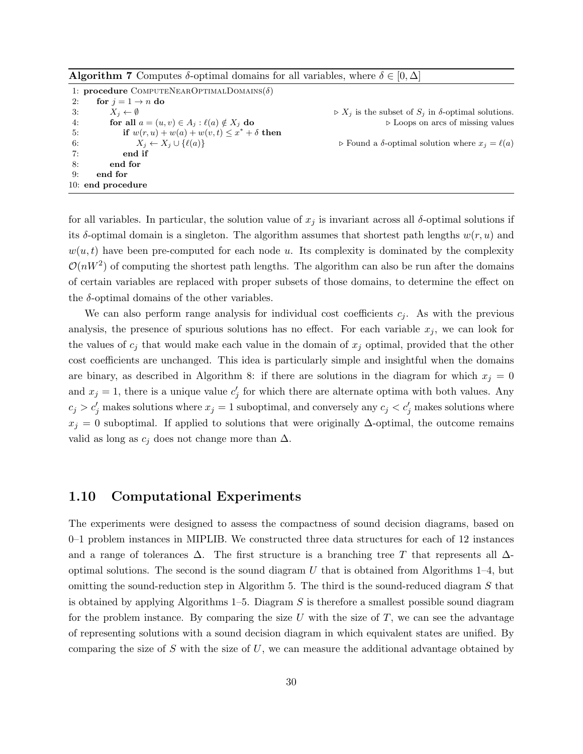**Algorithm 7** Computes $\delta$-optimal domains for all variables, where $\delta \in [0, \Delta]$

```
1: procedure ComputeNearOptimalDomains(δ)
2:     for j = 1 → n do
3:         X_j ← ∅                                    ▷ X_j is the subset of S_j in δ-optimal solutions.
4:         for all a = (u, v) ∈ A_j : ℓ(a) ∉ X_j do   ▷ Loops on arcs of missing values
5:             if w(r, u) + w(a) + w(v, t) ≤ x* + δ then
6:                 X_j ← X_j ∪ {ℓ(a)}                 ▷ Found a δ-optimal solution where x_j = ℓ(a)
7:             end if
8:         end for
9:     end for
10: end procedure
```

for all variables. In particular, the solution value of $x_j$ is invariant across all $\delta$-optimal solutions if its $\delta$-optimal domain is a singleton. The algorithm assumes that shortest path lengths $w(r, u)$ and $w(u, t)$ have been pre-computed for each node $u$. Its complexity is dominated by the complexity $\mathcal{O}(nW^2)$ of computing the shortest path lengths. The algorithm can also be run after the domains of certain variables are replaced with proper subsets of those domains, to determine the effect on the $\delta$-optimal domains of the other variables.

We can also perform range analysis for individual cost coefficients $c_j$. As with the previous analysis, the presence of spurious solutions has no effect. For each variable $x_j$, we can look for the values of $c_j$ that would make each value in the domain of $x_j$ optimal, provided that the other cost coefficients are unchanged. This idea is particularly simple and insightful when the domains are binary, as described in Algorithm 8: if there are solutions in the diagram for which $x_j = 0$ and $x_j = 1$, there is a unique value $c'_j$ for which there are alternate optima with both values. Any $c_j > c'_j$ makes solutions where $x_j = 1$ suboptimal, and conversely any $c_j < c'_j$ makes solutions where $x_j = 0$ suboptimal. If applied to solutions that were originally $\Delta$-optimal, the outcome remains valid as long as $c_j$ does not change more than $\Delta$.

## 1.10 Computational Experiments

The experiments were designed to assess the compactness of sound decision diagrams, based on 0–1 problem instances in MIPLIB. We constructed three data structures for each of 12 instances and a range of tolerances $\Delta$. The first structure is a branching tree $T$ that represents all $\Delta$-optimal solutions. The second is the sound diagram $U$ that is obtained from Algorithms 1–4, but omitting the sound-reduction step in Algorithm 5. The third is the sound-reduced diagram $S$ that is obtained by applying Algorithms 1–5. Diagram $S$ is therefore a smallest possible sound diagram for the problem instance. By comparing the size $U$ with the size of $T$, we can see the advantage of representing solutions with a sound decision diagram in which equivalent states are unified. By comparing the size of $S$ with the size of $U$, we can measure the additional advantage obtained by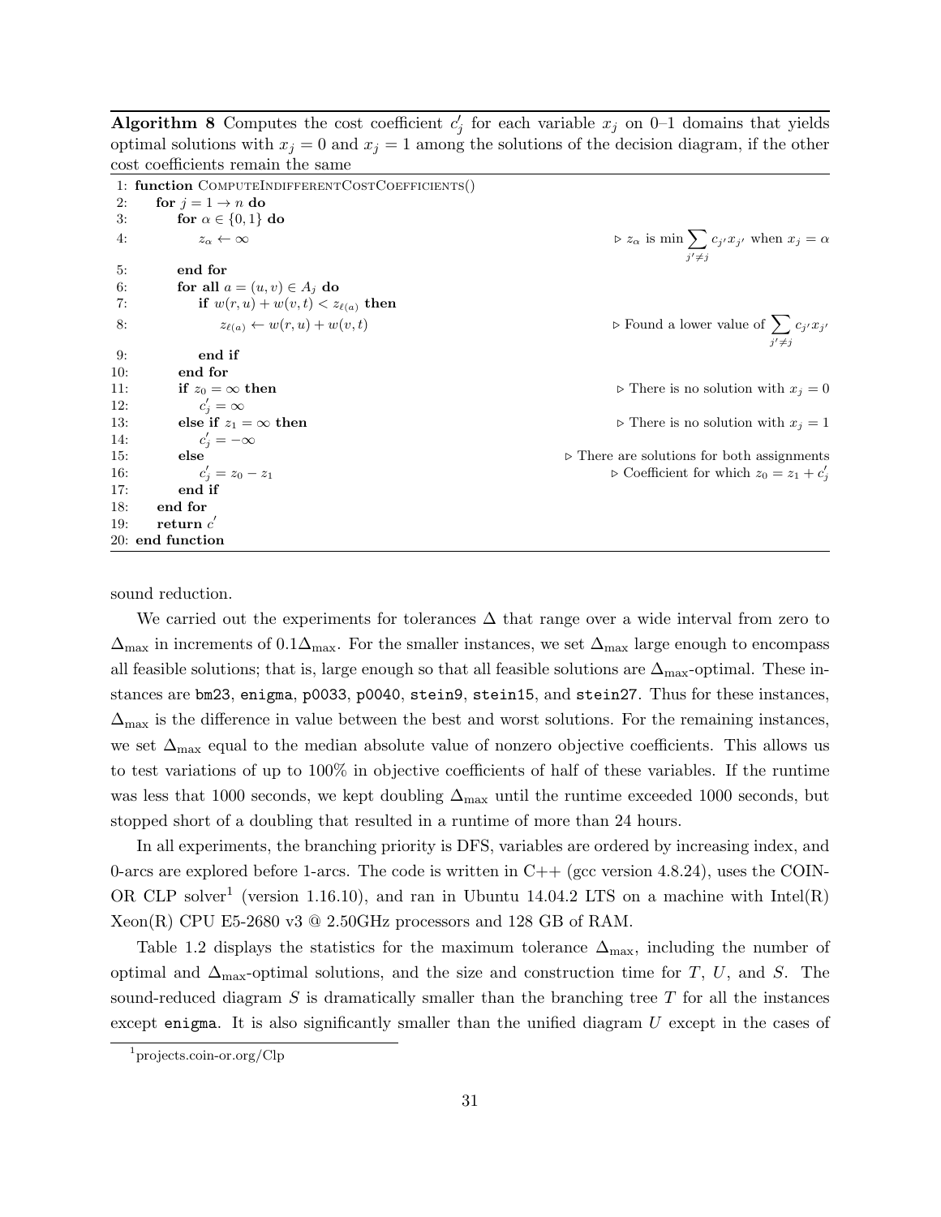**Algorithm 8** Computes the cost coefficient $c'_j$ for each variable $x_j$ on 0–1 domains that yields optimal solutions with $x_j = 0$ and $x_j = 1$ among the solutions of the decision diagram, if the other cost coefficients remain the same

```
 1: function ComputeIndifferentCostCoefficients()
 2:     for j = 1 → n do
 3:         for α ∈ {0,1} do
 4:             z_α ← ∞                                   ▷ z_α is min Σ_{j'≠j} c_{j'} x_{j'} when x_j = α
 5:         end for
 6:         for all a = (u,v) ∈ A_j do
 7:             if w(r,u) + w(v,t) < z_{ℓ(a)} then
 8:                 z_{ℓ(a)} ← w(r,u) + w(v,t)            ▷ Found a lower value of Σ_{j'≠j} c_{j'} x_{j'}
 9:             end if
10:         end for
11:         if z_0 = ∞ then                               ▷ There is no solution with x_j = 0
12:             c'_j = ∞
13:         else if z_1 = ∞ then                          ▷ There is no solution with x_j = 1
14:             c'_j = −∞
15:         else                                          ▷ There are solutions for both assignments
16:             c'_j = z_0 − z_1                          ▷ Coefficient for which z_0 = z_1 + c'_j
17:         end if
18:     end for
19:     return c'
20: end function
```

sound reduction.

We carried out the experiments for tolerances $\Delta$ that range over a wide interval from zero to $\Delta_{\max}$ in increments of $0.1\Delta_{\max}$. For the smaller instances, we set $\Delta_{\max}$ large enough to encompass all feasible solutions; that is, large enough so that all feasible solutions are $\Delta_{\max}$-optimal. These instances are bm23, enigma, p0033, p0040, stein9, stein15, and stein27. Thus for these instances, $\Delta_{\max}$ is the difference in value between the best and worst solutions. For the remaining instances, we set $\Delta_{\max}$ equal to the median absolute value of nonzero objective coefficients. This allows us to test variations of up to 100% in objective coefficients of half of these variables. If the runtime was less that 1000 seconds, we kept doubling $\Delta_{\max}$ until the runtime exceeded 1000 seconds, but stopped short of a doubling that resulted in a runtime of more than 24 hours.

In all experiments, the branching priority is DFS, variables are ordered by increasing index, and 0-arcs are explored before 1-arcs. The code is written in C++ (gcc version 4.8.24), uses the COIN-OR CLP solver[1] (version 1.16.10), and ran in Ubuntu 14.04.2 LTS on a machine with Intel(R) Xeon(R) CPU E5-2680 v3 @ 2.50GHz processors and 128 GB of RAM.

Table 1.2 displays the statistics for the maximum tolerance $\Delta_{\max}$, including the number of optimal and $\Delta_{\max}$-optimal solutions, and the size and construction time for $T$, $U$, and $S$. The sound-reduced diagram $S$ is dramatically smaller than the branching tree $T$ for all the instances except enigma. It is also significantly smaller than the unified diagram $U$ except in the cases of

[1] projects.coin-or.org/Clp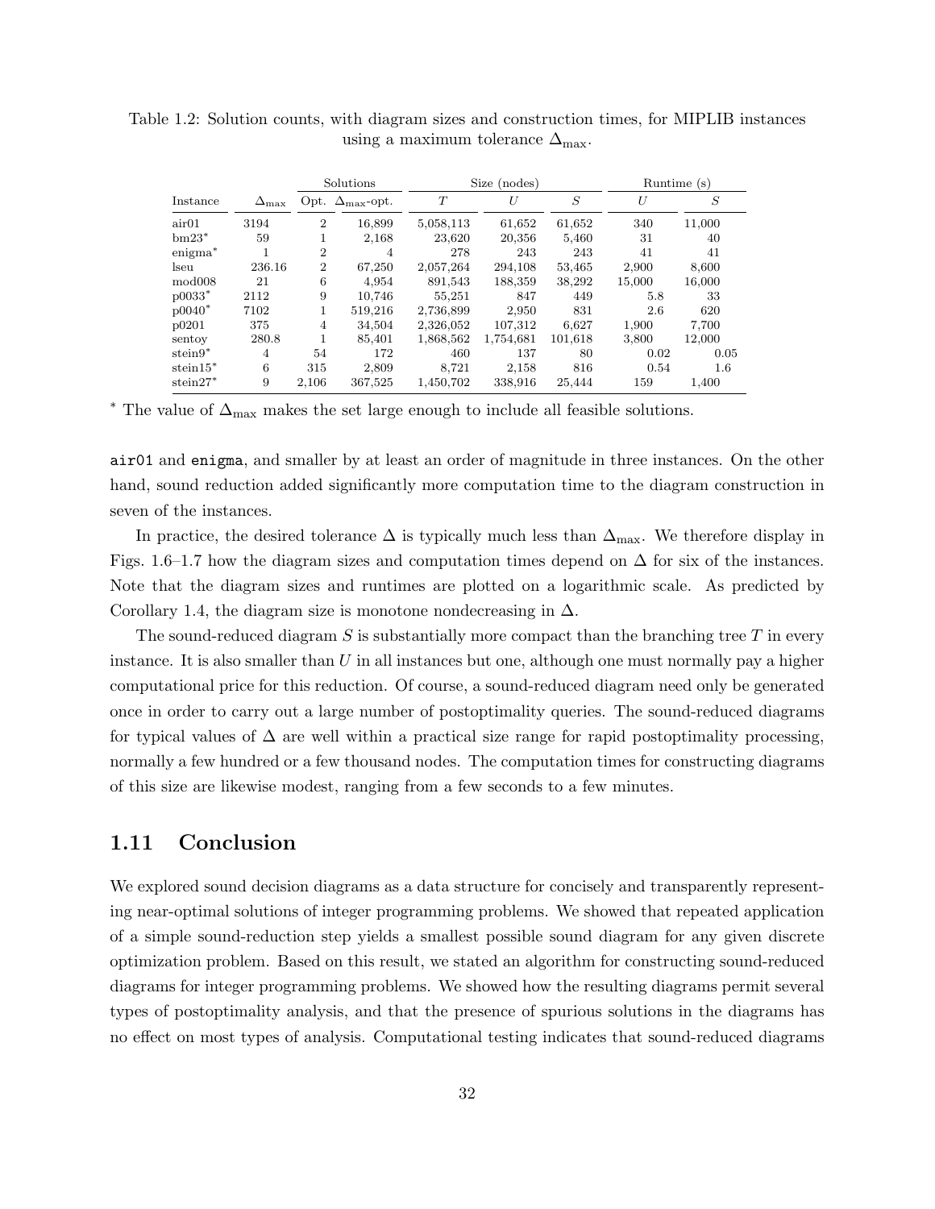Table 1.2: Solution counts, with diagram sizes and construction times, for MIPLIB instances using a maximum tolerance $\Delta_{\max}$.

| Instance | $\Delta_{\max}$ | Solutions | | Size (nodes) | | | Runtime (s) | |
|---|---|---|---|---|---|---|---|---|
| | | Opt. | $\Delta_{\max}$-opt. | $T$ | $U$ | $S$ | $U$ | $S$ |
| air01 | 3194 | 2 | 16,899 | 5,058,113 | 61,652 | 61,652 | 340 | 11,000 |
| bm23* | 59 | 1 | 2,168 | 23,620 | 20,356 | 5,460 | 31 | 40 |
| enigma* | 1 | 2 | 4 | 278 | 243 | 243 | 41 | 41 |
| lseu | 236.16 | 2 | 67,250 | 2,057,264 | 294,108 | 53,465 | 2,900 | 8,600 |
| mod008 | 21 | 6 | 4,954 | 891,543 | 188,359 | 38,292 | 15,000 | 16,000 |
| p0033* | 2112 | 9 | 10,746 | 55,251 | 847 | 449 | 5.8 | 33 |
| p0040* | 7102 | 1 | 519,216 | 2,736,899 | 2,950 | 831 | 2.6 | 620 |
| p0201 | 375 | 4 | 34,504 | 2,326,052 | 107,312 | 6,627 | 1,900 | 7,700 |
| sentoy | 280.8 | 1 | 85,401 | 1,868,562 | 1,754,681 | 101,618 | 3,800 | 12,000 |
| stein9* | 4 | 54 | 172 | 460 | 137 | 80 | 0.02 | 0.05 |
| stein15* | 6 | 315 | 2,809 | 8,721 | 2,158 | 816 | 0.54 | 1.6 |
| stein27* | 9 | 2,106 | 367,525 | 1,450,702 | 338,916 | 25,444 | 159 | 1,400 |

* The value of $\Delta_{\max}$ makes the set large enough to include all feasible solutions.

air01 and enigma, and smaller by at least an order of magnitude in three instances. On the other hand, sound reduction added significantly more computation time to the diagram construction in seven of the instances.

In practice, the desired tolerance $\Delta$ is typically much less than $\Delta_{\max}$. We therefore display in Figs. 1.6–1.7 how the diagram sizes and computation times depend on $\Delta$ for six of the instances. Note that the diagram sizes and runtimes are plotted on a logarithmic scale. As predicted by Corollary 1.4, the diagram size is monotone nondecreasing in $\Delta$.

The sound-reduced diagram $S$ is substantially more compact than the branching tree $T$ in every instance. It is also smaller than $U$ in all instances but one, although one must normally pay a higher computational price for this reduction. Of course, a sound-reduced diagram need only be generated once in order to carry out a large number of postoptimality queries. The sound-reduced diagrams for typical values of $\Delta$ are well within a practical size range for rapid postoptimality processing, normally a few hundred or a few thousand nodes. The computation times for constructing diagrams of this size are likewise modest, ranging from a few seconds to a few minutes.

## 1.11 Conclusion

We explored sound decision diagrams as a data structure for concisely and transparently representing near-optimal solutions of integer programming problems. We showed that repeated application of a simple sound-reduction step yields a smallest possible sound diagram for any given discrete optimization problem. Based on this result, we stated an algorithm for constructing sound-reduced diagrams for integer programming problems. We showed how the resulting diagrams permit several types of postoptimality analysis, and that the presence of spurious solutions in the diagrams has no effect on most types of analysis. Computational testing indicates that sound-reduced diagrams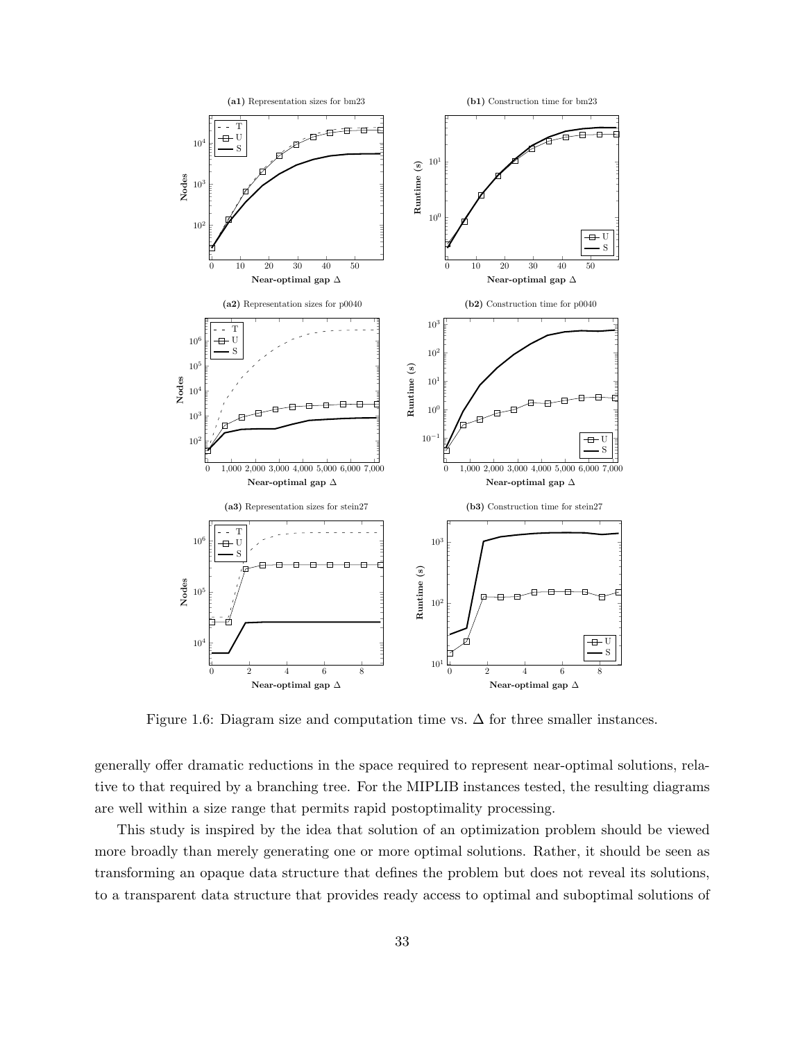Figure 1.6: Diagram size and computation time vs. $\Delta$ for three smaller instances.

generally offer dramatic reductions in the space required to represent near-optimal solutions, relative to that required by a branching tree. For the MIPLIB instances tested, the resulting diagrams are well within a size range that permits rapid postoptimality processing.

This study is inspired by the idea that solution of an optimization problem should be viewed more broadly than merely generating one or more optimal solutions. Rather, it should be seen as transforming an opaque data structure that defines the problem but does not reveal its solutions, to a transparent data structure that provides ready access to optimal and suboptimal solutions of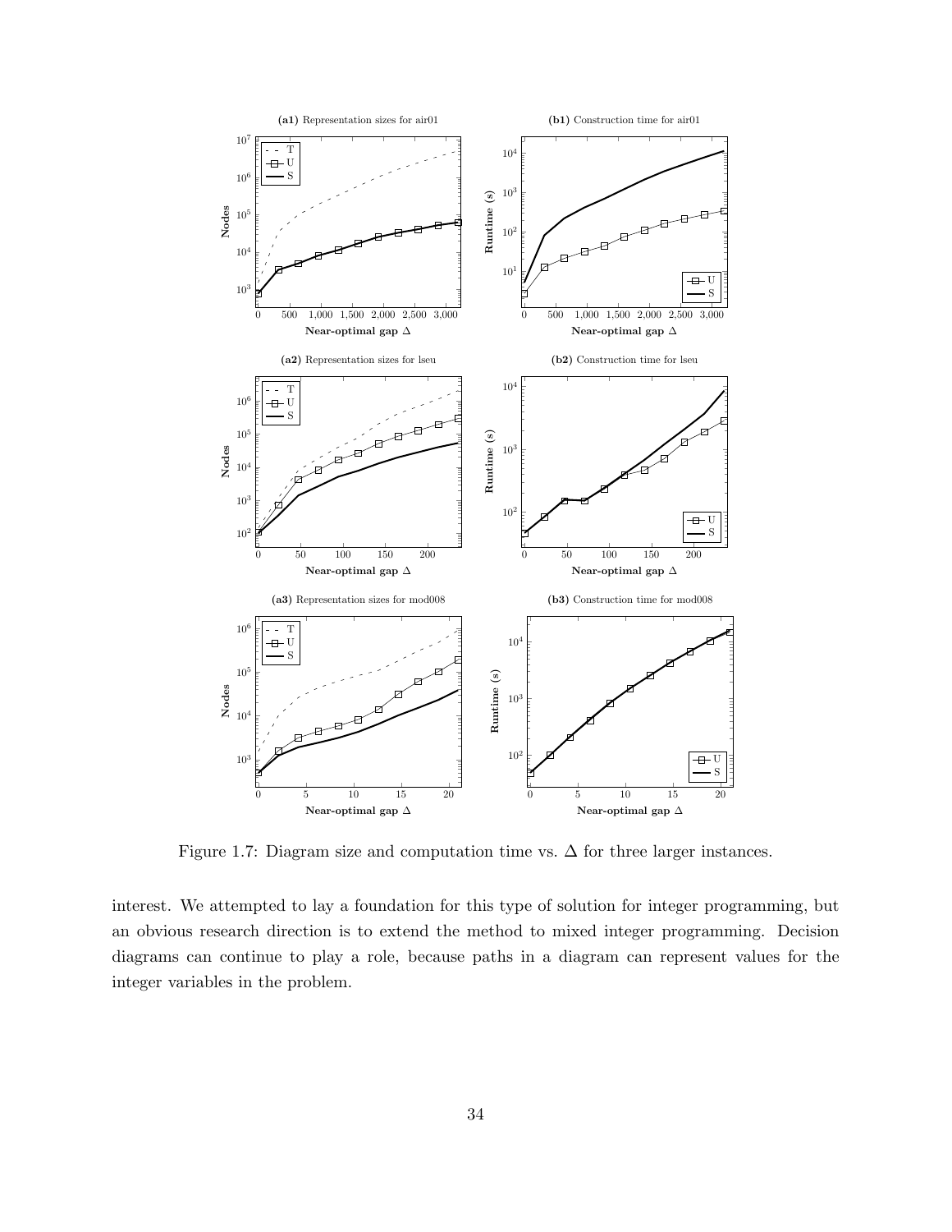Figure 1.7: Diagram size and computation time vs. $\Delta$ for three larger instances.

interest. We attempted to lay a foundation for this type of solution for integer programming, but an obvious research direction is to extend the method to mixed integer programming. Decision diagrams can continue to play a role, because paths in a diagram can represent values for the integer variables in the problem.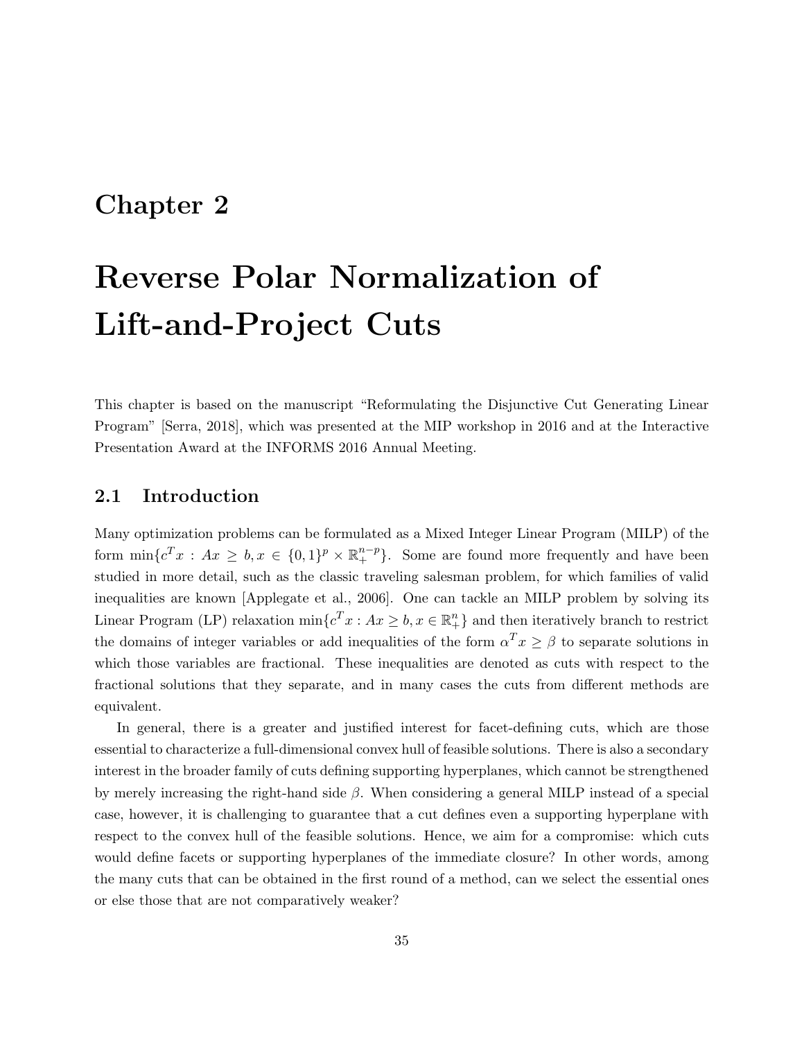# Chapter 2

# Reverse Polar Normalization of Lift-and-Project Cuts

This chapter is based on the manuscript "Reformulating the Disjunctive Cut Generating Linear Program" [Serra, 2018], which was presented at the MIP workshop in 2016 and at the Interactive Presentation Award at the INFORMS 2016 Annual Meeting.

## 2.1 Introduction

Many optimization problems can be formulated as a Mixed Integer Linear Program (MILP) of the form $\min\{c^T x : Ax \geq b, x \in \{0,1\}^p \times \mathbb{R}_+^{n-p}\}$. Some are found more frequently and have been studied in more detail, such as the classic traveling salesman problem, for which families of valid inequalities are known [Applegate et al., 2006]. One can tackle an MILP problem by solving its Linear Program (LP) relaxation $\min\{c^T x : Ax \geq b, x \in \mathbb{R}_+^n\}$ and then iteratively branch to restrict the domains of integer variables or add inequalities of the form $\alpha^T x \geq \beta$ to separate solutions in which those variables are fractional. These inequalities are denoted as cuts with respect to the fractional solutions that they separate, and in many cases the cuts from different methods are equivalent.

In general, there is a greater and justified interest for facet-defining cuts, which are those essential to characterize a full-dimensional convex hull of feasible solutions. There is also a secondary interest in the broader family of cuts defining supporting hyperplanes, which cannot be strengthened by merely increasing the right-hand side $\beta$. When considering a general MILP instead of a special case, however, it is challenging to guarantee that a cut defines even a supporting hyperplane with respect to the convex hull of the feasible solutions. Hence, we aim for a compromise: which cuts would define facets or supporting hyperplanes of the immediate closure? In other words, among the many cuts that can be obtained in the first round of a method, can we select the essential ones or else those that are not comparatively weaker?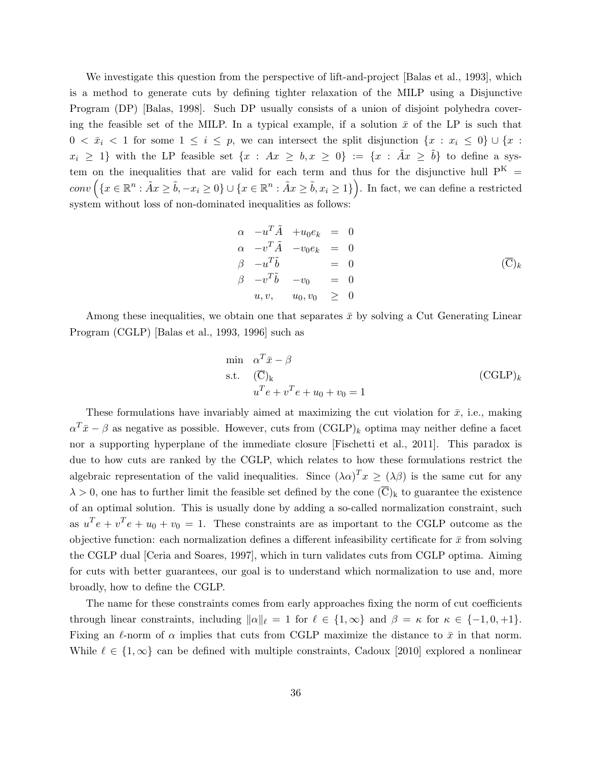We investigate this question from the perspective of lift-and-project [Balas et al., 1993], which is a method to generate cuts by defining tighter relaxation of the MILP using a Disjunctive Program (DP) [Balas, 1998]. Such DP usually consists of a union of disjoint polyhedra covering the feasible set of the MILP. In a typical example, if a solution $\bar{x}$ of the LP is such that $0 < \bar{x}_i < 1$ for some $1 \leq i \leq p$, we can intersect the split disjunction $\{x : x_i \leq 0\} \cup \{x : x_i \geq 1\}$ with the LP feasible set $\{x : Ax \geq b, x \geq 0\} := \{x : \tilde{A}x \geq \tilde{b}\}$ to define a system on the inequalities that are valid for each term and thus for the disjunctive hull $\mathrm{P}^{\mathrm{K}} = conv\left(\{x \in \mathbb{R}^n : \tilde{A}x \geq \tilde{b}, -x_i \geq 0\} \cup \{x \in \mathbb{R}^n : \tilde{A}x \geq \tilde{b}, x_i \geq 1\}\right)$. In fact, we can define a restricted system without loss of non-dominated inequalities as follows:

$$
\begin{array}{rrrcl}
\alpha & -u^T\tilde{A} & +u_0 e_k & = & 0 \\
\alpha & -v^T\tilde{A} & -v_0 e_k & = & 0 \\
\beta & -u^T\tilde{b} & & = & 0 \\
\beta & -v^T\tilde{b} & -v_0 & = & 0 \\
 & u, v, & u_0, v_0 & \geq & 0
\end{array}
\qquad (\overline{\mathrm{C}})_k
$$

Among these inequalities, we obtain one that separates $\bar{x}$ by solving a Cut Generating Linear Program (CGLP) [Balas et al., 1993, 1996] such as

$$
\begin{array}{ll}
\min & \alpha^T\bar{x} - \beta \\
\text{s.t.} & (\overline{\mathrm{C}})_{\mathrm{k}} \\
 & u^T e + v^T e + u_0 + v_0 = 1
\end{array}
\qquad (\mathrm{CGLP})_k
$$

These formulations have invariably aimed at maximizing the cut violation for $\bar{x}$, i.e., making $\alpha^T\bar{x} - \beta$ as negative as possible. However, cuts from $(\mathrm{CGLP})_k$ optima may neither define a facet nor a supporting hyperplane of the immediate closure [Fischetti et al., 2011]. This paradox is due to how cuts are ranked by the CGLP, which relates to how these formulations restrict the algebraic representation of the valid inequalities. Since $(\lambda\alpha)^T x \geq (\lambda\beta)$ is the same cut for any $\lambda > 0$, one has to further limit the feasible set defined by the cone $(\overline{\mathrm{C}})_{\mathrm{k}}$ to guarantee the existence of an optimal solution. This is usually done by adding a so-called normalization constraint, such as $u^T e + v^T e + u_0 + v_0 = 1$. These constraints are as important to the CGLP outcome as the objective function: each normalization defines a different infeasibility certificate for $\bar{x}$ from solving the CGLP dual [Ceria and Soares, 1997], which in turn validates cuts from CGLP optima. Aiming for cuts with better guarantees, our goal is to understand which normalization to use and, more broadly, how to define the CGLP.

The name for these constraints comes from early approaches fixing the norm of cut coefficients through linear constraints, including $\|\alpha\|_\ell = 1$ for $\ell \in \{1, \infty\}$ and $\beta = \kappa$ for $\kappa \in \{-1, 0, +1\}$. Fixing an $\ell$-norm of $\alpha$ implies that cuts from CGLP maximize the distance to $\bar{x}$ in that norm. While $\ell \in \{1, \infty\}$ can be defined with multiple constraints, Cadoux [2010] explored a nonlinear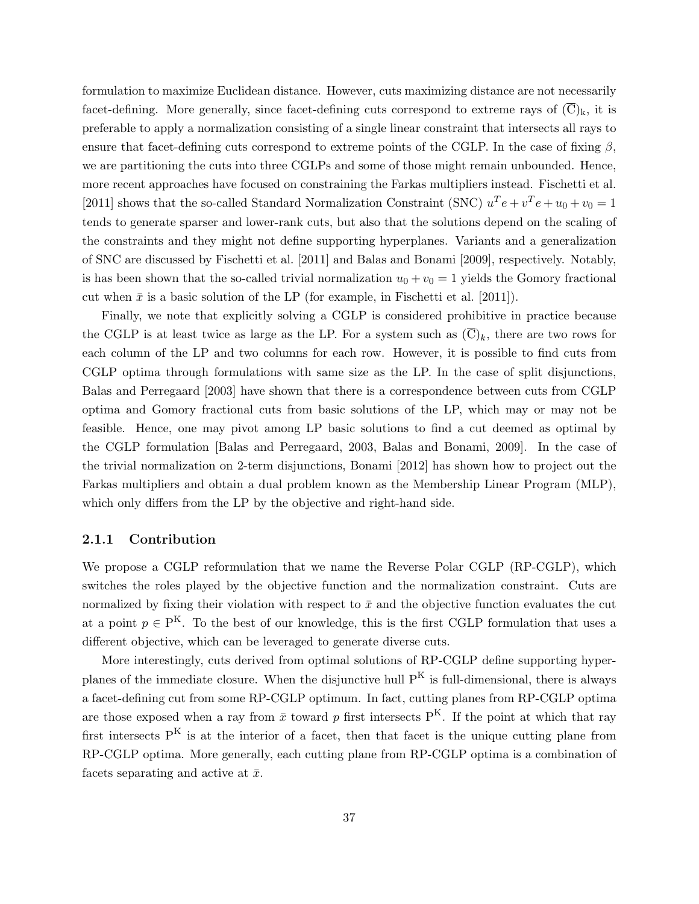formulation to maximize Euclidean distance. However, cuts maximizing distance are not necessarily facet-defining. More generally, since facet-defining cuts correspond to extreme rays of $(\overline{\mathrm{C}})_{\mathrm{k}}$, it is preferable to apply a normalization consisting of a single linear constraint that intersects all rays to ensure that facet-defining cuts correspond to extreme points of the CGLP. In the case of fixing $\beta$, we are partitioning the cuts into three CGLPs and some of those might remain unbounded. Hence, more recent approaches have focused on constraining the Farkas multipliers instead. Fischetti et al. [2011] shows that the so-called Standard Normalization Constraint (SNC) $u^T e + v^T e + u_0 + v_0 = 1$ tends to generate sparser and lower-rank cuts, but also that the solutions depend on the scaling of the constraints and they might not define supporting hyperplanes. Variants and a generalization of SNC are discussed by Fischetti et al. [2011] and Balas and Bonami [2009], respectively. Notably, is has been shown that the so-called trivial normalization $u_0 + v_0 = 1$ yields the Gomory fractional cut when $\bar{x}$ is a basic solution of the LP (for example, in Fischetti et al. [2011]).

Finally, we note that explicitly solving a CGLP is considered prohibitive in practice because the CGLP is at least twice as large as the LP. For a system such as $(\overline{\mathrm{C}})_k$, there are two rows for each column of the LP and two columns for each row. However, it is possible to find cuts from CGLP optima through formulations with same size as the LP. In the case of split disjunctions, Balas and Perregaard [2003] have shown that there is a correspondence between cuts from CGLP optima and Gomory fractional cuts from basic solutions of the LP, which may or may not be feasible. Hence, one may pivot among LP basic solutions to find a cut deemed as optimal by the CGLP formulation [Balas and Perregaard, 2003, Balas and Bonami, 2009]. In the case of the trivial normalization on 2-term disjunctions, Bonami [2012] has shown how to project out the Farkas multipliers and obtain a dual problem known as the Membership Linear Program (MLP), which only differs from the LP by the objective and right-hand side.

### 2.1.1 Contribution

We propose a CGLP reformulation that we name the Reverse Polar CGLP (RP-CGLP), which switches the roles played by the objective function and the normalization constraint. Cuts are normalized by fixing their violation with respect to $\bar{x}$ and the objective function evaluates the cut at a point $p \in \mathrm{P}^{\mathrm{K}}$. To the best of our knowledge, this is the first CGLP formulation that uses a different objective, which can be leveraged to generate diverse cuts.

More interestingly, cuts derived from optimal solutions of RP-CGLP define supporting hyperplanes of the immediate closure. When the disjunctive hull $\mathrm{P}^{\mathrm{K}}$ is full-dimensional, there is always a facet-defining cut from some RP-CGLP optimum. In fact, cutting planes from RP-CGLP optima are those exposed when a ray from $\bar{x}$ toward $p$ first intersects $\mathrm{P}^{\mathrm{K}}$. If the point at which that ray first intersects $\mathrm{P}^{\mathrm{K}}$ is at the interior of a facet, then that facet is the unique cutting plane from RP-CGLP optima. More generally, each cutting plane from RP-CGLP optima is a combination of facets separating and active at $\bar{x}$.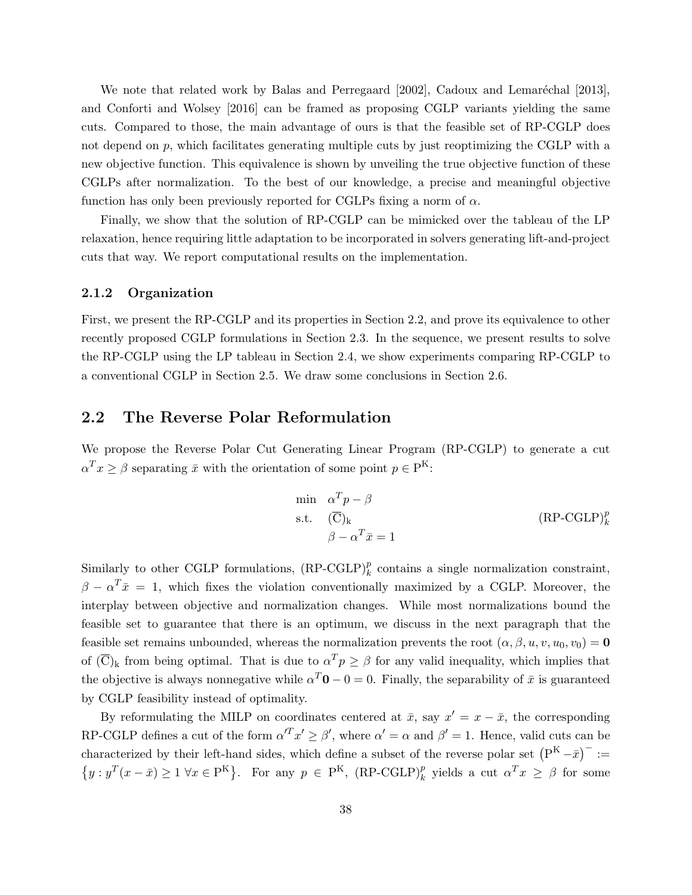We note that related work by Balas and Perregaard [2002], Cadoux and Lemaréchal [2013], and Conforti and Wolsey [2016] can be framed as proposing CGLP variants yielding the same cuts. Compared to those, the main advantage of ours is that the feasible set of RP-CGLP does not depend on $p$, which facilitates generating multiple cuts by just reoptimizing the CGLP with a new objective function. This equivalence is shown by unveiling the true objective function of these CGLPs after normalization. To the best of our knowledge, a precise and meaningful objective function has only been previously reported for CGLPs fixing a norm of $\alpha$.

Finally, we show that the solution of RP-CGLP can be mimicked over the tableau of the LP relaxation, hence requiring little adaptation to be incorporated in solvers generating lift-and-project cuts that way. We report computational results on the implementation.

### 2.1.2 Organization

First, we present the RP-CGLP and its properties in Section 2.2, and prove its equivalence to other recently proposed CGLP formulations in Section 2.3. In the sequence, we present results to solve the RP-CGLP using the LP tableau in Section 2.4, we show experiments comparing RP-CGLP to a conventional CGLP in Section 2.5. We draw some conclusions in Section 2.6.

## 2.2 The Reverse Polar Reformulation

We propose the Reverse Polar Cut Generating Linear Program (RP-CGLP) to generate a cut $\alpha^T x \geq \beta$ separating $\bar{x}$ with the orientation of some point $p \in \mathrm{P}^{\mathrm{K}}$:

$$
\begin{aligned}
\min \quad & \alpha^T p - \beta \\
\text{s.t.} \quad & (\overline{\mathrm{C}})_{\mathrm{k}} \\
& \beta - \alpha^T \bar{x} = 1
\end{aligned}
\qquad \text{(RP-CGLP)}_k^p
$$

Similarly to other CGLP formulations, $\text{(RP-CGLP)}_k^p$ contains a single normalization constraint, $\beta - \alpha^T \bar{x} = 1$, which fixes the violation conventionally maximized by a CGLP. Moreover, the interplay between objective and normalization changes. While most normalizations bound the feasible set to guarantee that there is an optimum, we discuss in the next paragraph that the feasible set remains unbounded, whereas the normalization prevents the root $(\alpha, \beta, u, v, u_0, v_0) = \mathbf{0}$ of $(\overline{\mathrm{C}})_{\mathrm{k}}$ from being optimal. That is due to $\alpha^T p \geq \beta$ for any valid inequality, which implies that the objective is always nonnegative while $\alpha^T \mathbf{0} - 0 = 0$. Finally, the separability of $\bar{x}$ is guaranteed by CGLP feasibility instead of optimality.

By reformulating the MILP on coordinates centered at $\bar{x}$, say $x' = x - \bar{x}$, the corresponding RP-CGLP defines a cut of the form $\alpha'^T x' \geq \beta'$, where $\alpha' = \alpha$ and $\beta' = 1$. Hence, valid cuts can be characterized by their left-hand sides, which define a subset of the reverse polar set $\left(\mathrm{P}^{\mathrm{K}} - \bar{x}\right)^- := \left\{ y : y^T (x - \bar{x}) \geq 1 \; \forall x \in \mathrm{P}^{\mathrm{K}} \right\}$. For any $p \in \mathrm{P}^{\mathrm{K}}$, $\text{(RP-CGLP)}_k^p$ yields a cut $\alpha^T x \geq \beta$ for some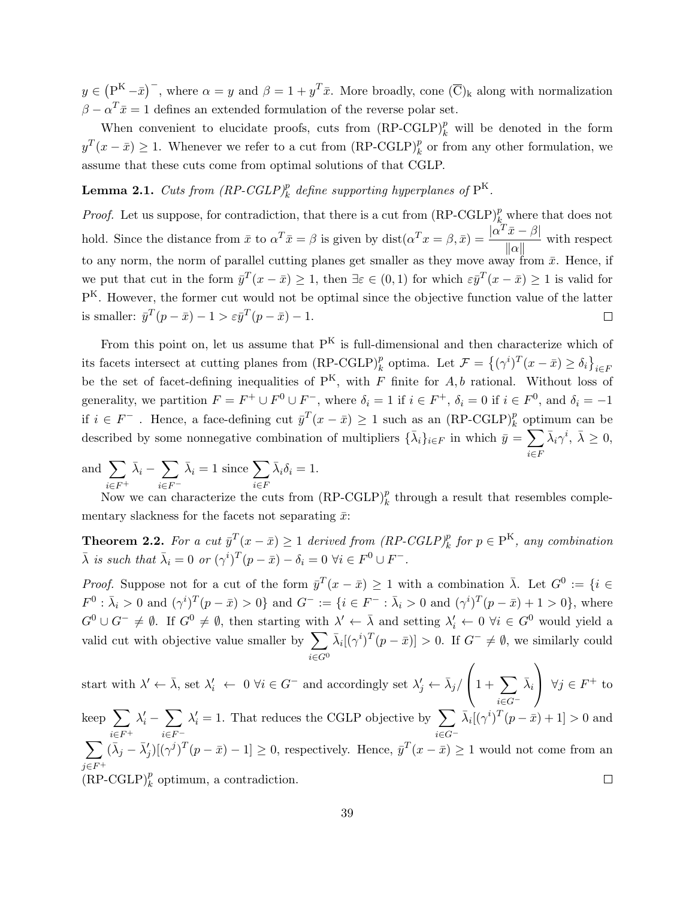$y \in \left(\mathrm{P}^{\mathrm{K}} - \bar{x}\right)^{-}$, where $\alpha = y$ and $\beta = 1 + y^T \bar{x}$. More broadly, cone $(\overline{\mathrm{C}})_{\mathrm{k}}$ along with normalization $\beta - \alpha^T \bar{x} = 1$ defines an extended formulation of the reverse polar set.

When convenient to elucidate proofs, cuts from (RP-CGLP)$_k^p$ will be denoted in the form $y^T(x - \bar{x}) \geq 1$. Whenever we refer to a cut from (RP-CGLP)$_k^p$ or from any other formulation, we assume that these cuts come from optimal solutions of that CGLP.

**Lemma 2.1.** *Cuts from (RP-CGLP)$_k^p$ define supporting hyperplanes of* $\mathrm{P}^{\mathrm{K}}$.

*Proof.* Let us suppose, for contradiction, that there is a cut from (RP-CGLP)$_k^p$ where that does not hold. Since the distance from $\bar{x}$ to $\alpha^T \bar{x} = \beta$ is given by $\mathrm{dist}(\alpha^T x = \beta, \bar{x}) = \dfrac{|\alpha^T \bar{x} - \beta|}{\|\alpha\|}$ with respect to any norm, the norm of parallel cutting planes get smaller as they move away from $\bar{x}$. Hence, if we put that cut in the form $\bar{y}^T(x - \bar{x}) \geq 1$, then $\exists \varepsilon \in (0, 1)$ for which $\varepsilon \bar{y}^T(x - \bar{x}) \geq 1$ is valid for $\mathrm{P}^{\mathrm{K}}$. However, the former cut would not be optimal since the objective function value of the latter is smaller: $\bar{y}^T(p - \bar{x}) - 1 > \varepsilon \bar{y}^T(p - \bar{x}) - 1$. □

From this point on, let us assume that $\mathrm{P}^{\mathrm{K}}$ is full-dimensional and then characterize which of its facets intersect at cutting planes from (RP-CGLP)$_k^p$ optima. Let $\mathcal{F} = \left\{(\gamma^i)^T(x - \bar{x}) \geq \delta_i\right\}_{i \in F}$ be the set of facet-defining inequalities of $\mathrm{P}^{\mathrm{K}}$, with $F$ finite for $A, b$ rational. Without loss of generality, we partition $F = F^+ \cup F^0 \cup F^-$, where $\delta_i = 1$ if $i \in F^+$, $\delta_i = 0$ if $i \in F^0$, and $\delta_i = -1$ if $i \in F^-$ . Hence, a face-defining cut $\bar{y}^T(x - \bar{x}) \geq 1$ such as an (RP-CGLP)$_k^p$ optimum can be described by some nonnegative combination of multipliers $\{\bar{\lambda}_i\}_{i \in F}$ in which $\bar{y} = \sum_{i \in F} \bar{\lambda}_i \gamma^i$, $\bar{\lambda} \geq 0$, and $\sum_{i \in F^+} \bar{\lambda}_i - \sum_{i \in F^-} \bar{\lambda}_i = 1$ since $\sum_{i \in F} \bar{\lambda}_i \delta_i = 1$.

Now we can characterize the cuts from (RP-CGLP)$_k^p$ through a result that resembles complementary slackness for the facets not separating $\bar{x}$:

**Theorem 2.2.** *For a cut $\bar{y}^T(x - \bar{x}) \geq 1$ derived from (RP-CGLP)$_k^p$ for $p \in \mathrm{P}^{\mathrm{K}}$, any combination $\bar{\lambda}$ is such that $\bar{\lambda}_i = 0$ or $(\gamma^i)^T(p - \bar{x}) - \delta_i = 0$ $\forall i \in F^0 \cup F^-$.*

*Proof.* Suppose not for a cut of the form $\bar{y}^T(x - \bar{x}) \geq 1$ with a combination $\bar{\lambda}$. Let $G^0 := \{i \in F^0 : \bar{\lambda}_i > 0 \text{ and } (\gamma^i)^T(p - \bar{x}) > 0\}$ and $G^- := \{i \in F^- : \bar{\lambda}_i > 0 \text{ and } (\gamma^i)^T(p - \bar{x}) + 1 > 0\}$, where $G^0 \cup G^- \neq \emptyset$. If $G^0 \neq \emptyset$, then starting with $\lambda' \leftarrow \bar{\lambda}$ and setting $\lambda'_i \leftarrow 0$ $\forall i \in G^0$ would yield a valid cut with objective value smaller by $\sum_{i \in G^0} \bar{\lambda}_i[(\gamma^i)^T(p - \bar{x})] > 0$. If $G^- \neq \emptyset$, we similarly could start with $\lambda' \leftarrow \bar{\lambda}$, set $\lambda'_i \leftarrow 0$ $\forall i \in G^-$ and accordingly set $\lambda'_j \leftarrow \bar{\lambda}_j / \left(1 + \sum_{i \in G^-} \bar{\lambda}_i\right)$ $\forall j \in F^+$ to keep $\sum_{i \in F^+} \lambda'_i - \sum_{i \in F^-} \lambda'_i = 1$. That reduces the CGLP objective by $\sum_{i \in G^-} \bar{\lambda}_i[(\gamma^i)^T(p - \bar{x}) + 1] > 0$ and $\sum_{j \in F^+} (\bar{\lambda}_j - \bar{\lambda}'_j)[(\gamma^j)^T(p - \bar{x}) - 1] \geq 0$, respectively. Hence, $\bar{y}^T(x - \bar{x}) \geq 1$ would not come from an (RP-CGLP)$_k^p$ optimum, a contradiction. □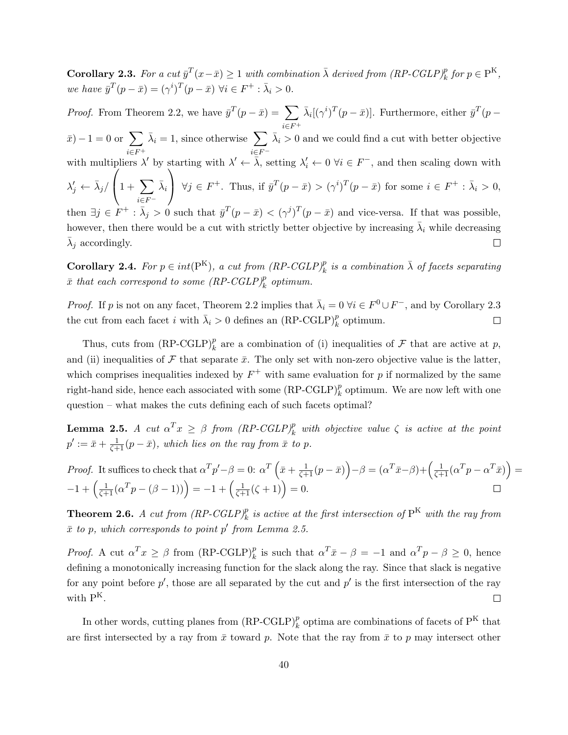**Corollary 2.3.** *For a cut $\bar{y}^T(x-\bar{x}) \geq 1$ with combination $\bar{\lambda}$ derived from (RP-CGLP)$_k^p$ for $p \in \mathrm{P}^{\mathrm{K}}$, we have $\bar{y}^T(p-\bar{x}) = (\gamma^i)^T(p-\bar{x})$ $\forall i \in F^+ : \bar{\lambda}_i > 0$.*

*Proof.* From Theorem 2.2, we have $\bar{y}^T(p-\bar{x}) = \sum_{i \in F^+} \bar{\lambda}_i[(\gamma^i)^T(p-\bar{x})]$. Furthermore, either $\bar{y}^T(p-\bar{x}) - 1 = 0$ or $\sum_{i \in F^+} \bar{\lambda}_i = 1$, since otherwise $\sum_{i \in F^-} \bar{\lambda}_i > 0$ and we could find a cut with better objective with multipliers $\lambda'$ by starting with $\lambda' \leftarrow \bar{\lambda}$, setting $\lambda'_i \leftarrow 0$ $\forall i \in F^-$, and then scaling down with $\lambda'_j \leftarrow \bar{\lambda}_j / \left(1 + \sum_{i \in F^-} \bar{\lambda}_i\right)$ $\forall j \in F^+$. Thus, if $\bar{y}^T(p-\bar{x}) > (\gamma^i)^T(p-\bar{x})$ for some $i \in F^+ : \bar{\lambda}_i > 0$, then $\exists j \in F^+ : \bar{\lambda}_j > 0$ such that $\bar{y}^T(p-\bar{x}) < (\gamma^j)^T(p-\bar{x})$ and vice-versa. If that was possible, however, then there would be a cut with strictly better objective by increasing $\bar{\lambda}_i$ while decreasing $\bar{\lambda}_j$ accordingly. $\square$

**Corollary 2.4.** *For $p \in int(\mathrm{P}^{\mathrm{K}})$, a cut from (RP-CGLP)$_k^p$ is a combination $\bar{\lambda}$ of facets separating $\bar{x}$ that each correspond to some (RP-CGLP)$_k^p$ optimum.*

*Proof.* If $p$ is not on any facet, Theorem 2.2 implies that $\bar{\lambda}_i = 0$ $\forall i \in F^0 \cup F^-$, and by Corollary 2.3 the cut from each facet $i$ with $\bar{\lambda}_i > 0$ defines an (RP-CGLP)$_k^p$ optimum. $\square$

Thus, cuts from (RP-CGLP)$_k^p$ are a combination of (i) inequalities of $\mathcal{F}$ that are active at $p$, and (ii) inequalities of $\mathcal{F}$ that separate $\bar{x}$. The only set with non-zero objective value is the latter, which comprises inequalities indexed by $F^+$ with same evaluation for $p$ if normalized by the same right-hand side, hence each associated with some (RP-CGLP)$_k^p$ optimum. We are now left with one question – what makes the cuts defining each of such facets optimal?

**Lemma 2.5.** *A cut $\alpha^T x \geq \beta$ from (RP-CGLP)$_k^p$ with objective value $\zeta$ is active at the point $p' := \bar{x} + \frac{1}{\zeta+1}(p-\bar{x})$, which lies on the ray from $\bar{x}$ to $p$.*

*Proof.* It suffices to check that $\alpha^T p' - \beta = 0$: $\alpha^T\left(\bar{x} + \frac{1}{\zeta+1}(p-\bar{x})\right) - \beta = (\alpha^T\bar{x} - \beta) + \left(\frac{1}{\zeta+1}(\alpha^T p - \alpha^T \bar{x})\right) = -1 + \left(\frac{1}{\zeta+1}(\alpha^T p - (\beta - 1))\right) = -1 + \left(\frac{1}{\zeta+1}(\zeta+1)\right) = 0$. $\square$

**Theorem 2.6.** *A cut from (RP-CGLP)$_k^p$ is active at the first intersection of $\mathrm{P}^{\mathrm{K}}$ with the ray from $\bar{x}$ to $p$, which corresponds to point $p'$ from Lemma 2.5.*

*Proof.* A cut $\alpha^T x \geq \beta$ from (RP-CGLP)$_k^p$ is such that $\alpha^T \bar{x} - \beta = -1$ and $\alpha^T p - \beta \geq 0$, hence defining a monotonically increasing function for the slack along the ray. Since that slack is negative for any point before $p'$, those are all separated by the cut and $p'$ is the first intersection of the ray with $\mathrm{P}^{\mathrm{K}}$. $\square$

In other words, cutting planes from (RP-CGLP)$_k^p$ optima are combinations of facets of $\mathrm{P}^{\mathrm{K}}$ that are first intersected by a ray from $\bar{x}$ toward $p$. Note that the ray from $\bar{x}$ to $p$ may intersect other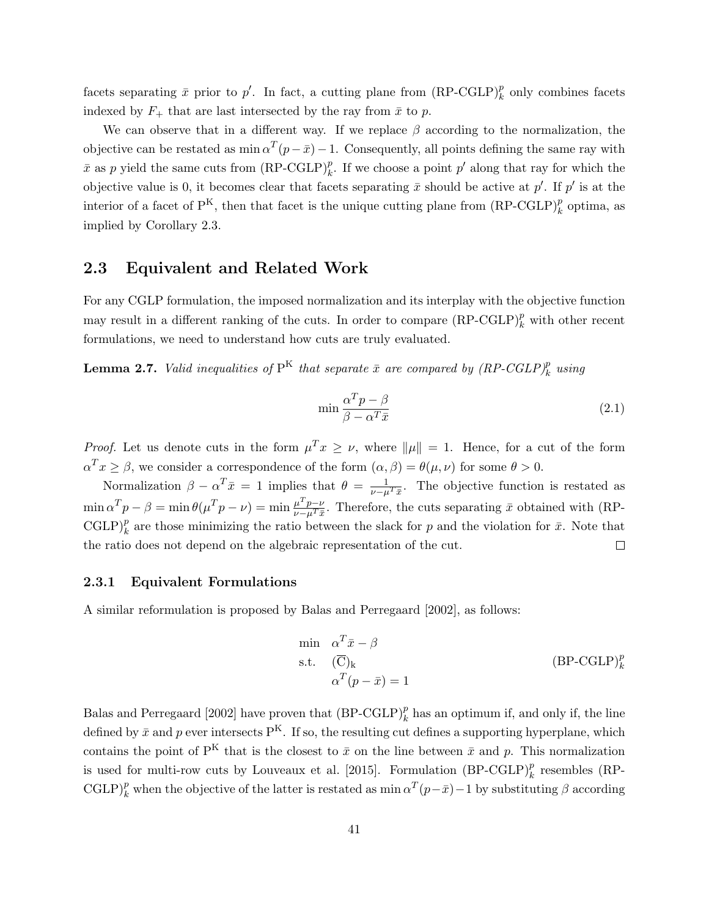facets separating $\bar{x}$ prior to $p'$. In fact, a cutting plane from $(\text{RP-CGLP})_k^p$ only combines facets indexed by $F_+$ that are last intersected by the ray from $\bar{x}$ to $p$.

We can observe that in a different way. If we replace $\beta$ according to the normalization, the objective can be restated as $\min \alpha^T(p - \bar{x}) - 1$. Consequently, all points defining the same ray with $\bar{x}$ as $p$ yield the same cuts from $(\text{RP-CGLP})_k^p$. If we choose a point $p'$ along that ray for which the objective value is 0, it becomes clear that facets separating $\bar{x}$ should be active at $p'$. If $p'$ is at the interior of a facet of $\text{P}^{\text{K}}$, then that facet is the unique cutting plane from $(\text{RP-CGLP})_k^p$ optima, as implied by Corollary 2.3.

## 2.3 Equivalent and Related Work

For any CGLP formulation, the imposed normalization and its interplay with the objective function may result in a different ranking of the cuts. In order to compare $(\text{RP-CGLP})_k^p$ with other recent formulations, we need to understand how cuts are truly evaluated.

**Lemma 2.7.** *Valid inequalities of* $\text{P}^{\text{K}}$ *that separate* $\bar{x}$ *are compared by* $(\text{RP-CGLP})_k^p$ *using*

$$\min \frac{\alpha^T p - \beta}{\beta - \alpha^T \bar{x}} \tag{2.1}$$

*Proof.* Let us denote cuts in the form $\mu^T x \geq \nu$, where $\|\mu\| = 1$. Hence, for a cut of the form $\alpha^T x \geq \beta$, we consider a correspondence of the form $(\alpha, \beta) = \theta(\mu, \nu)$ for some $\theta > 0$.

Normalization $\beta - \alpha^T \bar{x} = 1$ implies that $\theta = \frac{1}{\nu - \mu^T \bar{x}}$. The objective function is restated as $\min \alpha^T p - \beta = \min \theta(\mu^T p - \nu) = \min \frac{\mu^T p - \nu}{\nu - \mu^T \bar{x}}$. Therefore, the cuts separating $\bar{x}$ obtained with $(\text{RP-CGLP})_k^p$ are those minimizing the ratio between the slack for $p$ and the violation for $\bar{x}$. Note that the ratio does not depend on the algebraic representation of the cut. □

### 2.3.1 Equivalent Formulations

A similar reformulation is proposed by Balas and Perregaard [2002], as follows:

$$\begin{aligned} \min \quad & \alpha^T \bar{x} - \beta \\ \text{s.t.} \quad & (\overline{\text{C}})_{\text{k}} \\ & \alpha^T (p - \bar{x}) = 1 \end{aligned} \tag{BP-CGLP$_k^p$}$$

Balas and Perregaard [2002] have proven that $(\text{BP-CGLP})_k^p$ has an optimum if, and only if, the line defined by $\bar{x}$ and $p$ ever intersects $\text{P}^{\text{K}}$. If so, the resulting cut defines a supporting hyperplane, which contains the point of $\text{P}^{\text{K}}$ that is the closest to $\bar{x}$ on the line between $\bar{x}$ and $p$. This normalization is used for multi-row cuts by Louveaux et al. [2015]. Formulation $(\text{BP-CGLP})_k^p$ resembles $(\text{RP-CGLP})_k^p$ when the objective of the latter is restated as $\min \alpha^T(p - \bar{x}) - 1$ by substituting $\beta$ according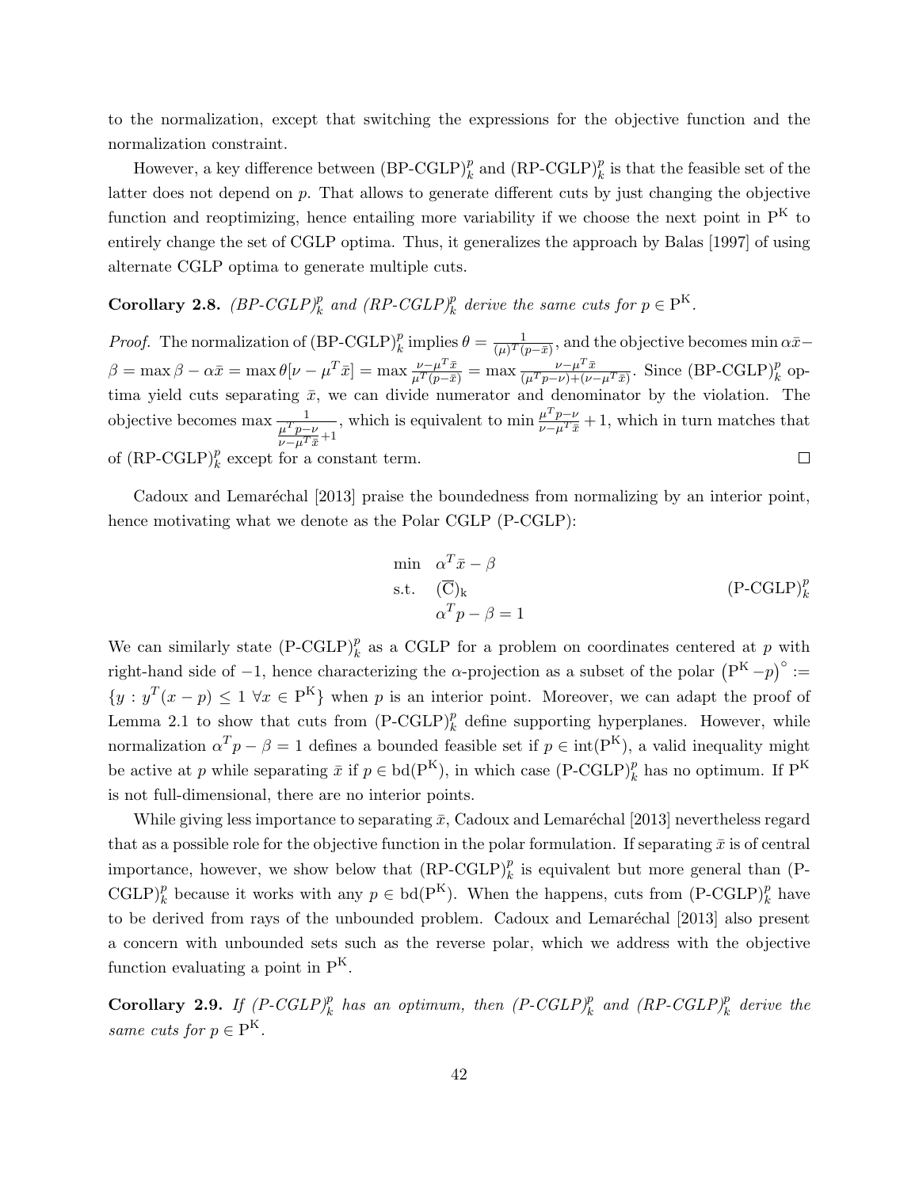to the normalization, except that switching the expressions for the objective function and the normalization constraint.

However, a key difference between $(\text{BP-CGLP})_k^p$ and $(\text{RP-CGLP})_k^p$ is that the feasible set of the latter does not depend on $p$. That allows to generate different cuts by just changing the objective function and reoptimizing, hence entailing more variability if we choose the next point in $\mathrm{P}^{\mathrm{K}}$ to entirely change the set of CGLP optima. Thus, it generalizes the approach by Balas [1997] of using alternate CGLP optima to generate multiple cuts.

**Corollary 2.8.** *$(\text{BP-CGLP})_k^p$ and $(\text{RP-CGLP})_k^p$ derive the same cuts for $p \in \mathrm{P}^{\mathrm{K}}$.*

*Proof.* The normalization of $(\text{BP-CGLP})_k^p$ implies $\theta = \frac{1}{(\mu)^T(p-\bar{x})}$, and the objective becomes $\min \alpha\bar{x} - \beta = \max \beta - \alpha\bar{x} = \max \theta[\nu - \mu^T\bar{x}] = \max \frac{\nu - \mu^T\bar{x}}{\mu^T(p-\bar{x})} = \max \frac{\nu - \mu^T\bar{x}}{(\mu^T p - \nu) + (\nu - \mu^T\bar{x})}$. Since $(\text{BP-CGLP})_k^p$ optima yield cuts separating $\bar{x}$, we can divide numerator and denominator by the violation. The objective becomes $\max \frac{1}{\frac{\mu^T p - \nu}{\nu - \mu^T\bar{x}} + 1}$, which is equivalent to $\min \frac{\mu^T p - \nu}{\nu - \mu^T\bar{x}} + 1$, which in turn matches that of $(\text{RP-CGLP})_k^p$ except for a constant term. $\square$

Cadoux and Lemaréchal [2013] praise the boundedness from normalizing by an interior point, hence motivating what we denote as the Polar CGLP (P-CGLP):

$$
\begin{aligned}
\min \quad & \alpha^T\bar{x} - \beta \\
\text{s.t.} \quad & (\overline{\mathrm{C}})_{\mathrm{k}} \\
& \alpha^T p - \beta = 1
\end{aligned}
\qquad (\text{P-CGLP})_k^p
$$

We can similarly state $(\text{P-CGLP})_k^p$ as a CGLP for a problem on coordinates centered at $p$ with right-hand side of $-1$, hence characterizing the $\alpha$-projection as a subset of the polar $\left(\mathrm{P}^{\mathrm{K}} - p\right)^\circ := \{y : y^T(x-p) \leq 1 \ \forall x \in \mathrm{P}^{\mathrm{K}}\}$ when $p$ is an interior point. Moreover, we can adapt the proof of Lemma 2.1 to show that cuts from $(\text{P-CGLP})_k^p$ define supporting hyperplanes. However, while normalization $\alpha^T p - \beta = 1$ defines a bounded feasible set if $p \in \mathrm{int}(\mathrm{P}^{\mathrm{K}})$, a valid inequality might be active at $p$ while separating $\bar{x}$ if $p \in \mathrm{bd}(\mathrm{P}^{\mathrm{K}})$, in which case $(\text{P-CGLP})_k^p$ has no optimum. If $\mathrm{P}^{\mathrm{K}}$ is not full-dimensional, there are no interior points.

While giving less importance to separating $\bar{x}$, Cadoux and Lemaréchal [2013] nevertheless regard that as a possible role for the objective function in the polar formulation. If separating $\bar{x}$ is of central importance, however, we show below that $(\text{RP-CGLP})_k^p$ is equivalent but more general than $(\text{P-CGLP})_k^p$ because it works with any $p \in \mathrm{bd}(\mathrm{P}^{\mathrm{K}})$. When the happens, cuts from $(\text{P-CGLP})_k^p$ have to be derived from rays of the unbounded problem. Cadoux and Lemaréchal [2013] also present a concern with unbounded sets such as the reverse polar, which we address with the objective function evaluating a point in $\mathrm{P}^{\mathrm{K}}$.

**Corollary 2.9.** *If $(\text{P-CGLP})_k^p$ has an optimum, then $(\text{P-CGLP})_k^p$ and $(\text{RP-CGLP})_k^p$ derive the same cuts for $p \in \mathrm{P}^{\mathrm{K}}$.*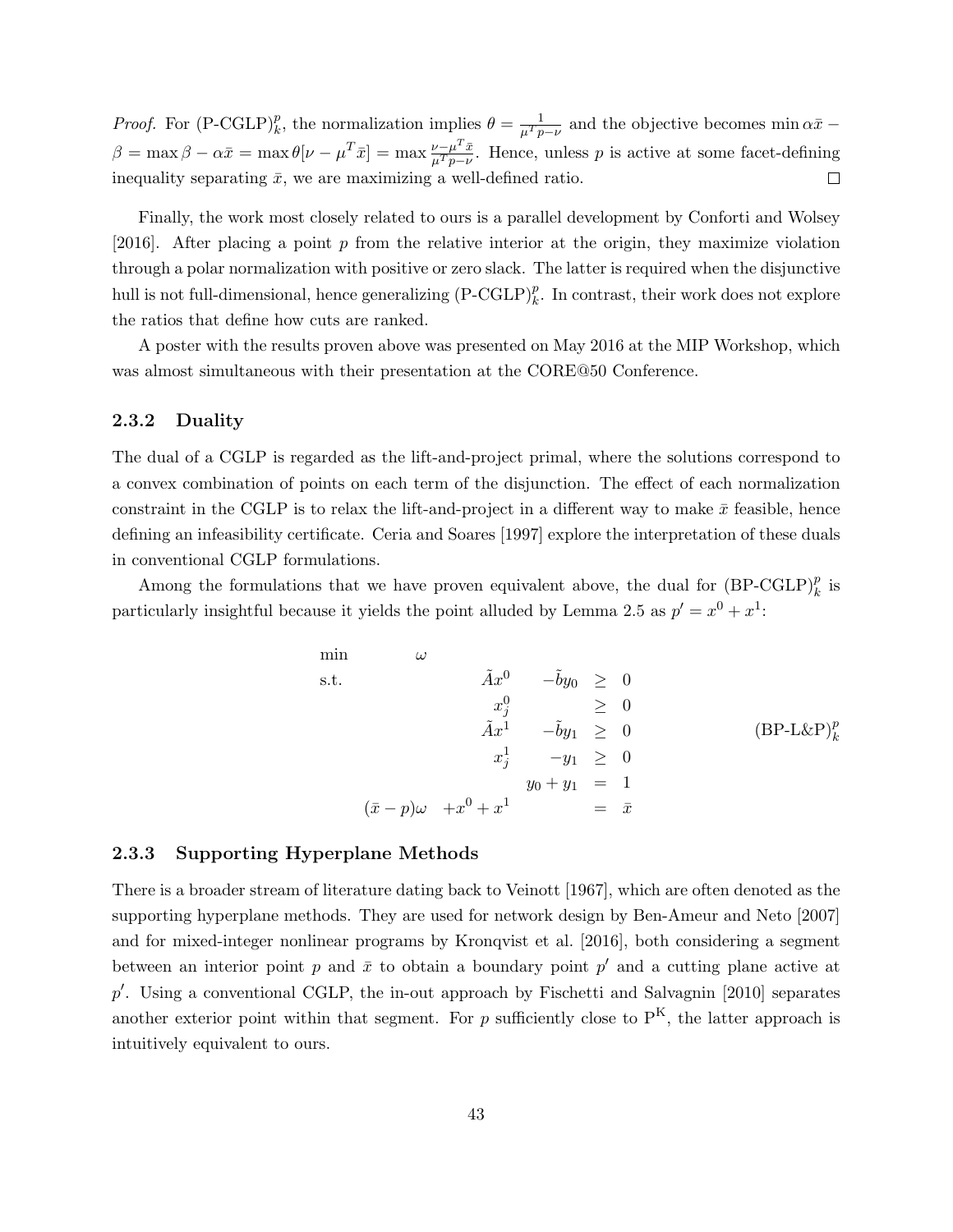*Proof.* For $(\text{P-CGLP})_k^p$, the normalization implies $\theta = \frac{1}{\mu^T p - \nu}$ and the objective becomes $\min \alpha\bar{x} - \beta = \max \beta - \alpha\bar{x} = \max \theta[\nu - \mu^T \bar{x}] = \max \frac{\nu - \mu^T \bar{x}}{\mu^T p - \nu}$. Hence, unless $p$ is active at some facet-defining inequality separating $\bar{x}$, we are maximizing a well-defined ratio. □

Finally, the work most closely related to ours is a parallel development by Conforti and Wolsey [2016]. After placing a point $p$ from the relative interior at the origin, they maximize violation through a polar normalization with positive or zero slack. The latter is required when the disjunctive hull is not full-dimensional, hence generalizing $(\text{P-CGLP})_k^p$. In contrast, their work does not explore the ratios that define how cuts are ranked.

A poster with the results proven above was presented on May 2016 at the MIP Workshop, which was almost simultaneous with their presentation at the CORE@50 Conference.

### 2.3.2 Duality

The dual of a CGLP is regarded as the lift-and-project primal, where the solutions correspond to a convex combination of points on each term of the disjunction. The effect of each normalization constraint in the CGLP is to relax the lift-and-project in a different way to make $\bar{x}$ feasible, hence defining an infeasibility certificate. Ceria and Soares [1997] explore the interpretation of these duals in conventional CGLP formulations.

Among the formulations that we have proven equivalent above, the dual for $(\text{BP-CGLP})_k^p$ is particularly insightful because it yields the point alluded by Lemma 2.5 as $p' = x^0 + x^1$:

$$
\begin{array}{llrrcl}
\min & \omega & & & & \\
\text{s.t.} & & \tilde{A}x^0 & -\tilde{b}y_0 & \geq & 0 \\
 & & x_j^0 & & \geq & 0 \\
 & & \tilde{A}x^1 & -\tilde{b}y_1 & \geq & 0 \\
 & & x_j^1 & -y_1 & \geq & 0 \\
 & & & y_0 + y_1 & = & 1 \\
 & (\bar{x} - p)\omega & +x^0 + x^1 & & = & \bar{x}
\end{array}
\qquad (\text{BP-L\&P})_k^p
$$

### 2.3.3 Supporting Hyperplane Methods

There is a broader stream of literature dating back to Veinott [1967], which are often denoted as the supporting hyperplane methods. They are used for network design by Ben-Ameur and Neto [2007] and for mixed-integer nonlinear programs by Kronqvist et al. [2016], both considering a segment between an interior point $p$ and $\bar{x}$ to obtain a boundary point $p'$ and a cutting plane active at $p'$. Using a conventional CGLP, the in-out approach by Fischetti and Salvagnin [2010] separates another exterior point within that segment. For $p$ sufficiently close to $\text{P}^\text{K}$, the latter approach is intuitively equivalent to ours.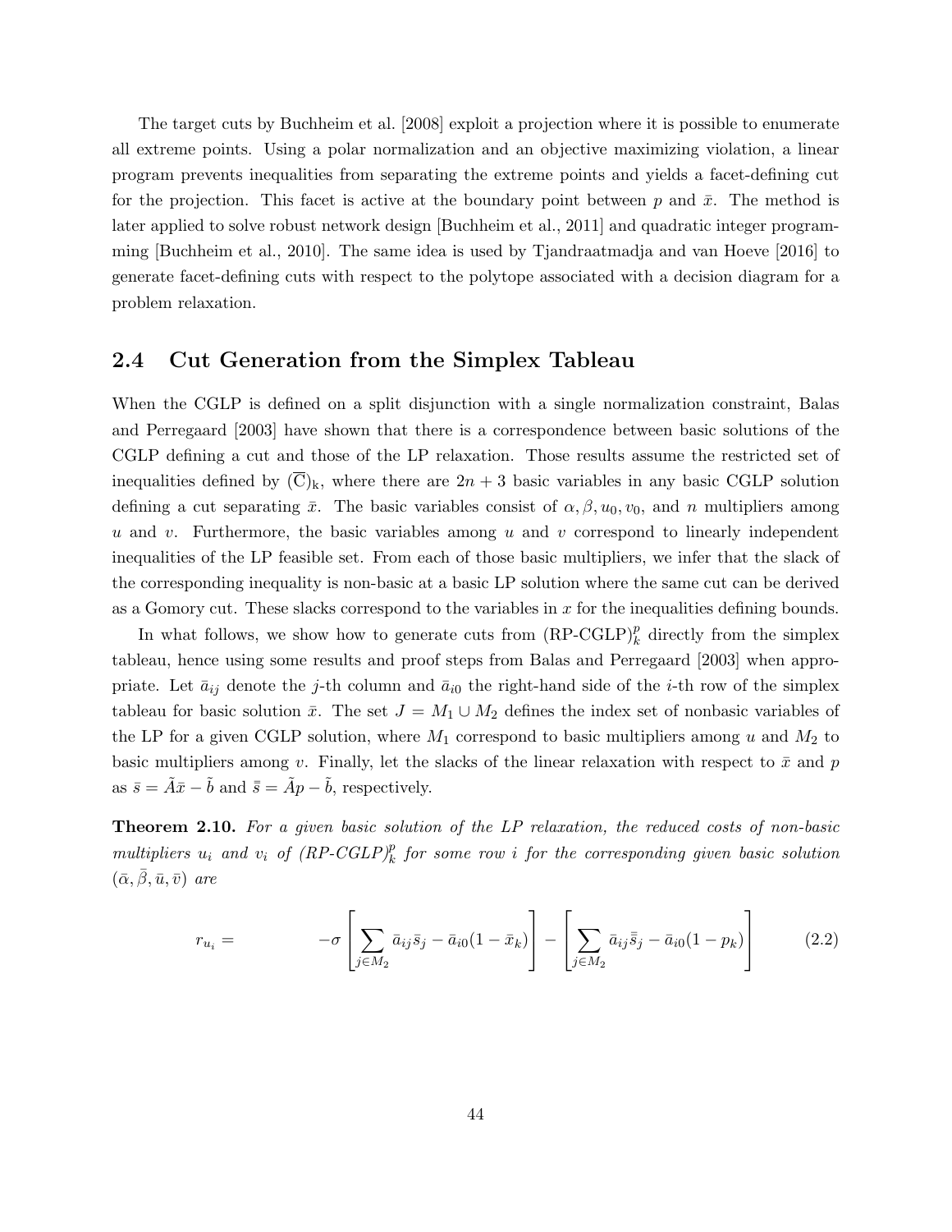The target cuts by Buchheim et al. [2008] exploit a projection where it is possible to enumerate all extreme points. Using a polar normalization and an objective maximizing violation, a linear program prevents inequalities from separating the extreme points and yields a facet-defining cut for the projection. This facet is active at the boundary point between $p$ and $\bar{x}$. The method is later applied to solve robust network design [Buchheim et al., 2011] and quadratic integer programming [Buchheim et al., 2010]. The same idea is used by Tjandraatmadja and van Hoeve [2016] to generate facet-defining cuts with respect to the polytope associated with a decision diagram for a problem relaxation.

## 2.4 Cut Generation from the Simplex Tableau

When the CGLP is defined on a split disjunction with a single normalization constraint, Balas and Perregaard [2003] have shown that there is a correspondence between basic solutions of the CGLP defining a cut and those of the LP relaxation. Those results assume the restricted set of inequalities defined by $(\overline{\mathrm{C}})_\mathrm{k}$, where there are $2n + 3$ basic variables in any basic CGLP solution defining a cut separating $\bar{x}$. The basic variables consist of $\alpha, \beta, u_0, v_0$, and $n$ multipliers among $u$ and $v$. Furthermore, the basic variables among $u$ and $v$ correspond to linearly independent inequalities of the LP feasible set. From each of those basic multipliers, we infer that the slack of the corresponding inequality is non-basic at a basic LP solution where the same cut can be derived as a Gomory cut. These slacks correspond to the variables in $x$ for the inequalities defining bounds.

In what follows, we show how to generate cuts from $(\text{RP-CGLP})_k^p$ directly from the simplex tableau, hence using some results and proof steps from Balas and Perregaard [2003] when appropriate. Let $\bar{a}_{ij}$ denote the $j$-th column and $\bar{a}_{i0}$ the right-hand side of the $i$-th row of the simplex tableau for basic solution $\bar{x}$. The set $J = M_1 \cup M_2$ defines the index set of nonbasic variables of the LP for a given CGLP solution, where $M_1$ correspond to basic multipliers among $u$ and $M_2$ to basic multipliers among $v$. Finally, let the slacks of the linear relaxation with respect to $\bar{x}$ and $p$ as $\bar{s} = \tilde{A}\bar{x} - \tilde{b}$ and $\bar{\bar{s}} = \tilde{A}p - \tilde{b}$, respectively.

**Theorem 2.10.** *For a given basic solution of the LP relaxation, the reduced costs of non-basic multipliers $u_i$ and $v_i$ of $(RP\text{-}CGLP)_k^p$ for some row $i$ for the corresponding given basic solution $(\bar{\alpha}, \bar{\beta}, \bar{u}, \bar{v})$ are*

$$r_{u_i} = \qquad -\sigma \left[ \sum_{j \in M_2} \bar{a}_{ij} \bar{s}_j - \bar{a}_{i0}(1 - \bar{x}_k) \right] - \left[ \sum_{j \in M_2} \bar{a}_{ij} \bar{\bar{s}}_j - \bar{a}_{i0}(1 - p_k) \right] \tag{2.2}$$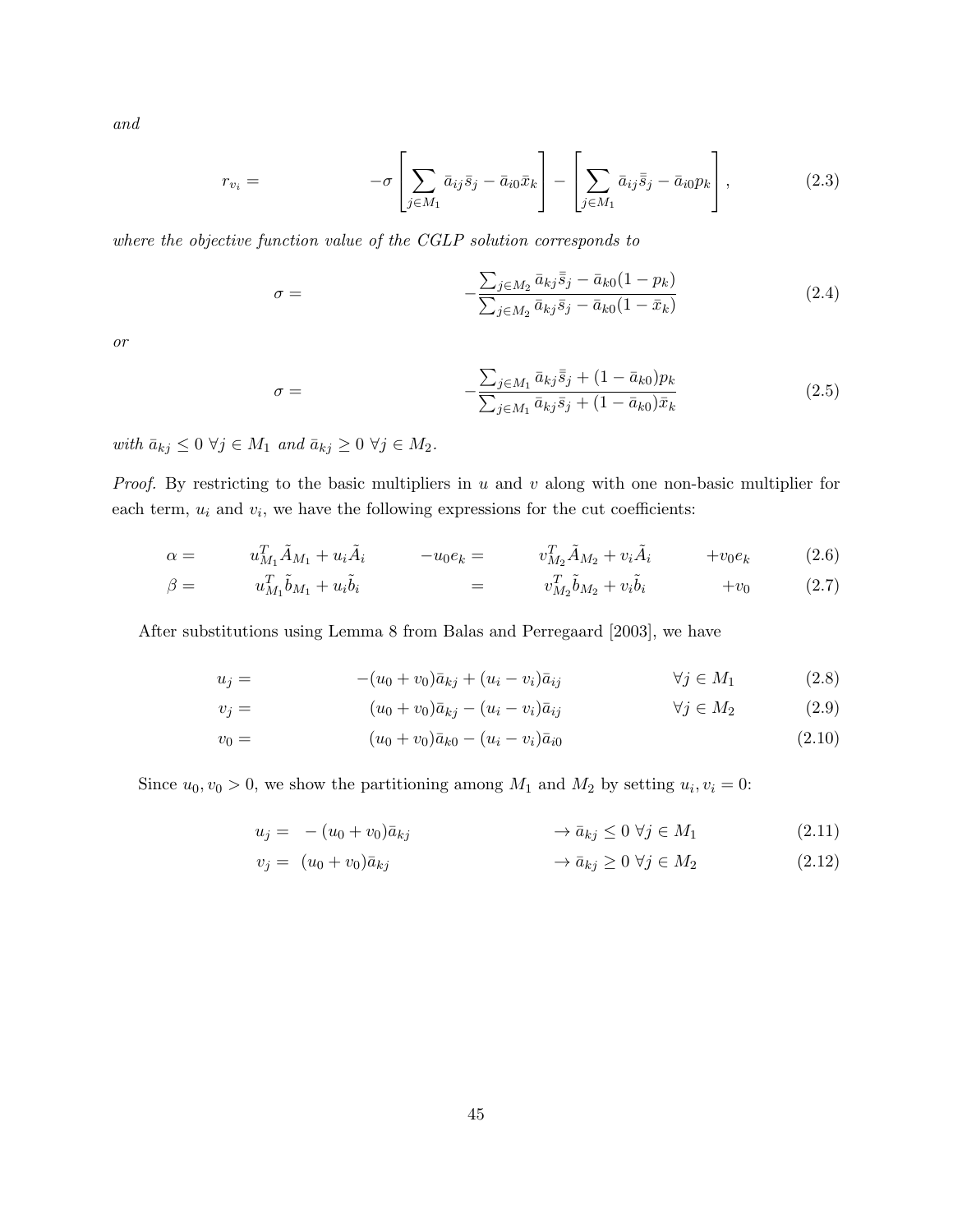*and*

$$r_{v_i} = -\sigma \left[ \sum_{j \in M_1} \bar{a}_{ij}\bar{s}_j - \bar{a}_{i0}\bar{x}_k \right] - \left[ \sum_{j \in M_1} \bar{a}_{ij}\bar{\bar{s}}_j - \bar{a}_{i0}p_k \right], \tag{2.3}$$

*where the objective function value of the CGLP solution corresponds to*

$$\sigma = -\frac{\sum_{j \in M_2} \bar{a}_{kj}\bar{\bar{s}}_j - \bar{a}_{k0}(1-p_k)}{\sum_{j \in M_2} \bar{a}_{kj}\bar{s}_j - \bar{a}_{k0}(1-\bar{x}_k)} \tag{2.4}$$

*or*

$$\sigma = -\frac{\sum_{j \in M_1} \bar{a}_{kj}\bar{\bar{s}}_j + (1-\bar{a}_{k0})p_k}{\sum_{j \in M_1} \bar{a}_{kj}\bar{s}_j + (1-\bar{a}_{k0})\bar{x}_k} \tag{2.5}$$

*with* $\bar{a}_{kj} \leq 0 \ \forall j \in M_1$ *and* $\bar{a}_{kj} \geq 0 \ \forall j \in M_2$.

*Proof.* By restricting to the basic multipliers in $u$ and $v$ along with one non-basic multiplier for each term, $u_i$ and $v_i$, we have the following expressions for the cut coefficients:

$$\alpha = u_{M_1}^T \tilde{A}_{M_1} + u_i \tilde{A}_i \quad -u_0 e_k = \quad v_{M_2}^T \tilde{A}_{M_2} + v_i \tilde{A}_i \quad +v_0 e_k \tag{2.6}$$

$$\beta = u_{M_1}^T \tilde{b}_{M_1} + u_i \tilde{b}_i \quad = \quad v_{M_2}^T \tilde{b}_{M_2} + v_i \tilde{b}_i \quad +v_0 \tag{2.7}$$

After substitutions using Lemma 8 from Balas and Perregaard [2003], we have

$$u_j = -(u_0 + v_0)\bar{a}_{kj} + (u_i - v_i)\bar{a}_{ij} \qquad \forall j \in M_1 \tag{2.8}$$

$$v_j = (u_0 + v_0)\bar{a}_{kj} - (u_i - v_i)\bar{a}_{ij} \qquad \forall j \in M_2 \tag{2.9}$$

$$v_0 = (u_0 + v_0)\bar{a}_{k0} - (u_i - v_i)\bar{a}_{i0} \tag{2.10}$$

Since $u_0, v_0 > 0$, we show the partitioning among $M_1$ and $M_2$ by setting $u_i, v_i = 0$:

$$u_j = -(u_0 + v_0)\bar{a}_{kj} \qquad \to \bar{a}_{kj} \leq 0 \ \forall j \in M_1 \tag{2.11}$$

$$v_j = (u_0 + v_0)\bar{a}_{kj} \qquad \to \bar{a}_{kj} \geq 0 \ \forall j \in M_2 \tag{2.12}$$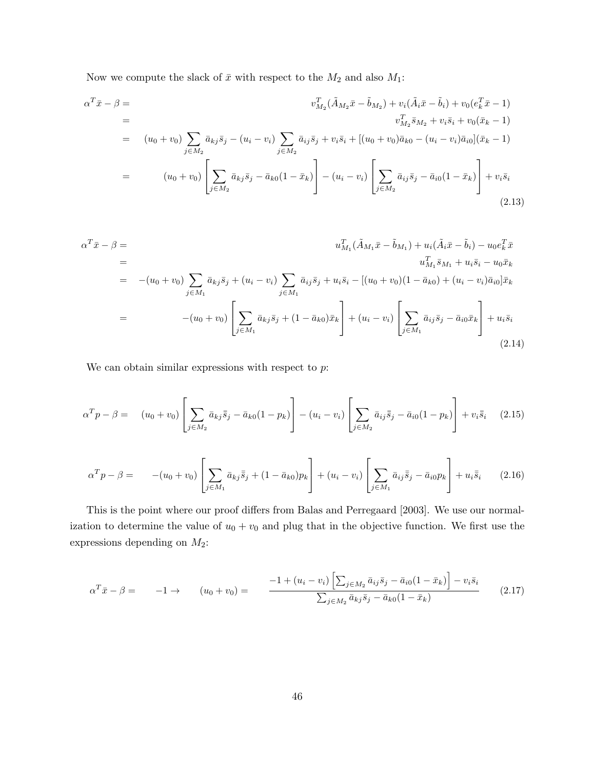Now we compute the slack of $\bar{x}$ with respect to the $M_2$ and also $M_1$:

$$
\begin{aligned}
\alpha^T \bar{x} - \beta &= v_{M_2}^T(\tilde{A}_{M_2}\bar{x} - \tilde{b}_{M_2}) + v_i(\tilde{A}_i\bar{x} - \tilde{b}_i) + v_0(e_k^T\bar{x} - 1) \\
&= v_{M_2}^T \bar{s}_{M_2} + v_i\bar{s}_i + v_0(\bar{x}_k - 1) \\
&= (u_0 + v_0)\sum_{j\in M_2}\bar{a}_{kj}\bar{s}_j - (u_i - v_i)\sum_{j\in M_2}\bar{a}_{ij}\bar{s}_j + v_i\bar{s}_i + [(u_0+v_0)\bar{a}_{k0} - (u_i - v_i)\bar{a}_{i0}](\bar{x}_k - 1) \\
&= (u_0 + v_0)\left[\sum_{j\in M_2}\bar{a}_{kj}\bar{s}_j - \bar{a}_{k0}(1-\bar{x}_k)\right] - (u_i - v_i)\left[\sum_{j\in M_2}\bar{a}_{ij}\bar{s}_j - \bar{a}_{i0}(1-\bar{x}_k)\right] + v_i\bar{s}_i
\end{aligned}
\tag{2.13}
$$

$$
\begin{aligned}
\alpha^T \bar{x} - \beta &= u_{M_1}^T(\tilde{A}_{M_1}\bar{x} - \tilde{b}_{M_1}) + u_i(\tilde{A}_i\bar{x} - \tilde{b}_i) - u_0 e_k^T\bar{x} \\
&= u_{M_1}^T \bar{s}_{M_1} + u_i\bar{s}_i - u_0\bar{x}_k \\
&= -(u_0 + v_0)\sum_{j\in M_1}\bar{a}_{kj}\bar{s}_j + (u_i - v_i)\sum_{j\in M_1}\bar{a}_{ij}\bar{s}_j + u_i\bar{s}_i - [(u_0+v_0)(1-\bar{a}_{k0}) + (u_i - v_i)\bar{a}_{i0}]\bar{x}_k \\
&= -(u_0 + v_0)\left[\sum_{j\in M_1}\bar{a}_{kj}\bar{s}_j + (1-\bar{a}_{k0})\bar{x}_k\right] + (u_i - v_i)\left[\sum_{j\in M_1}\bar{a}_{ij}\bar{s}_j - \bar{a}_{i0}\bar{x}_k\right] + u_i\bar{s}_i
\end{aligned}
\tag{2.14}
$$

We can obtain similar expressions with respect to $p$:

$$
\alpha^T p - \beta = (u_0 + v_0)\left[\sum_{j\in M_2}\bar{a}_{kj}\bar{\bar{s}}_j - \bar{a}_{k0}(1-p_k)\right] - (u_i - v_i)\left[\sum_{j\in M_2}\bar{a}_{ij}\bar{\bar{s}}_j - \bar{a}_{i0}(1-p_k)\right] + v_i\bar{\bar{s}}_i \tag{2.15}
$$

$$
\alpha^T p - \beta = -(u_0 + v_0)\left[\sum_{j\in M_1}\bar{a}_{kj}\bar{\bar{s}}_j + (1-\bar{a}_{k0})p_k\right] + (u_i - v_i)\left[\sum_{j\in M_1}\bar{a}_{ij}\bar{\bar{s}}_j - \bar{a}_{i0}p_k\right] + u_i\bar{\bar{s}}_i \tag{2.16}
$$

This is the point where our proof differs from Balas and Perregaard [2003]. We use our normalization to determine the value of $u_0 + v_0$ and plug that in the objective function. We first use the expressions depending on $M_2$:

$$
\alpha^T \bar{x} - \beta = -1 \rightarrow \quad (u_0 + v_0) = \frac{-1 + (u_i - v_i)\left[\sum_{j\in M_2}\bar{a}_{ij}\bar{s}_j - \bar{a}_{i0}(1-\bar{x}_k)\right] - v_i\bar{s}_i}{\sum_{j\in M_2}\bar{a}_{kj}\bar{s}_j - \bar{a}_{k0}(1-\bar{x}_k)} \tag{2.17}
$$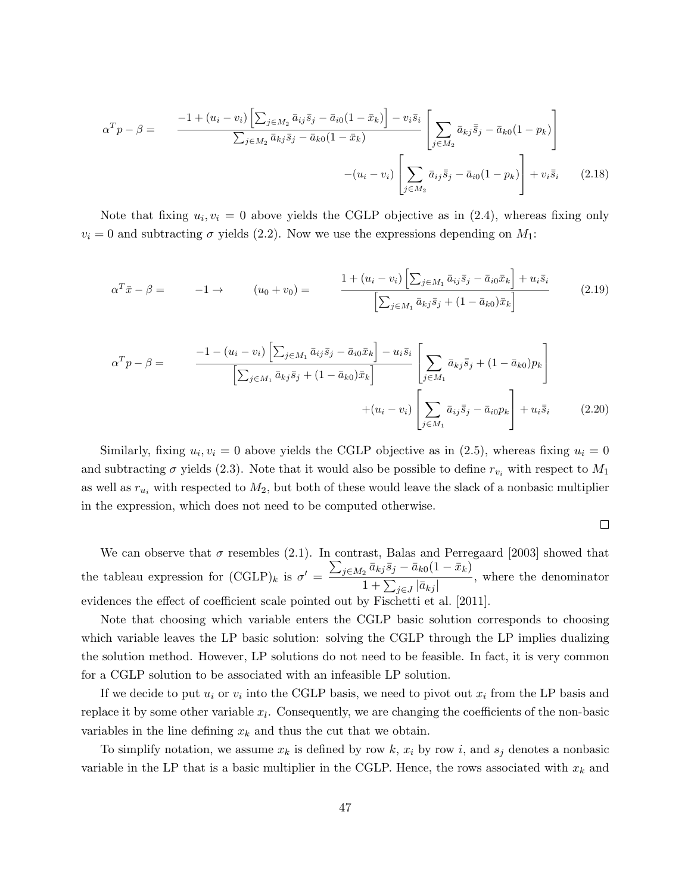$$\alpha^T p - \beta = \frac{-1 + (u_i - v_i)\left[\sum_{j \in M_2} \bar{a}_{ij}\bar{s}_j - \bar{a}_{i0}(1 - \bar{x}_k)\right] - v_i \bar{s}_i}{\sum_{j \in M_2} \bar{a}_{kj}\bar{s}_j - \bar{a}_{k0}(1 - \bar{x}_k)} \left[\sum_{j \in M_2} \bar{a}_{kj}\bar{\bar{s}}_j - \bar{a}_{k0}(1 - p_k)\right]$$
$$- (u_i - v_i)\left[\sum_{j \in M_2} \bar{a}_{ij}\bar{\bar{s}}_j - \bar{a}_{i0}(1 - p_k)\right] + v_i \bar{\bar{s}}_i \tag{2.18}$$

Note that fixing $u_i, v_i = 0$ above yields the CGLP objective as in (2.4), whereas fixing only $v_i = 0$ and subtracting $\sigma$ yields (2.2). Now we use the expressions depending on $M_1$:

$$\alpha^T \bar{x} - \beta = -1 \rightarrow (u_0 + v_0) = \frac{1 + (u_i - v_i)\left[\sum_{j \in M_1} \bar{a}_{ij}\bar{s}_j - \bar{a}_{i0}\bar{x}_k\right] + u_i \bar{s}_i}{\left[\sum_{j \in M_1} \bar{a}_{kj}\bar{s}_j + (1 - \bar{a}_{k0})\bar{x}_k\right]} \tag{2.19}$$

$$\alpha^T p - \beta = \frac{-1 - (u_i - v_i)\left[\sum_{j \in M_1} \bar{a}_{ij}\bar{s}_j - \bar{a}_{i0}\bar{x}_k\right] - u_i \bar{s}_i}{\left[\sum_{j \in M_1} \bar{a}_{kj}\bar{s}_j + (1 - \bar{a}_{k0})\bar{x}_k\right]} \left[\sum_{j \in M_1} \bar{a}_{kj}\bar{\bar{s}}_j + (1 - \bar{a}_{k0})p_k\right]$$
$$+ (u_i - v_i)\left[\sum_{j \in M_1} \bar{a}_{ij}\bar{\bar{s}}_j - \bar{a}_{i0}p_k\right] + u_i \bar{\bar{s}}_i \tag{2.20}$$

Similarly, fixing $u_i, v_i = 0$ above yields the CGLP objective as in (2.5), whereas fixing $u_i = 0$ and subtracting $\sigma$ yields (2.3). Note that it would also be possible to define $r_{v_i}$ with respect to $M_1$ as well as $r_{u_i}$ with respected to $M_2$, but both of these would leave the slack of a nonbasic multiplier in the expression, which does not need to be computed otherwise.

□

We can observe that $\sigma$ resembles (2.1). In contrast, Balas and Perregaard [2003] showed that the tableau expression for $(\text{CGLP})_k$ is $\sigma' = \dfrac{\sum_{j \in M_2} \bar{a}_{kj}\bar{s}_j - \bar{a}_{k0}(1 - \bar{x}_k)}{1 + \sum_{j \in J} |\bar{a}_{kj}|}$, where the denominator evidences the effect of coefficient scale pointed out by Fischetti et al. [2011].

Note that choosing which variable enters the CGLP basic solution corresponds to choosing which variable leaves the LP basic solution: solving the CGLP through the LP implies dualizing the solution method. However, LP solutions do not need to be feasible. In fact, it is very common for a CGLP solution to be associated with an infeasible LP solution.

If we decide to put $u_i$ or $v_i$ into the CGLP basis, we need to pivot out $x_i$ from the LP basis and replace it by some other variable $x_l$. Consequently, we are changing the coefficients of the non-basic variables in the line defining $x_k$ and thus the cut that we obtain.

To simplify notation, we assume $x_k$ is defined by row $k$, $x_i$ by row $i$, and $s_j$ denotes a nonbasic variable in the LP that is a basic multiplier in the CGLP. Hence, the rows associated with $x_k$ and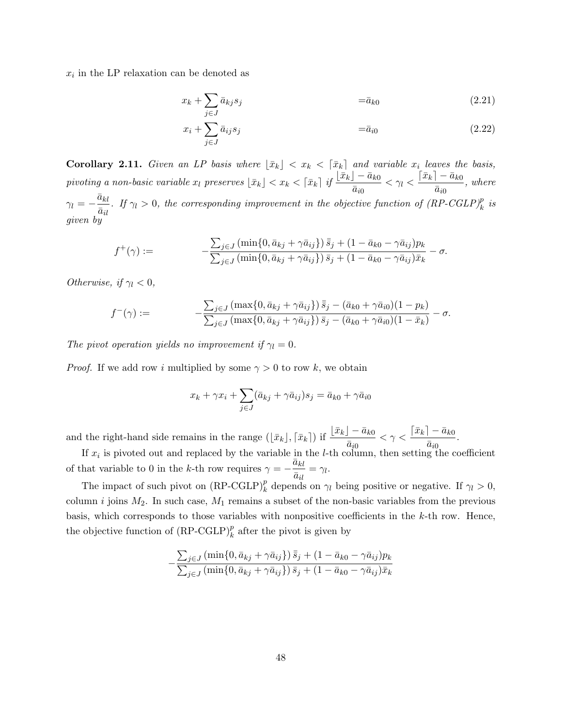$x_i$ in the LP relaxation can be denoted as

$$x_k + \sum_{j \in J} \bar{a}_{kj} s_j \quad = \bar{a}_{k0} \tag{2.21}$$

$$x_i + \sum_{j \in J} \bar{a}_{ij} s_j \quad = \bar{a}_{i0} \tag{2.22}$$

**Corollary 2.11.** *Given an LP basis where $\lfloor \bar{x}_k \rfloor < x_k < \lceil \bar{x}_k \rceil$ and variable $x_i$ leaves the basis, pivoting a non-basic variable $x_l$ preserves $\lfloor \bar{x}_k \rfloor < x_k < \lceil \bar{x}_k \rceil$ if $\frac{\lfloor \bar{x}_k \rfloor - \bar{a}_{k0}}{\bar{a}_{i0}} < \gamma_l < \frac{\lceil \bar{x}_k \rceil - \bar{a}_{k0}}{\bar{a}_{i0}}$, where $\gamma_l = -\frac{\bar{a}_{kl}}{\bar{a}_{il}}$. If $\gamma_l > 0$, the corresponding improvement in the objective function of (RP-CGLP)$_k^p$ is given by*

$$f^+(\gamma) := \qquad -\frac{\sum_{j \in J} \left( \min\{0, \bar{a}_{kj} + \gamma \bar{a}_{ij}\} \right) \bar{\bar{s}}_j + (1 - \bar{a}_{k0} - \gamma \bar{a}_{ij}) p_k}{\sum_{j \in J} \left( \min\{0, \bar{a}_{kj} + \gamma \bar{a}_{ij}\} \right) \bar{s}_j + (1 - \bar{a}_{k0} - \gamma \bar{a}_{ij}) \bar{x}_k} - \sigma.$$

*Otherwise, if $\gamma_l < 0$,*

$$f^-(\gamma) := \qquad -\frac{\sum_{j \in J} \left( \max\{0, \bar{a}_{kj} + \gamma \bar{a}_{ij}\} \right) \bar{\bar{s}}_j - (\bar{a}_{k0} + \gamma \bar{a}_{i0})(1 - p_k)}{\sum_{j \in J} \left( \max\{0, \bar{a}_{kj} + \gamma \bar{a}_{ij}\} \right) \bar{s}_j - (\bar{a}_{k0} + \gamma \bar{a}_{i0})(1 - \bar{x}_k)} - \sigma.$$

*The pivot operation yields no improvement if $\gamma_l = 0$.*

*Proof.* If we add row $i$ multiplied by some $\gamma > 0$ to row $k$, we obtain

$$x_k + \gamma x_i + \sum_{j \in J} (\bar{a}_{kj} + \gamma \bar{a}_{ij}) s_j = \bar{a}_{k0} + \gamma \bar{a}_{i0}$$

and the right-hand side remains in the range $(\lfloor \bar{x}_k \rfloor, \lceil \bar{x}_k \rceil)$ if $\frac{\lfloor \bar{x}_k \rfloor - \bar{a}_{k0}}{\bar{a}_{i0}} < \gamma < \frac{\lceil \bar{x}_k \rceil - \bar{a}_{k0}}{\bar{a}_{i0}}$.

If $x_i$ is pivoted out and replaced by the variable in the $l$-th column, then setting the coefficient of that variable to 0 in the $k$-th row requires $\gamma = -\frac{\bar{a}_{kl}}{\bar{a}_{il}} = \gamma_l$.

The impact of such pivot on (RP-CGLP)$_k^p$ depends on $\gamma_l$ being positive or negative. If $\gamma_l > 0$, column $i$ joins $M_2$. In such case, $M_1$ remains a subset of the non-basic variables from the previous basis, which corresponds to those variables with nonpositive coefficients in the $k$-th row. Hence, the objective function of (RP-CGLP)$_k^p$ after the pivot is given by

$$-\frac{\sum_{j \in J} \left( \min\{0, \bar{a}_{kj} + \gamma \bar{a}_{ij}\} \right) \bar{\bar{s}}_j + (1 - \bar{a}_{k0} - \gamma \bar{a}_{ij}) p_k}{\sum_{j \in J} \left( \min\{0, \bar{a}_{kj} + \gamma \bar{a}_{ij}\} \right) \bar{s}_j + (1 - \bar{a}_{k0} - \gamma \bar{a}_{ij}) \bar{x}_k}$$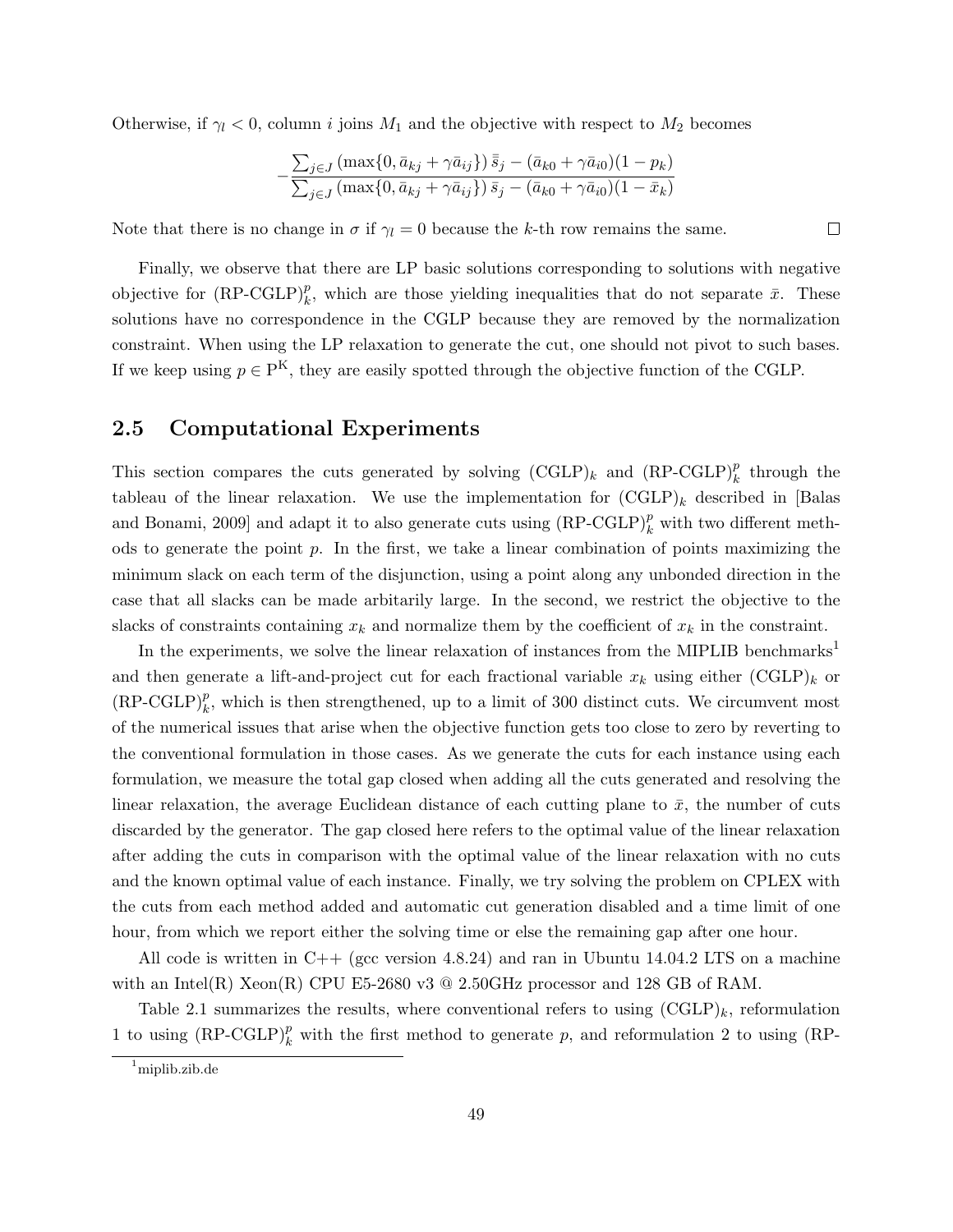Otherwise, if $\gamma_l < 0$, column $i$ joins $M_1$ and the objective with respect to $M_2$ becomes

$$-\frac{\sum_{j \in J} (\max\{0, \bar{a}_{kj} + \gamma \bar{a}_{ij}\}) \bar{\bar{s}}_j - (\bar{a}_{k0} + \gamma \bar{a}_{i0})(1 - p_k)}{\sum_{j \in J} (\max\{0, \bar{a}_{kj} + \gamma \bar{a}_{ij}\}) \bar{s}_j - (\bar{a}_{k0} + \gamma \bar{a}_{i0})(1 - \bar{x}_k)}$$

Note that there is no change in $\sigma$ if $\gamma_l = 0$ because the $k$-th row remains the same. □

Finally, we observe that there are LP basic solutions corresponding to solutions with negative objective for $(\text{RP-CGLP})_k^p$, which are those yielding inequalities that do not separate $\bar{x}$. These solutions have no correspondence in the CGLP because they are removed by the normalization constraint. When using the LP relaxation to generate the cut, one should not pivot to such bases. If we keep using $p \in \mathrm{P}^{\mathrm{K}}$, they are easily spotted through the objective function of the CGLP.

## 2.5 Computational Experiments

This section compares the cuts generated by solving $(\text{CGLP})_k$ and $(\text{RP-CGLP})_k^p$ through the tableau of the linear relaxation. We use the implementation for $(\text{CGLP})_k$ described in [Balas and Bonami, 2009] and adapt it to also generate cuts using $(\text{RP-CGLP})_k^p$ with two different methods to generate the point $p$. In the first, we take a linear combination of points maximizing the minimum slack on each term of the disjunction, using a point along any unbonded direction in the case that all slacks can be made arbitarily large. In the second, we restrict the objective to the slacks of constraints containing $x_k$ and normalize them by the coefficient of $x_k$ in the constraint.

In the experiments, we solve the linear relaxation of instances from the MIPLIB benchmarks[1] and then generate a lift-and-project cut for each fractional variable $x_k$ using either $(\text{CGLP})_k$ or $(\text{RP-CGLP})_k^p$, which is then strengthened, up to a limit of 300 distinct cuts. We circumvent most of the numerical issues that arise when the objective function gets too close to zero by reverting to the conventional formulation in those cases. As we generate the cuts for each instance using each formulation, we measure the total gap closed when adding all the cuts generated and resolving the linear relaxation, the average Euclidean distance of each cutting plane to $\bar{x}$, the number of cuts discarded by the generator. The gap closed here refers to the optimal value of the linear relaxation after adding the cuts in comparison with the optimal value of the linear relaxation with no cuts and the known optimal value of each instance. Finally, we try solving the problem on CPLEX with the cuts from each method added and automatic cut generation disabled and a time limit of one hour, from which we report either the solving time or else the remaining gap after one hour.

All code is written in C++ (gcc version 4.8.24) and ran in Ubuntu 14.04.2 LTS on a machine with an Intel(R) Xeon(R) CPU E5-2680 v3 @ 2.50GHz processor and 128 GB of RAM.

Table 2.1 summarizes the results, where conventional refers to using $(\text{CGLP})_k$, reformulation 1 to using $(\text{RP-CGLP})_k^p$ with the first method to generate $p$, and reformulation 2 to using (RP-

[1] miplib.zib.de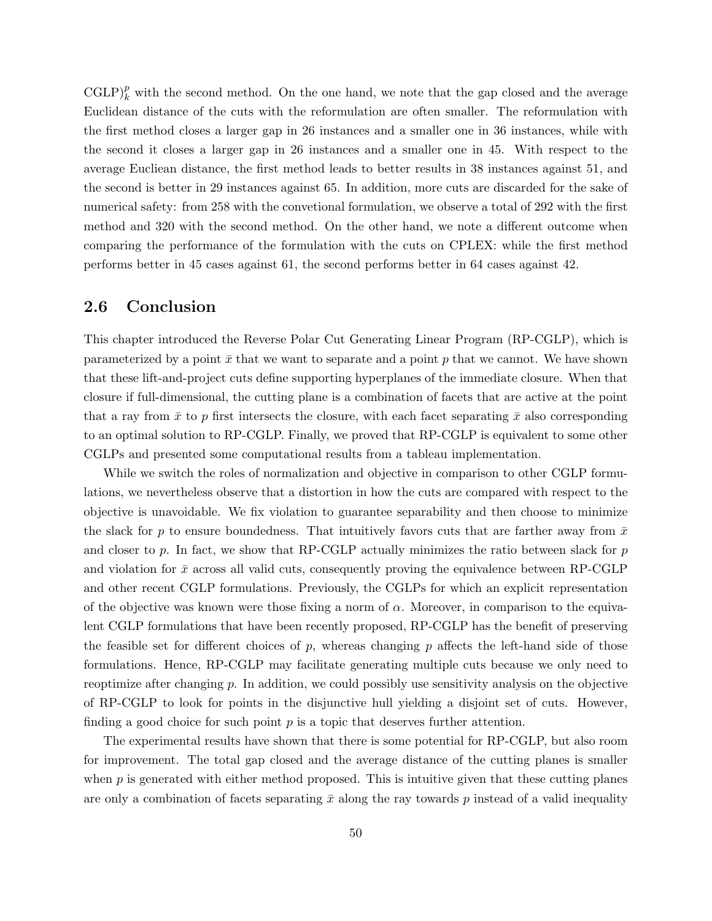CGLP)$_k^p$ with the second method. On the one hand, we note that the gap closed and the average Euclidean distance of the cuts with the reformulation are often smaller. The reformulation with the first method closes a larger gap in 26 instances and a smaller one in 36 instances, while with the second it closes a larger gap in 26 instances and a smaller one in 45. With respect to the average Euclean distance, the first method leads to better results in 38 instances against 51, and the second is better in 29 instances against 65. In addition, more cuts are discarded for the sake of numerical safety: from 258 with the convetional formulation, we observe a total of 292 with the first method and 320 with the second method. On the other hand, we note a different outcome when comparing the performance of the formulation with the cuts on CPLEX: while the first method performs better in 45 cases against 61, the second performs better in 64 cases against 42.

## 2.6 Conclusion

This chapter introduced the Reverse Polar Cut Generating Linear Program (RP-CGLP), which is parameterized by a point $\bar{x}$ that we want to separate and a point $p$ that we cannot. We have shown that these lift-and-project cuts define supporting hyperplanes of the immediate closure. When that closure if full-dimensional, the cutting plane is a combination of facets that are active at the point that a ray from $\bar{x}$ to $p$ first intersects the closure, with each facet separating $\bar{x}$ also corresponding to an optimal solution to RP-CGLP. Finally, we proved that RP-CGLP is equivalent to some other CGLPs and presented some computational results from a tableau implementation.

While we switch the roles of normalization and objective in comparison to other CGLP formulations, we nevertheless observe that a distortion in how the cuts are compared with respect to the objective is unavoidable. We fix violation to guarantee separability and then choose to minimize the slack for $p$ to ensure boundedness. That intuitively favors cuts that are farther away from $\bar{x}$ and closer to $p$. In fact, we show that RP-CGLP actually minimizes the ratio between slack for $p$ and violation for $\bar{x}$ across all valid cuts, consequently proving the equivalence between RP-CGLP and other recent CGLP formulations. Previously, the CGLPs for which an explicit representation of the objective was known were those fixing a norm of $\alpha$. Moreover, in comparison to the equivalent CGLP formulations that have been recently proposed, RP-CGLP has the benefit of preserving the feasible set for different choices of $p$, whereas changing $p$ affects the left-hand side of those formulations. Hence, RP-CGLP may facilitate generating multiple cuts because we only need to reoptimize after changing $p$. In addition, we could possibly use sensitivity analysis on the objective of RP-CGLP to look for points in the disjunctive hull yielding a disjoint set of cuts. However, finding a good choice for such point $p$ is a topic that deserves further attention.

The experimental results have shown that there is some potential for RP-CGLP, but also room for improvement. The total gap closed and the average distance of the cutting planes is smaller when $p$ is generated with either method proposed. This is intuitive given that these cutting planes are only a combination of facets separating $\bar{x}$ along the ray towards $p$ instead of a valid inequality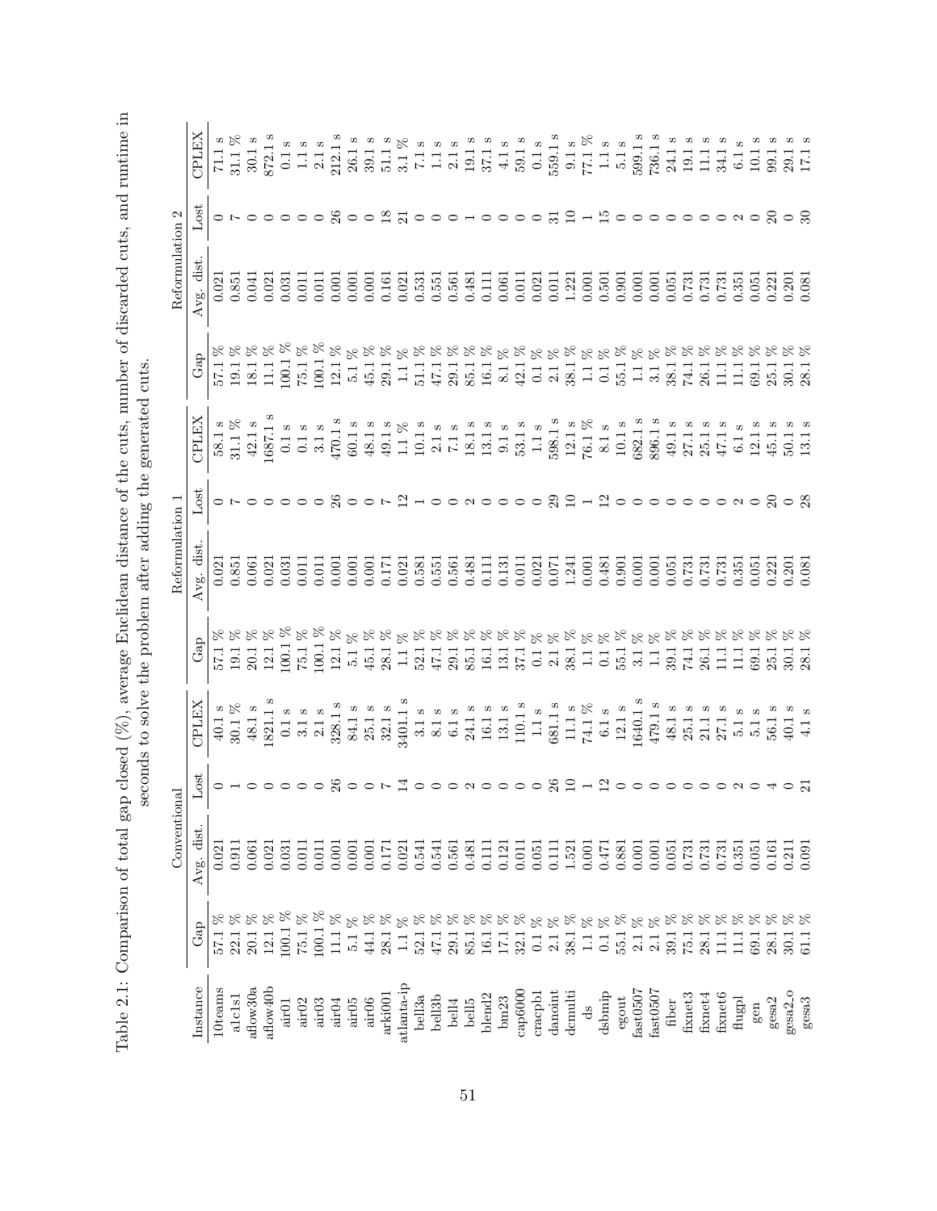Table 2.1: Comparison of total gap closed (%), average Euclidean distance of the cuts, number of discarded cuts, and runtime in seconds to solve the problem after adding the generated cuts.

| Instance | Conventional | | | | Reformulation 1 | | | | Reformulation 2 | | | |
|---|---|---|---|---|---|---|---|---|---|---|---|---|
| | Gap | Avg. dist. | Lost | CPLEX | Gap | Avg. dist. | Lost | CPLEX | Gap | Avg. dist. | Lost | CPLEX |
| 10teams | 57.1 % | 0.021 | 0 | 40.1 s | 57.1 % | 0.021 | 0 | 58.1 s | 57.1 % | 0.021 | 0 | 71.1 s |
| a1c1s1 | 22.1 % | 0.911 | 1 | 30.1 % | 19.1 % | 0.851 | 7 | 31.1 % | 19.1 % | 0.851 | 7 | 31.1 % |
| aflow30a | 20.1 % | 0.061 | 0 | 48.1 s | 20.1 % | 0.061 | 0 | 42.1 s | 18.1 % | 0.041 | 0 | 30.1 s |
| aflow40b | 12.1 % | 0.021 | 0 | 1821.1 s | 12.1 % | 0.021 | 0 | 1687.1 s | 11.1 % | 0.021 | 0 | 872.1 s |
| air01 | 100.1 % | 0.031 | 0 | 0.1 s | 100.1 % | 0.031 | 0 | 0.1 s | 100.1 % | 0.031 | 0 | 0.1 s |
| air02 | 75.1 % | 0.011 | 0 | 3.1 s | 75.1 % | 0.011 | 0 | 0.1 s | 75.1 % | 0.011 | 0 | 1.1 s |
| air03 | 100.1 % | 0.011 | 0 | 2.1 s | 100.1 % | 0.011 | 0 | 3.1 s | 100.1 % | 0.011 | 0 | 2.1 s |
| air04 | 11.1 % | 0.001 | 26 | 328.1 s | 12.1 % | 0.001 | 26 | 470.1 s | 12.1 % | 0.001 | 26 | 212.1 s |
| air05 | 5.1 % | 0.001 | 0 | 84.1 s | 5.1 % | 0.001 | 0 | 60.1 s | 5.1 % | 0.001 | 0 | 26.1 s |
| air06 | 44.1 % | 0.001 | 0 | 25.1 s | 45.1 % | 0.001 | 0 | 48.1 s | 45.1 % | 0.001 | 0 | 39.1 s |
| arki001 | 28.1 % | 0.171 | 7 | 32.1 s | 28.1 % | 0.171 | 7 | 49.1 s | 29.1 % | 0.161 | 18 | 51.1 s |
| atlanta-ip | 1.1 % | 0.021 | 14 | 3401.1 s | 1.1 % | 0.021 | 12 | 1.1 % | 1.1 % | 0.021 | 21 | 3.1 % |
| bell3a | 52.1 % | 0.541 | 0 | 3.1 s | 52.1 % | 0.581 | 1 | 10.1 s | 51.1 % | 0.531 | 0 | 7.1 s |
| bell3b | 47.1 % | 0.541 | 0 | 8.1 s | 47.1 % | 0.551 | 0 | 2.1 s | 47.1 % | 0.551 | 0 | 1.1 s |
| bell4 | 29.1 % | 0.561 | 0 | 6.1 s | 29.1 % | 0.561 | 0 | 7.1 s | 29.1 % | 0.561 | 0 | 2.1 s |
| bell5 | 85.1 % | 0.481 | 2 | 24.1 s | 85.1 % | 0.481 | 2 | 18.1 s | 85.1 % | 0.481 | 1 | 19.1 s |
| blend2 | 16.1 % | 0.111 | 0 | 16.1 s | 16.1 % | 0.111 | 0 | 13.1 s | 16.1 % | 0.111 | 0 | 37.1 s |
| bm23 | 17.1 % | 0.121 | 0 | 13.1 s | 13.1 % | 0.131 | 0 | 9.1 s | 8.1 % | 0.061 | 0 | 4.1 s |
| cap6000 | 32.1 % | 0.011 | 0 | 110.1 s | 37.1 % | 0.011 | 0 | 53.1 s | 42.1 % | 0.011 | 0 | 59.1 s |
| cracpb1 | 0.1 % | 0.051 | 0 | 1.1 s | 0.1 % | 0.021 | 0 | 1.1 s | 0.1 % | 0.021 | 0 | 0.1 s |
| danoint | 2.1 % | 0.111 | 26 | 681.1 s | 2.1 % | 0.071 | 29 | 598.1 s | 2.1 % | 0.011 | 31 | 559.1 s |
| dcmulti | 38.1 % | 1.521 | 10 | 11.1 s | 38.1 % | 1.241 | 10 | 12.1 s | 38.1 % | 1.221 | 10 | 9.1 s |
| ds | 1.1 % | 0.001 | 1 | 74.1 % | 1.1 % | 0.001 | 1 | 76.1 % | 1.1 % | 0.001 | 1 | 77.1 % |
| dsbmip | 0.1 % | 0.471 | 12 | 6.1 s | 0.1 % | 0.481 | 12 | 8.1 s | 0.1 % | 0.501 | 15 | 1.1 s |
| egout | 55.1 % | 0.881 | 0 | 12.1 s | 55.1 % | 0.901 | 0 | 10.1 s | 55.1 % | 0.901 | 0 | 5.1 s |
| fast0507 | 2.1 % | 0.001 | 0 | 1640.1 s | 3.1 % | 0.001 | 0 | 682.1 s | 1.1 % | 0.001 | 0 | 599.1 s |
| fast0507 | 2.1 % | 0.001 | 0 | 479.1 s | 1.1 % | 0.001 | 0 | 896.1 s | 3.1 % | 0.001 | 0 | 736.1 s |
| fiber | 39.1 % | 0.051 | 0 | 48.1 s | 39.1 % | 0.051 | 0 | 49.1 s | 38.1 % | 0.051 | 0 | 24.1 s |
| fixnet3 | 75.1 % | 0.731 | 0 | 25.1 s | 74.1 % | 0.731 | 0 | 27.1 s | 74.1 % | 0.731 | 0 | 19.1 s |
| fixnet4 | 28.1 % | 0.731 | 0 | 21.1 s | 26.1 % | 0.731 | 0 | 25.1 s | 26.1 % | 0.731 | 0 | 11.1 s |
| fixnet6 | 11.1 % | 0.731 | 0 | 27.1 s | 11.1 % | 0.731 | 0 | 47.1 s | 11.1 % | 0.731 | 0 | 34.1 s |
| flugpl | 11.1 % | 0.351 | 2 | 5.1 s | 11.1 % | 0.351 | 2 | 6.1 s | 11.1 % | 0.351 | 2 | 6.1 s |
| gen | 69.1 % | 0.051 | 0 | 5.1 s | 69.1 % | 0.051 | 0 | 12.1 s | 69.1 % | 0.051 | 0 | 10.1 s |
| gesa2 | 28.1 % | 0.161 | 4 | 56.1 s | 25.1 % | 0.221 | 20 | 45.1 s | 25.1 % | 0.221 | 20 | 99.1 s |
| gesa2_o | 30.1 % | 0.211 | 0 | 40.1 s | 30.1 % | 0.201 | 0 | 50.1 s | 30.1 % | 0.201 | 0 | 29.1 s |
| gesa3 | 61.1 % | 0.091 | 21 | 4.1 s | 28.1 % | 0.081 | 28 | 13.1 s | 28.1 % | 0.081 | 30 | 17.1 s |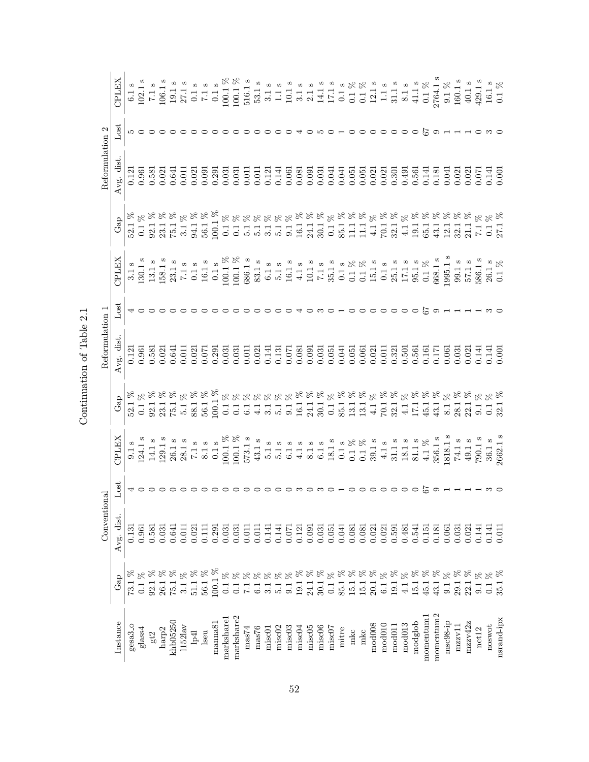Continuation of Table 2.1

| Instance | Conventional | | | | Reformulation 1 | | | | Reformulation 2 | | | |
|---|---|---|---|---|---|---|---|---|---|---|---|---|
| | Gap | Avg. dist. | Lost | CPLEX | Gap | Avg. dist. | Lost | CPLEX | Gap | Avg. dist. | Lost | CPLEX |
| gesa3_o | 73.1 % | 0.131 | 4 | 9.1 s | 52.1 % | 0.121 | 4 | 3.1 s | 52.1 % | 0.121 | 5 | 6.1 s |
| glass4 | 0.1 % | 0.961 | 0 | 124.1 s | 0.1 % | 0.961 | 0 | 130.1 s | 0.1 % | 0.961 | 0 | 102.1 s |
| gt2 | 92.1 % | 0.581 | 0 | 14.1 s | 92.1 % | 0.581 | 0 | 13.1 s | 92.1 % | 0.581 | 0 | 7.1 s |
| harp2 | 26.1 % | 0.031 | 0 | 129.1 s | 23.1 % | 0.021 | 0 | 158.1 s | 23.1 % | 0.021 | 0 | 106.1 s |
| khb05250 | 75.1 % | 0.641 | 0 | 26.1 s | 75.1 % | 0.641 | 0 | 23.1 s | 75.1 % | 0.641 | 0 | 19.1 s |
| l152lav | 3.1 % | 0.011 | 0 | 28.1 s | 5.1 % | 0.011 | 0 | 7.1 s | 3.1 % | 0.011 | 0 | 27.1 s |
| lp4l | 51.1 % | 0.021 | 0 | 7.1 s | 88.1 % | 0.021 | 0 | 0.1 s | 94.1 % | 0.021 | 0 | 0.1 s |
| lseu | 56.1 % | 0.111 | 0 | 8.1 s | 56.1 % | 0.071 | 0 | 16.1 s | 56.1 % | 0.091 | 0 | 7.1 s |
| manna81 | 100.1 % | 0.291 | 0 | 0.1 s | 100.1 % | 0.291 | 0 | 0.1 s | 100.1 % | 0.291 | 0 | 0.1 s |
| markshare1 | 0.1 % | 0.031 | 0 | 100.1 % | 0.1 % | 0.031 | 0 | 100.1 % | 0.1 % | 0.031 | 0 | 100.1 % |
| markshare2 | 0.1 % | 0.031 | 0 | 100.1 % | 0.1 % | 0.031 | 0 | 100.1 % | 0.1 % | 0.031 | 0 | 100.1 % |
| mas74 | 7.1 % | 0.011 | 0 | 573.1 s | 6.1 % | 0.011 | 0 | 686.1 s | 5.1 % | 0.011 | 0 | 516.1 s |
| mas76 | 6.1 % | 0.011 | 0 | 43.1 s | 4.1 % | 0.021 | 0 | 83.1 s | 5.1 % | 0.011 | 0 | 53.1 s |
| misc01 | 3.1 % | 0.141 | 0 | 5.1 s | 3.1 % | 0.141 | 0 | 6.1 s | 3.1 % | 0.121 | 0 | 3.1 s |
| misc02 | 5.1 % | 0.141 | 0 | 5.1 s | 5.1 % | 0.131 | 0 | 5.1 s | 5.1 % | 0.141 | 0 | 1.1 s |
| misc03 | 9.1 % | 0.071 | 0 | 6.1 s | 9.1 % | 0.071 | 0 | 16.1 s | 9.1 % | 0.061 | 0 | 10.1 s |
| misc04 | 19.1 % | 0.121 | 3 | 4.1 s | 16.1 % | 0.081 | 4 | 4.1 s | 16.1 % | 0.081 | 4 | 3.1 s |
| misc05 | 24.1 % | 0.091 | 0 | 8.1 s | 24.1 % | 0.091 | 0 | 10.1 s | 24.1 % | 0.091 | 0 | 2.1 s |
| misc06 | 30.1 % | 0.031 | 3 | 6.1 s | 30.1 % | 0.031 | 3 | 7.1 s | 30.1 % | 0.031 | 5 | 14.1 s |
| misc07 | 0.1 % | 0.051 | 0 | 18.1 s | 0.1 % | 0.051 | 0 | 35.1 s | 0.1 % | 0.041 | 0 | 17.1 s |
| mitre | 85.1 % | 0.041 | 1 | 0.1 s | 85.1 % | 0.041 | 1 | 0.1 s | 85.1 % | 0.041 | 1 | 0.1 s |
| mkc | 15.1 % | 0.081 | 0 | 0.1 % | 13.1 % | 0.051 | 0 | 0.1 % | 11.1 % | 0.051 | 0 | 0.1 % |
| mkc | 15.1 % | 0.081 | 0 | 0.1 % | 13.1 % | 0.061 | 0 | 0.1 % | 11.1 % | 0.051 | 0 | 0.1 % |
| mod008 | 20.1 % | 0.021 | 0 | 39.1 s | 4.1 % | 0.021 | 0 | 15.1 s | 4.1 % | 0.021 | 0 | 12.1 s |
| mod010 | 6.1 % | 0.021 | 0 | 4.1 s | 70.1 % | 0.011 | 0 | 0.1 s | 70.1 % | 0.021 | 0 | 1.1 s |
| mod011 | 19.1 % | 0.591 | 0 | 31.1 s | 32.1 % | 0.321 | 0 | 25.1 s | 32.1 % | 0.301 | 0 | 31.1 s |
| mod013 | 4.1 % | 0.481 | 0 | 18.1 s | 4.1 % | 0.501 | 0 | 17.1 s | 4.1 % | 0.491 | 0 | 8.1 s |
| modglob | 15.1 % | 0.541 | 0 | 81.1 s | 17.1 % | 0.561 | 0 | 95.1 s | 19.1 % | 0.561 | 0 | 41.1 s |
| momentum1 | 45.1 % | 0.151 | 67 | 4.1 % | 45.1 % | 0.161 | 67 | 0.1 % | 65.1 % | 0.141 | 67 | 0.1 % |
| momentum2 | 43.1 % | 0.181 | 9 | 356.1 s | 43.1 % | 0.171 | 9 | 668.1 s | 43.1 % | 0.181 | 9 | 2764.1 s |
| msc98-ip | 9.1 % | 0.061 | 1 | 1818.1 s | 8.1 % | 0.061 | 1 | 1995.1 s | 12.1 % | 0.041 | 1 | 9.1 % |
| mzzv11 | 29.1 % | 0.031 | 1 | 74.1 s | 28.1 % | 0.031 | 1 | 99.1 s | 32.1 % | 0.021 | 1 | 160.1 s |
| mzzv42z | 22.1 % | 0.021 | 1 | 49.1 s | 22.1 % | 0.021 | 1 | 57.1 s | 21.1 % | 0.021 | 1 | 40.1 s |
| net12 | 9.1 % | 0.141 | 1 | 790.1 s | 9.1 % | 0.141 | 1 | 586.1 s | 7.1 % | 0.071 | 0 | 429.1 s |
| noswot | 0.1 % | 0.141 | 3 | 36.1 s | 0.1 % | 0.141 | 3 | 26.1 s | 0.1 % | 0.141 | 3 | 16.1 s |
| nsrand-ipx | 35.1 % | 0.011 | 0 | 2662.1 s | 32.1 % | 0.001 | 0 | 0.1 % | 27.1 % | 0.001 | 0 | 0.1 % |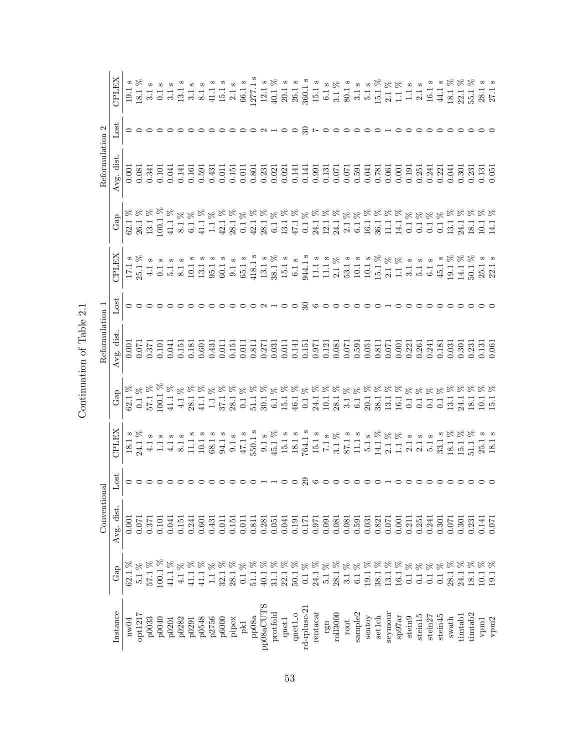Continuation of Table 2.1

| Instance | Conventional | | | | Reformulation 1 | | | | Reformulation 2 | | | |
|---|---|---|---|---|---|---|---|---|---|---|---|---|
| | Gap | Avg. dist. | Lost | CPLEX | Gap | Avg. dist. | Lost | CPLEX | Gap | Avg. dist. | Lost | CPLEX |
| nw04 | 62.1 % | 0.001 | 0 | 18.1 s | 62.1 % | 0.001 | 0 | 17.1 s | 62.1 % | 0.001 | 0 | 19.1 s |
| opt1217 | 5.1 % | 0.071 | 0 | 24.1 % | 0.1 % | 0.071 | 0 | 25.1 % | 26.1 % | 0.081 | 0 | 18.1 % |
| p0033 | 57.1 % | 0.371 | 0 | 4.1 s | 57.1 % | 0.371 | 0 | 4.1 s | 13.1 % | 0.341 | 0 | 3.1 s |
| p0040 | 100.1 % | 0.101 | 0 | 1.1 s | 100.1 % | 0.101 | 0 | 0.1 s | 100.1 % | 0.101 | 0 | 0.1 s |
| p0201 | 41.1 % | 0.041 | 0 | 4.1 s | 41.1 % | 0.041 | 0 | 5.1 s | 41.1 % | 0.041 | 0 | 3.1 s |
| p0282 | 4.1 % | 0.151 | 0 | 8.1 s | 4.1 % | 0.151 | 0 | 8.1 s | 8.1 % | 0.141 | 0 | 13.1 s |
| p0291 | 41.1 % | 0.241 | 0 | 11.1 s | 28.1 % | 0.181 | 0 | 10.1 s | 6.1 % | 0.161 | 0 | 3.1 s |
| p0548 | 41.1 % | 0.601 | 0 | 10.1 s | 41.1 % | 0.601 | 0 | 13.1 s | 41.1 % | 0.591 | 0 | 8.1 s |
| p2756 | 1.1 % | 0.431 | 0 | 68.1 s | 1.1 % | 0.431 | 0 | 95.1 s | 1.1 % | 0.431 | 0 | 41.1 s |
| p6000 | 32.1 % | 0.011 | 0 | 94.1 s | 37.1 % | 0.011 | 0 | 60.1 s | 42.1 % | 0.011 | 0 | 15.1 s |
| pipex | 28.1 % | 0.151 | 0 | 9.1 s | 28.1 % | 0.151 | 0 | 9.1 s | 28.1 % | 0.151 | 0 | 2.1 s |
| pk1 | 0.1 % | 0.011 | 0 | 47.1 s | 0.1 % | 0.011 | 0 | 65.1 s | 0.1 % | 0.011 | 0 | 66.1 s |
| pp08a | 51.1 % | 0.811 | 0 | 550.1 s | 51.1 % | 0.811 | 0 | 418.1 s | 42.1 % | 0.801 | 0 | 1277.1 s |
| pp08aCUTS | 40.1 % | 0.281 | 1 | 9.1 s | 30.1 % | 0.271 | 2 | 13.1 s | 28.1 % | 0.231 | 2 | 12.1 s |
| protfold | 31.1 % | 0.051 | 1 | 45.1 % | 6.1 % | 0.031 | 1 | 38.1 % | 6.1 % | 0.021 | 1 | 40.1 % |
| qnet1 | 22.1 % | 0.041 | 0 | 15.1 s | 15.1 % | 0.011 | 0 | 15.1 s | 13.1 % | 0.021 | 0 | 20.1 s |
| qnet1_o | 50.1 % | 0.191 | 0 | 18.1 s | 46.1 % | 0.141 | 0 | 6.1 s | 47.1 % | 0.141 | 0 | 26.1 s |
| rd-rplusc-21 | 0.1 % | 0.171 | 29 | 764.1 s | 0.1 % | 0.151 | 30 | 944.1 s | 0.1 % | 0.141 | 30 | 360.1 s |
| rentacar | 24.1 % | 0.971 | 6 | 15.1 s | 24.1 % | 0.971 | 6 | 11.1 s | 24.1 % | 0.991 | 7 | 15.1 s |
| rgn | 5.1 % | 0.091 | 0 | 7.1 s | 10.1 % | 0.121 | 0 | 11.1 s | 12.1 % | 0.131 | 0 | 6.1 s |
| roll3000 | 28.1 % | 0.081 | 0 | 3.1 % | 28.1 % | 0.081 | 0 | 2.1 % | 24.1 % | 0.071 | 0 | 3.1 % |
| rout | 3.1 % | 0.081 | 0 | 87.1 s | 3.1 % | 0.071 | 0 | 53.1 s | 2.1 % | 0.071 | 0 | 80.1 s |
| sample2 | 6.1 % | 0.591 | 0 | 11.1 s | 6.1 % | 0.591 | 0 | 10.1 s | 6.1 % | 0.591 | 0 | 3.1 s |
| sentoy | 19.1 % | 0.031 | 0 | 5.1 s | 20.1 % | 0.051 | 0 | 10.1 s | 16.1 % | 0.041 | 0 | 5.1 s |
| set1ch | 38.1 % | 0.821 | 0 | 14.1 % | 38.1 % | 0.811 | 0 | 15.1 % | 36.1 % | 0.781 | 0 | 15.1 % |
| seymour | 13.1 % | 0.071 | 1 | 2.1 % | 13.1 % | 0.071 | 1 | 2.1 % | 11.1 % | 0.061 | 1 | 2.1 % |
| sp97ar | 16.1 % | 0.001 | 0 | 1.1 % | 16.1 % | 0.001 | 0 | 1.1 % | 14.1 % | 0.001 | 0 | 1.1 % |
| stein9 | 0.1 % | 0.211 | 0 | 2.1 s | 0.1 % | 0.221 | 0 | 3.1 s | 0.1 % | 0.191 | 0 | 1.1 s |
| stein15 | 0.1 % | 0.251 | 0 | 2.1 s | 0.1 % | 0.261 | 0 | 5.1 s | 0.1 % | 0.251 | 0 | 2.1 s |
| stein27 | 0.1 % | 0.241 | 0 | 5.1 s | 0.1 % | 0.241 | 0 | 6.1 s | 0.1 % | 0.241 | 0 | 16.1 s |
| stein45 | 0.1 % | 0.301 | 0 | 33.1 s | 0.1 % | 0.181 | 0 | 45.1 s | 0.1 % | 0.221 | 0 | 44.1 s |
| swath | 28.1 % | 0.071 | 0 | 18.1 % | 13.1 % | 0.031 | 0 | 19.1 % | 13.1 % | 0.041 | 0 | 18.1 % |
| timtab1 | 24.1 % | 0.301 | 0 | 15.1 % | 24.1 % | 0.301 | 0 | 14.1 % | 24.1 % | 0.301 | 0 | 22.1 % |
| timtab2 | 18.1 % | 0.231 | 0 | 51.1 % | 18.1 % | 0.231 | 0 | 50.1 % | 18.1 % | 0.231 | 0 | 55.1 % |
| vpm1 | 10.1 % | 0.141 | 0 | 25.1 s | 10.1 % | 0.131 | 0 | 25.1 s | 10.1 % | 0.131 | 0 | 28.1 s |
| vpm2 | 19.1 % | 0.071 | 0 | 18.1 s | 15.1 % | 0.061 | 0 | 22.1 s | 14.1 % | 0.051 | 0 | 27.1 s |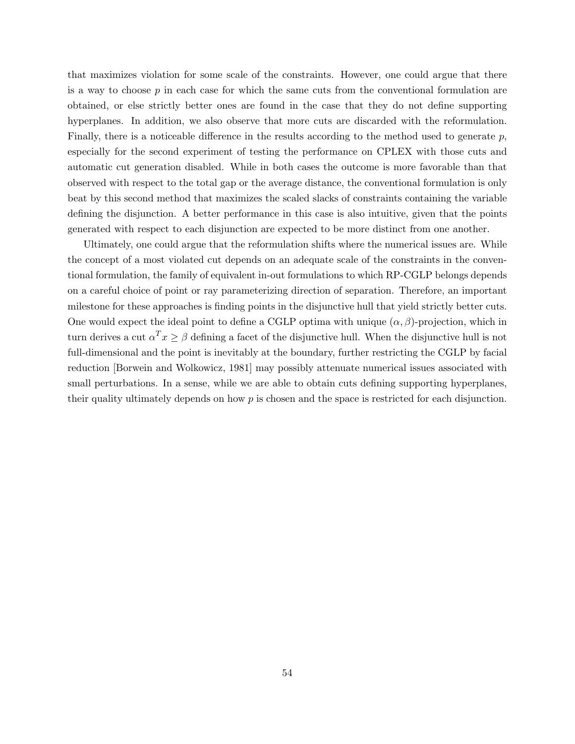that maximizes violation for some scale of the constraints. However, one could argue that there is a way to choose $p$ in each case for which the same cuts from the conventional formulation are obtained, or else strictly better ones are found in the case that they do not define supporting hyperplanes. In addition, we also observe that more cuts are discarded with the reformulation. Finally, there is a noticeable difference in the results according to the method used to generate $p$, especially for the second experiment of testing the performance on CPLEX with those cuts and automatic cut generation disabled. While in both cases the outcome is more favorable than that observed with respect to the total gap or the average distance, the conventional formulation is only beat by this second method that maximizes the scaled slacks of constraints containing the variable defining the disjunction. A better performance in this case is also intuitive, given that the points generated with respect to each disjunction are expected to be more distinct from one another.

Ultimately, one could argue that the reformulation shifts where the numerical issues are. While the concept of a most violated cut depends on an adequate scale of the constraints in the conventional formulation, the family of equivalent in-out formulations to which RP-CGLP belongs depends on a careful choice of point or ray parameterizing direction of separation. Therefore, an important milestone for these approaches is finding points in the disjunctive hull that yield strictly better cuts. One would expect the ideal point to define a CGLP optima with unique $(\alpha, \beta)$-projection, which in turn derives a cut $\alpha^T x \geq \beta$ defining a facet of the disjunctive hull. When the disjunctive hull is not full-dimensional and the point is inevitably at the boundary, further restricting the CGLP by facial reduction [Borwein and Wolkowicz, 1981] may possibly attenuate numerical issues associated with small perturbations. In a sense, while we are able to obtain cuts defining supporting hyperplanes, their quality ultimately depends on how $p$ is chosen and the space is restricted for each disjunction.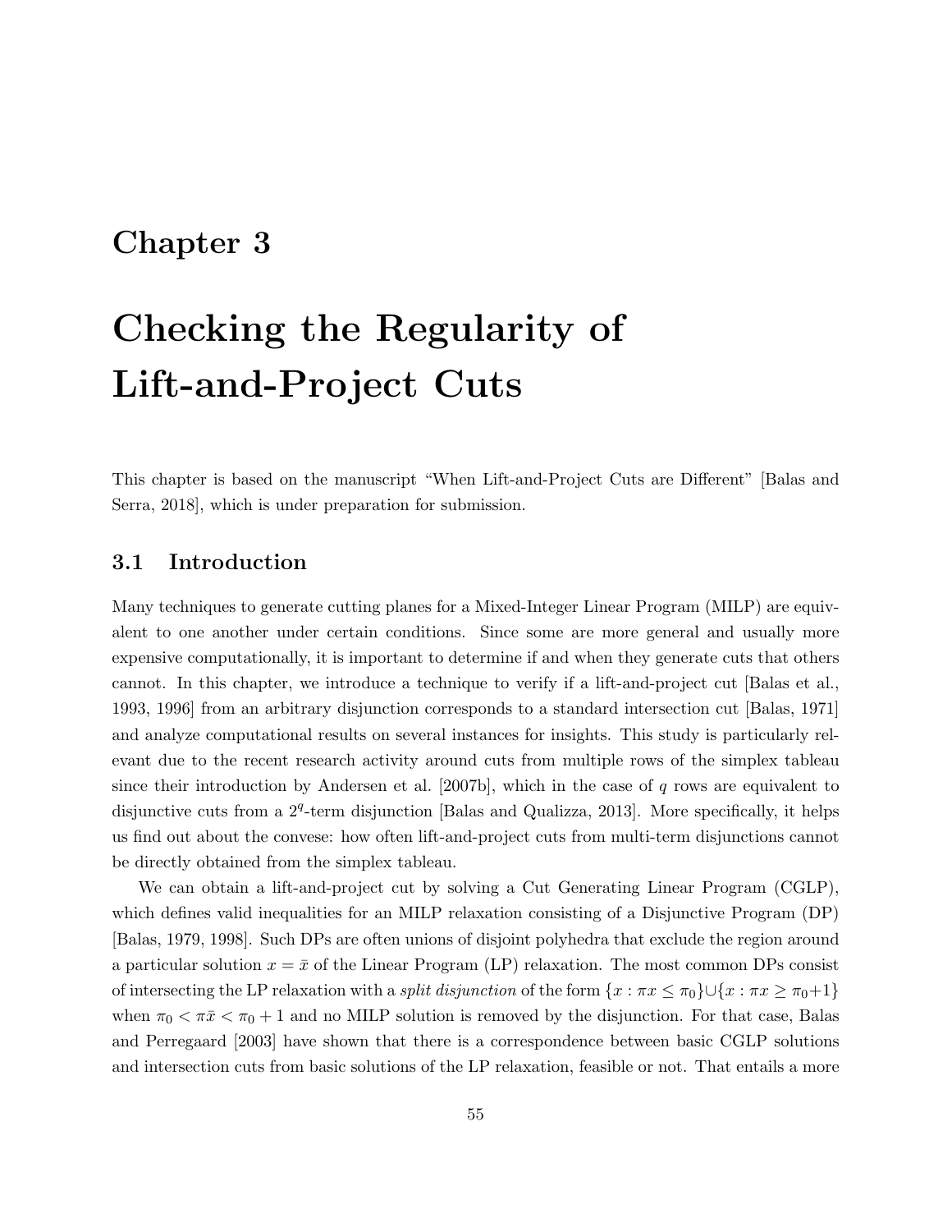# Chapter 3

# Checking the Regularity of Lift-and-Project Cuts

This chapter is based on the manuscript "When Lift-and-Project Cuts are Different" [Balas and Serra, 2018], which is under preparation for submission.

## 3.1 Introduction

Many techniques to generate cutting planes for a Mixed-Integer Linear Program (MILP) are equivalent to one another under certain conditions. Since some are more general and usually more expensive computationally, it is important to determine if and when they generate cuts that others cannot. In this chapter, we introduce a technique to verify if a lift-and-project cut [Balas et al., 1993, 1996] from an arbitrary disjunction corresponds to a standard intersection cut [Balas, 1971] and analyze computational results on several instances for insights. This study is particularly relevant due to the recent research activity around cuts from multiple rows of the simplex tableau since their introduction by Andersen et al. [2007b], which in the case of $q$ rows are equivalent to disjunctive cuts from a $2^q$-term disjunction [Balas and Qualizza, 2013]. More specifically, it helps us find out about the convese: how often lift-and-project cuts from multi-term disjunctions cannot be directly obtained from the simplex tableau.

We can obtain a lift-and-project cut by solving a Cut Generating Linear Program (CGLP), which defines valid inequalities for an MILP relaxation consisting of a Disjunctive Program (DP) [Balas, 1979, 1998]. Such DPs are often unions of disjoint polyhedra that exclude the region around a particular solution $x = \bar{x}$ of the Linear Program (LP) relaxation. The most common DPs consist of intersecting the LP relaxation with a *split disjunction* of the form $\{x : \pi x \leq \pi_0\} \cup \{x : \pi x \geq \pi_0 + 1\}$ when $\pi_0 < \pi\bar{x} < \pi_0 + 1$ and no MILP solution is removed by the disjunction. For that case, Balas and Perregaard [2003] have shown that there is a correspondence between basic CGLP solutions and intersection cuts from basic solutions of the LP relaxation, feasible or not. That entails a more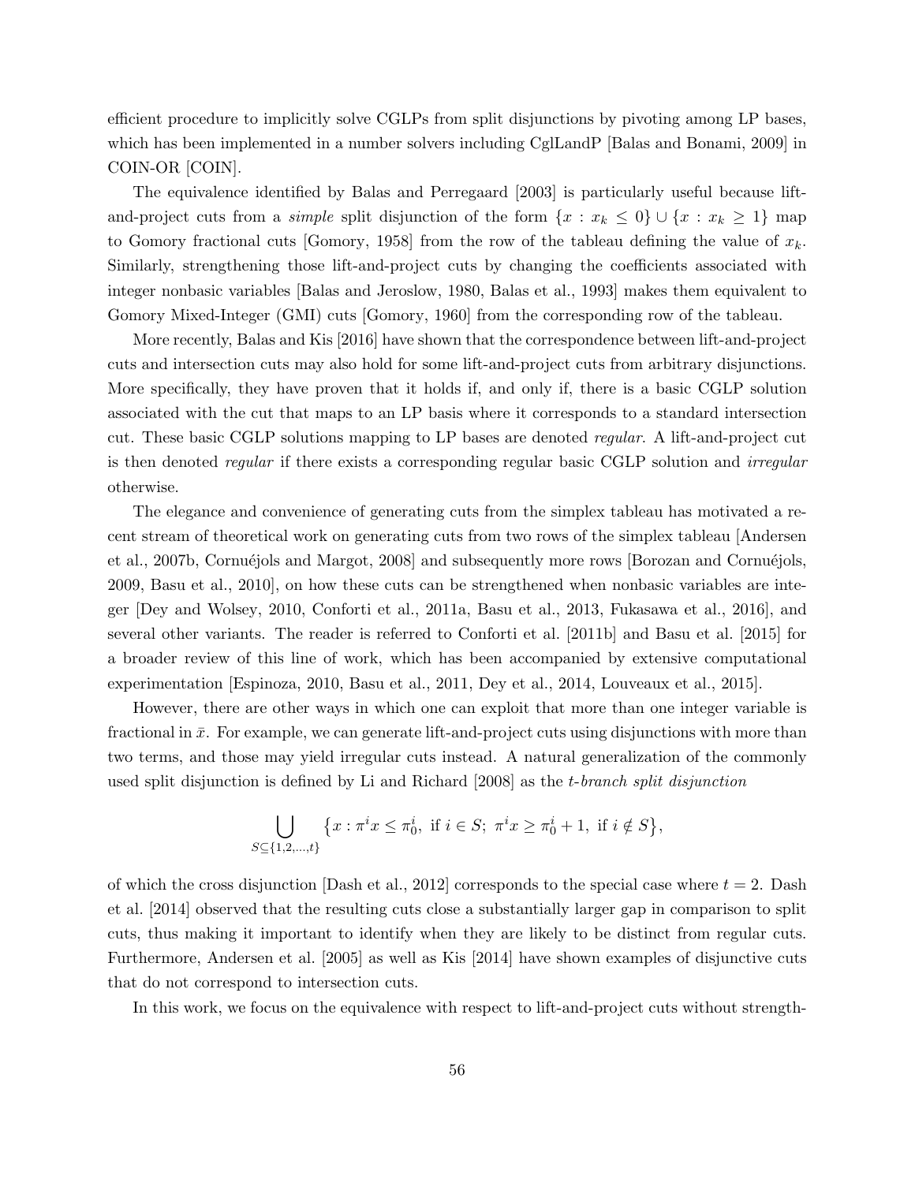efficient procedure to implicitly solve CGLPs from split disjunctions by pivoting among LP bases, which has been implemented in a number solvers including CglLandP [Balas and Bonami, 2009] in COIN-OR [COIN].

The equivalence identified by Balas and Perregaard [2003] is particularly useful because lift-and-project cuts from a *simple* split disjunction of the form $\{x : x_k \leq 0\} \cup \{x : x_k \geq 1\}$ map to Gomory fractional cuts [Gomory, 1958] from the row of the tableau defining the value of $x_k$. Similarly, strengthening those lift-and-project cuts by changing the coefficients associated with integer nonbasic variables [Balas and Jeroslow, 1980, Balas et al., 1993] makes them equivalent to Gomory Mixed-Integer (GMI) cuts [Gomory, 1960] from the corresponding row of the tableau.

More recently, Balas and Kis [2016] have shown that the correspondence between lift-and-project cuts and intersection cuts may also hold for some lift-and-project cuts from arbitrary disjunctions. More specifically, they have proven that it holds if, and only if, there is a basic CGLP solution associated with the cut that maps to an LP basis where it corresponds to a standard intersection cut. These basic CGLP solutions mapping to LP bases are denoted *regular*. A lift-and-project cut is then denoted *regular* if there exists a corresponding regular basic CGLP solution and *irregular* otherwise.

The elegance and convenience of generating cuts from the simplex tableau has motivated a recent stream of theoretical work on generating cuts from two rows of the simplex tableau [Andersen et al., 2007b, Cornuéjols and Margot, 2008] and subsequently more rows [Borozan and Cornuéjols, 2009, Basu et al., 2010], on how these cuts can be strengthened when nonbasic variables are integer [Dey and Wolsey, 2010, Conforti et al., 2011a, Basu et al., 2013, Fukasawa et al., 2016], and several other variants. The reader is referred to Conforti et al. [2011b] and Basu et al. [2015] for a broader review of this line of work, which has been accompanied by extensive computational experimentation [Espinoza, 2010, Basu et al., 2011, Dey et al., 2014, Louveaux et al., 2015].

However, there are other ways in which one can exploit that more than one integer variable is fractional in $\bar{x}$. For example, we can generate lift-and-project cuts using disjunctions with more than two terms, and those may yield irregular cuts instead. A natural generalization of the commonly used split disjunction is defined by Li and Richard [2008] as the *t-branch split disjunction*

$$\bigcup_{S \subseteq \{1,2,\ldots,t\}} \left\{ x : \pi^i x \leq \pi_0^i, \text{ if } i \in S;\ \pi^i x \geq \pi_0^i + 1, \text{ if } i \notin S \right\},$$

of which the cross disjunction [Dash et al., 2012] corresponds to the special case where $t = 2$. Dash et al. [2014] observed that the resulting cuts close a substantially larger gap in comparison to split cuts, thus making it important to identify when they are likely to be distinct from regular cuts. Furthermore, Andersen et al. [2005] as well as Kis [2014] have shown examples of disjunctive cuts that do not correspond to intersection cuts.

In this work, we focus on the equivalence with respect to lift-and-project cuts without strength-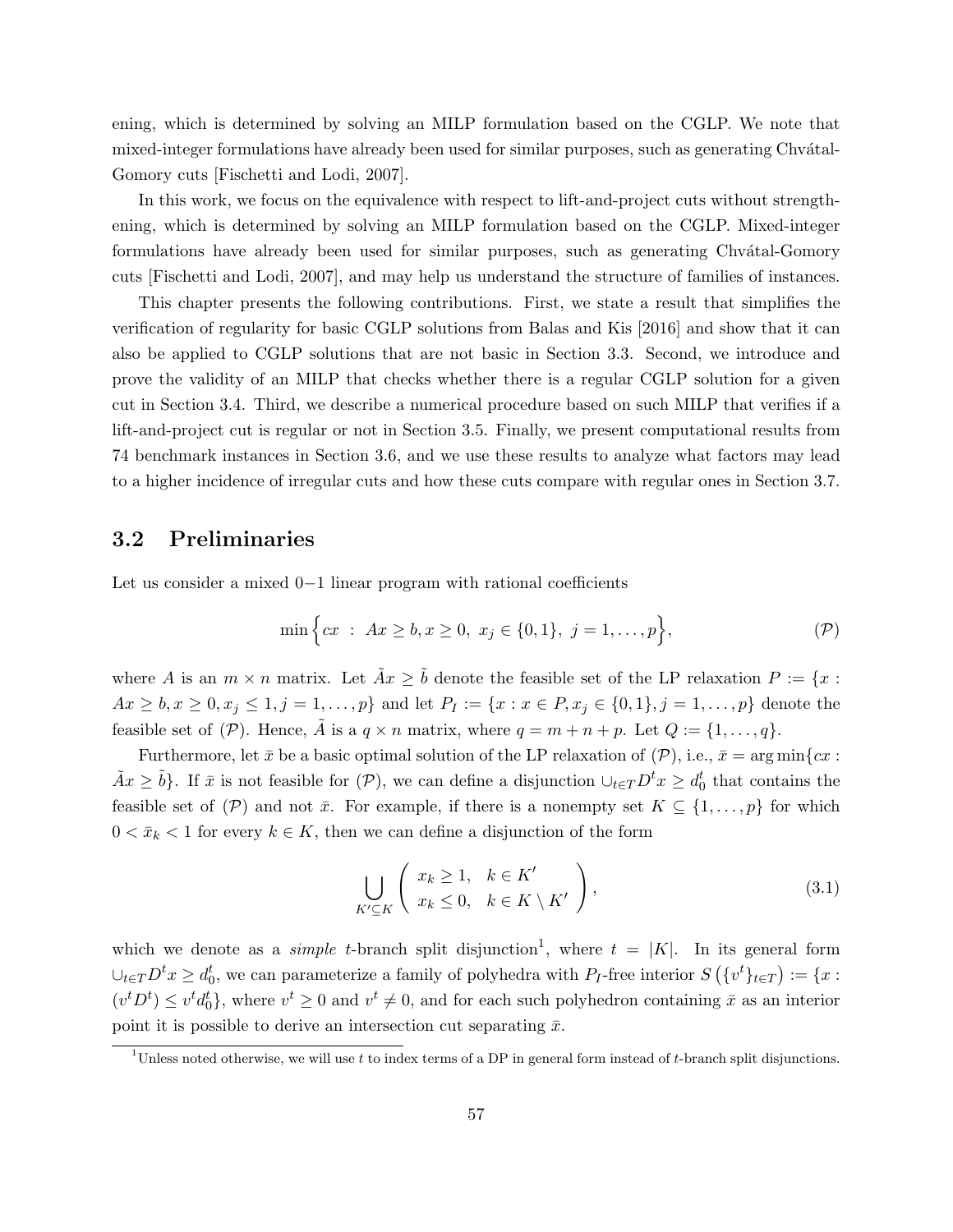ening, which is determined by solving an MILP formulation based on the CGLP. We note that mixed-integer formulations have already been used for similar purposes, such as generating Chvátal-Gomory cuts [Fischetti and Lodi, 2007].

In this work, we focus on the equivalence with respect to lift-and-project cuts without strengthening, which is determined by solving an MILP formulation based on the CGLP. Mixed-integer formulations have already been used for similar purposes, such as generating Chvátal-Gomory cuts [Fischetti and Lodi, 2007], and may help us understand the structure of families of instances.

This chapter presents the following contributions. First, we state a result that simplifies the verification of regularity for basic CGLP solutions from Balas and Kis [2016] and show that it can also be applied to CGLP solutions that are not basic in Section 3.3. Second, we introduce and prove the validity of an MILP that checks whether there is a regular CGLP solution for a given cut in Section 3.4. Third, we describe a numerical procedure based on such MILP that verifies if a lift-and-project cut is regular or not in Section 3.5. Finally, we present computational results from 74 benchmark instances in Section 3.6, and we use these results to analyze what factors may lead to a higher incidence of irregular cuts and how these cuts compare with regular ones in Section 3.7.

## 3.2 Preliminaries

Let us consider a mixed $0-1$ linear program with rational coefficients

$$\min\Big\{cx \;:\; Ax \geq b, x \geq 0,\; x_j \in \{0,1\},\; j = 1,\dots,p\Big\}, \tag{$\mathcal{P}$}$$

where $A$ is an $m \times n$ matrix. Let $\tilde{A}x \geq \tilde{b}$ denote the feasible set of the LP relaxation $P := \{x : Ax \geq b, x \geq 0, x_j \leq 1, j = 1,\dots,p\}$ and let $P_I := \{x : x \in P, x_j \in \{0,1\}, j = 1,\dots,p\}$ denote the feasible set of $(\mathcal{P})$. Hence, $\tilde{A}$ is a $q \times n$ matrix, where $q = m + n + p$. Let $Q := \{1,\dots,q\}$.

Furthermore, let $\bar{x}$ be a basic optimal solution of the LP relaxation of $(\mathcal{P})$, i.e., $\bar{x} = \arg\min\{cx : \tilde{A}x \geq \tilde{b}\}$. If $\bar{x}$ is not feasible for $(\mathcal{P})$, we can define a disjunction $\cup_{t\in T} D^t x \geq d_0^t$ that contains the feasible set of $(\mathcal{P})$ and not $\bar{x}$. For example, if there is a nonempty set $K \subseteq \{1,\dots,p\}$ for which $0 < \bar{x}_k < 1$ for every $k \in K$, then we can define a disjunction of the form

$$\bigcup_{K' \subseteq K} \left( \begin{array}{ll} x_k \geq 1, & k \in K' \\ x_k \leq 0, & k \in K \setminus K' \end{array} \right), \tag{3.1}$$

which we denote as a *simple* $t$-branch split disjunction[1], where $t = |K|$. In its general form $\cup_{t\in T} D^t x \geq d_0^t$, we can parameterize a family of polyhedra with $P_I$-free interior $S\left(\{v^t\}_{t\in T}\right) := \{x : (v^t D^t) \leq v^t d_0^t\}$, where $v^t \geq 0$ and $v^t \neq 0$, and for each such polyhedron containing $\bar{x}$ as an interior point it is possible to derive an intersection cut separating $\bar{x}$.

[1] Unless noted otherwise, we will use $t$ to index terms of a DP in general form instead of $t$-branch split disjunctions.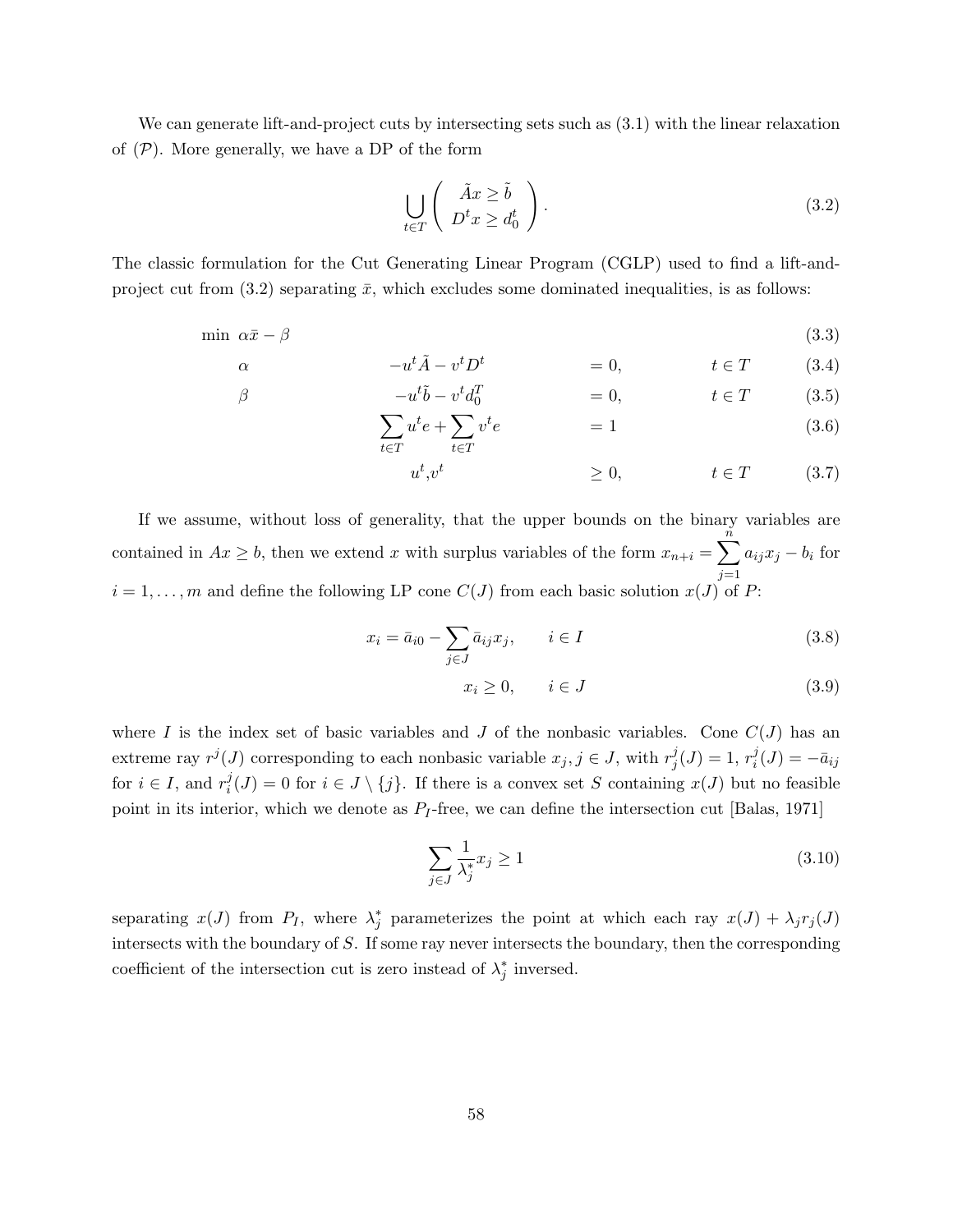We can generate lift-and-project cuts by intersecting sets such as (3.1) with the linear relaxation of $(\mathcal{P})$. More generally, we have a DP of the form

$$\bigcup_{t\in T} \begin{pmatrix} \tilde{A}x \geq \tilde{b} \\ D^t x \geq d_0^t \end{pmatrix}. \tag{3.2}$$

The classic formulation for the Cut Generating Linear Program (CGLP) used to find a lift-and-project cut from (3.2) separating $\bar{x}$, which excludes some dominated inequalities, is as follows:

$$\begin{aligned}
&\min\ \alpha\bar{x} - \beta && && && (3.3)\\
&\alpha && -u^t\tilde{A} - v^t D^t && = 0, && t \in T \qquad (3.4)\\
&\beta && -u^t\tilde{b} - v^t d_0^T && = 0, && t \in T \qquad (3.5)\\
& && \sum_{t\in T} u^t e + \sum_{t\in T} v^t e && = 1 && (3.6)\\
& && u^t, v^t && \geq 0, && t \in T \qquad (3.7)
\end{aligned}$$

If we assume, without loss of generality, that the upper bounds on the binary variables are contained in $Ax \geq b$, then we extend $x$ with surplus variables of the form $x_{n+i} = \sum_{j=1}^{n} a_{ij}x_j - b_i$ for $i = 1, \ldots, m$ and define the following LP cone $C(J)$ from each basic solution $x(J)$ of $P$:

$$x_i = \bar{a}_{i0} - \sum_{j\in J} \bar{a}_{ij}x_j, \qquad i \in I \tag{3.8}$$

$$x_i \geq 0, \qquad i \in J \tag{3.9}$$

where $I$ is the index set of basic variables and $J$ of the nonbasic variables. Cone $C(J)$ has an extreme ray $r^j(J)$ corresponding to each nonbasic variable $x_j, j \in J$, with $r^j_j(J) = 1$, $r^j_i(J) = -\bar{a}_{ij}$ for $i \in I$, and $r^j_i(J) = 0$ for $i \in J \setminus \{j\}$. If there is a convex set $S$ containing $x(J)$ but no feasible point in its interior, which we denote as $P_I$-free, we can define the intersection cut [Balas, 1971]

$$\sum_{j\in J} \frac{1}{\lambda_j^*} x_j \geq 1 \tag{3.10}$$

separating $x(J)$ from $P_I$, where $\lambda_j^*$ parameterizes the point at which each ray $x(J) + \lambda_j r_j(J)$ intersects with the boundary of $S$. If some ray never intersects the boundary, then the corresponding coefficient of the intersection cut is zero instead of $\lambda_j^*$ inversed.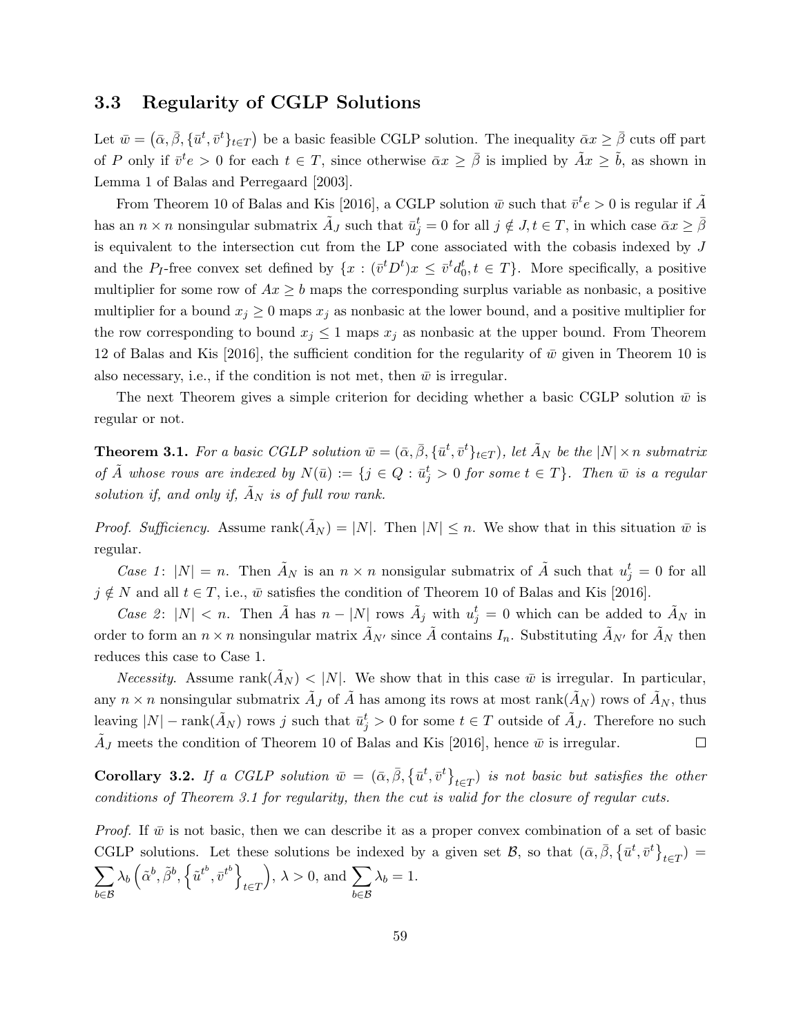### 3.3 Regularity of CGLP Solutions

Let $\bar{w} = (\bar{\alpha}, \bar{\beta}, \{\bar{u}^t, \bar{v}^t\}_{t \in T})$ be a basic feasible CGLP solution. The inequality $\bar{\alpha}x \geq \bar{\beta}$ cuts off part of $P$ only if $\bar{v}^t e > 0$ for each $t \in T$, since otherwise $\bar{\alpha}x \geq \bar{\beta}$ is implied by $\tilde{A}x \geq \tilde{b}$, as shown in Lemma 1 of Balas and Perregaard [2003].

From Theorem 10 of Balas and Kis [2016], a CGLP solution $\bar{w}$ such that $\bar{v}^t e > 0$ is regular if $\tilde{A}$ has an $n \times n$ nonsingular submatrix $\tilde{A}_J$ such that $\bar{u}^t_j = 0$ for all $j \notin J, t \in T$, in which case $\bar{\alpha}x \geq \bar{\beta}$ is equivalent to the intersection cut from the LP cone associated with the cobasis indexed by $J$ and the $P_I$-free convex set defined by $\{x : (\bar{v}^t D^t)x \leq \bar{v}^t d^t_0, t \in T\}$. More specifically, a positive multiplier for some row of $Ax \geq b$ maps the corresponding surplus variable as nonbasic, a positive multiplier for a bound $x_j \geq 0$ maps $x_j$ as nonbasic at the lower bound, and a positive multiplier for the row corresponding to bound $x_j \leq 1$ maps $x_j$ as nonbasic at the upper bound. From Theorem 12 of Balas and Kis [2016], the sufficient condition for the regularity of $\bar{w}$ given in Theorem 10 is also necessary, i.e., if the condition is not met, then $\bar{w}$ is irregular.

The next Theorem gives a simple criterion for deciding whether a basic CGLP solution $\bar{w}$ is regular or not.

**Theorem 3.1.** *For a basic CGLP solution $\bar{w} = (\bar{\alpha}, \bar{\beta}, \{\bar{u}^t, \bar{v}^t\}_{t \in T})$, let $\tilde{A}_N$ be the $|N| \times n$ submatrix of $\tilde{A}$ whose rows are indexed by $N(\bar{u}) := \{j \in Q : \bar{u}^t_j > 0$ for some $t \in T\}$. Then $\bar{w}$ is a regular solution if, and only if, $\tilde{A}_N$ is of full row rank.*

*Proof. Sufficiency.* Assume $\text{rank}(\tilde{A}_N) = |N|$. Then $|N| \leq n$. We show that in this situation $\bar{w}$ is regular.

*Case 1*: $|N| = n$. Then $\tilde{A}_N$ is an $n \times n$ nonsingular submatrix of $\tilde{A}$ such that $u^t_j = 0$ for all $j \notin N$ and all $t \in T$, i.e., $\bar{w}$ satisfies the condition of Theorem 10 of Balas and Kis [2016].

*Case 2*: $|N| < n$. Then $\tilde{A}$ has $n - |N|$ rows $\tilde{A}_j$ with $u^t_j = 0$ which can be added to $\tilde{A}_N$ in order to form an $n \times n$ nonsingular matrix $\tilde{A}_{N'}$ since $\tilde{A}$ contains $I_n$. Substituting $\tilde{A}_{N'}$ for $\tilde{A}_N$ then reduces this case to Case 1.

*Necessity.* Assume $\text{rank}(\tilde{A}_N) < |N|$. We show that in this case $\bar{w}$ is irregular. In particular, any $n \times n$ nonsingular submatrix $\tilde{A}_J$ of $\tilde{A}$ has among its rows at most $\text{rank}(\tilde{A}_N)$ rows of $\tilde{A}_N$, thus leaving $|N| - \text{rank}(\tilde{A}_N)$ rows $j$ such that $\bar{u}^t_j > 0$ for some $t \in T$ outside of $\tilde{A}_J$. Therefore no such $\tilde{A}_J$ meets the condition of Theorem 10 of Balas and Kis [2016], hence $\bar{w}$ is irregular. □

**Corollary 3.2.** *If a CGLP solution $\bar{w} = (\bar{\alpha}, \bar{\beta}, \{\bar{u}^t, \bar{v}^t\}_{t \in T})$ is not basic but satisfies the other conditions of Theorem 3.1 for regularity, then the cut is valid for the closure of regular cuts.*

*Proof.* If $\bar{w}$ is not basic, then we can describe it as a proper convex combination of a set of basic CGLP solutions. Let these solutions be indexed by a given set $\mathcal{B}$, so that $(\bar{\alpha}, \bar{\beta}, \{\bar{u}^t, \bar{v}^t\}_{t \in T}) = \sum_{b \in \mathcal{B}} \lambda_b \left(\tilde{\alpha}^b, \tilde{\beta}^b, \left\{\tilde{u}^{t^b}, \bar{v}^{t^b}\right\}_{t \in T}\right)$, $\lambda > 0$, and $\sum_{b \in \mathcal{B}} \lambda_b = 1$.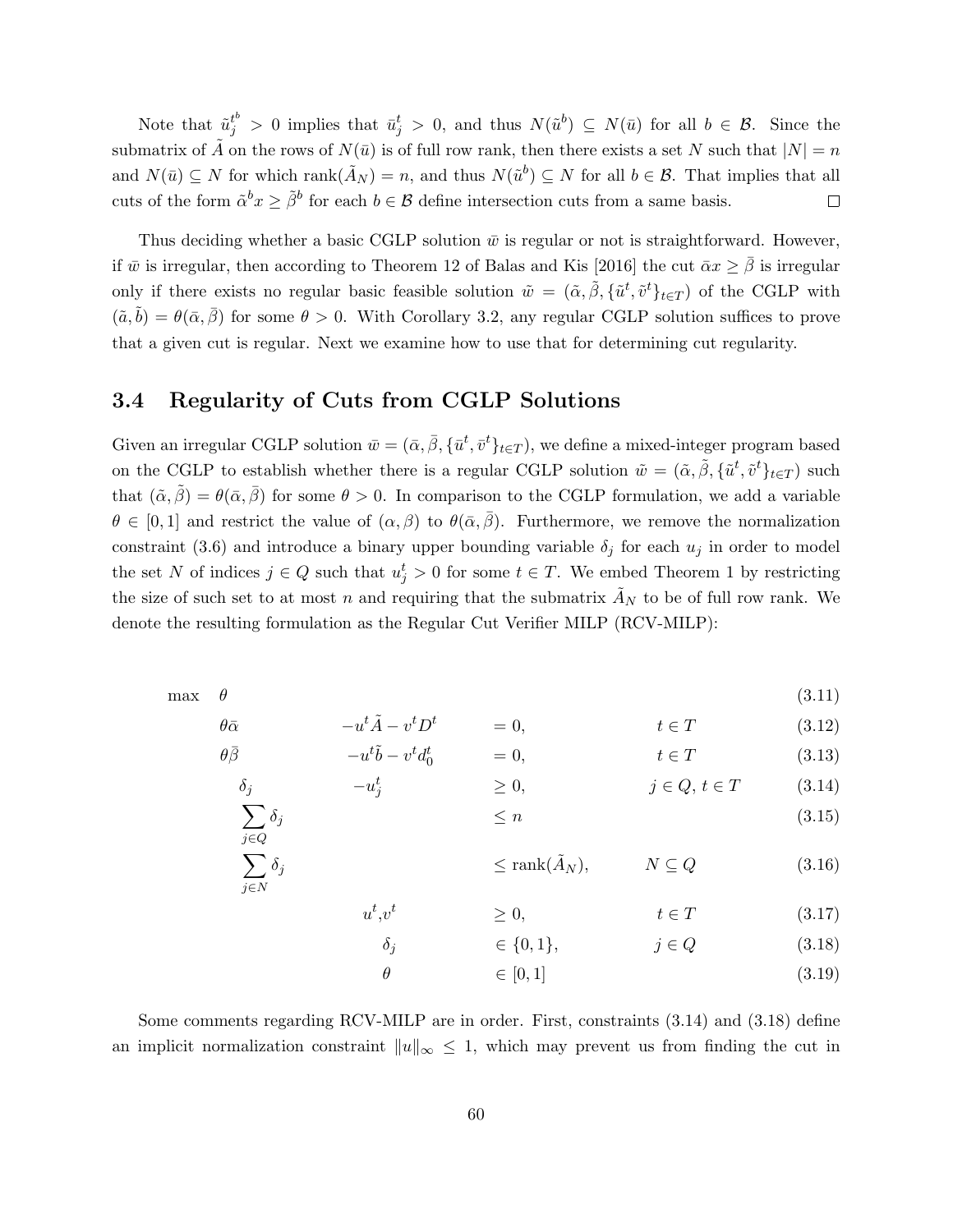Note that $\tilde{u}_j^{t^b} > 0$ implies that $\bar{u}_j^t > 0$, and thus $N(\tilde{u}^b) \subseteq N(\bar{u})$ for all $b \in \mathcal{B}$. Since the submatrix of $\tilde{A}$ on the rows of $N(\bar{u})$ is of full row rank, then there exists a set $N$ such that $|N| = n$ and $N(\bar{u}) \subseteq N$ for which $\text{rank}(\tilde{A}_N) = n$, and thus $N(\tilde{u}^b) \subseteq N$ for all $b \in \mathcal{B}$. That implies that all cuts of the form $\tilde{\alpha}^b x \geq \tilde{\beta}^b$ for each $b \in \mathcal{B}$ define intersection cuts from a same basis. $\square$

Thus deciding whether a basic CGLP solution $\bar{w}$ is regular or not is straightforward. However, if $\bar{w}$ is irregular, then according to Theorem 12 of Balas and Kis [2016] the cut $\bar{\alpha}x \geq \bar{\beta}$ is irregular only if there exists no regular basic feasible solution $\tilde{w} = (\tilde{\alpha}, \tilde{\beta}, \{\tilde{u}^t, \tilde{v}^t\}_{t \in T})$ of the CGLP with $(\tilde{a}, \tilde{b}) = \theta(\bar{\alpha}, \bar{\beta})$ for some $\theta > 0$. With Corollary 3.2, any regular CGLP solution suffices to prove that a given cut is regular. Next we examine how to use that for determining cut regularity.

### 3.4 Regularity of Cuts from CGLP Solutions

Given an irregular CGLP solution $\bar{w} = (\bar{\alpha}, \bar{\beta}, \{\bar{u}^t, \bar{v}^t\}_{t \in T})$, we define a mixed-integer program based on the CGLP to establish whether there is a regular CGLP solution $\tilde{w} = (\tilde{\alpha}, \tilde{\beta}, \{\tilde{u}^t, \tilde{v}^t\}_{t \in T})$ such that $(\tilde{\alpha}, \tilde{\beta}) = \theta(\bar{\alpha}, \bar{\beta})$ for some $\theta > 0$. In comparison to the CGLP formulation, we add a variable $\theta \in [0, 1]$ and restrict the value of $(\alpha, \beta)$ to $\theta(\bar{\alpha}, \bar{\beta})$. Furthermore, we remove the normalization constraint (3.6) and introduce a binary upper bounding variable $\delta_j$ for each $u_j$ in order to model the set $N$ of indices $j \in Q$ such that $u_j^t > 0$ for some $t \in T$. We embed Theorem 1 by restricting the size of such set to at most $n$ and requiring that the submatrix $\tilde{A}_N$ to be of full row rank. We denote the resulting formulation as the Regular Cut Verifier MILP (RCV-MILP):

$$
\begin{array}{llllll}
\max & \theta & & & & (3.11) \\
 & \theta\bar{\alpha} & -u^t\tilde{A} - v^t D^t & = 0, & t \in T & (3.12) \\
 & \theta\bar{\beta} & -u^t\tilde{b} - v^t d_0^t & = 0, & t \in T & (3.13) \\
 & \delta_j & -u_j^t & \geq 0, & j \in Q,\, t \in T & (3.14) \\
 & \displaystyle\sum_{j \in Q} \delta_j & & \leq n & & (3.15) \\
 & \displaystyle\sum_{j \in N} \delta_j & & \leq \text{rank}(\tilde{A}_N), & N \subseteq Q & (3.16) \\
 & & u^t, v^t & \geq 0, & t \in T & (3.17) \\
 & & \delta_j & \in \{0, 1\}, & j \in Q & (3.18) \\
 & & \theta & \in [0, 1] & & (3.19)
\end{array}
$$

Some comments regarding RCV-MILP are in order. First, constraints (3.14) and (3.18) define an implicit normalization constraint $\|u\|_\infty \leq 1$, which may prevent us from finding the cut in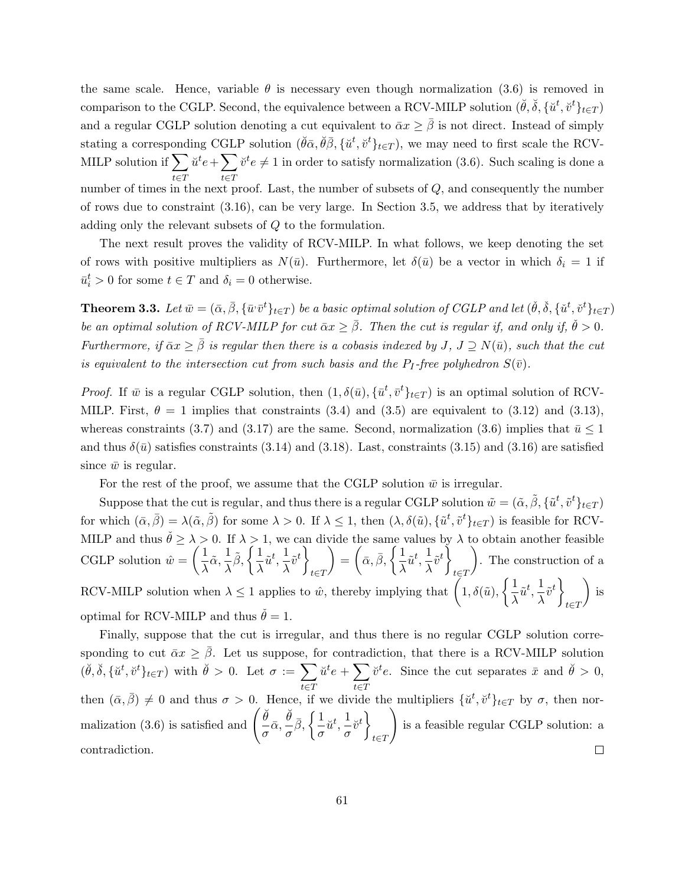the same scale. Hence, variable $\theta$ is necessary even though normalization (3.6) is removed in comparison to the CGLP. Second, the equivalence between a RCV-MILP solution $(\breve{\theta}, \breve{\delta}, \{\breve{u}^t, \breve{v}^t\}_{t \in T})$ and a regular CGLP solution denoting a cut equivalent to $\bar{\alpha}x \geq \bar{\beta}$ is not direct. Instead of simply stating a corresponding CGLP solution $(\breve{\theta}\bar{\alpha}, \breve{\theta}\bar{\beta}, \{\breve{u}^t, \breve{v}^t\}_{t \in T})$, we may need to first scale the RCV-MILP solution if $\sum_{t \in T} \breve{u}^t e + \sum_{t \in T} \breve{v}^t e \neq 1$ in order to satisfy normalization (3.6). Such scaling is done a number of times in the next proof. Last, the number of subsets of $Q$, and consequently the number of rows due to constraint (3.16), can be very large. In Section 3.5, we address that by iteratively adding only the relevant subsets of $Q$ to the formulation.

The next result proves the validity of RCV-MILP. In what follows, we keep denoting the set of rows with positive multipliers as $N(\bar{u})$. Furthermore, let $\delta(\bar{u})$ be a vector in which $\delta_i = 1$ if $\bar{u}_i^t > 0$ for some $t \in T$ and $\delta_i = 0$ otherwise.

**Theorem 3.3.** *Let $\bar{w} = (\bar{\alpha}, \bar{\beta}, \{\bar{u}, \bar{v}^t\}_{t \in T})$ be a basic optimal solution of CGLP and let $(\breve{\theta}, \breve{\delta}, \{\breve{u}^t, \breve{v}^t\}_{t \in T})$ be an optimal solution of RCV-MILP for cut $\bar{\alpha}x \geq \bar{\beta}$. Then the cut is regular if, and only if, $\breve{\theta} > 0$. Furthermore, if $\bar{\alpha}x \geq \bar{\beta}$ is regular then there is a cobasis indexed by $J$, $J \supseteq N(\bar{u})$, such that the cut is equivalent to the intersection cut from such basis and the $P_I$-free polyhedron $S(\bar{v})$.*

*Proof.* If $\bar{w}$ is a regular CGLP solution, then $(1, \delta(\bar{u}), \{\bar{u}^t, \bar{v}^t\}_{t \in T})$ is an optimal solution of RCV-MILP. First, $\theta = 1$ implies that constraints (3.4) and (3.5) are equivalent to (3.12) and (3.13), whereas constraints (3.7) and (3.17) are the same. Second, normalization (3.6) implies that $\bar{u} \leq 1$ and thus $\delta(\bar{u})$ satisfies constraints (3.14) and (3.18). Last, constraints (3.15) and (3.16) are satisfied since $\bar{w}$ is regular.

For the rest of the proof, we assume that the CGLP solution $\bar{w}$ is irregular.

Suppose that the cut is regular, and thus there is a regular CGLP solution $\tilde{w} = (\tilde{\alpha}, \tilde{\beta}, \{\tilde{u}^t, \tilde{v}^t\}_{t \in T})$ for which $(\bar{\alpha}, \bar{\beta}) = \lambda(\tilde{\alpha}, \tilde{\beta})$ for some $\lambda > 0$. If $\lambda \leq 1$, then $(\lambda, \delta(\tilde{u}), \{\tilde{u}^t, \tilde{v}^t\}_{t \in T})$ is feasible for RCV-MILP and thus $\breve{\theta} \geq \lambda > 0$. If $\lambda > 1$, we can divide the same values by $\lambda$ to obtain another feasible CGLP solution $\hat{w} = \left(\frac{1}{\lambda}\tilde{\alpha}, \frac{1}{\lambda}\tilde{\beta}, \left\{\frac{1}{\lambda}\tilde{u}^t, \frac{1}{\lambda}\tilde{v}^t\right\}_{t \in T}\right) = \left(\bar{\alpha}, \bar{\beta}, \left\{\frac{1}{\lambda}\tilde{u}^t, \frac{1}{\lambda}\tilde{v}^t\right\}_{t \in T}\right)$. The construction of a RCV-MILP solution when $\lambda \leq 1$ applies to $\hat{w}$, thereby implying that $\left(1, \delta(\tilde{u}), \left\{\frac{1}{\lambda}\tilde{u}^t, \frac{1}{\lambda}\tilde{v}^t\right\}_{t \in T}\right)$ is optimal for RCV-MILP and thus $\breve{\theta} = 1$.

Finally, suppose that the cut is irregular, and thus there is no regular CGLP solution corresponding to cut $\bar{\alpha}x \geq \bar{\beta}$. Let us suppose, for contradiction, that there is a RCV-MILP solution $(\breve{\theta}, \breve{\delta}, \{\breve{u}^t, \breve{v}^t\}_{t \in T})$ with $\breve{\theta} > 0$. Let $\sigma := \sum_{t \in T} \breve{u}^t e + \sum_{t \in T} \breve{v}^t e$. Since the cut separates $\bar{x}$ and $\breve{\theta} > 0$, then $(\bar{\alpha}, \bar{\beta}) \neq 0$ and thus $\sigma > 0$. Hence, if we divide the multipliers $\{\breve{u}^t, \breve{v}^t\}_{t \in T}$ by $\sigma$, then normalization (3.6) is satisfied and $\left(\frac{\breve{\theta}}{\sigma}\bar{\alpha}, \frac{\breve{\theta}}{\sigma}\bar{\beta}, \left\{\frac{1}{\sigma}\breve{u}^t, \frac{1}{\sigma}\breve{v}^t\right\}_{t \in T}\right)$ is a feasible regular CGLP solution: a contradiction. $\square$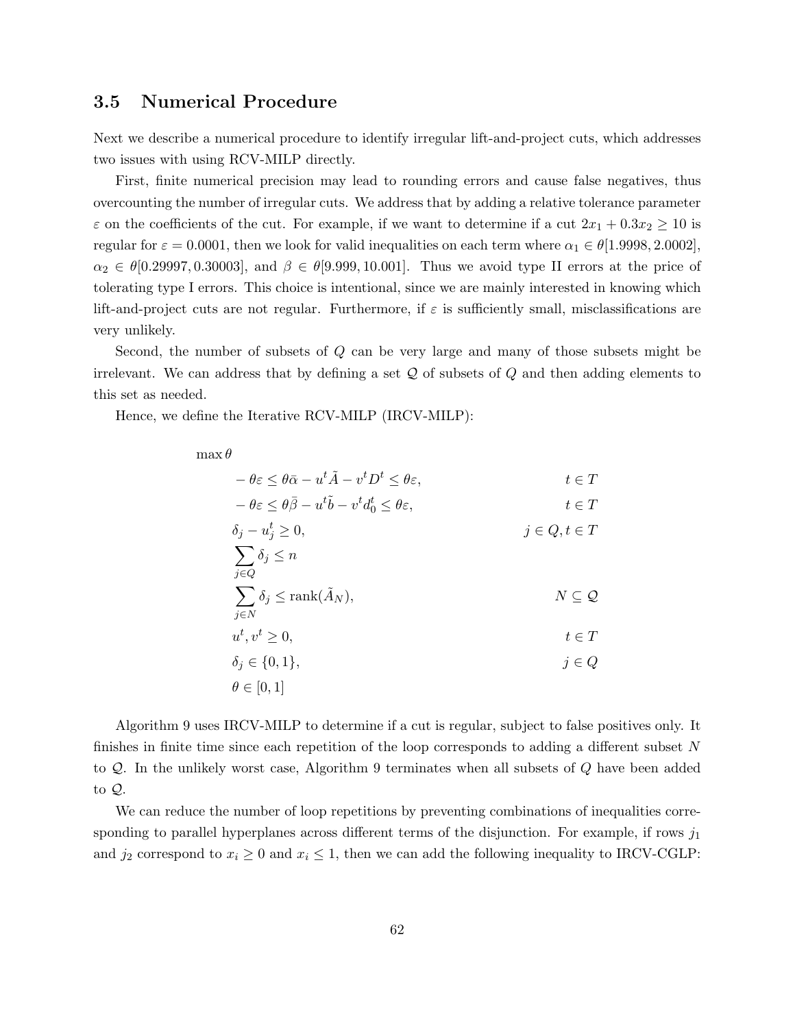### 3.5 Numerical Procedure

Next we describe a numerical procedure to identify irregular lift-and-project cuts, which addresses two issues with using RCV-MILP directly.

First, finite numerical precision may lead to rounding errors and cause false negatives, thus overcounting the number of irregular cuts. We address that by adding a relative tolerance parameter $\varepsilon$ on the coefficients of the cut. For example, if we want to determine if a cut $2x_1 + 0.3x_2 \geq 10$ is regular for $\varepsilon = 0.0001$, then we look for valid inequalities on each term where $\alpha_1 \in \theta[1.9998, 2.0002]$, $\alpha_2 \in \theta[0.29997, 0.30003]$, and $\beta \in \theta[9.999, 10.001]$. Thus we avoid type II errors at the price of tolerating type I errors. This choice is intentional, since we are mainly interested in knowing which lift-and-project cuts are not regular. Furthermore, if $\varepsilon$ is sufficiently small, misclassifications are very unlikely.

Second, the number of subsets of $Q$ can be very large and many of those subsets might be irrelevant. We can address that by defining a set $\mathcal{Q}$ of subsets of $Q$ and then adding elements to this set as needed.

Hence, we define the Iterative RCV-MILP (IRCV-MILP):

$$
\begin{aligned}
\max \theta & & \\
& -\theta\varepsilon \leq \theta\bar{\alpha} - u^t\tilde{A} - v^t D^t \leq \theta\varepsilon, & t \in T \\
& -\theta\varepsilon \leq \theta\bar{\beta} - u^t\tilde{b} - v^t d_0^t \leq \theta\varepsilon, & t \in T \\
& \delta_j - u_j^t \geq 0, & j \in Q, t \in T \\
& \sum_{j \in Q} \delta_j \leq n & \\
& \sum_{j \in N} \delta_j \leq \operatorname{rank}(\tilde{A}_N), & N \subseteq \mathcal{Q} \\
& u^t, v^t \geq 0, & t \in T \\
& \delta_j \in \{0, 1\}, & j \in Q \\
& \theta \in [0, 1] &
\end{aligned}
$$

Algorithm 9 uses IRCV-MILP to determine if a cut is regular, subject to false positives only. It finishes in finite time since each repetition of the loop corresponds to adding a different subset $N$ to $\mathcal{Q}$. In the unlikely worst case, Algorithm 9 terminates when all subsets of $Q$ have been added to $\mathcal{Q}$.

We can reduce the number of loop repetitions by preventing combinations of inequalities corresponding to parallel hyperplanes across different terms of the disjunction. For example, if rows $j_1$ and $j_2$ correspond to $x_i \geq 0$ and $x_i \leq 1$, then we can add the following inequality to IRCV-CGLP: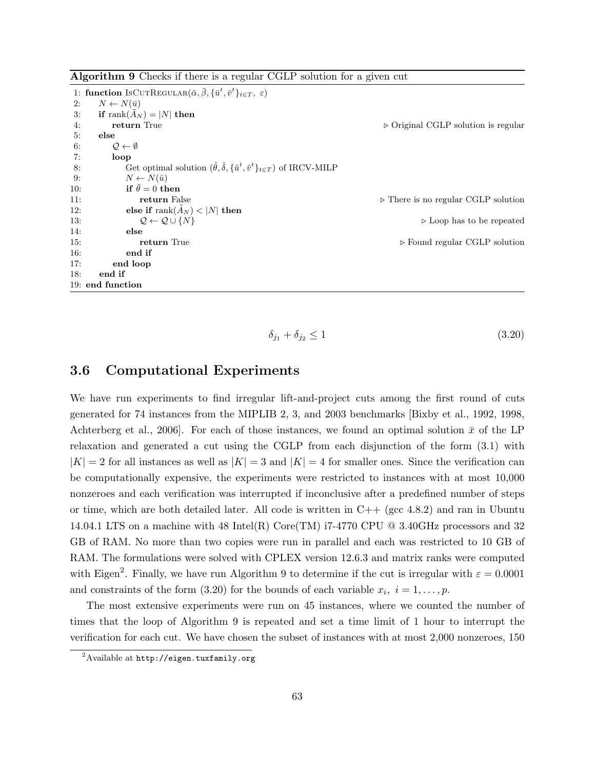**Algorithm 9** Checks if there is a regular CGLP solution for a given cut

```
1: function IsCutRegular(ᾱ, β̄, {ū^t, v̄^t}_{t∈T}, ε)
2:     N ← N(ū)
3:     if rank(Ã_N) = |N| then
4:         return True                                  ▷ Original CGLP solution is regular
5:     else
6:         Q ← ∅
7:         loop
8:             Get optimal solution (θ̌, δ̌, {ǔ^t, v̌^t}_{t∈T}) of IRCV-MILP
9:             N ← N(ǔ)
10:            if θ̄ = 0 then
11:                return False                         ▷ There is no regular CGLP solution
12:            else if rank(Ã_N) < |N| then
13:                Q ← Q ∪ {N}                          ▷ Loop has to be repeated
14:            else
15:                return True                          ▷ Found regular CGLP solution
16:            end if
17:        end loop
18:    end if
19: end function
```

$$\delta_{j_1} + \delta_{j_2} \leq 1 \tag{3.20}$$

## 3.6 Computational Experiments

We have run experiments to find irregular lift-and-project cuts among the first round of cuts generated for 74 instances from the MIPLIB 2, 3, and 2003 benchmarks [Bixby et al., 1992, 1998, Achterberg et al., 2006]. For each of those instances, we found an optimal solution $\bar{x}$ of the LP relaxation and generated a cut using the CGLP from each disjunction of the form (3.1) with $|K| = 2$ for all instances as well as $|K| = 3$ and $|K| = 4$ for smaller ones. Since the verification can be computationally expensive, the experiments were restricted to instances with at most 10,000 nonzeroes and each verification was interrupted if inconclusive after a predefined number of steps or time, which are both detailed later. All code is written in C++ (gcc 4.8.2) and ran in Ubuntu 14.04.1 LTS on a machine with 48 Intel(R) Core(TM) i7-4770 CPU @ 3.40GHz processors and 32 GB of RAM. No more than two copies were run in parallel and each was restricted to 10 GB of RAM. The formulations were solved with CPLEX version 12.6.3 and matrix ranks were computed with Eigen[2]. Finally, we have run Algorithm 9 to determine if the cut is irregular with $\varepsilon = 0.0001$ and constraints of the form (3.20) for the bounds of each variable $x_i, \ i = 1, \ldots, p$.

The most extensive experiments were run on 45 instances, where we counted the number of times that the loop of Algorithm 9 is repeated and set a time limit of 1 hour to interrupt the verification for each cut. We have chosen the subset of instances with at most 2,000 nonzeroes, 150

[2] Available at http://eigen.tuxfamily.org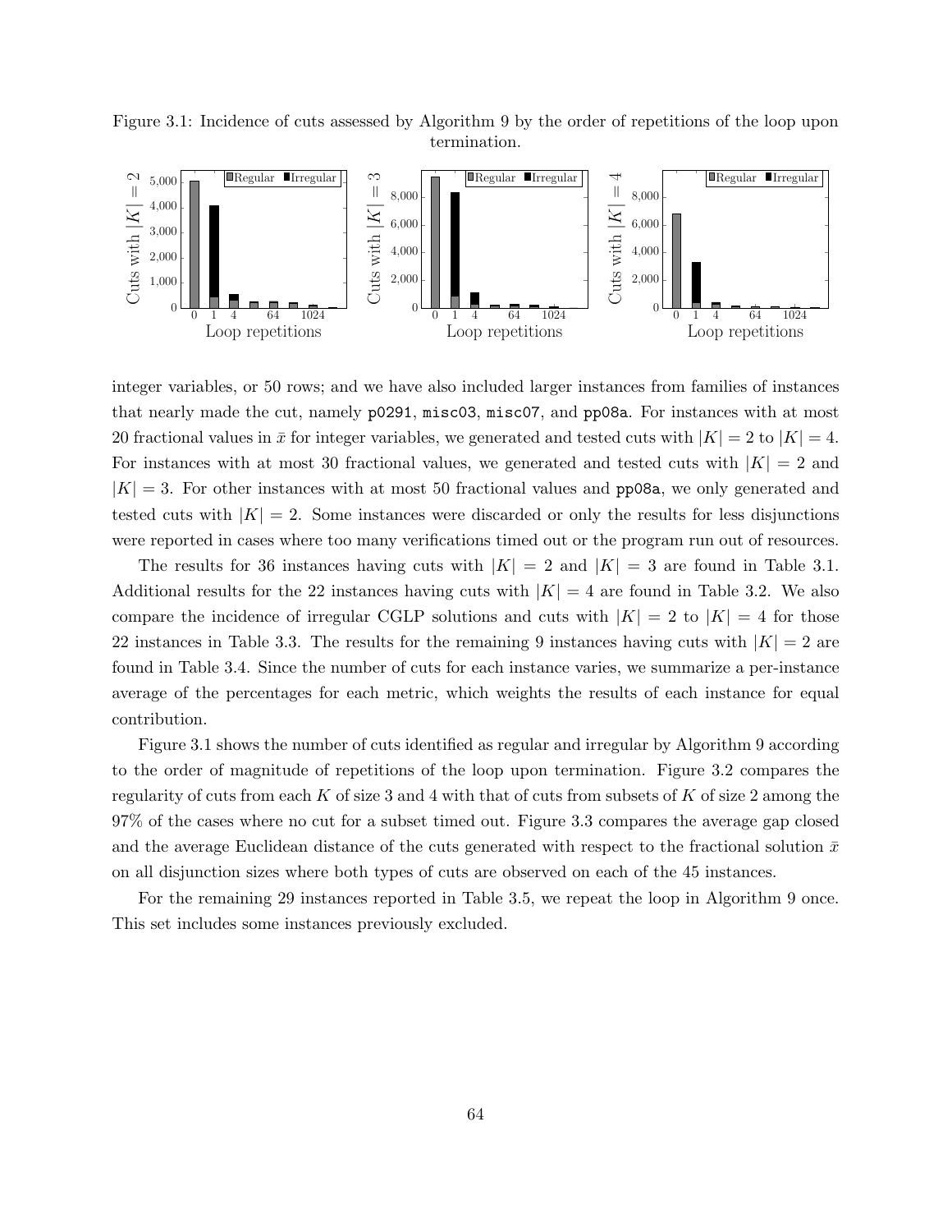Figure 3.1: Incidence of cuts assessed by Algorithm 9 by the order of repetitions of the loop upon termination.

integer variables, or 50 rows; and we have also included larger instances from families of instances that nearly made the cut, namely p0291, misc03, misc07, and pp08a. For instances with at most 20 fractional values in $\bar{x}$ for integer variables, we generated and tested cuts with $|K| = 2$ to $|K| = 4$. For instances with at most 30 fractional values, we generated and tested cuts with $|K| = 2$ and $|K| = 3$. For other instances with at most 50 fractional values and pp08a, we only generated and tested cuts with $|K| = 2$. Some instances were discarded or only the results for less disjunctions were reported in cases where too many verifications timed out or the program run out of resources.

The results for 36 instances having cuts with $|K| = 2$ and $|K| = 3$ are found in Table 3.1. Additional results for the 22 instances having cuts with $|K| = 4$ are found in Table 3.2. We also compare the incidence of irregular CGLP solutions and cuts with $|K| = 2$ to $|K| = 4$ for those 22 instances in Table 3.3. The results for the remaining 9 instances having cuts with $|K| = 2$ are found in Table 3.4. Since the number of cuts for each instance varies, we summarize a per-instance average of the percentages for each metric, which weights the results of each instance for equal contribution.

Figure 3.1 shows the number of cuts identified as regular and irregular by Algorithm 9 according to the order of magnitude of repetitions of the loop upon termination. Figure 3.2 compares the regularity of cuts from each $K$ of size 3 and 4 with that of cuts from subsets of $K$ of size 2 among the 97% of the cases where no cut for a subset timed out. Figure 3.3 compares the average gap closed and the average Euclidean distance of the cuts generated with respect to the fractional solution $\bar{x}$ on all disjunction sizes where both types of cuts are observed on each of the 45 instances.

For the remaining 29 instances reported in Table 3.5, we repeat the loop in Algorithm 9 once. This set includes some instances previously excluded.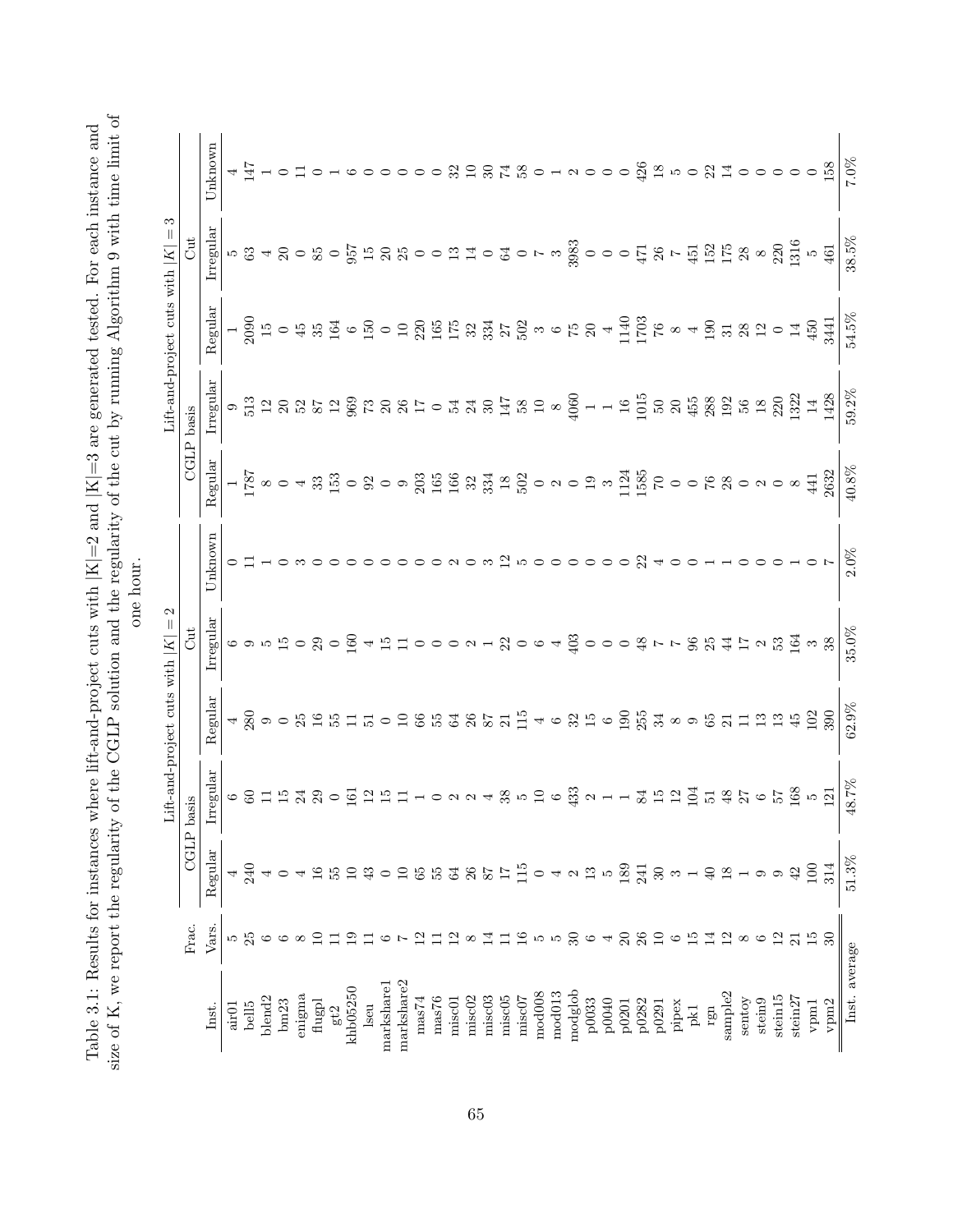Table 3.1: Results for instances where lift-and-project cuts with |K|=2 and |K|=3 are generated tested. For each instance and size of K, we report the regularity of the CGLP solution and the regularity of the cut by running Algorithm 9 with time limit of one hour.

| | | Lift-and-project cuts with $\|K\| = 2$ | | | | | Lift-and-project cuts with $\|K\| = 3$ | | | | |
|---|---|---|---|---|---|---|---|---|---|---|---|
| | Frac. | CGLP basis | | Cut | | | CGLP basis | | Cut | | |
| Inst. | Vars. | Regular | Irregular | Regular | Irregular | Unknown | Regular | Irregular | Regular | Irregular | Unknown |
| air01 | 5 | 4 | 6 | 4 | 6 | 0 | 1 | 9 | 1 | 5 | 4 |
| bell5 | 25 | 240 | 60 | 280 | 9 | 11 | 1787 | 513 | 2090 | 63 | 147 |
| blend2 | 6 | 4 | 11 | 9 | 5 | 1 | 8 | 12 | 15 | 4 | 1 |
| bm23 | 6 | 0 | 15 | 0 | 15 | 0 | 0 | 20 | 0 | 20 | 0 |
| enigma | 8 | 4 | 24 | 25 | 0 | 3 | 4 | 52 | 45 | 0 | 11 |
| flugpl | 10 | 16 | 29 | 16 | 29 | 0 | 33 | 87 | 35 | 85 | 0 |
| gt2 | 11 | 55 | 0 | 55 | 0 | 0 | 153 | 12 | 164 | 0 | 1 |
| khb05250 | 19 | 10 | 161 | 11 | 160 | 0 | 0 | 969 | 6 | 957 | 6 |
| lseu | 11 | 43 | 12 | 51 | 4 | 0 | 92 | 73 | 150 | 15 | 0 |
| markshare1 | 6 | 0 | 15 | 0 | 15 | 0 | 0 | 20 | 0 | 20 | 0 |
| markshare2 | 7 | 10 | 11 | 10 | 11 | 0 | 9 | 26 | 10 | 25 | 0 |
| mas74 | 12 | 65 | 1 | 66 | 0 | 0 | 203 | 17 | 220 | 0 | 0 |
| mas76 | 11 | 55 | 0 | 55 | 0 | 0 | 165 | 0 | 165 | 0 | 0 |
| misc01 | 12 | 64 | 2 | 64 | 0 | 2 | 166 | 54 | 175 | 13 | 32 |
| misc02 | 8 | 26 | 2 | 26 | 2 | 0 | 32 | 24 | 32 | 14 | 10 |
| misc03 | 14 | 87 | 4 | 87 | 1 | 3 | 334 | 30 | 334 | 0 | 30 |
| misc05 | 11 | 17 | 38 | 21 | 22 | 12 | 18 | 147 | 27 | 64 | 74 |
| misc07 | 16 | 115 | 5 | 115 | 0 | 5 | 502 | 58 | 502 | 0 | 58 |
| mod008 | 5 | 0 | 10 | 4 | 6 | 0 | 0 | 10 | 3 | 7 | 0 |
| mod013 | 5 | 4 | 6 | 6 | 4 | 0 | 2 | 8 | 6 | 3 | 1 |
| modglob | 30 | 2 | 433 | 32 | 403 | 0 | 0 | 4060 | 75 | 3983 | 2 |
| p0033 | 6 | 13 | 2 | 15 | 0 | 0 | 19 | 1 | 20 | 0 | 0 |
| p0040 | 4 | 5 | 1 | 6 | 0 | 0 | 3 | 1 | 4 | 0 | 0 |
| p0201 | 20 | 189 | 1 | 190 | 0 | 0 | 1124 | 16 | 1140 | 0 | 0 |
| p0282 | 26 | 241 | 84 | 255 | 48 | 22 | 1585 | 1015 | 1703 | 471 | 426 |
| p0291 | 10 | 30 | 15 | 34 | 7 | 4 | 70 | 50 | 76 | 26 | 18 |
| pipex | 6 | 3 | 12 | 8 | 7 | 0 | 0 | 20 | 8 | 7 | 5 |
| pk1 | 15 | 1 | 104 | 9 | 96 | 0 | 0 | 455 | 4 | 451 | 0 |
| rgn | 14 | 40 | 51 | 65 | 25 | 1 | 76 | 288 | 190 | 152 | 22 |
| sample2 | 12 | 18 | 48 | 21 | 44 | 1 | 28 | 192 | 31 | 175 | 14 |
| sentoy | 8 | 1 | 27 | 11 | 17 | 0 | 0 | 56 | 28 | 28 | 0 |
| stein9 | 6 | 9 | 6 | 13 | 2 | 0 | 2 | 18 | 12 | 8 | 0 |
| stein15 | 12 | 9 | 57 | 13 | 53 | 0 | 0 | 220 | 0 | 220 | 0 |
| stein27 | 21 | 42 | 168 | 45 | 164 | 1 | 8 | 1322 | 14 | 1316 | 0 |
| vpm1 | 15 | 100 | 5 | 102 | 3 | 0 | 441 | 14 | 450 | 5 | 0 |
| vpm2 | 30 | 314 | 121 | 390 | 38 | 7 | 2632 | 1428 | 3441 | 461 | 158 |
| Inst. average | | 51.3% | 48.7% | 62.9% | 35.0% | 2.0% | 40.8% | 59.2% | 54.5% | 38.5% | 7.0% |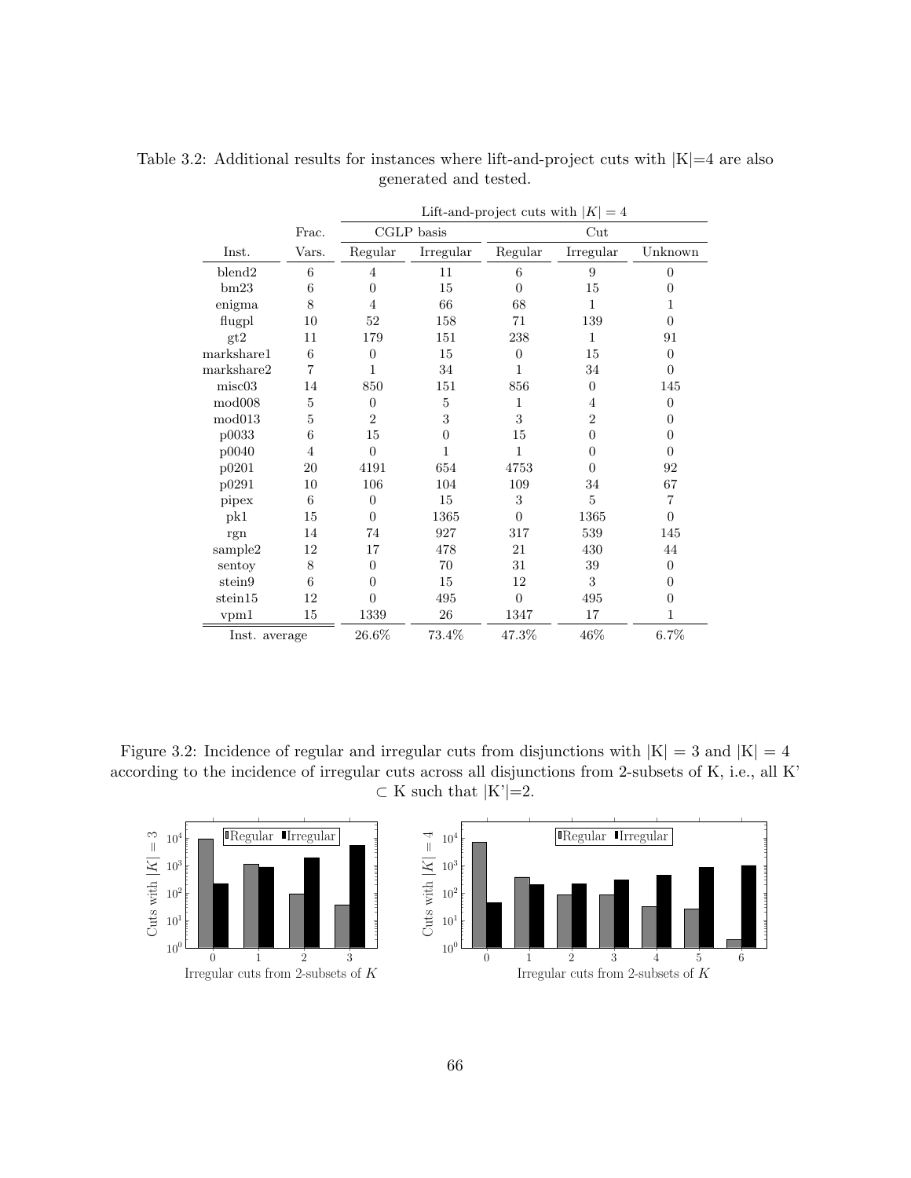Table 3.2: Additional results for instances where lift-and-project cuts with |K|=4 are also generated and tested.

| | | Lift-and-project cuts with $\|K\| = 4$ | | | | |
|---|---|---|---|---|---|---|
| | Frac. | CGLP basis | | Cut | | |
| Inst. | Vars. | Regular | Irregular | Regular | Irregular | Unknown |
| blend2 | 6 | 4 | 11 | 6 | 9 | 0 |
| bm23 | 6 | 0 | 15 | 0 | 15 | 0 |
| enigma | 8 | 4 | 66 | 68 | 1 | 1 |
| flugpl | 10 | 52 | 158 | 71 | 139 | 0 |
| gt2 | 11 | 179 | 151 | 238 | 1 | 91 |
| markshare1 | 6 | 0 | 15 | 0 | 15 | 0 |
| markshare2 | 7 | 1 | 34 | 1 | 34 | 0 |
| misc03 | 14 | 850 | 151 | 856 | 0 | 145 |
| mod008 | 5 | 0 | 5 | 1 | 4 | 0 |
| mod013 | 5 | 2 | 3 | 3 | 2 | 0 |
| p0033 | 6 | 15 | 0 | 15 | 0 | 0 |
| p0040 | 4 | 0 | 1 | 1 | 0 | 0 |
| p0201 | 20 | 4191 | 654 | 4753 | 0 | 92 |
| p0291 | 10 | 106 | 104 | 109 | 34 | 67 |
| pipex | 6 | 0 | 15 | 3 | 5 | 7 |
| pk1 | 15 | 0 | 1365 | 0 | 1365 | 0 |
| rgn | 14 | 74 | 927 | 317 | 539 | 145 |
| sample2 | 12 | 17 | 478 | 21 | 430 | 44 |
| sentoy | 8 | 0 | 70 | 31 | 39 | 0 |
| stein9 | 6 | 0 | 15 | 12 | 3 | 0 |
| stein15 | 12 | 0 | 495 | 0 | 495 | 0 |
| vpm1 | 15 | 1339 | 26 | 1347 | 17 | 1 |
| Inst. average | | 26.6% | 73.4% | 47.3% | 46% | 6.7% |

Figure 3.2: Incidence of regular and irregular cuts from disjunctions with |K| = 3 and |K| = 4 according to the incidence of irregular cuts across all disjunctions from 2-subsets of K, i.e., all K' ⊂ K such that |K'|=2.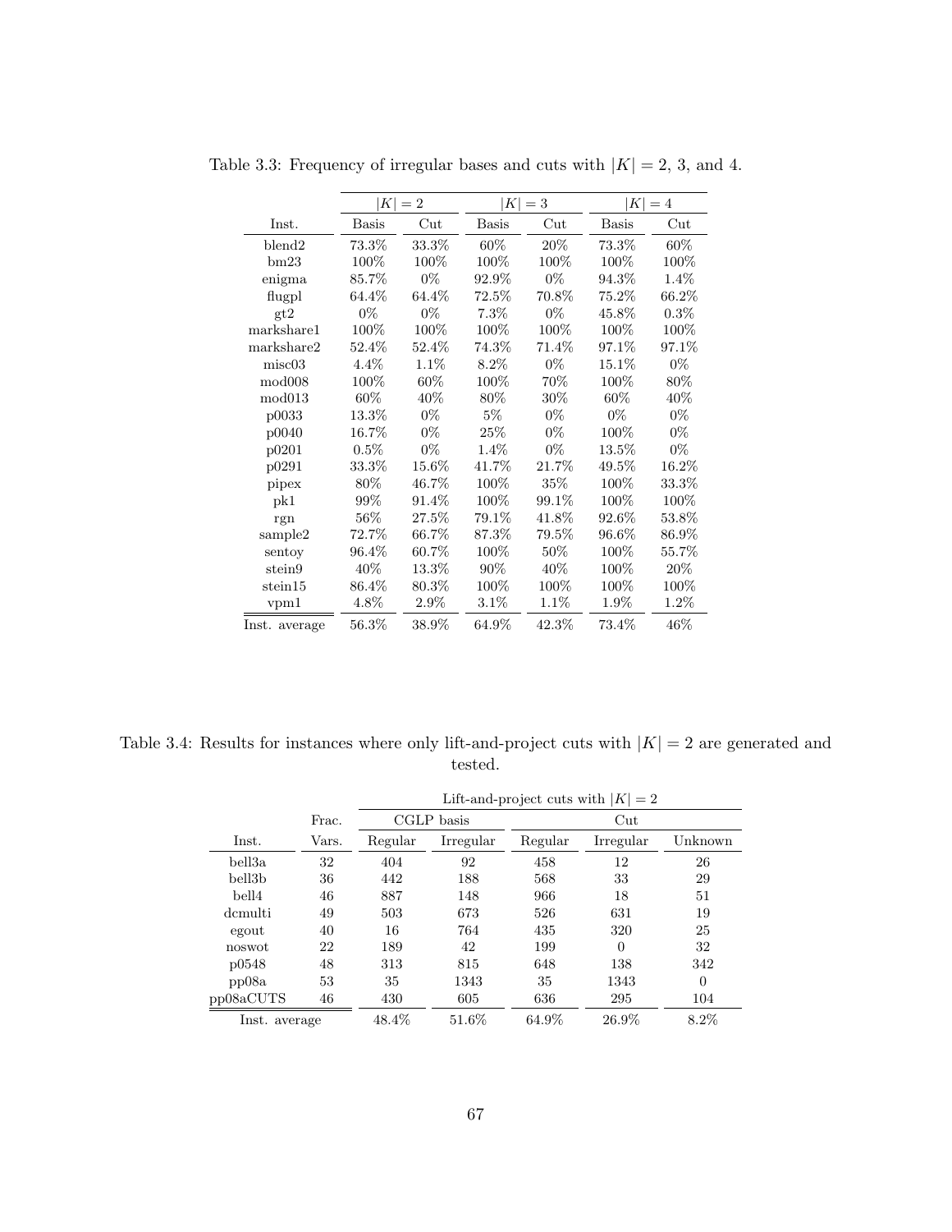Table 3.3: Frequency of irregular bases and cuts with $|K| = 2$, 3, and 4.

| | $\|K\| = 2$ | | $\|K\| = 3$ | | $\|K\| = 4$ | |
|---|---|---|---|---|---|---|
| Inst. | Basis | Cut | Basis | Cut | Basis | Cut |
| blend2 | 73.3% | 33.3% | 60% | 20% | 73.3% | 60% |
| bm23 | 100% | 100% | 100% | 100% | 100% | 100% |
| enigma | 85.7% | 0% | 92.9% | 0% | 94.3% | 1.4% |
| flugpl | 64.4% | 64.4% | 72.5% | 70.8% | 75.2% | 66.2% |
| gt2 | 0% | 0% | 7.3% | 0% | 45.8% | 0.3% |
| markshare1 | 100% | 100% | 100% | 100% | 100% | 100% |
| markshare2 | 52.4% | 52.4% | 74.3% | 71.4% | 97.1% | 97.1% |
| misc03 | 4.4% | 1.1% | 8.2% | 0% | 15.1% | 0% |
| mod008 | 100% | 60% | 100% | 70% | 100% | 80% |
| mod013 | 60% | 40% | 80% | 30% | 60% | 40% |
| p0033 | 13.3% | 0% | 5% | 0% | 0% | 0% |
| p0040 | 16.7% | 0% | 25% | 0% | 100% | 0% |
| p0201 | 0.5% | 0% | 1.4% | 0% | 13.5% | 0% |
| p0291 | 33.3% | 15.6% | 41.7% | 21.7% | 49.5% | 16.2% |
| pipex | 80% | 46.7% | 100% | 35% | 100% | 33.3% |
| pk1 | 99% | 91.4% | 100% | 99.1% | 100% | 100% |
| rgn | 56% | 27.5% | 79.1% | 41.8% | 92.6% | 53.8% |
| sample2 | 72.7% | 66.7% | 87.3% | 79.5% | 96.6% | 86.9% |
| sentoy | 96.4% | 60.7% | 100% | 50% | 100% | 55.7% |
| stein9 | 40% | 13.3% | 90% | 40% | 100% | 20% |
| stein15 | 86.4% | 80.3% | 100% | 100% | 100% | 100% |
| vpm1 | 4.8% | 2.9% | 3.1% | 1.1% | 1.9% | 1.2% |
| Inst. average | 56.3% | 38.9% | 64.9% | 42.3% | 73.4% | 46% |

Table 3.4: Results for instances where only lift-and-project cuts with $|K| = 2$ are generated and tested.

| | | Lift-and-project cuts with $\|K\| = 2$ | | | | |
|---|---|---|---|---|---|---|
| | Frac. | CGLP basis | | Cut | | |
| Inst. | Vars. | Regular | Irregular | Regular | Irregular | Unknown |
| bell3a | 32 | 404 | 92 | 458 | 12 | 26 |
| bell3b | 36 | 442 | 188 | 568 | 33 | 29 |
| bell4 | 46 | 887 | 148 | 966 | 18 | 51 |
| dcmulti | 49 | 503 | 673 | 526 | 631 | 19 |
| egout | 40 | 16 | 764 | 435 | 320 | 25 |
| noswot | 22 | 189 | 42 | 199 | 0 | 32 |
| p0548 | 48 | 313 | 815 | 648 | 138 | 342 |
| pp08a | 53 | 35 | 1343 | 35 | 1343 | 0 |
| pp08aCUTS | 46 | 430 | 605 | 636 | 295 | 104 |
| Inst. average | | 48.4% | 51.6% | 64.9% | 26.9% | 8.2% |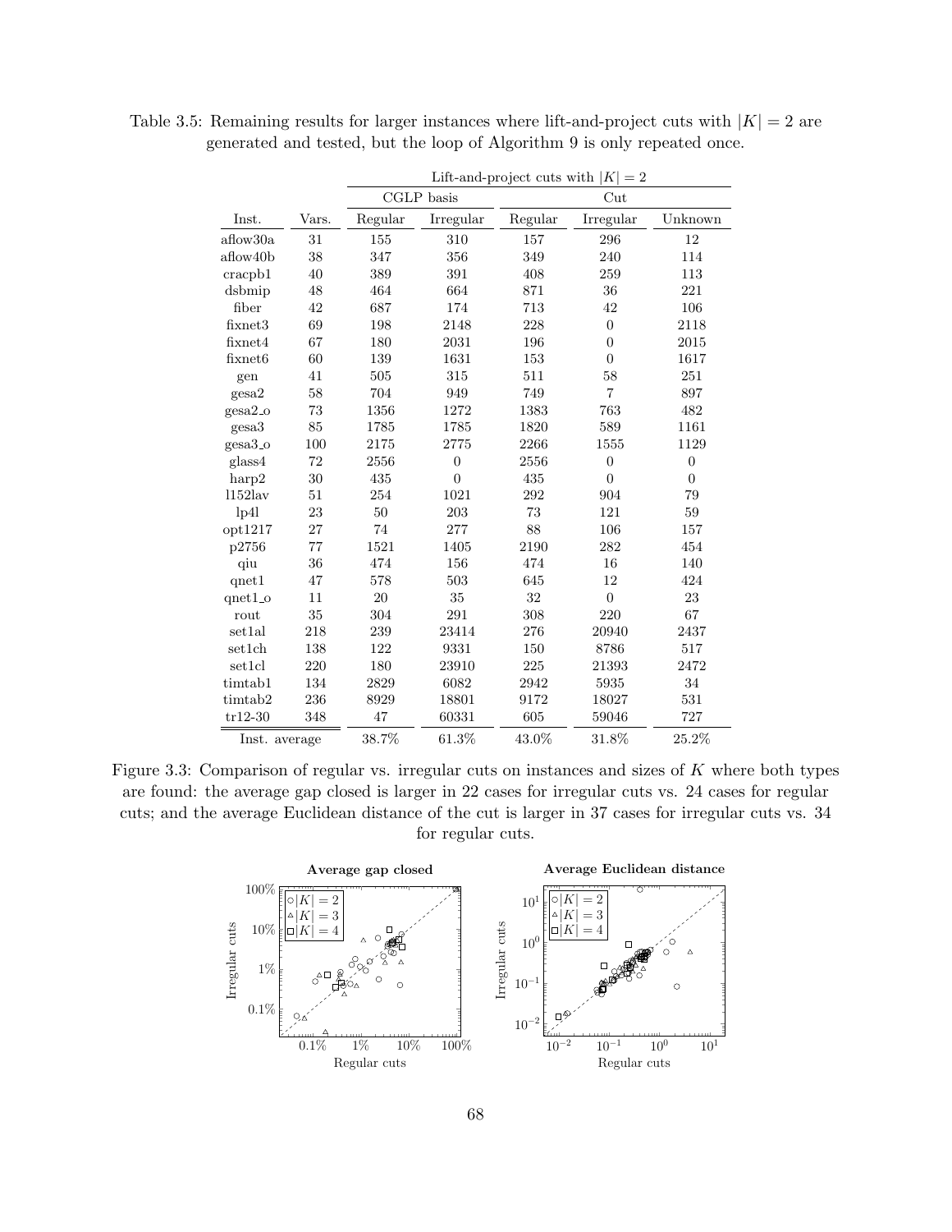Table 3.5: Remaining results for larger instances where lift-and-project cuts with $|K| = 2$ are generated and tested, but the loop of Algorithm 9 is only repeated once.

| | | Lift-and-project cuts with $|K| = 2$ | | | | |
|---|---|---|---|---|---|---|
| | | CGLP basis | | Cut | | |
| Inst. | Vars. | Regular | Irregular | Regular | Irregular | Unknown |
| aflow30a | 31 | 155 | 310 | 157 | 296 | 12 |
| aflow40b | 38 | 347 | 356 | 349 | 240 | 114 |
| cracpb1 | 40 | 389 | 391 | 408 | 259 | 113 |
| dsbmip | 48 | 464 | 664 | 871 | 36 | 221 |
| fiber | 42 | 687 | 174 | 713 | 42 | 106 |
| fixnet3 | 69 | 198 | 2148 | 228 | 0 | 2118 |
| fixnet4 | 67 | 180 | 2031 | 196 | 0 | 2015 |
| fixnet6 | 60 | 139 | 1631 | 153 | 0 | 1617 |
| gen | 41 | 505 | 315 | 511 | 58 | 251 |
| gesa2 | 58 | 704 | 949 | 749 | 7 | 897 |
| gesa2_o | 73 | 1356 | 1272 | 1383 | 763 | 482 |
| gesa3 | 85 | 1785 | 1785 | 1820 | 589 | 1161 |
| gesa3_o | 100 | 2175 | 2775 | 2266 | 1555 | 1129 |
| glass4 | 72 | 2556 | 0 | 2556 | 0 | 0 |
| harp2 | 30 | 435 | 0 | 435 | 0 | 0 |
| l152lav | 51 | 254 | 1021 | 292 | 904 | 79 |
| lp4l | 23 | 50 | 203 | 73 | 121 | 59 |
| opt1217 | 27 | 74 | 277 | 88 | 106 | 157 |
| p2756 | 77 | 1521 | 1405 | 2190 | 282 | 454 |
| qiu | 36 | 474 | 156 | 474 | 16 | 140 |
| qnet1 | 47 | 578 | 503 | 645 | 12 | 424 |
| qnet1_o | 11 | 20 | 35 | 32 | 0 | 23 |
| rout | 35 | 304 | 291 | 308 | 220 | 67 |
| set1al | 218 | 239 | 23414 | 276 | 20940 | 2437 |
| set1ch | 138 | 122 | 9331 | 150 | 8786 | 517 |
| set1cl | 220 | 180 | 23910 | 225 | 21393 | 2472 |
| timtab1 | 134 | 2829 | 6082 | 2942 | 5935 | 34 |
| timtab2 | 236 | 8929 | 18801 | 9172 | 18027 | 531 |
| tr12-30 | 348 | 47 | 60331 | 605 | 59046 | 727 |
| Inst. average | | 38.7% | 61.3% | 43.0% | 31.8% | 25.2% |

Figure 3.3: Comparison of regular vs. irregular cuts on instances and sizes of $K$ where both types are found: the average gap closed is larger in 22 cases for irregular cuts vs. 24 cases for regular cuts; and the average Euclidean distance of the cut is larger in 37 cases for irregular cuts vs. 34 for regular cuts.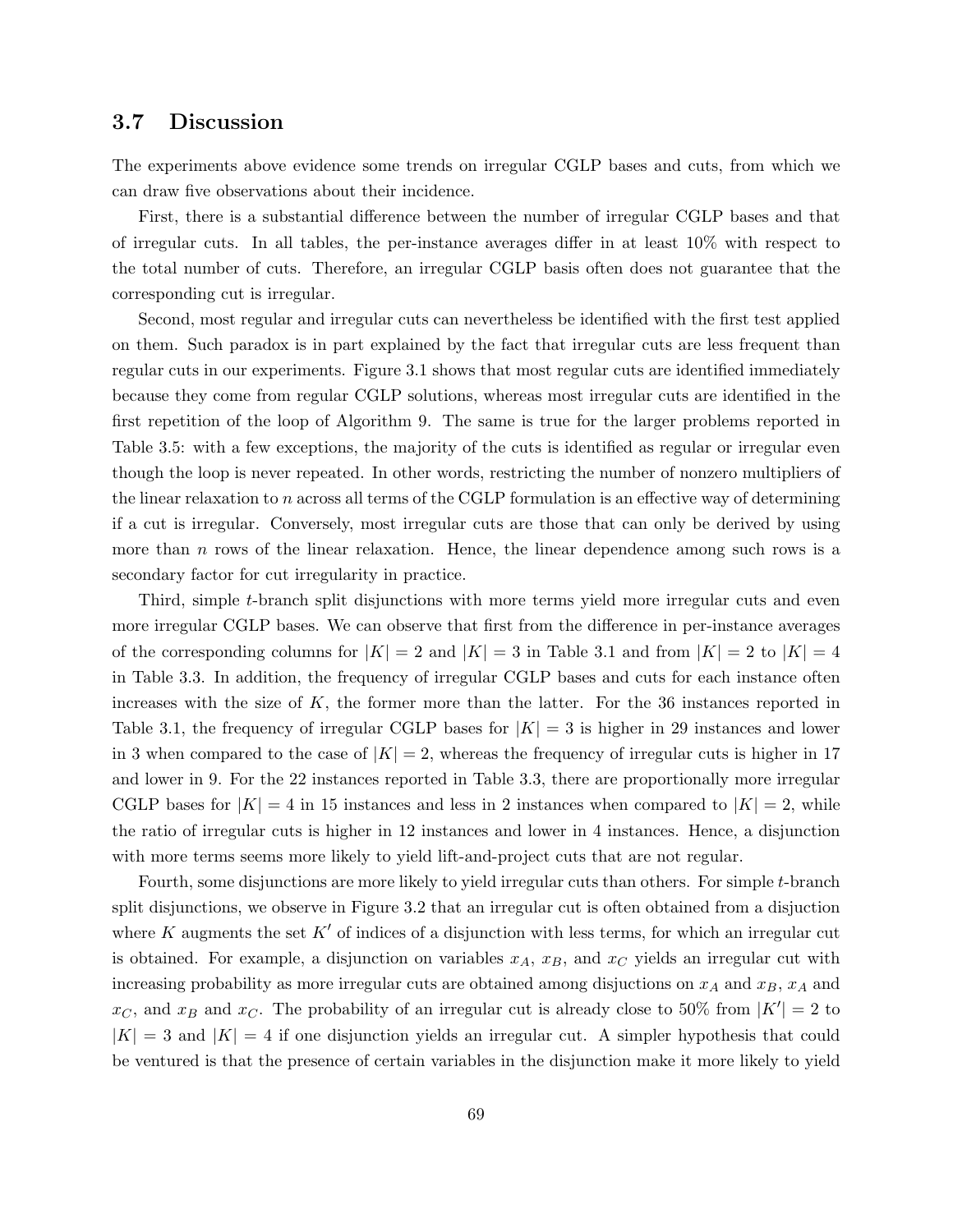## 3.7 Discussion

The experiments above evidence some trends on irregular CGLP bases and cuts, from which we can draw five observations about their incidence.

First, there is a substantial difference between the number of irregular CGLP bases and that of irregular cuts. In all tables, the per-instance averages differ in at least 10% with respect to the total number of cuts. Therefore, an irregular CGLP basis often does not guarantee that the corresponding cut is irregular.

Second, most regular and irregular cuts can nevertheless be identified with the first test applied on them. Such paradox is in part explained by the fact that irregular cuts are less frequent than regular cuts in our experiments. Figure 3.1 shows that most regular cuts are identified immediately because they come from regular CGLP solutions, whereas most irregular cuts are identified in the first repetition of the loop of Algorithm 9. The same is true for the larger problems reported in Table 3.5: with a few exceptions, the majority of the cuts is identified as regular or irregular even though the loop is never repeated. In other words, restricting the number of nonzero multipliers of the linear relaxation to $n$ across all terms of the CGLP formulation is an effective way of determining if a cut is irregular. Conversely, most irregular cuts are those that can only be derived by using more than $n$ rows of the linear relaxation. Hence, the linear dependence among such rows is a secondary factor for cut irregularity in practice.

Third, simple $t$-branch split disjunctions with more terms yield more irregular cuts and even more irregular CGLP bases. We can observe that first from the difference in per-instance averages of the corresponding columns for $|K| = 2$ and $|K| = 3$ in Table 3.1 and from $|K| = 2$ to $|K| = 4$ in Table 3.3. In addition, the frequency of irregular CGLP bases and cuts for each instance often increases with the size of $K$, the former more than the latter. For the 36 instances reported in Table 3.1, the frequency of irregular CGLP bases for $|K| = 3$ is higher in 29 instances and lower in 3 when compared to the case of $|K| = 2$, whereas the frequency of irregular cuts is higher in 17 and lower in 9. For the 22 instances reported in Table 3.3, there are proportionally more irregular CGLP bases for $|K| = 4$ in 15 instances and less in 2 instances when compared to $|K| = 2$, while the ratio of irregular cuts is higher in 12 instances and lower in 4 instances. Hence, a disjunction with more terms seems more likely to yield lift-and-project cuts that are not regular.

Fourth, some disjunctions are more likely to yield irregular cuts than others. For simple $t$-branch split disjunctions, we observe in Figure 3.2 that an irregular cut is often obtained from a disjuction where $K$ augments the set $K'$ of indices of a disjunction with less terms, for which an irregular cut is obtained. For example, a disjunction on variables $x_A$, $x_B$, and $x_C$ yields an irregular cut with increasing probability as more irregular cuts are obtained among disjuctions on $x_A$ and $x_B$, $x_A$ and $x_C$, and $x_B$ and $x_C$. The probability of an irregular cut is already close to 50% from $|K'| = 2$ to $|K| = 3$ and $|K| = 4$ if one disjunction yields an irregular cut. A simpler hypothesis that could be ventured is that the presence of certain variables in the disjunction make it more likely to yield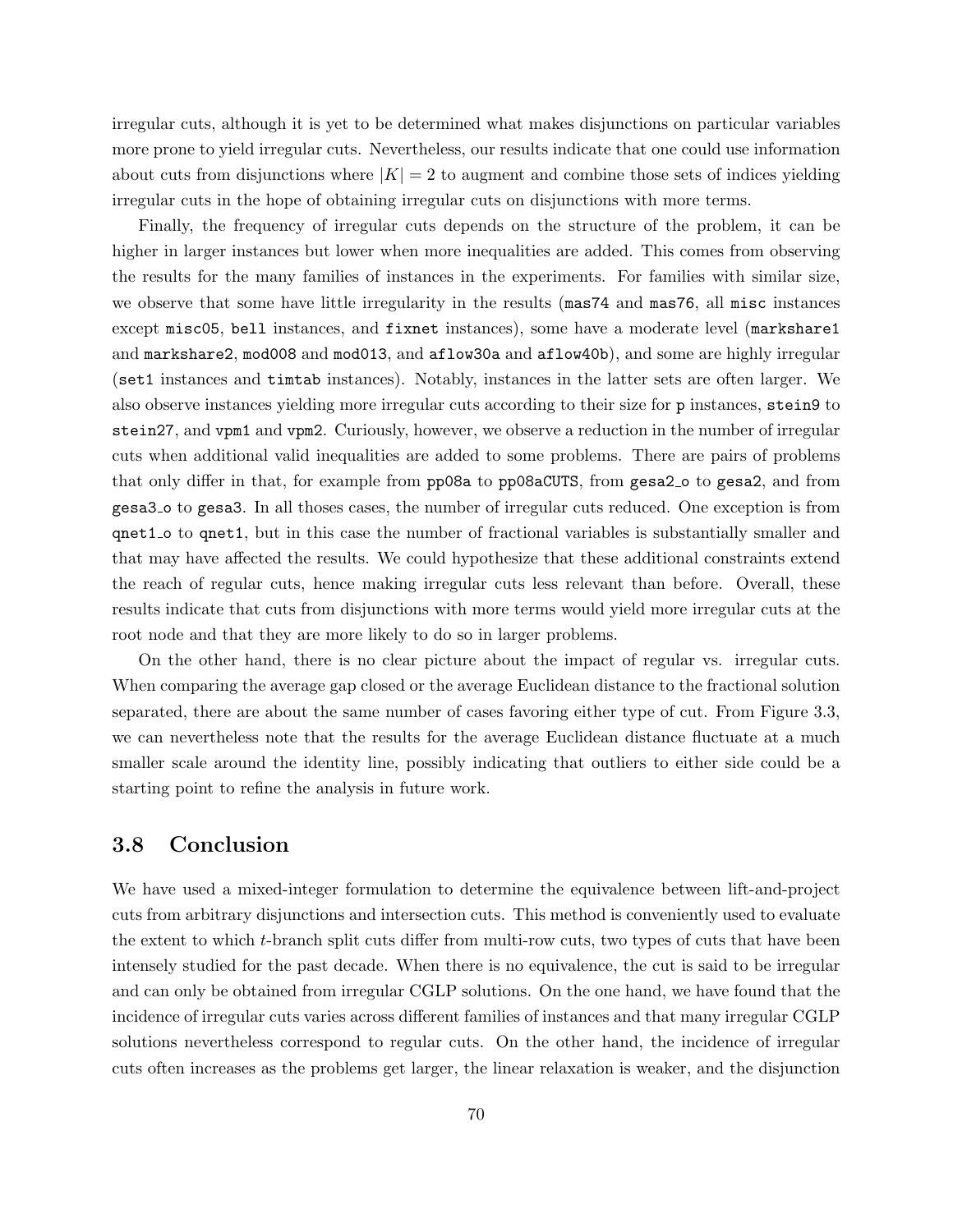irregular cuts, although it is yet to be determined what makes disjunctions on particular variables more prone to yield irregular cuts. Nevertheless, our results indicate that one could use information about cuts from disjunctions where $|K| = 2$ to augment and combine those sets of indices yielding irregular cuts in the hope of obtaining irregular cuts on disjunctions with more terms.

Finally, the frequency of irregular cuts depends on the structure of the problem, it can be higher in larger instances but lower when more inequalities are added. This comes from observing the results for the many families of instances in the experiments. For families with similar size, we observe that some have little irregularity in the results (`mas74` and `mas76`, all `misc` instances except `misc05`, `bell` instances, and `fixnet` instances), some have a moderate level (`markshare1` and `markshare2`, `mod008` and `mod013`, and `aflow30a` and `aflow40b`), and some are highly irregular (`set1` instances and `timtab` instances). Notably, instances in the latter sets are often larger. We also observe instances yielding more irregular cuts according to their size for `p` instances, `stein9` to `stein27`, and `vpm1` and `vpm2`. Curiously, however, we observe a reduction in the number of irregular cuts when additional valid inequalities are added to some problems. There are pairs of problems that only differ in that, for example from `pp08a` to `pp08aCUTS`, from `gesa2_o` to `gesa2`, and from `gesa3_o` to `gesa3`. In all thoses cases, the number of irregular cuts reduced. One exception is from `qnet1_o` to `qnet1`, but in this case the number of fractional variables is substantially smaller and that may have affected the results. We could hypothesize that these additional constraints extend the reach of regular cuts, hence making irregular cuts less relevant than before. Overall, these results indicate that cuts from disjunctions with more terms would yield more irregular cuts at the root node and that they are more likely to do so in larger problems.

On the other hand, there is no clear picture about the impact of regular vs. irregular cuts. When comparing the average gap closed or the average Euclidean distance to the fractional solution separated, there are about the same number of cases favoring either type of cut. From Figure 3.3, we can nevertheless note that the results for the average Euclidean distance fluctuate at a much smaller scale around the identity line, possibly indicating that outliers to either side could be a starting point to refine the analysis in future work.

## 3.8 Conclusion

We have used a mixed-integer formulation to determine the equivalence between lift-and-project cuts from arbitrary disjunctions and intersection cuts. This method is conveniently used to evaluate the extent to which $t$-branch split cuts differ from multi-row cuts, two types of cuts that have been intensely studied for the past decade. When there is no equivalence, the cut is said to be irregular and can only be obtained from irregular CGLP solutions. On the one hand, we have found that the incidence of irregular cuts varies across different families of instances and that many irregular CGLP solutions nevertheless correspond to regular cuts. On the other hand, the incidence of irregular cuts often increases as the problems get larger, the linear relaxation is weaker, and the disjunction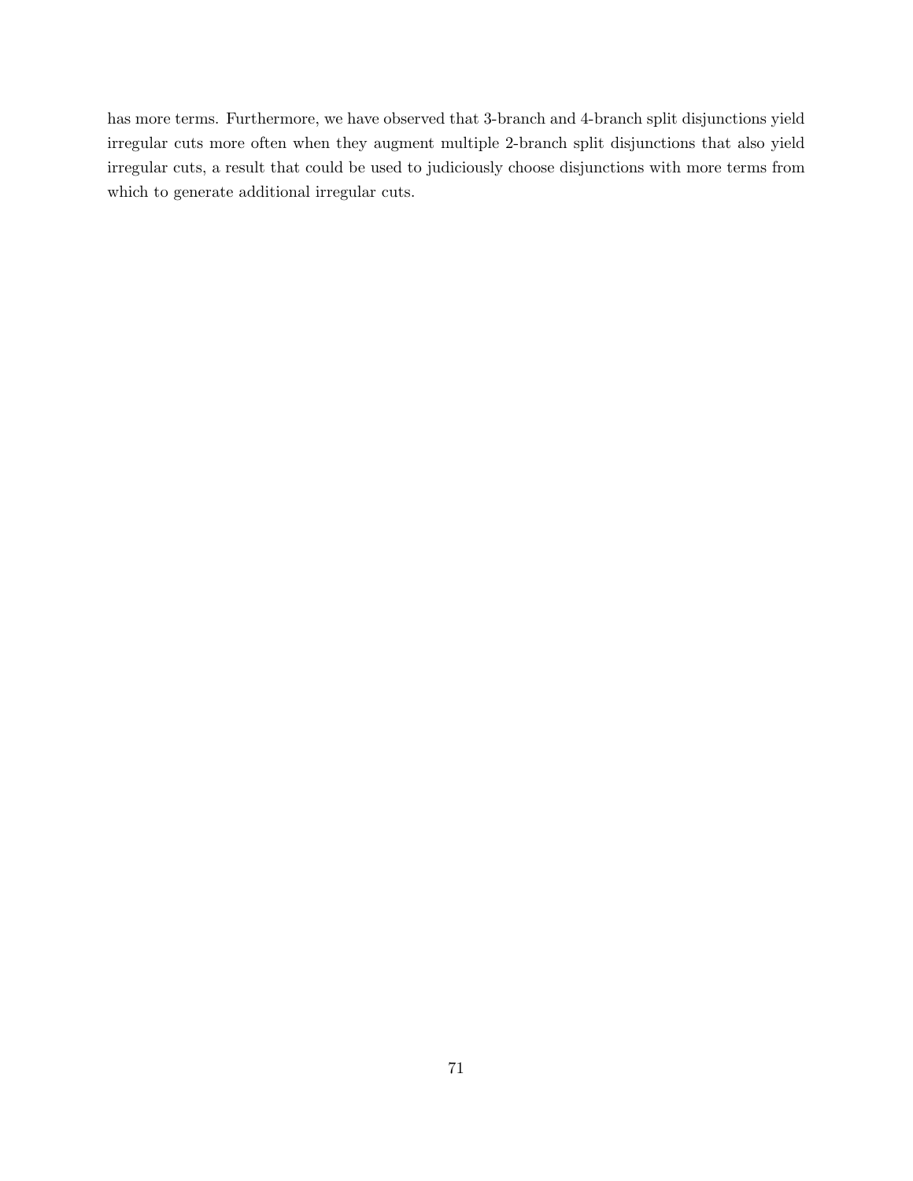has more terms. Furthermore, we have observed that 3-branch and 4-branch split disjunctions yield irregular cuts more often when they augment multiple 2-branch split disjunctions that also yield irregular cuts, a result that could be used to judiciously choose disjunctions with more terms from which to generate additional irregular cuts.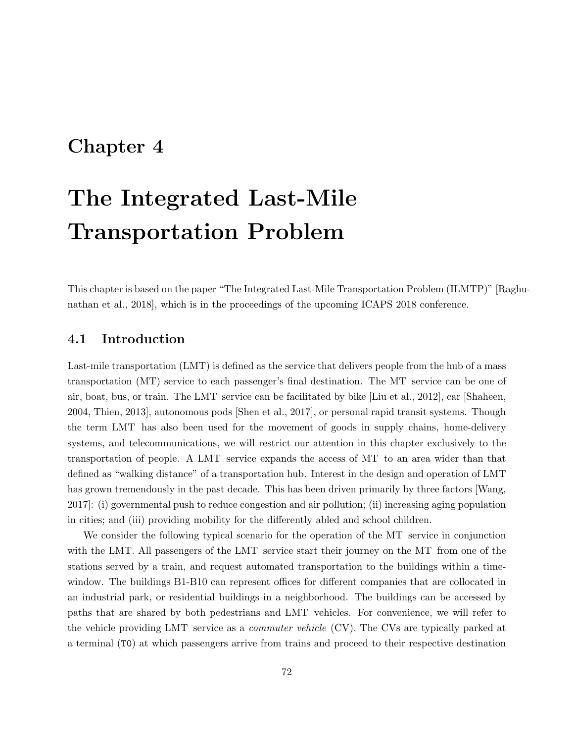# Chapter 4

# The Integrated Last-Mile Transportation Problem

This chapter is based on the paper "The Integrated Last-Mile Transportation Problem (ILMTP)" [Raghunathan et al., 2018], which is in the proceedings of the upcoming ICAPS 2018 conference.

## 4.1 Introduction

Last-mile transportation (LMT) is defined as the service that delivers people from the hub of a mass transportation (MT) service to each passenger's final destination. The MT service can be one of air, boat, bus, or train. The LMT service can be facilitated by bike [Liu et al., 2012], car [Shaheen, 2004, Thien, 2013], autonomous pods [Shen et al., 2017], or personal rapid transit systems. Though the term LMT has also been used for the movement of goods in supply chains, home-delivery systems, and telecommunications, we will restrict our attention in this chapter exclusively to the transportation of people. A LMT service expands the access of MT to an area wider than that defined as "walking distance" of a transportation hub. Interest in the design and operation of LMT has grown tremendously in the past decade. This has been driven primarily by three factors [Wang, 2017]: (i) governmental push to reduce congestion and air pollution; (ii) increasing aging population in cities; and (iii) providing mobility for the differently abled and school children.

We consider the following typical scenario for the operation of the MT service in conjunction with the LMT. All passengers of the LMT service start their journey on the MT from one of the stations served by a train, and request automated transportation to the buildings within a time-window. The buildings B1-B10 can represent offices for different companies that are collocated in an industrial park, or residential buildings in a neighborhood. The buildings can be accessed by paths that are shared by both pedestrians and LMT vehicles. For convenience, we will refer to the vehicle providing LMT service as a *commuter vehicle* (CV). The CVs are typically parked at a terminal (`T0`) at which passengers arrive from trains and proceed to their respective destination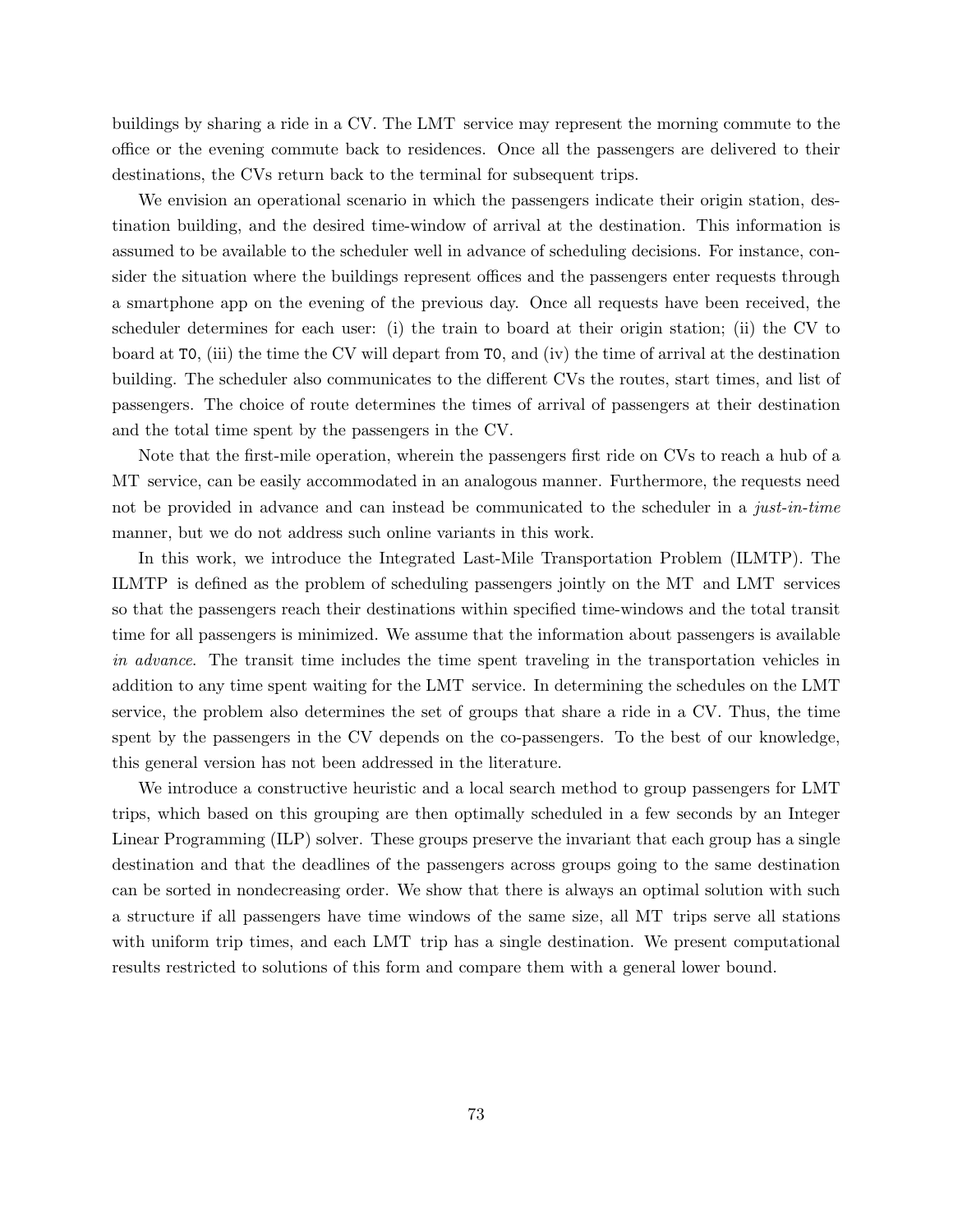buildings by sharing a ride in a CV. The LMT service may represent the morning commute to the office or the evening commute back to residences. Once all the passengers are delivered to their destinations, the CVs return back to the terminal for subsequent trips.

We envision an operational scenario in which the passengers indicate their origin station, destination building, and the desired time-window of arrival at the destination. This information is assumed to be available to the scheduler well in advance of scheduling decisions. For instance, consider the situation where the buildings represent offices and the passengers enter requests through a smartphone app on the evening of the previous day. Once all requests have been received, the scheduler determines for each user: (i) the train to board at their origin station; (ii) the CV to board at `T0`, (iii) the time the CV will depart from `T0`, and (iv) the time of arrival at the destination building. The scheduler also communicates to the different CVs the routes, start times, and list of passengers. The choice of route determines the times of arrival of passengers at their destination and the total time spent by the passengers in the CV.

Note that the first-mile operation, wherein the passengers first ride on CVs to reach a hub of a MT service, can be easily accommodated in an analogous manner. Furthermore, the requests need not be provided in advance and can instead be communicated to the scheduler in a *just-in-time* manner, but we do not address such online variants in this work.

In this work, we introduce the Integrated Last-Mile Transportation Problem (ILMTP). The ILMTP is defined as the problem of scheduling passengers jointly on the MT and LMT services so that the passengers reach their destinations within specified time-windows and the total transit time for all passengers is minimized. We assume that the information about passengers is available *in advance*. The transit time includes the time spent traveling in the transportation vehicles in addition to any time spent waiting for the LMT service. In determining the schedules on the LMT service, the problem also determines the set of groups that share a ride in a CV. Thus, the time spent by the passengers in the CV depends on the co-passengers. To the best of our knowledge, this general version has not been addressed in the literature.

We introduce a constructive heuristic and a local search method to group passengers for LMT trips, which based on this grouping are then optimally scheduled in a few seconds by an Integer Linear Programming (ILP) solver. These groups preserve the invariant that each group has a single destination and that the deadlines of the passengers across groups going to the same destination can be sorted in nondecreasing order. We show that there is always an optimal solution with such a structure if all passengers have time windows of the same size, all MT trips serve all stations with uniform trip times, and each LMT trip has a single destination. We present computational results restricted to solutions of this form and compare them with a general lower bound.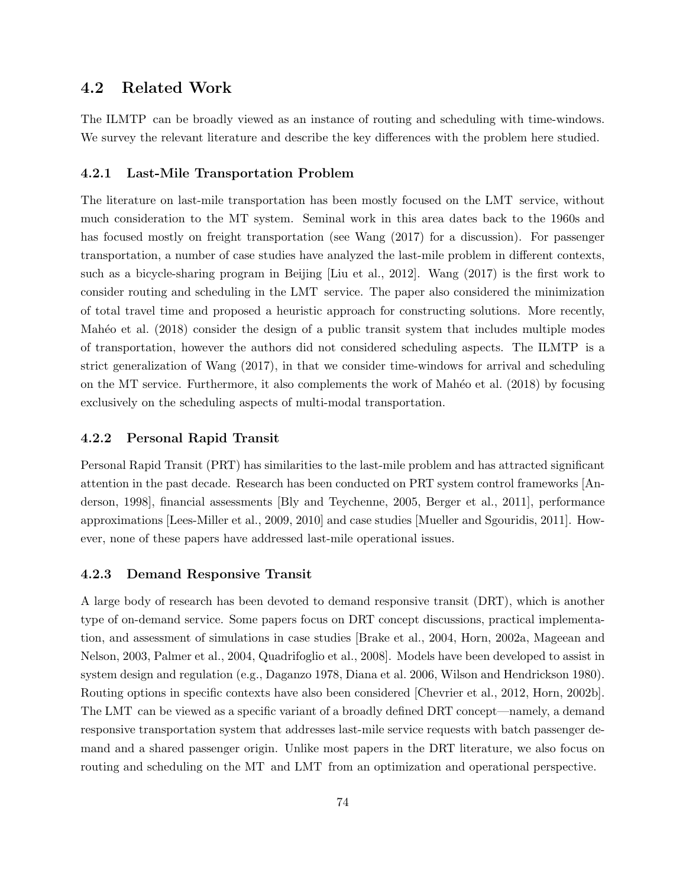## 4.2 Related Work

The ILMTP can be broadly viewed as an instance of routing and scheduling with time-windows. We survey the relevant literature and describe the key differences with the problem here studied.

### 4.2.1 Last-Mile Transportation Problem

The literature on last-mile transportation has been mostly focused on the LMT service, without much consideration to the MT system. Seminal work in this area dates back to the 1960s and has focused mostly on freight transportation (see Wang (2017) for a discussion). For passenger transportation, a number of case studies have analyzed the last-mile problem in different contexts, such as a bicycle-sharing program in Beijing [Liu et al., 2012]. Wang (2017) is the first work to consider routing and scheduling in the LMT service. The paper also considered the minimization of total travel time and proposed a heuristic approach for constructing solutions. More recently, Mahéo et al. (2018) consider the design of a public transit system that includes multiple modes of transportation, however the authors did not considered scheduling aspects. The ILMTP is a strict generalization of Wang (2017), in that we consider time-windows for arrival and scheduling on the MT service. Furthermore, it also complements the work of Mahéo et al. (2018) by focusing exclusively on the scheduling aspects of multi-modal transportation.

### 4.2.2 Personal Rapid Transit

Personal Rapid Transit (PRT) has similarities to the last-mile problem and has attracted significant attention in the past decade. Research has been conducted on PRT system control frameworks [Anderson, 1998], financial assessments [Bly and Teychenne, 2005, Berger et al., 2011], performance approximations [Lees-Miller et al., 2009, 2010] and case studies [Mueller and Sgouridis, 2011]. However, none of these papers have addressed last-mile operational issues.

### 4.2.3 Demand Responsive Transit

A large body of research has been devoted to demand responsive transit (DRT), which is another type of on-demand service. Some papers focus on DRT concept discussions, practical implementation, and assessment of simulations in case studies [Brake et al., 2004, Horn, 2002a, Mageean and Nelson, 2003, Palmer et al., 2004, Quadrifoglio et al., 2008]. Models have been developed to assist in system design and regulation (e.g., Daganzo 1978, Diana et al. 2006, Wilson and Hendrickson 1980). Routing options in specific contexts have also been considered [Chevrier et al., 2012, Horn, 2002b]. The LMT can be viewed as a specific variant of a broadly defined DRT concept—namely, a demand responsive transportation system that addresses last-mile service requests with batch passenger demand and a shared passenger origin. Unlike most papers in the DRT literature, we also focus on routing and scheduling on the MT and LMT from an optimization and operational perspective.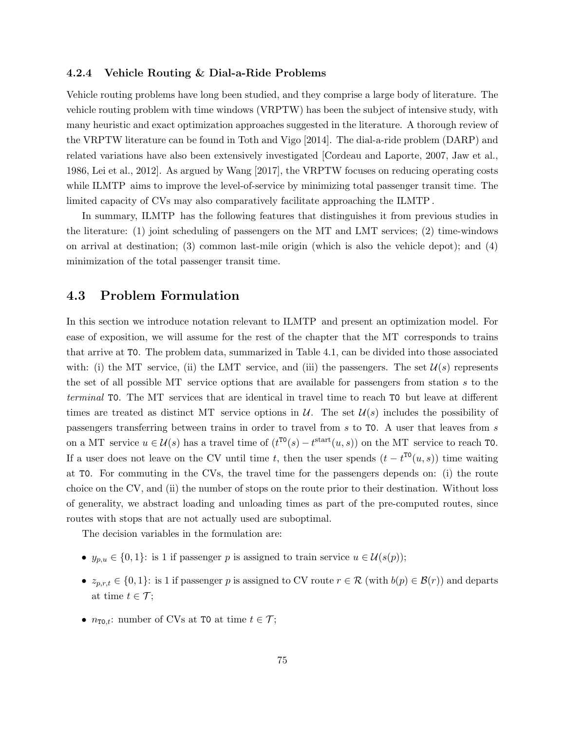### 4.2.4 Vehicle Routing & Dial-a-Ride Problems

Vehicle routing problems have long been studied, and they comprise a large body of literature. The vehicle routing problem with time windows (VRPTW) has been the subject of intensive study, with many heuristic and exact optimization approaches suggested in the literature. A thorough review of the VRPTW literature can be found in Toth and Vigo [2014]. The dial-a-ride problem (DARP) and related variations have also been extensively investigated [Cordeau and Laporte, 2007, Jaw et al., 1986, Lei et al., 2012]. As argued by Wang [2017], the VRPTW focuses on reducing operating costs while ILMTP aims to improve the level-of-service by minimizing total passenger transit time. The limited capacity of CVs may also comparatively facilitate approaching the ILMTP .

In summary, ILMTP has the following features that distinguishes it from previous studies in the literature: (1) joint scheduling of passengers on the MT and LMT services; (2) time-windows on arrival at destination; (3) common last-mile origin (which is also the vehicle depot); and (4) minimization of the total passenger transit time.

## 4.3 Problem Formulation

In this section we introduce notation relevant to ILMTP and present an optimization model. For ease of exposition, we will assume for the rest of the chapter that the MT corresponds to trains that arrive at T0. The problem data, summarized in Table 4.1, can be divided into those associated with: (i) the MT service, (ii) the LMT service, and (iii) the passengers. The set $\mathcal{U}(s)$ represents the set of all possible MT service options that are available for passengers from station $s$ to the *terminal* T0. The MT services that are identical in travel time to reach T0 but leave at different times are treated as distinct MT service options in $\mathcal{U}$. The set $\mathcal{U}(s)$ includes the possibility of passengers transferring between trains in order to travel from $s$ to T0. A user that leaves from $s$ on a MT service $u \in \mathcal{U}(s)$ has a travel time of $(t^{\texttt{T0}}(s) - t^{\text{start}}(u, s))$ on the MT service to reach T0. If a user does not leave on the CV until time $t$, then the user spends $(t - t^{\texttt{T0}}(u, s))$ time waiting at T0. For commuting in the CVs, the travel time for the passengers depends on: (i) the route choice on the CV, and (ii) the number of stops on the route prior to their destination. Without loss of generality, we abstract loading and unloading times as part of the pre-computed routes, since routes with stops that are not actually used are suboptimal.

The decision variables in the formulation are:

- $y_{p,u} \in \{0, 1\}$: is 1 if passenger $p$ is assigned to train service $u \in \mathcal{U}(s(p))$;
- $z_{p,r,t} \in \{0, 1\}$: is 1 if passenger $p$ is assigned to CV route $r \in \mathcal{R}$ (with $b(p) \in \mathcal{B}(r)$) and departs at time $t \in \mathcal{T}$;
- $n_{\texttt{T0},t}$: number of CVs at T0 at time $t \in \mathcal{T}$;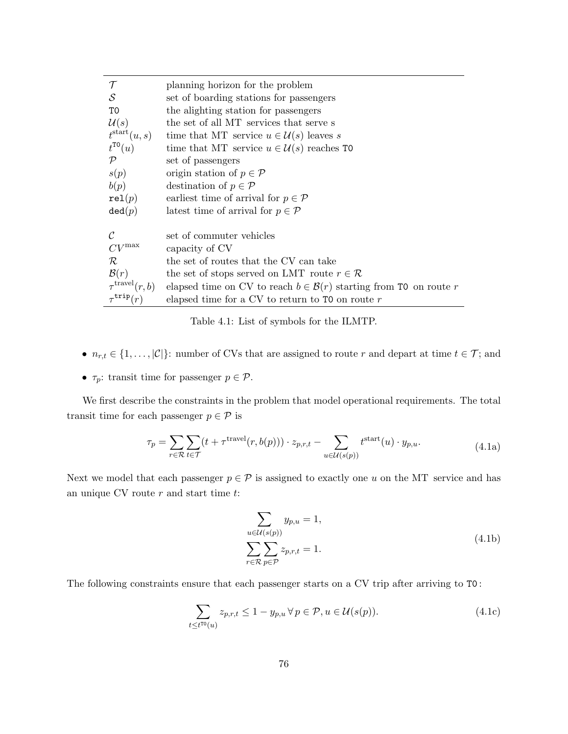| | |
|---|---|
| $\mathcal{T}$ | planning horizon for the problem |
| $\mathcal{S}$ | set of boarding stations for passengers |
| $\texttt{T0}$ | the alighting station for passengers |
| $\mathcal{U}(s)$ | the set of all MT services that serve s |
| $t^{\text{start}}(u, s)$ | time that MT service $u \in \mathcal{U}(s)$ leaves $s$ |
| $t^{\texttt{T0}}(u)$ | time that MT service $u \in \mathcal{U}(s)$ reaches $\texttt{T0}$ |
| $\mathcal{P}$ | set of passengers |
| $s(p)$ | origin station of $p \in \mathcal{P}$ |
| $b(p)$ | destination of $p \in \mathcal{P}$ |
| $\texttt{rel}(p)$ | earliest time of arrival for $p \in \mathcal{P}$ |
| $\texttt{ded}(p)$ | latest time of arrival for $p \in \mathcal{P}$ |
| $\mathcal{C}$ | set of commuter vehicles |
| $CV^{\max}$ | capacity of CV |
| $\mathcal{R}$ | the set of routes that the CV can take |
| $\mathcal{B}(r)$ | the set of stops served on LMT route $r \in \mathcal{R}$ |
| $\tau^{\text{travel}}(r, b)$ | elapsed time on CV to reach $b \in \mathcal{B}(r)$ starting from $\texttt{T0}$ on route $r$ |
| $\tau^{\texttt{trip}}(r)$ | elapsed time for a CV to return to $\texttt{T0}$ on route $r$ |

Table 4.1: List of symbols for the ILMTP.

- $n_{r,t} \in \{1, \ldots, |\mathcal{C}|\}$: number of CVs that are assigned to route $r$ and depart at time $t \in \mathcal{T}$; and
- $\tau_p$: transit time for passenger $p \in \mathcal{P}$.

We first describe the constraints in the problem that model operational requirements. The total transit time for each passenger $p \in \mathcal{P}$ is

$$\tau_p = \sum_{r \in \mathcal{R}} \sum_{t \in \mathcal{T}} (t + \tau^{\text{travel}}(r, b(p))) \cdot z_{p,r,t} - \sum_{u \in \mathcal{U}(s(p))} t^{\text{start}}(u) \cdot y_{p,u}. \tag{4.1a}$$

Next we model that each passenger $p \in \mathcal{P}$ is assigned to exactly one $u$ on the MT service and has an unique CV route $r$ and start time $t$:

$$\begin{aligned} \sum_{u \in \mathcal{U}(s(p))} y_{p,u} = 1, \\ \sum_{r \in \mathcal{R}} \sum_{p \in \mathcal{P}} z_{p,r,t} = 1. \end{aligned} \tag{4.1b}$$

The following constraints ensure that each passenger starts on a CV trip after arriving to $\texttt{T0}$:

$$\sum_{t \leq t^{\texttt{T0}}(u)} z_{p,r,t} \leq 1 - y_{p,u} \; \forall \, p \in \mathcal{P}, u \in \mathcal{U}(s(p)). \tag{4.1c}$$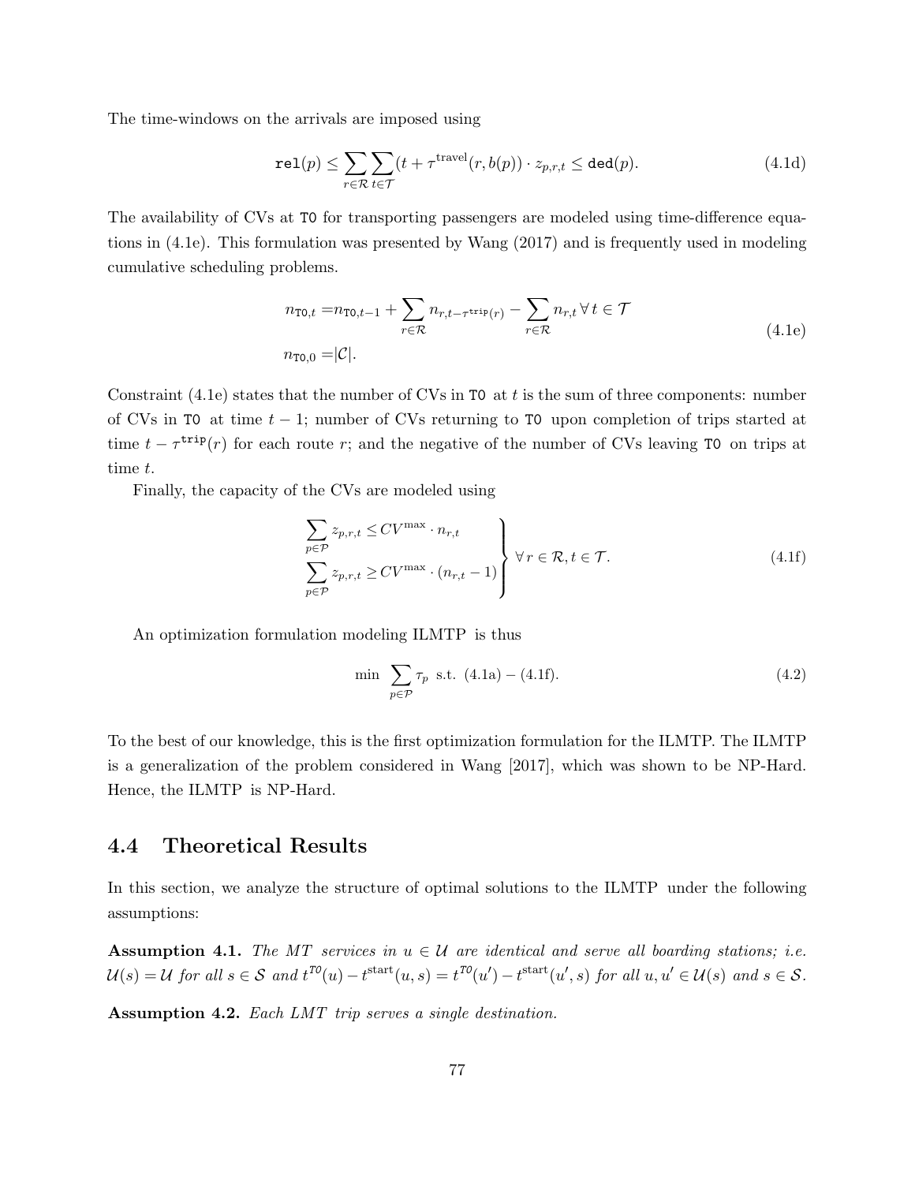The time-windows on the arrivals are imposed using

$$\texttt{rel}(p) \leq \sum_{r \in \mathcal{R}} \sum_{t \in \mathcal{T}} (t + \tau^{\text{travel}}(r, b(p)) \cdot z_{p,r,t} \leq \texttt{ded}(p). \tag{4.1d}$$

The availability of CVs at T0 for transporting passengers are modeled using time-difference equations in (4.1e). This formulation was presented by Wang (2017) and is frequently used in modeling cumulative scheduling problems.

$$\begin{aligned} n_{\texttt{T0},t} =& n_{\texttt{T0},t-1} + \sum_{r \in \mathcal{R}} n_{r,t-\tau^{\texttt{trip}}(r)} - \sum_{r \in \mathcal{R}} n_{r,t} \, \forall \, t \in \mathcal{T} \\ n_{\texttt{T0},0} =& |\mathcal{C}|. \end{aligned} \tag{4.1e}$$

Constraint (4.1e) states that the number of CVs in T0 at $t$ is the sum of three components: number of CVs in T0 at time $t-1$; number of CVs returning to T0 upon completion of trips started at time $t - \tau^{\texttt{trip}}(r)$ for each route $r$; and the negative of the number of CVs leaving T0 on trips at time $t$.

Finally, the capacity of the CVs are modeled using

$$\left. \begin{aligned} \sum_{p \in \mathcal{P}} z_{p,r,t} \leq& CV^{\max} \cdot n_{r,t} \\ \sum_{p \in \mathcal{P}} z_{p,r,t} \geq& CV^{\max} \cdot (n_{r,t} - 1) \end{aligned} \right\} \forall \, r \in \mathcal{R}, t \in \mathcal{T}. \tag{4.1f}$$

An optimization formulation modeling ILMTP is thus

$$\min \sum_{p \in \mathcal{P}} \tau_p \text{ s.t. } (4.1\text{a}) - (4.1\text{f}). \tag{4.2}$$

To the best of our knowledge, this is the first optimization formulation for the ILMTP. The ILMTP is a generalization of the problem considered in Wang [2017], which was shown to be NP-Hard. Hence, the ILMTP is NP-Hard.

## 4.4 Theoretical Results

In this section, we analyze the structure of optimal solutions to the ILMTP under the following assumptions:

**Assumption 4.1.** *The MT services in $u \in \mathcal{U}$ are identical and serve all boarding stations; i.e. $\mathcal{U}(s) = \mathcal{U}$ for all $s \in \mathcal{S}$ and $t^{\texttt{T0}}(u) - t^{\text{start}}(u, s) = t^{\texttt{T0}}(u') - t^{\text{start}}(u', s)$ for all $u, u' \in \mathcal{U}(s)$ and $s \in \mathcal{S}$.*

**Assumption 4.2.** *Each LMT trip serves a single destination.*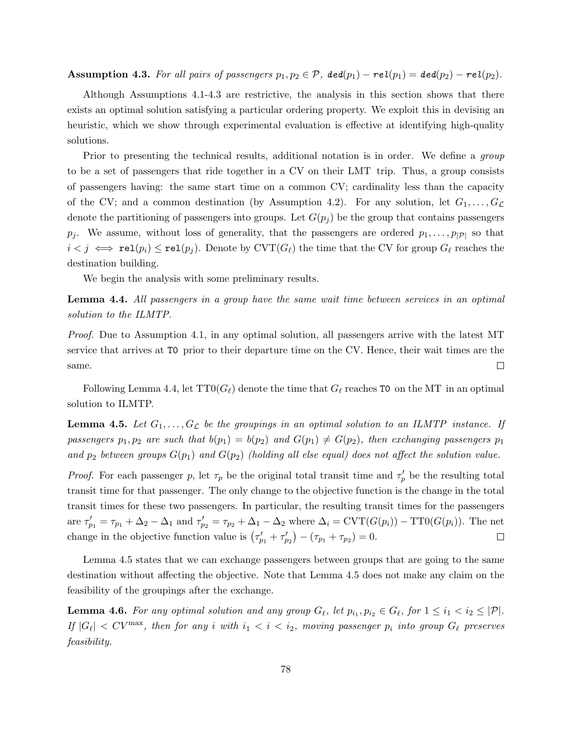**Assumption 4.3.** *For all pairs of passengers $p_1, p_2 \in \mathcal{P}$, $\texttt{ded}(p_1) - \texttt{rel}(p_1) = \texttt{ded}(p_2) - \texttt{rel}(p_2)$.*

Although Assumptions 4.1-4.3 are restrictive, the analysis in this section shows that there exists an optimal solution satisfying a particular ordering property. We exploit this in devising an heuristic, which we show through experimental evaluation is effective at identifying high-quality solutions.

Prior to presenting the technical results, additional notation is in order. We define a *group* to be a set of passengers that ride together in a CV on their LMT trip. Thus, a group consists of passengers having: the same start time on a common CV; cardinality less than the capacity of the CV; and a common destination (by Assumption 4.2). For any solution, let $G_1, \ldots, G_{\mathcal{L}}$ denote the partitioning of passengers into groups. Let $G(p_j)$ be the group that contains passengers $p_j$. We assume, without loss of generality, that the passengers are ordered $p_1, \ldots, p_{|\mathcal{P}|}$ so that $i < j \iff \texttt{rel}(p_i) \leq \texttt{rel}(p_j)$. Denote by $\text{CVT}(G_\ell)$ the time that the CV for group $G_\ell$ reaches the destination building.

We begin the analysis with some preliminary results.

**Lemma 4.4.** *All passengers in a group have the same wait time between services in an optimal solution to the ILMTP.*

*Proof.* Due to Assumption 4.1, in any optimal solution, all passengers arrive with the latest MT service that arrives at `T0` prior to their departure time on the CV. Hence, their wait times are the same. □

Following Lemma 4.4, let $\text{TT0}(G_\ell)$ denote the time that $G_\ell$ reaches `T0` on the MT in an optimal solution to ILMTP.

**Lemma 4.5.** *Let $G_1, \ldots, G_{\mathcal{L}}$ be the groupings in an optimal solution to an ILMTP instance. If passengers $p_1, p_2$ are such that $b(p_1) = b(p_2)$ and $G(p_1) \neq G(p_2)$, then exchanging passengers $p_1$ and $p_2$ between groups $G(p_1)$ and $G(p_2)$ (holding all else equal) does not affect the solution value.*

*Proof.* For each passenger $p$, let $\tau_p$ be the original total transit time and $\tau'_p$ be the resulting total transit time for that passenger. The only change to the objective function is the change in the total transit times for these two passengers. In particular, the resulting transit times for the passengers are $\tau'_{p_1} = \tau_{p_1} + \Delta_2 - \Delta_1$ and $\tau'_{p_2} = \tau_{p_2} + \Delta_1 - \Delta_2$ where $\Delta_i = \text{CVT}(G(p_i)) - \text{TT0}(G(p_i))$. The net change in the objective function value is $\left(\tau'_{p_1} + \tau'_{p_2}\right) - (\tau_{p_1} + \tau_{p_2}) = 0$. □

Lemma 4.5 states that we can exchange passengers between groups that are going to the same destination without affecting the objective. Note that Lemma 4.5 does not make any claim on the feasibility of the groupings after the exchange.

**Lemma 4.6.** *For any optimal solution and any group $G_\ell$, let $p_{i_1}, p_{i_2} \in G_\ell$, for $1 \leq i_1 < i_2 \leq |\mathcal{P}|$. If $|G_\ell| < CV^{\max}$, then for any $i$ with $i_1 < i < i_2$, moving passenger $p_i$ into group $G_\ell$ preserves feasibility.*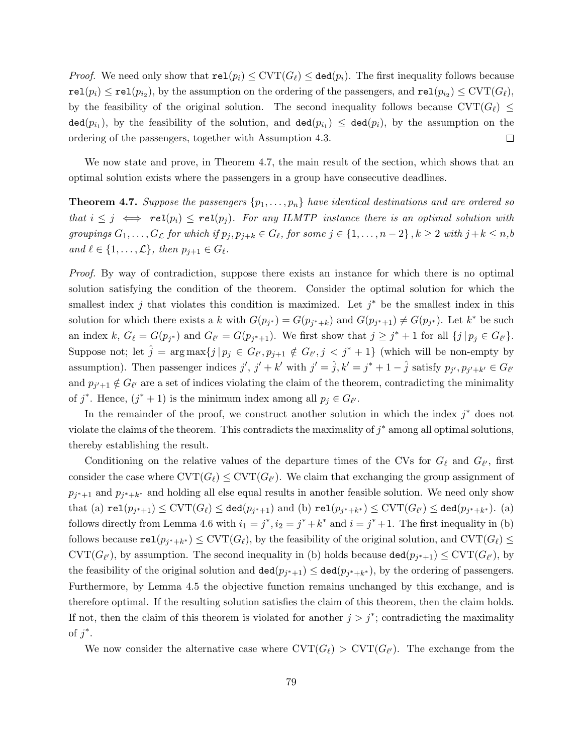*Proof.* We need only show that $\texttt{rel}(p_i) \leq \text{CVT}(G_\ell) \leq \texttt{ded}(p_i)$. The first inequality follows because $\texttt{rel}(p_i) \leq \texttt{rel}(p_{i_2})$, by the assumption on the ordering of the passengers, and $\texttt{rel}(p_{i_2}) \leq \text{CVT}(G_\ell)$, by the feasibility of the original solution. The second inequality follows because $\text{CVT}(G_\ell) \leq \texttt{ded}(p_{i_1})$, by the feasibility of the solution, and $\texttt{ded}(p_{i_1}) \leq \texttt{ded}(p_i)$, by the assumption on the ordering of the passengers, together with Assumption 4.3. □

We now state and prove, in Theorem 4.7, the main result of the section, which shows that an optimal solution exists where the passengers in a group have consecutive deadlines.

**Theorem 4.7.** *Suppose the passengers $\{p_1, \ldots, p_n\}$ have identical destinations and are ordered so that $i \leq j \iff \texttt{rel}(p_i) \leq \texttt{rel}(p_j)$. For any ILMTP instance there is an optimal solution with groupings $G_1, \ldots, G_{\mathcal{L}}$ for which if $p_j, p_{j+k} \in G_\ell$, for some $j \in \{1, \ldots, n-2\}$, $k \geq 2$ with $j+k \leq n$,b and $\ell \in \{1, \ldots, \mathcal{L}\}$, then $p_{j+1} \in G_\ell$.*

*Proof.* By way of contradiction, suppose there exists an instance for which there is no optimal solution satisfying the condition of the theorem. Consider the optimal solution for which the smallest index $j$ that violates this condition is maximized. Let $j^*$ be the smallest index in this solution for which there exists a $k$ with $G(p_{j^*}) = G(p_{j^*+k})$ and $G(p_{j^*+1}) \neq G(p_{j^*})$. Let $k^*$ be such an index $k$, $G_\ell = G(p_{j^*})$ and $G_{\ell'} = G(p_{j^*+1})$. We first show that $j \geq j^* + 1$ for all $\{j \,|\, p_j \in G_{\ell'}\}$. Suppose not; let $\hat{j} = \arg\max\{j \,|\, p_j \in G_{\ell'}, p_{j+1} \notin G_{\ell'}, j < j^* + 1\}$ (which will be non-empty by assumption). Then passenger indices $j'$, $j' + k'$ with $j' = \hat{j}, k' = j^* + 1 - \hat{j}$ satisfy $p_{j'}, p_{j'+k'} \in G_{\ell'}$ and $p_{j'+1} \notin G_{\ell'}$ are a set of indices violating the claim of the theorem, contradicting the minimality of $j^*$. Hence, $(j^* + 1)$ is the minimum index among all $p_j \in G_{\ell'}$.

In the remainder of the proof, we construct another solution in which the index $j^*$ does not violate the claims of the theorem. This contradicts the maximality of $j^*$ among all optimal solutions, thereby establishing the result.

Conditioning on the relative values of the departure times of the CVs for $G_\ell$ and $G_{\ell'}$, first consider the case where $\text{CVT}(G_\ell) \leq \text{CVT}(G_{\ell'})$. We claim that exchanging the group assignment of $p_{j^*+1}$ and $p_{j^*+k^*}$ and holding all else equal results in another feasible solution. We need only show that (a) $\texttt{rel}(p_{j^*+1}) \leq \text{CVT}(G_\ell) \leq \texttt{ded}(p_{j^*+1})$ and (b) $\texttt{rel}(p_{j^*+k^*}) \leq \text{CVT}(G_{\ell'}) \leq \texttt{ded}(p_{j^*+k^*})$. (a) follows directly from Lemma 4.6 with $i_1 = j^*, i_2 = j^* + k^*$ and $i = j^* + 1$. The first inequality in (b) follows because $\texttt{rel}(p_{j^*+k^*}) \leq \text{CVT}(G_\ell)$, by the feasibility of the original solution, and $\text{CVT}(G_\ell) \leq \text{CVT}(G_{\ell'})$, by assumption. The second inequality in (b) holds because $\texttt{ded}(p_{j^*+1}) \leq \text{CVT}(G_{\ell'})$, by the feasibility of the original solution and $\texttt{ded}(p_{j^*+1}) \leq \texttt{ded}(p_{j^*+k^*})$, by the ordering of passengers. Furthermore, by Lemma 4.5 the objective function remains unchanged by this exchange, and is therefore optimal. If the resulting solution satisfies the claim of this theorem, then the claim holds. If not, then the claim of this theorem is violated for another $j > j^*$; contradicting the maximality of $j^*$.

We now consider the alternative case where $\text{CVT}(G_\ell) > \text{CVT}(G_{\ell'})$. The exchange from the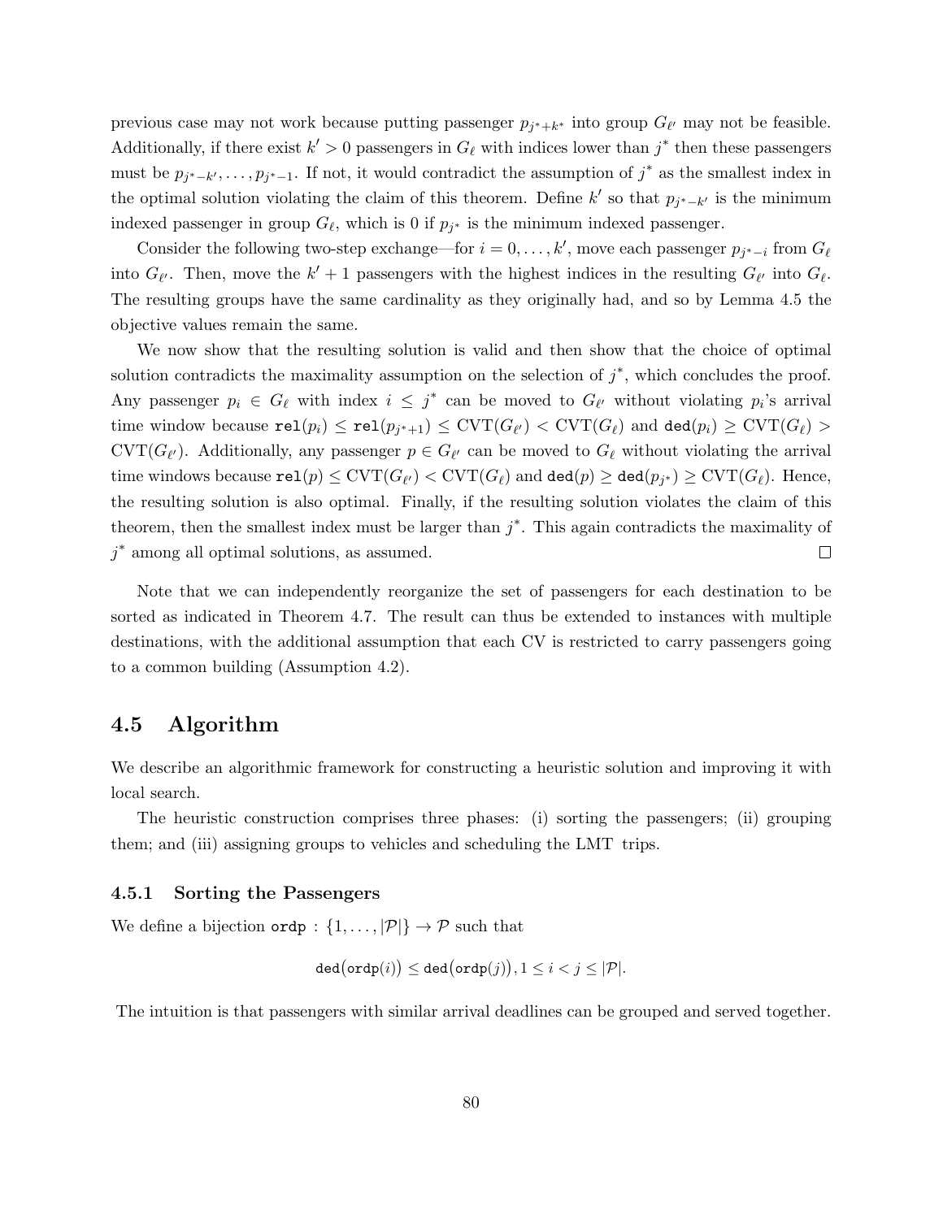previous case may not work because putting passenger $p_{j^*+k^*}$ into group $G_{\ell'}$ may not be feasible. Additionally, if there exist $k' > 0$ passengers in $G_\ell$ with indices lower than $j^*$ then these passengers must be $p_{j^*-k'}, \dots, p_{j^*-1}$. If not, it would contradict the assumption of $j^*$ as the smallest index in the optimal solution violating the claim of this theorem. Define $k'$ so that $p_{j^*-k'}$ is the minimum indexed passenger in group $G_\ell$, which is 0 if $p_{j^*}$ is the minimum indexed passenger.

Consider the following two-step exchange—for $i = 0, \dots, k'$, move each passenger $p_{j^*-i}$ from $G_\ell$ into $G_{\ell'}$. Then, move the $k' + 1$ passengers with the highest indices in the resulting $G_{\ell'}$ into $G_\ell$. The resulting groups have the same cardinality as they originally had, and so by Lemma 4.5 the objective values remain the same.

We now show that the resulting solution is valid and then show that the choice of optimal solution contradicts the maximality assumption on the selection of $j^*$, which concludes the proof. Any passenger $p_i \in G_\ell$ with index $i \leq j^*$ can be moved to $G_{\ell'}$ without violating $p_i$'s arrival time window because $\texttt{rel}(p_i) \leq \texttt{rel}(p_{j^*+1}) \leq \text{CVT}(G_{\ell'}) < \text{CVT}(G_\ell)$ and $\texttt{ded}(p_i) \geq \text{CVT}(G_\ell) > \text{CVT}(G_{\ell'})$. Additionally, any passenger $p \in G_{\ell'}$ can be moved to $G_\ell$ without violating the arrival time windows because $\texttt{rel}(p) \leq \text{CVT}(G_{\ell'}) < \text{CVT}(G_\ell)$ and $\texttt{ded}(p) \geq \texttt{ded}(p_{j^*}) \geq \text{CVT}(G_\ell)$. Hence, the resulting solution is also optimal. Finally, if the resulting solution violates the claim of this theorem, then the smallest index must be larger than $j^*$. This again contradicts the maximality of $j^*$ among all optimal solutions, as assumed. □

Note that we can independently reorganize the set of passengers for each destination to be sorted as indicated in Theorem 4.7. The result can thus be extended to instances with multiple destinations, with the additional assumption that each CV is restricted to carry passengers going to a common building (Assumption 4.2).

## 4.5 Algorithm

We describe an algorithmic framework for constructing a heuristic solution and improving it with local search.

The heuristic construction comprises three phases: (i) sorting the passengers; (ii) grouping them; and (iii) assigning groups to vehicles and scheduling the LMT trips.

### 4.5.1 Sorting the Passengers

We define a bijection $\texttt{ordp} : \{1, \dots, |\mathcal{P}|\} \to \mathcal{P}$ such that

$$\texttt{ded}\big(\texttt{ordp}(i)\big) \leq \texttt{ded}\big(\texttt{ordp}(j)\big), 1 \leq i < j \leq |\mathcal{P}|.$$

The intuition is that passengers with similar arrival deadlines can be grouped and served together.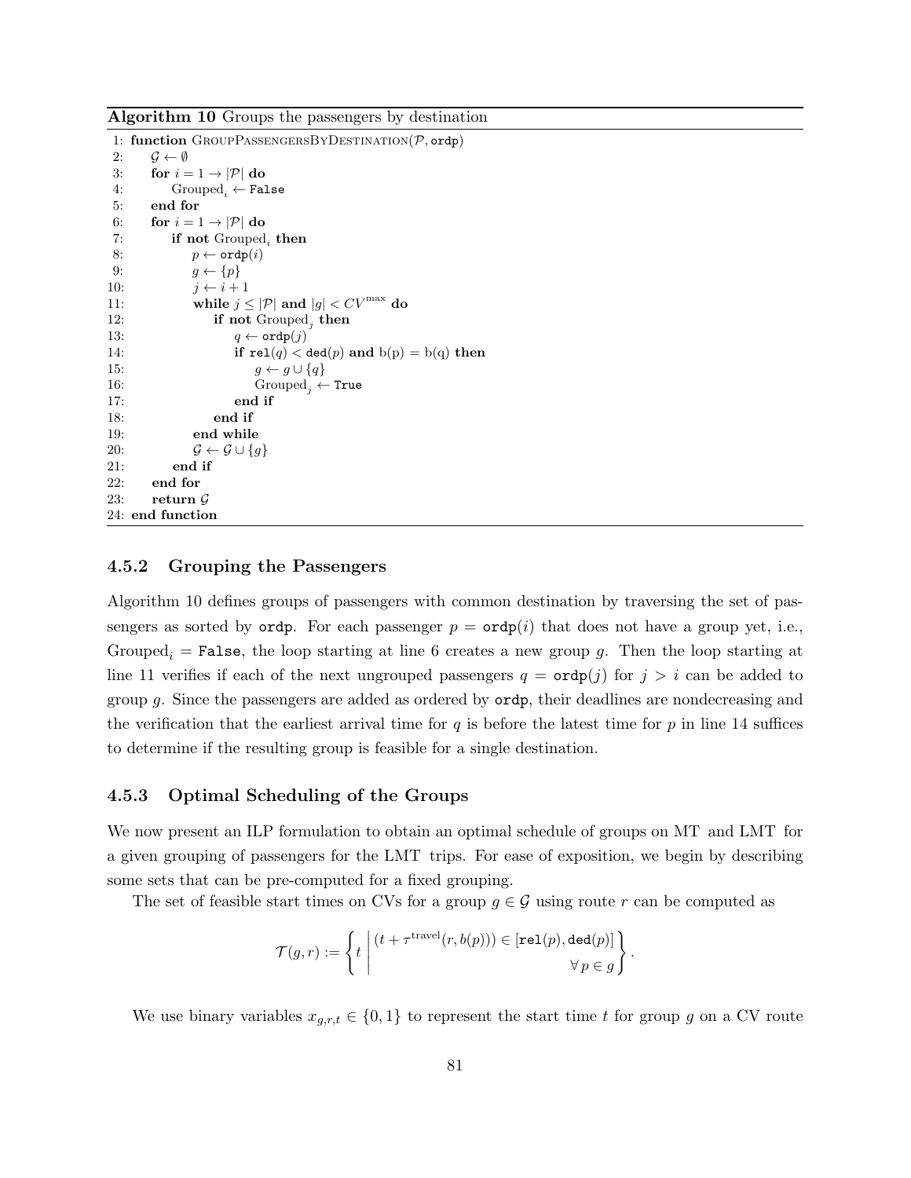**Algorithm 10** Groups the passengers by destination

```
 1: function GroupPassengersByDestination(P, ordp)
 2:     G ← ∅
 3:     for i = 1 → |P| do
 4:         Grouped_i ← False
 5:     end for
 6:     for i = 1 → |P| do
 7:         if not Grouped_i then
 8:             p ← ordp(i)
 9:             g ← {p}
10:             j ← i + 1
11:             while j ≤ |P| and |g| < CV^max do
12:                 if not Grouped_j then
13:                     q ← ordp(j)
14:                     if rel(q) < ded(p) and b(p) = b(q) then
15:                         g ← g ∪ {q}
16:                         Grouped_j ← True
17:                     end if
18:                 end if
19:             end while
20:             G ← G ∪ {g}
21:         end if
22:     end for
23:     return G
24: end function
```

### 4.5.2 Grouping the Passengers

Algorithm 10 defines groups of passengers with common destination by traversing the set of passengers as sorted by `ordp`. For each passenger $p = \texttt{ordp}(i)$ that does not have a group yet, i.e., $\text{Grouped}_i = \texttt{False}$, the loop starting at line 6 creates a new group $g$. Then the loop starting at line 11 verifies if each of the next ungrouped passengers $q = \texttt{ordp}(j)$ for $j > i$ can be added to group $g$. Since the passengers are added as ordered by `ordp`, their deadlines are nondecreasing and the verification that the earliest arrival time for $q$ is before the latest time for $p$ in line 14 suffices to determine if the resulting group is feasible for a single destination.

### 4.5.3 Optimal Scheduling of the Groups

We now present an ILP formulation to obtain an optimal schedule of groups on MT and LMT for a given grouping of passengers for the LMT trips. For ease of exposition, we begin by describing some sets that can be pre-computed for a fixed grouping.

The set of feasible start times on CVs for a group $g \in \mathcal{G}$ using route $r$ can be computed as

$$\mathcal{T}(g, r) := \left\{ t \;\middle|\; \begin{array}{r} (t + \tau^{\text{travel}}(r, b(p))) \in [\texttt{rel}(p), \texttt{ded}(p)] \\ \forall\, p \in g \end{array} \right\}.$$

We use binary variables $x_{g,r,t} \in \{0, 1\}$ to represent the start time $t$ for group $g$ on a CV route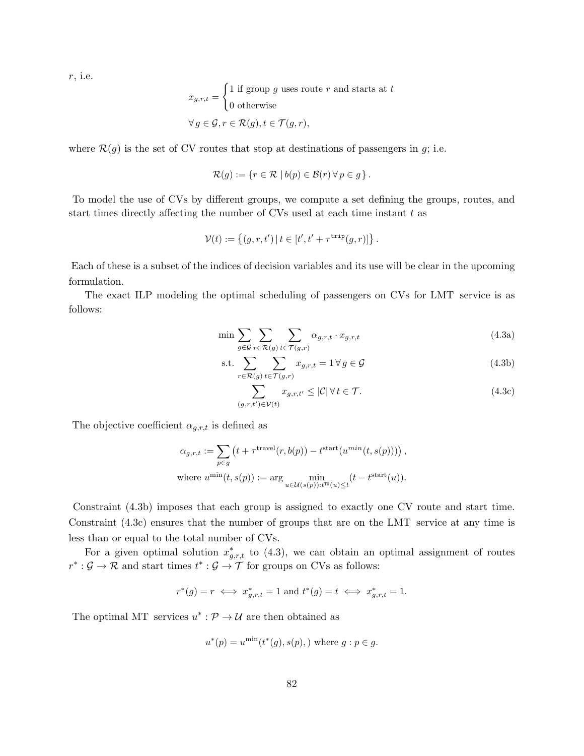$r$, i.e.

$$x_{g,r,t} = \begin{cases} 1 \text{ if group } g \text{ uses route } r \text{ and starts at } t \\ 0 \text{ otherwise} \end{cases}$$
$$\forall\, g \in \mathcal{G}, r \in \mathcal{R}(g), t \in \mathcal{T}(g,r),$$

where $\mathcal{R}(g)$ is the set of CV routes that stop at destinations of passengers in $g$; i.e.

$$\mathcal{R}(g) := \{r \in \mathcal{R} \mid b(p) \in \mathcal{B}(r)\, \forall\, p \in g\}.$$

To model the use of CVs by different groups, we compute a set defining the groups, routes, and start times directly affecting the number of CVs used at each time instant $t$ as

$$\mathcal{V}(t) := \left\{(g,r,t') \mid t \in [t', t' + \tau^{\mathtt{trip}}(g,r)]\right\}.$$

Each of these is a subset of the indices of decision variables and its use will be clear in the upcoming formulation.

The exact ILP modeling the optimal scheduling of passengers on CVs for LMT service is as follows:

$$\min \sum_{g \in \mathcal{G}} \sum_{r \in \mathcal{R}(g)} \sum_{t \in \mathcal{T}(g,r)} \alpha_{g,r,t} \cdot x_{g,r,t} \tag{4.3a}$$

$$\text{s.t.} \sum_{r \in \mathcal{R}(g)} \sum_{t \in \mathcal{T}(g,r)} x_{g,r,t} = 1\, \forall\, g \in \mathcal{G} \tag{4.3b}$$

$$\sum_{(g,r,t') \in \mathcal{V}(t)} x_{g,r,t'} \leq |\mathcal{C}|\, \forall\, t \in \mathcal{T}. \tag{4.3c}$$

The objective coefficient $\alpha_{g,r,t}$ is defined as

$$\alpha_{g,r,t} := \sum_{p \in g} \left(t + \tau^{\text{travel}}(r, b(p)) - t^{\text{start}}(u^{min}(t, s(p)))\right),$$
$$\text{where } u^{\min}(t, s(p)) := \arg \min_{u \in \mathcal{U}(s(p)): t^{\mathtt{TO}}(u) \leq t} (t - t^{\text{start}}(u)).$$

Constraint (4.3b) imposes that each group is assigned to exactly one CV route and start time. Constraint (4.3c) ensures that the number of groups that are on the LMT service at any time is less than or equal to the total number of CVs.

For a given optimal solution $x^*_{g,r,t}$ to (4.3), we can obtain an optimal assignment of routes $r^* : \mathcal{G} \to \mathcal{R}$ and start times $t^* : \mathcal{G} \to \mathcal{T}$ for groups on CVs as follows:

$$r^*(g) = r \iff x^*_{g,r,t} = 1 \text{ and } t^*(g) = t \iff x^*_{g,r,t} = 1.$$

The optimal MT services $u^* : \mathcal{P} \to \mathcal{U}$ are then obtained as

$$u^*(p) = u^{\min}(t^*(g), s(p), ) \text{ where } g : p \in g.$$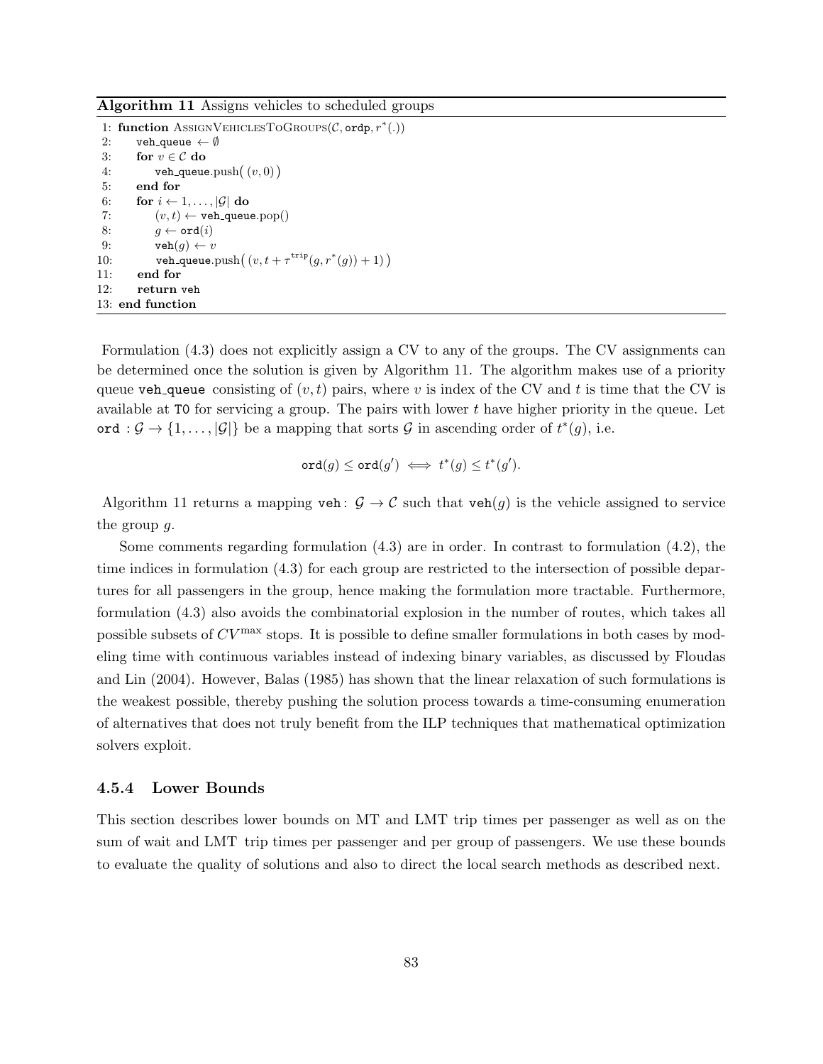**Algorithm 11** Assigns vehicles to scheduled groups

```
 1: function AssignVehiclesToGroups(C, ordp, r*(.))
 2:     veh_queue ← ∅
 3:     for v ∈ C do
 4:         veh_queue.push( (v, 0) )
 5:     end for
 6:     for i ← 1, ..., |G| do
 7:         (v, t) ← veh_queue.pop()
 8:         g ← ord(i)
 9:         veh(g) ← v
10:         veh_queue.push( (v, t + τ^trip(g, r*(g)) + 1) )
11:     end for
12:     return veh
13: end function
```

Formulation (4.3) does not explicitly assign a CV to any of the groups. The CV assignments can be determined once the solution is given by Algorithm 11. The algorithm makes use of a priority queue veh_queue consisting of $(v, t)$ pairs, where $v$ is index of the CV and $t$ is time that the CV is available at T0 for servicing a group. The pairs with lower $t$ have higher priority in the queue. Let $\texttt{ord} : \mathcal{G} \to \{1, \ldots, |\mathcal{G}|\}$ be a mapping that sorts $\mathcal{G}$ in ascending order of $t^*(g)$, i.e.

$$\texttt{ord}(g) \leq \texttt{ord}(g') \iff t^*(g) \leq t^*(g').$$

Algorithm 11 returns a mapping $\texttt{veh}\colon \mathcal{G} \to \mathcal{C}$ such that $\texttt{veh}(g)$ is the vehicle assigned to service the group $g$.

Some comments regarding formulation (4.3) are in order. In contrast to formulation (4.2), the time indices in formulation (4.3) for each group are restricted to the intersection of possible departures for all passengers in the group, hence making the formulation more tractable. Furthermore, formulation (4.3) also avoids the combinatorial explosion in the number of routes, which takes all possible subsets of $CV^{\max}$ stops. It is possible to define smaller formulations in both cases by modeling time with continuous variables instead of indexing binary variables, as discussed by Floudas and Lin (2004). However, Balas (1985) has shown that the linear relaxation of such formulations is the weakest possible, thereby pushing the solution process towards a time-consuming enumeration of alternatives that does not truly benefit from the ILP techniques that mathematical optimization solvers exploit.

### 4.5.4 Lower Bounds

This section describes lower bounds on MT and LMT trip times per passenger as well as on the sum of wait and LMT trip times per passenger and per group of passengers. We use these bounds to evaluate the quality of solutions and also to direct the local search methods as described next.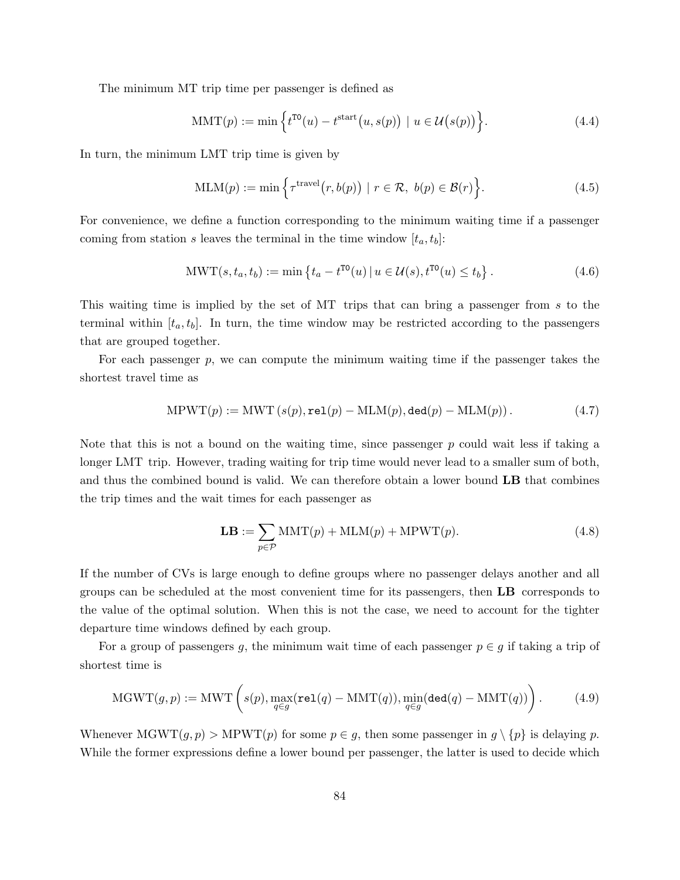The minimum MT trip time per passenger is defined as

$$\text{MMT}(p) := \min\Big\{t^{\texttt{T0}}(u) - t^{\text{start}}\big(u, s(p)\big) \;\mid\; u \in \mathcal{U}\big(s(p)\big)\Big\}. \tag{4.4}$$

In turn, the minimum LMT trip time is given by

$$\text{MLM}(p) := \min\Big\{\tau^{\text{travel}}\big(r, b(p)\big) \;\mid\; r \in \mathcal{R},\; b(p) \in \mathcal{B}(r)\Big\}. \tag{4.5}$$

For convenience, we define a function corresponding to the minimum waiting time if a passenger coming from station $s$ leaves the terminal in the time window $[t_a, t_b]$:

$$\text{MWT}(s, t_a, t_b) := \min\left\{t_a - t^{\texttt{T0}}(u) \,|\, u \in \mathcal{U}(s), t^{\texttt{T0}}(u) \leq t_b\right\}. \tag{4.6}$$

This waiting time is implied by the set of MT trips that can bring a passenger from $s$ to the terminal within $[t_a, t_b]$. In turn, the time window may be restricted according to the passengers that are grouped together.

For each passenger $p$, we can compute the minimum waiting time if the passenger takes the shortest travel time as

$$\text{MPWT}(p) := \text{MWT}\left(s(p), \texttt{rel}(p) - \text{MLM}(p), \texttt{ded}(p) - \text{MLM}(p)\right). \tag{4.7}$$

Note that this is not a bound on the waiting time, since passenger $p$ could wait less if taking a longer LMT trip. However, trading waiting for trip time would never lead to a smaller sum of both, and thus the combined bound is valid. We can therefore obtain a lower bound **LB** that combines the trip times and the wait times for each passenger as

$$\mathbf{LB} := \sum_{p \in \mathcal{P}} \text{MMT}(p) + \text{MLM}(p) + \text{MPWT}(p). \tag{4.8}$$

If the number of CVs is large enough to define groups where no passenger delays another and all groups can be scheduled at the most convenient time for its passengers, then **LB** corresponds to the value of the optimal solution. When this is not the case, we need to account for the tighter departure time windows defined by each group.

For a group of passengers $g$, the minimum wait time of each passenger $p \in g$ if taking a trip of shortest time is

$$\text{MGWT}(g, p) := \text{MWT}\left(s(p), \max_{q \in g}(\texttt{rel}(q) - \text{MMT}(q)), \min_{q \in g}(\texttt{ded}(q) - \text{MMT}(q))\right). \tag{4.9}$$

Whenever $\text{MGWT}(g, p) > \text{MPWT}(p)$ for some $p \in g$, then some passenger in $g \setminus \{p\}$ is delaying $p$. While the former expressions define a lower bound per passenger, the latter is used to decide which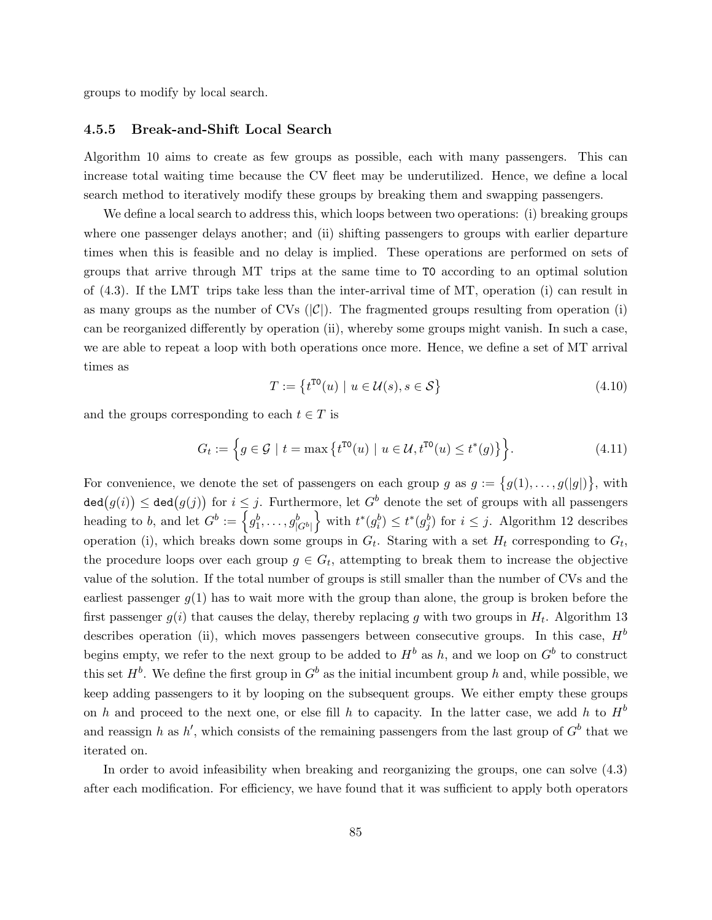groups to modify by local search.

### 4.5.5 Break-and-Shift Local Search

Algorithm 10 aims to create as few groups as possible, each with many passengers. This can increase total waiting time because the CV fleet may be underutilized. Hence, we define a local search method to iteratively modify these groups by breaking them and swapping passengers.

We define a local search to address this, which loops between two operations: (i) breaking groups where one passenger delays another; and (ii) shifting passengers to groups with earlier departure times when this is feasible and no delay is implied. These operations are performed on sets of groups that arrive through MT trips at the same time to T0 according to an optimal solution of (4.3). If the LMT trips take less than the inter-arrival time of MT, operation (i) can result in as many groups as the number of CVs ($|\mathcal{C}|$). The fragmented groups resulting from operation (i) can be reorganized differently by operation (ii), whereby some groups might vanish. In such a case, we are able to repeat a loop with both operations once more. Hence, we define a set of MT arrival times as

$$T := \left\{ t^{\mathtt{T0}}(u) \mid u \in \mathcal{U}(s), s \in \mathcal{S} \right\} \tag{4.10}$$

and the groups corresponding to each $t \in T$ is

$$G_t := \left\{ g \in \mathcal{G} \mid t = \max\left\{ t^{\mathtt{T0}}(u) \mid u \in \mathcal{U}, t^{\mathtt{T0}}(u) \leq t^*(g) \right\} \right\}. \tag{4.11}$$

For convenience, we denote the set of passengers on each group $g$ as $g := \left\{ g(1), \ldots, g(|g|) \right\}$, with $\mathtt{ded}\big(g(i)\big) \leq \mathtt{ded}\big(g(j)\big)$ for $i \leq j$. Furthermore, let $G^b$ denote the set of groups with all passengers heading to $b$, and let $G^b := \left\{ g_1^b, \ldots, g_{|G^b|}^b \right\}$ with $t^*(g_i^b) \leq t^*(g_j^b)$ for $i \leq j$. Algorithm 12 describes operation (i), which breaks down some groups in $G_t$. Staring with a set $H_t$ corresponding to $G_t$, the procedure loops over each group $g \in G_t$, attempting to break them to increase the objective value of the solution. If the total number of groups is still smaller than the number of CVs and the earliest passenger $g(1)$ has to wait more with the group than alone, the group is broken before the first passenger $g(i)$ that causes the delay, thereby replacing $g$ with two groups in $H_t$. Algorithm 13 describes operation (ii), which moves passengers between consecutive groups. In this case, $H^b$ begins empty, we refer to the next group to be added to $H^b$ as $h$, and we loop on $G^b$ to construct this set $H^b$. We define the first group in $G^b$ as the initial incumbent group $h$ and, while possible, we keep adding passengers to it by looping on the subsequent groups. We either empty these groups on $h$ and proceed to the next one, or else fill $h$ to capacity. In the latter case, we add $h$ to $H^b$ and reassign $h$ as $h'$, which consists of the remaining passengers from the last group of $G^b$ that we iterated on.

In order to avoid infeasibility when breaking and reorganizing the groups, one can solve (4.3) after each modification. For efficiency, we have found that it was sufficient to apply both operators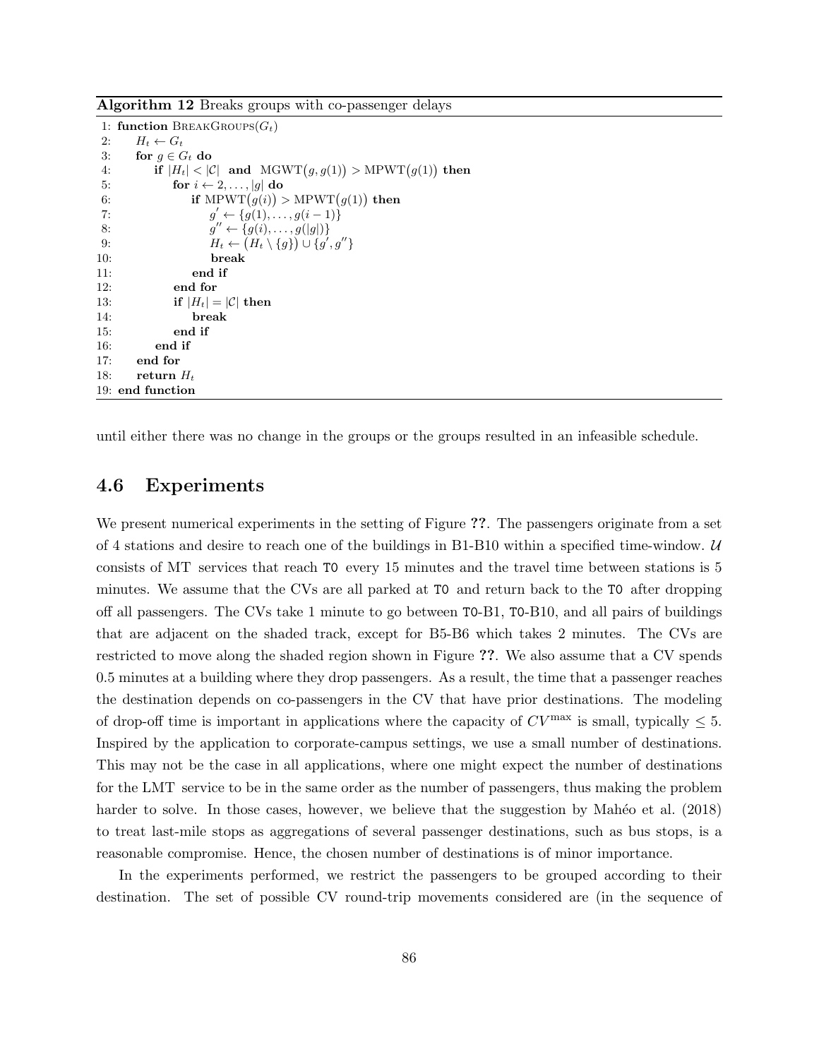**Algorithm 12** Breaks groups with co-passenger delays

```
 1: function BreakGroups(G_t)
 2:     H_t ← G_t
 3:     for g ∈ G_t do
 4:         if |H_t| < |C|  and  MGWT(g, g(1)) > MPWT(g(1)) then
 5:             for i ← 2, ..., |g| do
 6:                 if MPWT(g(i)) > MPWT(g(1)) then
 7:                     g' ← {g(1), ..., g(i − 1)}
 8:                     g'' ← {g(i), ..., g(|g|)}
 9:                     H_t ← (H_t \ {g}) ∪ {g', g''}
10:                     break
11:                 end if
12:             end for
13:             if |H_t| = |C| then
14:                 break
15:             end if
16:         end if
17:     end for
18:     return H_t
19: end function
```

until either there was no change in the groups or the groups resulted in an infeasible schedule.

## 4.6 Experiments

We present numerical experiments in the setting of Figure ??. The passengers originate from a set of 4 stations and desire to reach one of the buildings in B1-B10 within a specified time-window. $\mathcal{U}$ consists of MT services that reach T0 every 15 minutes and the travel time between stations is 5 minutes. We assume that the CVs are all parked at T0 and return back to the T0 after dropping off all passengers. The CVs take 1 minute to go between T0-B1, T0-B10, and all pairs of buildings that are adjacent on the shaded track, except for B5-B6 which takes 2 minutes. The CVs are restricted to move along the shaded region shown in Figure ??. We also assume that a CV spends 0.5 minutes at a building where they drop passengers. As a result, the time that a passenger reaches the destination depends on co-passengers in the CV that have prior destinations. The modeling of drop-off time is important in applications where the capacity of $CV^{\max}$ is small, typically $\leq 5$. Inspired by the application to corporate-campus settings, we use a small number of destinations. This may not be the case in all applications, where one might expect the number of destinations for the LMT service to be in the same order as the number of passengers, thus making the problem harder to solve. In those cases, however, we believe that the suggestion by Mahéo et al. (2018) to treat last-mile stops as aggregations of several passenger destinations, such as bus stops, is a reasonable compromise. Hence, the chosen number of destinations is of minor importance.

In the experiments performed, we restrict the passengers to be grouped according to their destination. The set of possible CV round-trip movements considered are (in the sequence of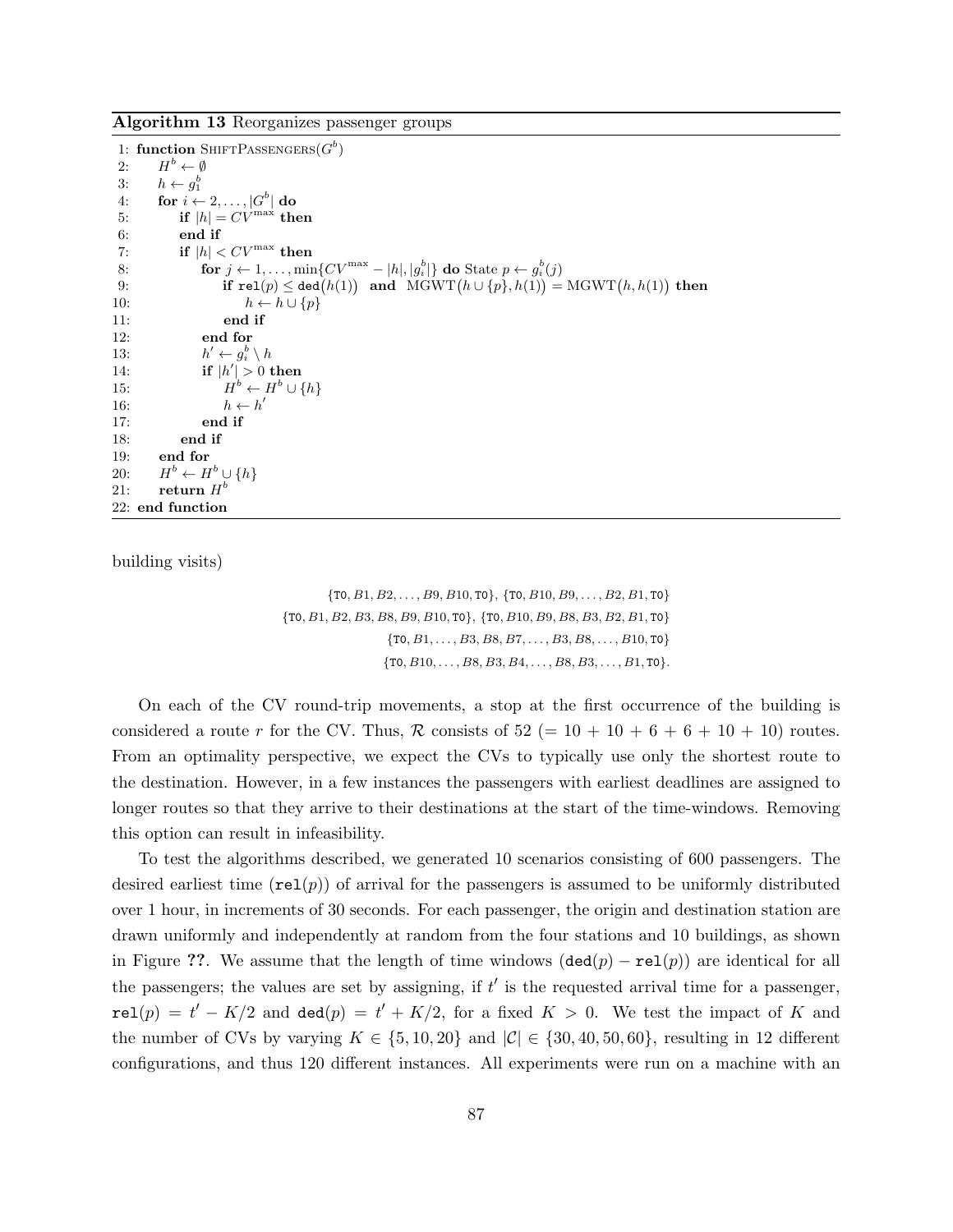**Algorithm 13** Reorganizes passenger groups

```
 1: function ShiftPassengers(G^b)
 2:     H^b ← ∅
 3:     h ← g^b_1
 4:     for i ← 2, ..., |G^b| do
 5:         if |h| = CV^max then
 6:         end if
 7:         if |h| < CV^max then
 8:             for j ← 1, ..., min{CV^max − |h|, |g^b_i|} do State p ← g^b_i(j)
 9:                 if rel(p) ≤ ded(h(1)) and MGWT(h ∪ {p}, h(1)) = MGWT(h, h(1)) then
10:                     h ← h ∪ {p}
11:                 end if
12:             end for
13:             h' ← g^b_i \ h
14:             if |h'| > 0 then
15:                 H^b ← H^b ∪ {h}
16:                 h ← h'
17:             end if
18:         end if
19:     end for
20:     H^b ← H^b ∪ {h}
21:     return H^b
22: end function
```

building visits)

$$
\begin{aligned}
&\{\texttt{T0}, B1, B2, \ldots, B9, B10, \texttt{T0}\},\ \{\texttt{T0}, B10, B9, \ldots, B2, B1, \texttt{T0}\} \\
&\{\texttt{T0}, B1, B2, B3, B8, B9, B10, \texttt{T0}\},\ \{\texttt{T0}, B10, B9, B8, B3, B2, B1, \texttt{T0}\} \\
&\{\texttt{T0}, B1, \ldots, B3, B8, B7, \ldots, B3, B8, \ldots, B10, \texttt{T0}\} \\
&\{\texttt{T0}, B10, \ldots, B8, B3, B4, \ldots, B8, B3, \ldots, B1, \texttt{T0}\}.
\end{aligned}
$$

On each of the CV round-trip movements, a stop at the first occurrence of the building is considered a route $r$ for the CV. Thus, $\mathcal{R}$ consists of 52 ($= 10 + 10 + 6 + 6 + 10 + 10$) routes. From an optimality perspective, we expect the CVs to typically use only the shortest route to the destination. However, in a few instances the passengers with earliest deadlines are assigned to longer routes so that they arrive to their destinations at the start of the time-windows. Removing this option can result in infeasibility.

To test the algorithms described, we generated 10 scenarios consisting of 600 passengers. The desired earliest time ($\texttt{rel}(p)$) of arrival for the passengers is assumed to be uniformly distributed over 1 hour, in increments of 30 seconds. For each passenger, the origin and destination station are drawn uniformly and independently at random from the four stations and 10 buildings, as shown in Figure ??. We assume that the length of time windows ($\texttt{ded}(p) - \texttt{rel}(p)$) are identical for all the passengers; the values are set by assigning, if $t'$ is the requested arrival time for a passenger, $\texttt{rel}(p) = t' - K/2$ and $\texttt{ded}(p) = t' + K/2$, for a fixed $K > 0$. We test the impact of $K$ and the number of CVs by varying $K \in \{5, 10, 20\}$ and $|\mathcal{C}| \in \{30, 40, 50, 60\}$, resulting in 12 different configurations, and thus 120 different instances. All experiments were run on a machine with an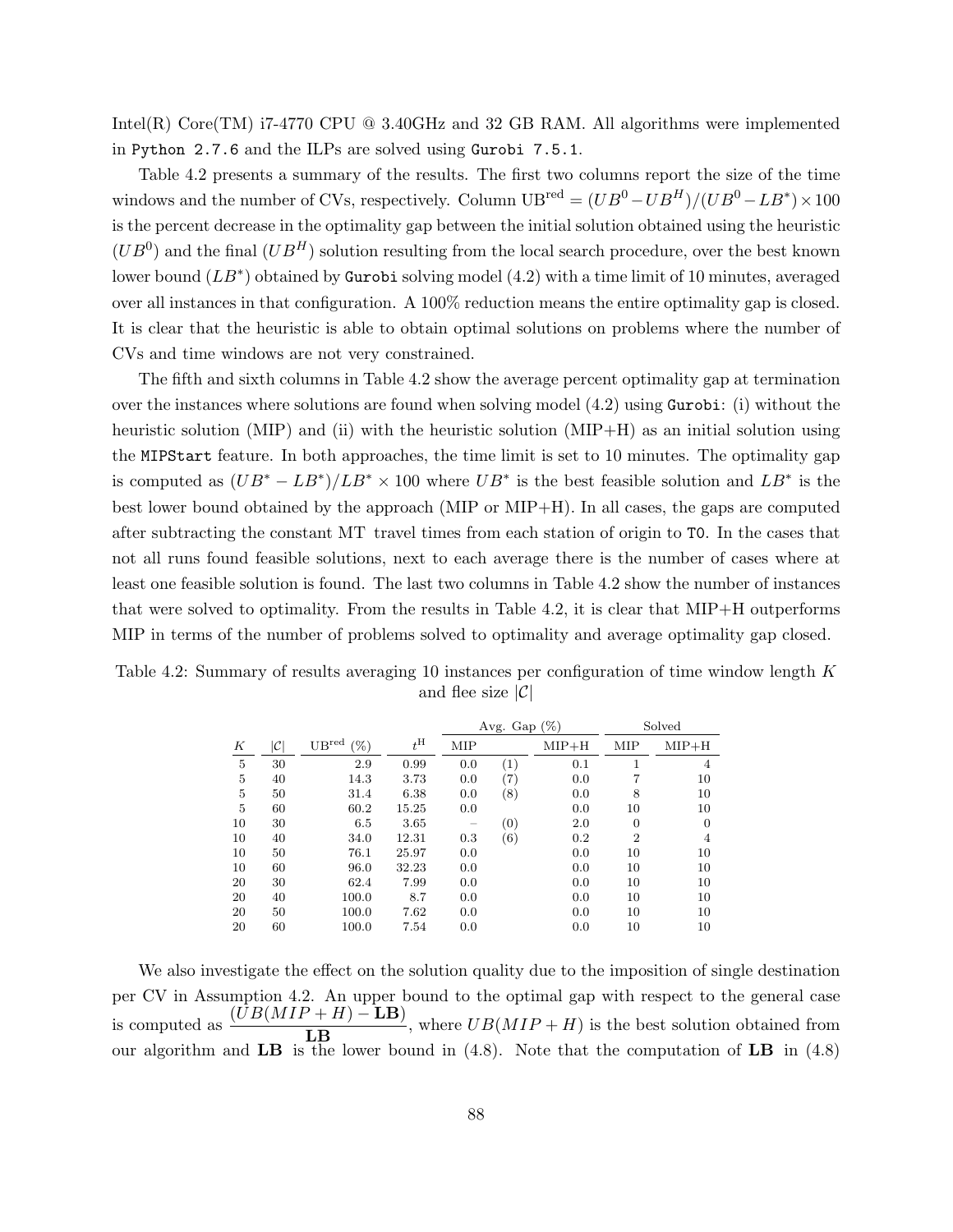Intel(R) Core(TM) i7-4770 CPU @ 3.40GHz and 32 GB RAM. All algorithms were implemented in `Python 2.7.6` and the ILPs are solved using `Gurobi 7.5.1`.

Table 4.2 presents a summary of the results. The first two columns report the size of the time windows and the number of CVs, respectively. Column $\text{UB}^{\text{red}} = (UB^0 - UB^H)/(UB^0 - LB^*) \times 100$ is the percent decrease in the optimality gap between the initial solution obtained using the heuristic ($UB^0$) and the final ($UB^H$) solution resulting from the local search procedure, over the best known lower bound ($LB^*$) obtained by `Gurobi` solving model (4.2) with a time limit of 10 minutes, averaged over all instances in that configuration. A 100% reduction means the entire optimality gap is closed. It is clear that the heuristic is able to obtain optimal solutions on problems where the number of CVs and time windows are not very constrained.

The fifth and sixth columns in Table 4.2 show the average percent optimality gap at termination over the instances where solutions are found when solving model (4.2) using `Gurobi`: (i) without the heuristic solution (MIP) and (ii) with the heuristic solution (MIP+H) as an initial solution using the `MIPStart` feature. In both approaches, the time limit is set to 10 minutes. The optimality gap is computed as $(UB^* - LB^*)/LB^* \times 100$ where $UB^*$ is the best feasible solution and $LB^*$ is the best lower bound obtained by the approach (MIP or MIP+H). In all cases, the gaps are computed after subtracting the constant MT travel times from each station of origin to `T0`. In the cases that not all runs found feasible solutions, next to each average there is the number of cases where at least one feasible solution is found. The last two columns in Table 4.2 show the number of instances that were solved to optimality. From the results in Table 4.2, it is clear that MIP+H outperforms MIP in terms of the number of problems solved to optimality and average optimality gap closed.

Table 4.2: Summary of results averaging 10 instances per configuration of time window length $K$ and flee size $|\mathcal{C}|$

| | | | | Avg. Gap (%) | | | Solved | |
|---|---|---|---|---|---|---|---|---|
| $K$ | $\lvert\mathcal{C}\rvert$ | $\text{UB}^{\text{red}}$ (%) | $t^{\text{H}}$ | MIP | | MIP+H | MIP | MIP+H |
| 5 | 30 | 2.9 | 0.99 | 0.0 | (1) | 0.1 | 1 | 4 |
| 5 | 40 | 14.3 | 3.73 | 0.0 | (7) | 0.0 | 7 | 10 |
| 5 | 50 | 31.4 | 6.38 | 0.0 | (8) | 0.0 | 8 | 10 |
| 5 | 60 | 60.2 | 15.25 | 0.0 | | 0.0 | 10 | 10 |
| 10 | 30 | 6.5 | 3.65 | – | (0) | 2.0 | 0 | 0 |
| 10 | 40 | 34.0 | 12.31 | 0.3 | (6) | 0.2 | 2 | 4 |
| 10 | 50 | 76.1 | 25.97 | 0.0 | | 0.0 | 10 | 10 |
| 10 | 60 | 96.0 | 32.23 | 0.0 | | 0.0 | 10 | 10 |
| 20 | 30 | 62.4 | 7.99 | 0.0 | | 0.0 | 10 | 10 |
| 20 | 40 | 100.0 | 8.7 | 0.0 | | 0.0 | 10 | 10 |
| 20 | 50 | 100.0 | 7.62 | 0.0 | | 0.0 | 10 | 10 |
| 20 | 60 | 100.0 | 7.54 | 0.0 | | 0.0 | 10 | 10 |

We also investigate the effect on the solution quality due to the imposition of single destination per CV in Assumption 4.2. An upper bound to the optimal gap with respect to the general case is computed as $\dfrac{(UB(MIP+H) - \mathbf{LB})}{\mathbf{LB}}$, where $UB(MIP+H)$ is the best solution obtained from our algorithm and $\mathbf{LB}$ is the lower bound in (4.8). Note that the computation of $\mathbf{LB}$ in (4.8)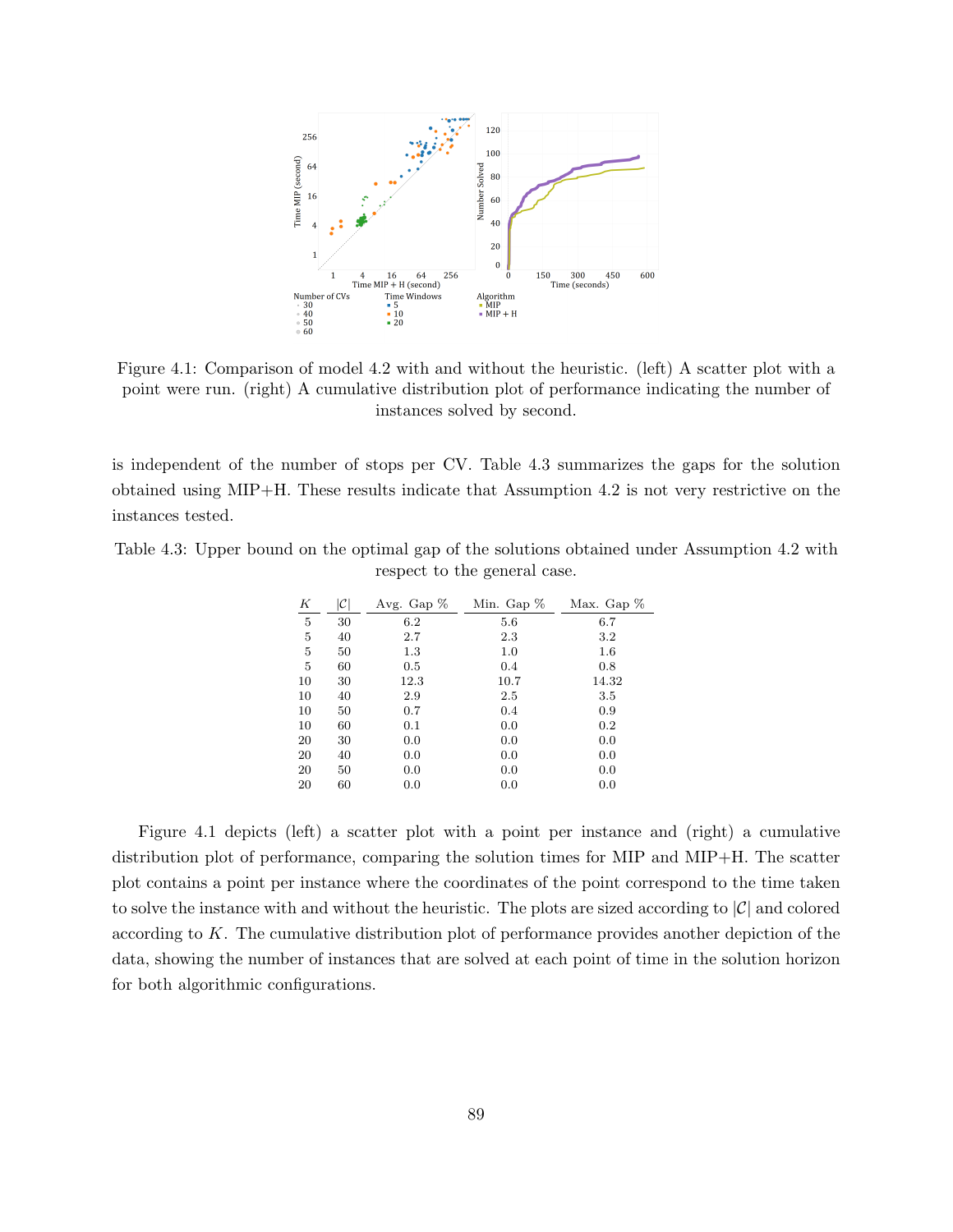Figure 4.1: Comparison of model 4.2 with and without the heuristic. (left) A scatter plot with a point were run. (right) A cumulative distribution plot of performance indicating the number of instances solved by second.

is independent of the number of stops per CV. Table 4.3 summarizes the gaps for the solution obtained using MIP+H. These results indicate that Assumption 4.2 is not very restrictive on the instances tested.

Table 4.3: Upper bound on the optimal gap of the solutions obtained under Assumption 4.2 with respect to the general case.

| $K$ | $\lvert\mathcal{C}\rvert$ | Avg. Gap % | Min. Gap % | Max. Gap % |
|---|---|---|---|---|
| 5 | 30 | 6.2 | 5.6 | 6.7 |
| 5 | 40 | 2.7 | 2.3 | 3.2 |
| 5 | 50 | 1.3 | 1.0 | 1.6 |
| 5 | 60 | 0.5 | 0.4 | 0.8 |
| 10 | 30 | 12.3 | 10.7 | 14.32 |
| 10 | 40 | 2.9 | 2.5 | 3.5 |
| 10 | 50 | 0.7 | 0.4 | 0.9 |
| 10 | 60 | 0.1 | 0.0 | 0.2 |
| 20 | 30 | 0.0 | 0.0 | 0.0 |
| 20 | 40 | 0.0 | 0.0 | 0.0 |
| 20 | 50 | 0.0 | 0.0 | 0.0 |
| 20 | 60 | 0.0 | 0.0 | 0.0 |

Figure 4.1 depicts (left) a scatter plot with a point per instance and (right) a cumulative distribution plot of performance, comparing the solution times for MIP and MIP+H. The scatter plot contains a point per instance where the coordinates of the point correspond to the time taken to solve the instance with and without the heuristic. The plots are sized according to $\lvert\mathcal{C}\rvert$ and colored according to $K$. The cumulative distribution plot of performance provides another depiction of the data, showing the number of instances that are solved at each point of time in the solution horizon for both algorithmic configurations.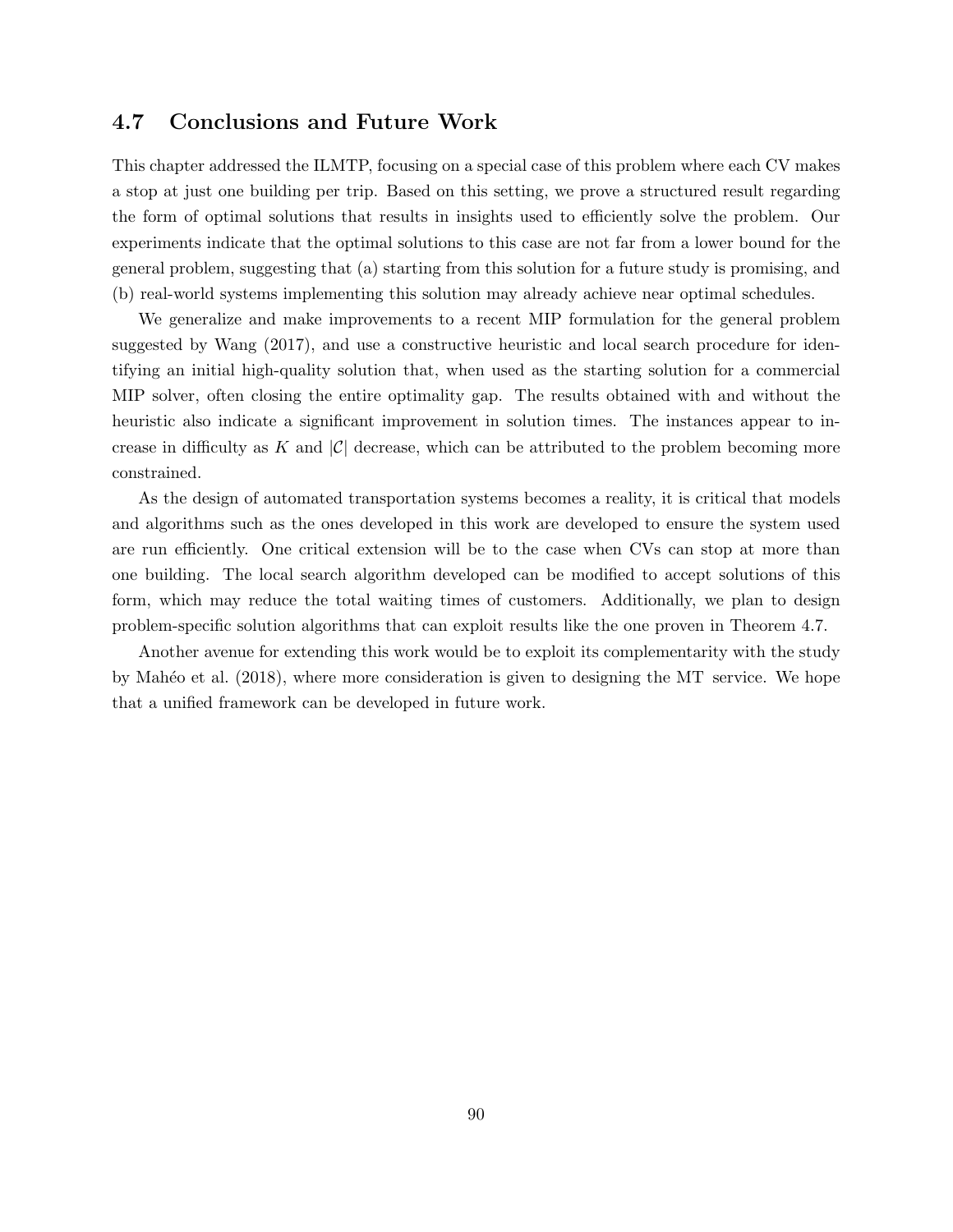## 4.7 Conclusions and Future Work

This chapter addressed the ILMTP, focusing on a special case of this problem where each CV makes a stop at just one building per trip. Based on this setting, we prove a structured result regarding the form of optimal solutions that results in insights used to efficiently solve the problem. Our experiments indicate that the optimal solutions to this case are not far from a lower bound for the general problem, suggesting that (a) starting from this solution for a future study is promising, and (b) real-world systems implementing this solution may already achieve near optimal schedules.

We generalize and make improvements to a recent MIP formulation for the general problem suggested by Wang (2017), and use a constructive heuristic and local search procedure for identifying an initial high-quality solution that, when used as the starting solution for a commercial MIP solver, often closing the entire optimality gap. The results obtained with and without the heuristic also indicate a significant improvement in solution times. The instances appear to increase in difficulty as $K$ and $|\mathcal{C}|$ decrease, which can be attributed to the problem becoming more constrained.

As the design of automated transportation systems becomes a reality, it is critical that models and algorithms such as the ones developed in this work are developed to ensure the system used are run efficiently. One critical extension will be to the case when CVs can stop at more than one building. The local search algorithm developed can be modified to accept solutions of this form, which may reduce the total waiting times of customers. Additionally, we plan to design problem-specific solution algorithms that can exploit results like the one proven in Theorem 4.7.

Another avenue for extending this work would be to exploit its complementarity with the study by Mahéo et al. (2018), where more consideration is given to designing the MT service. We hope that a unified framework can be developed in future work.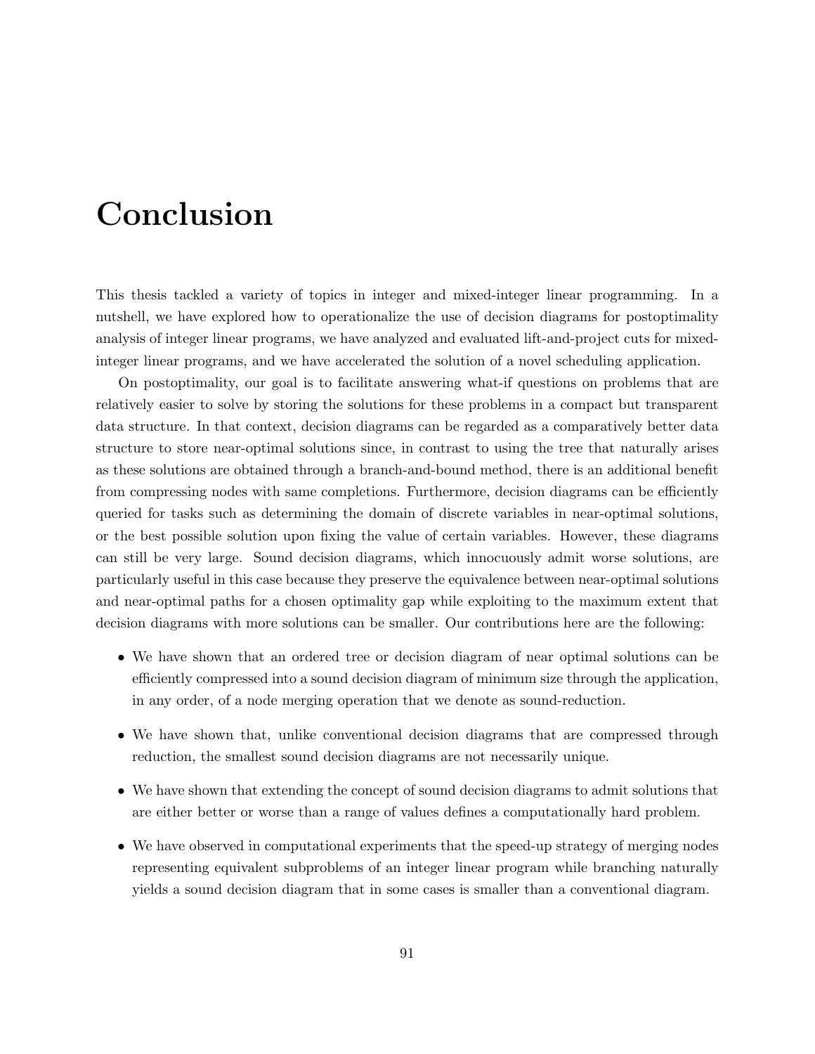# Conclusion

This thesis tackled a variety of topics in integer and mixed-integer linear programming. In a nutshell, we have explored how to operationalize the use of decision diagrams for postoptimality analysis of integer linear programs, we have analyzed and evaluated lift-and-project cuts for mixed-integer linear programs, and we have accelerated the solution of a novel scheduling application.

On postoptimality, our goal is to facilitate answering what-if questions on problems that are relatively easier to solve by storing the solutions for these problems in a compact but transparent data structure. In that context, decision diagrams can be regarded as a comparatively better data structure to store near-optimal solutions since, in contrast to using the tree that naturally arises as these solutions are obtained through a branch-and-bound method, there is an additional benefit from compressing nodes with same completions. Furthermore, decision diagrams can be efficiently queried for tasks such as determining the domain of discrete variables in near-optimal solutions, or the best possible solution upon fixing the value of certain variables. However, these diagrams can still be very large. Sound decision diagrams, which innocuously admit worse solutions, are particularly useful in this case because they preserve the equivalence between near-optimal solutions and near-optimal paths for a chosen optimality gap while exploiting to the maximum extent that decision diagrams with more solutions can be smaller. Our contributions here are the following:

- We have shown that an ordered tree or decision diagram of near optimal solutions can be efficiently compressed into a sound decision diagram of minimum size through the application, in any order, of a node merging operation that we denote as sound-reduction.
- We have shown that, unlike conventional decision diagrams that are compressed through reduction, the smallest sound decision diagrams are not necessarily unique.
- We have shown that extending the concept of sound decision diagrams to admit solutions that are either better or worse than a range of values defines a computationally hard problem.
- We have observed in computational experiments that the speed-up strategy of merging nodes representing equivalent subproblems of an integer linear program while branching naturally yields a sound decision diagram that in some cases is smaller than a conventional diagram.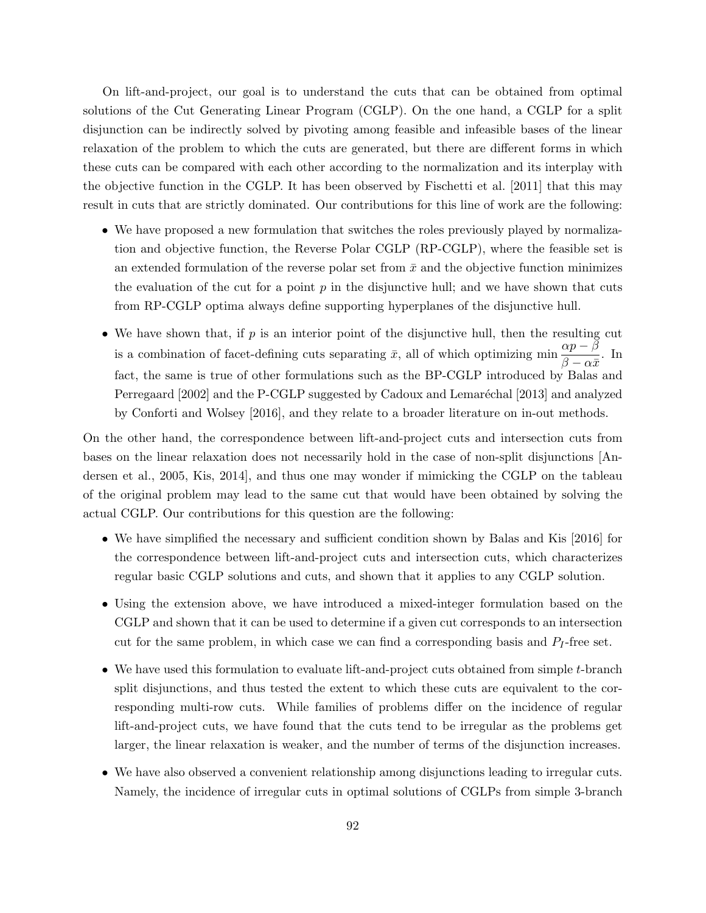On lift-and-project, our goal is to understand the cuts that can be obtained from optimal solutions of the Cut Generating Linear Program (CGLP). On the one hand, a CGLP for a split disjunction can be indirectly solved by pivoting among feasible and infeasible bases of the linear relaxation of the problem to which the cuts are generated, but there are different forms in which these cuts can be compared with each other according to the normalization and its interplay with the objective function in the CGLP. It has been observed by Fischetti et al. [2011] that this may result in cuts that are strictly dominated. Our contributions for this line of work are the following:

- We have proposed a new formulation that switches the roles previously played by normalization and objective function, the Reverse Polar CGLP (RP-CGLP), where the feasible set is an extended formulation of the reverse polar set from $\bar{x}$ and the objective function minimizes the evaluation of the cut for a point $p$ in the disjunctive hull; and we have shown that cuts from RP-CGLP optima always define supporting hyperplanes of the disjunctive hull.
- We have shown that, if $p$ is an interior point of the disjunctive hull, then the resulting cut is a combination of facet-defining cuts separating $\bar{x}$, all of which optimizing $\min \dfrac{\alpha p - \beta}{\beta - \alpha \bar{x}}$. In fact, the same is true of other formulations such as the BP-CGLP introduced by Balas and Perregaard [2002] and the P-CGLP suggested by Cadoux and Lemaréchal [2013] and analyzed by Conforti and Wolsey [2016], and they relate to a broader literature on in-out methods.

On the other hand, the correspondence between lift-and-project cuts and intersection cuts from bases on the linear relaxation does not necessarily hold in the case of non-split disjunctions [Andersen et al., 2005, Kis, 2014], and thus one may wonder if mimicking the CGLP on the tableau of the original problem may lead to the same cut that would have been obtained by solving the actual CGLP. Our contributions for this question are the following:

- We have simplified the necessary and sufficient condition shown by Balas and Kis [2016] for the correspondence between lift-and-project cuts and intersection cuts, which characterizes regular basic CGLP solutions and cuts, and shown that it applies to any CGLP solution.
- Using the extension above, we have introduced a mixed-integer formulation based on the CGLP and shown that it can be used to determine if a given cut corresponds to an intersection cut for the same problem, in which case we can find a corresponding basis and $P_I$-free set.
- We have used this formulation to evaluate lift-and-project cuts obtained from simple $t$-branch split disjunctions, and thus tested the extent to which these cuts are equivalent to the corresponding multi-row cuts. While families of problems differ on the incidence of regular lift-and-project cuts, we have found that the cuts tend to be irregular as the problems get larger, the linear relaxation is weaker, and the number of terms of the disjunction increases.
- We have also observed a convenient relationship among disjunctions leading to irregular cuts. Namely, the incidence of irregular cuts in optimal solutions of CGLPs from simple 3-branch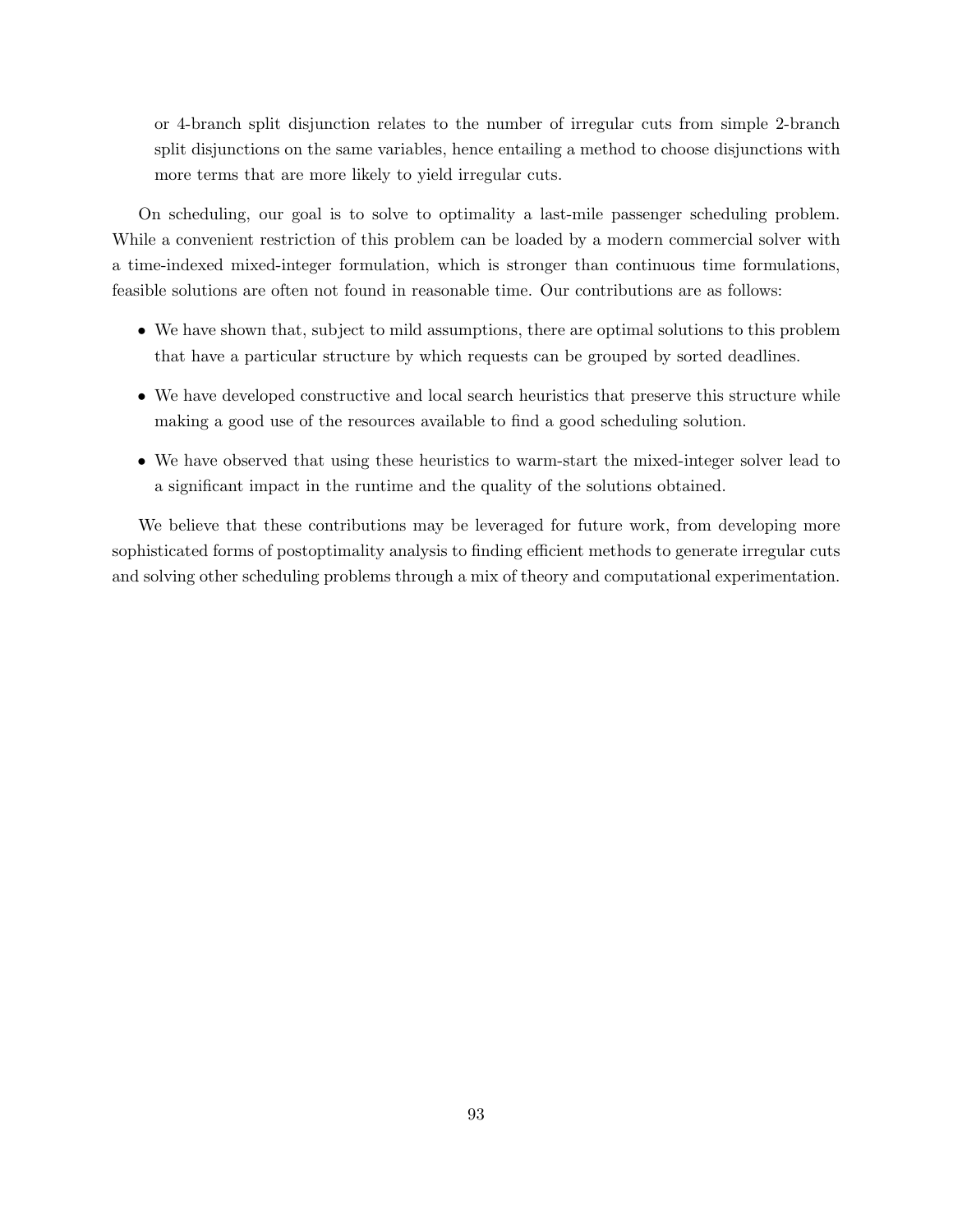or 4-branch split disjunction relates to the number of irregular cuts from simple 2-branch split disjunctions on the same variables, hence entailing a method to choose disjunctions with more terms that are more likely to yield irregular cuts.

On scheduling, our goal is to solve to optimality a last-mile passenger scheduling problem. While a convenient restriction of this problem can be loaded by a modern commercial solver with a time-indexed mixed-integer formulation, which is stronger than continuous time formulations, feasible solutions are often not found in reasonable time. Our contributions are as follows:

- We have shown that, subject to mild assumptions, there are optimal solutions to this problem that have a particular structure by which requests can be grouped by sorted deadlines.
- We have developed constructive and local search heuristics that preserve this structure while making a good use of the resources available to find a good scheduling solution.
- We have observed that using these heuristics to warm-start the mixed-integer solver lead to a significant impact in the runtime and the quality of the solutions obtained.

We believe that these contributions may be leveraged for future work, from developing more sophisticated forms of postoptimality analysis to finding efficient methods to generate irregular cuts and solving other scheduling problems through a mix of theory and computational experimentation.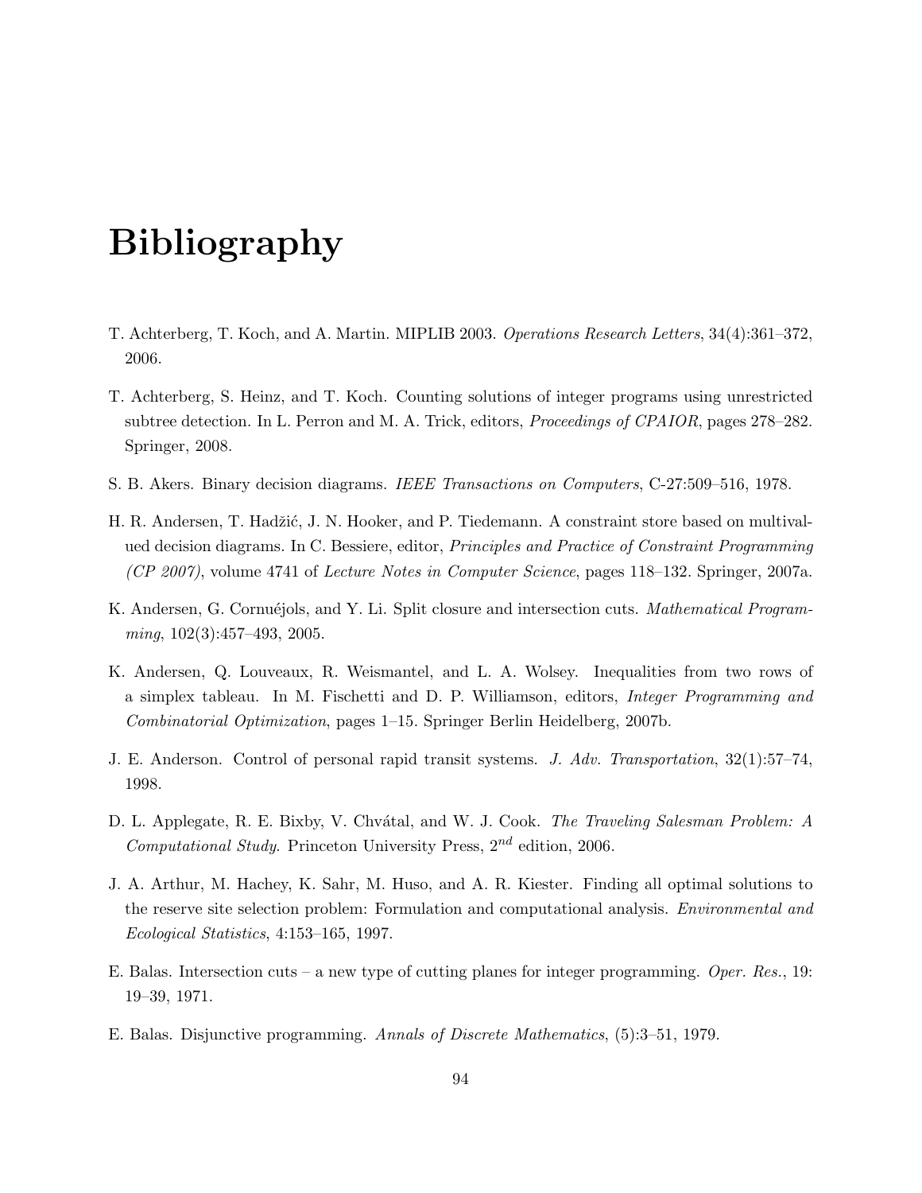# Bibliography

T. Achterberg, T. Koch, and A. Martin. MIPLIB 2003. *Operations Research Letters*, 34(4):361–372, 2006.

T. Achterberg, S. Heinz, and T. Koch. Counting solutions of integer programs using unrestricted subtree detection. In L. Perron and M. A. Trick, editors, *Proceedings of CPAIOR*, pages 278–282. Springer, 2008.

S. B. Akers. Binary decision diagrams. *IEEE Transactions on Computers*, C-27:509–516, 1978.

H. R. Andersen, T. Hadžić, J. N. Hooker, and P. Tiedemann. A constraint store based on multivalued decision diagrams. In C. Bessiere, editor, *Principles and Practice of Constraint Programming (CP 2007)*, volume 4741 of *Lecture Notes in Computer Science*, pages 118–132. Springer, 2007a.

K. Andersen, G. Cornuéjols, and Y. Li. Split closure and intersection cuts. *Mathematical Programming*, 102(3):457–493, 2005.

K. Andersen, Q. Louveaux, R. Weismantel, and L. A. Wolsey. Inequalities from two rows of a simplex tableau. In M. Fischetti and D. P. Williamson, editors, *Integer Programming and Combinatorial Optimization*, pages 1–15. Springer Berlin Heidelberg, 2007b.

J. E. Anderson. Control of personal rapid transit systems. *J. Adv. Transportation*, 32(1):57–74, 1998.

D. L. Applegate, R. E. Bixby, V. Chvátal, and W. J. Cook. *The Traveling Salesman Problem: A Computational Study*. Princeton University Press, $2^{nd}$ edition, 2006.

J. A. Arthur, M. Hachey, K. Sahr, M. Huso, and A. R. Kiester. Finding all optimal solutions to the reserve site selection problem: Formulation and computational analysis. *Environmental and Ecological Statistics*, 4:153–165, 1997.

E. Balas. Intersection cuts – a new type of cutting planes for integer programming. *Oper. Res.*, 19: 19–39, 1971.

E. Balas. Disjunctive programming. *Annals of Discrete Mathematics*, (5):3–51, 1979.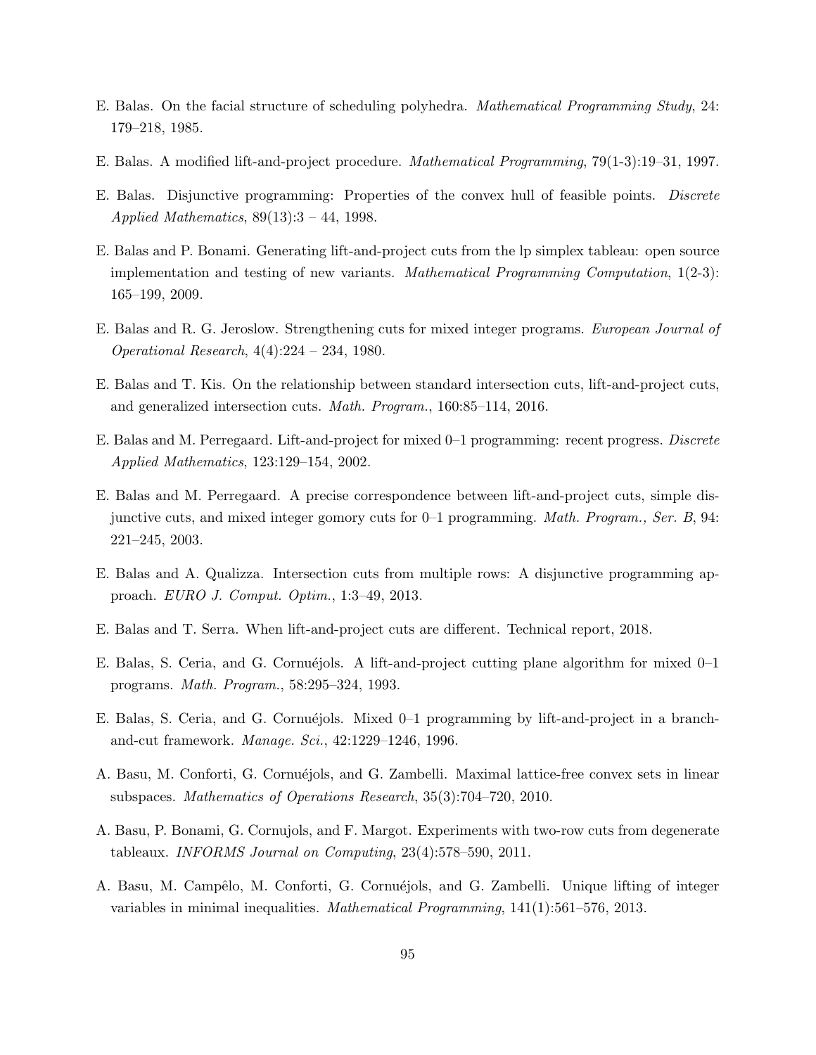E. Balas. On the facial structure of scheduling polyhedra. *Mathematical Programming Study*, 24: 179–218, 1985.

E. Balas. A modified lift-and-project procedure. *Mathematical Programming*, 79(1-3):19–31, 1997.

E. Balas. Disjunctive programming: Properties of the convex hull of feasible points. *Discrete Applied Mathematics*, 89(13):3 – 44, 1998.

E. Balas and P. Bonami. Generating lift-and-project cuts from the lp simplex tableau: open source implementation and testing of new variants. *Mathematical Programming Computation*, 1(2-3): 165–199, 2009.

E. Balas and R. G. Jeroslow. Strengthening cuts for mixed integer programs. *European Journal of Operational Research*, 4(4):224 – 234, 1980.

E. Balas and T. Kis. On the relationship between standard intersection cuts, lift-and-project cuts, and generalized intersection cuts. *Math. Program.*, 160:85–114, 2016.

E. Balas and M. Perregaard. Lift-and-project for mixed 0–1 programming: recent progress. *Discrete Applied Mathematics*, 123:129–154, 2002.

E. Balas and M. Perregaard. A precise correspondence between lift-and-project cuts, simple disjunctive cuts, and mixed integer gomory cuts for 0–1 programming. *Math. Program., Ser. B*, 94: 221–245, 2003.

E. Balas and A. Qualizza. Intersection cuts from multiple rows: A disjunctive programming approach. *EURO J. Comput. Optim.*, 1:3–49, 2013.

E. Balas and T. Serra. When lift-and-project cuts are different. Technical report, 2018.

E. Balas, S. Ceria, and G. Cornuéjols. A lift-and-project cutting plane algorithm for mixed 0–1 programs. *Math. Program.*, 58:295–324, 1993.

E. Balas, S. Ceria, and G. Cornuéjols. Mixed 0–1 programming by lift-and-project in a branch-and-cut framework. *Manage. Sci.*, 42:1229–1246, 1996.

A. Basu, M. Conforti, G. Cornuéjols, and G. Zambelli. Maximal lattice-free convex sets in linear subspaces. *Mathematics of Operations Research*, 35(3):704–720, 2010.

A. Basu, P. Bonami, G. Cornujols, and F. Margot. Experiments with two-row cuts from degenerate tableaux. *INFORMS Journal on Computing*, 23(4):578–590, 2011.

A. Basu, M. Campêlo, M. Conforti, G. Cornuéjols, and G. Zambelli. Unique lifting of integer variables in minimal inequalities. *Mathematical Programming*, 141(1):561–576, 2013.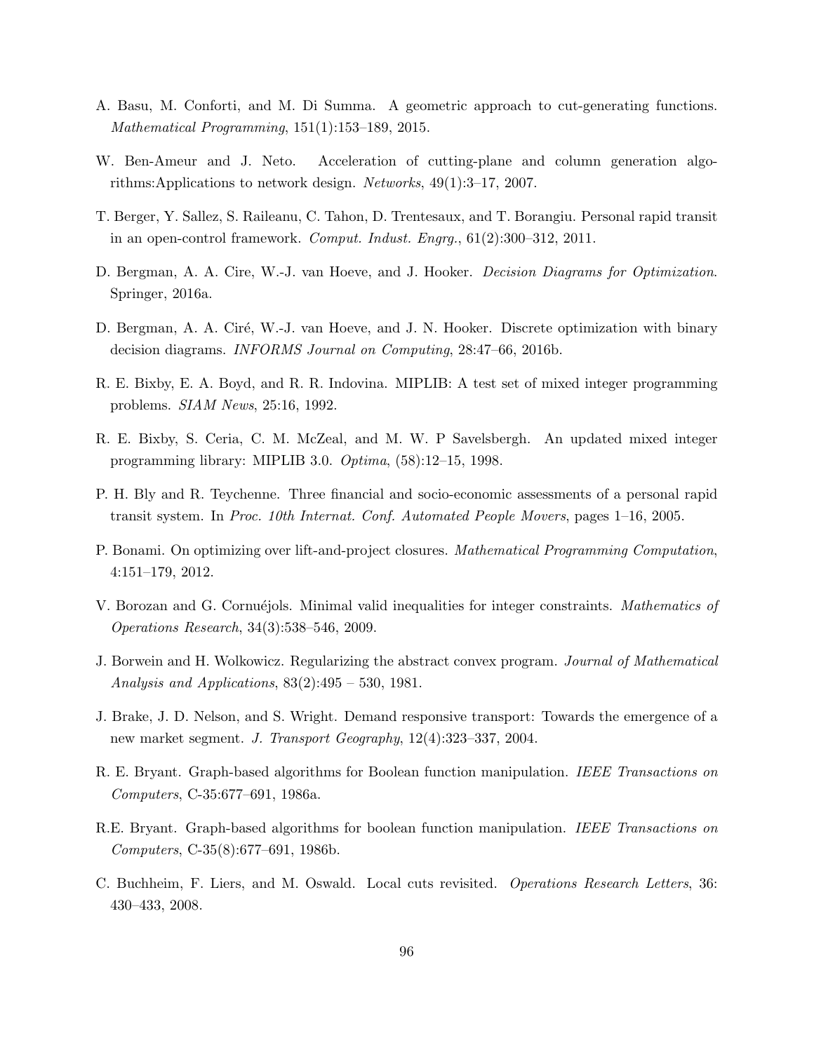A. Basu, M. Conforti, and M. Di Summa. A geometric approach to cut-generating functions. *Mathematical Programming*, 151(1):153–189, 2015.

W. Ben-Ameur and J. Neto. Acceleration of cutting-plane and column generation algorithms:Applications to network design. *Networks*, 49(1):3–17, 2007.

T. Berger, Y. Sallez, S. Raileanu, C. Tahon, D. Trentesaux, and T. Borangiu. Personal rapid transit in an open-control framework. *Comput. Indust. Engrg.*, 61(2):300–312, 2011.

D. Bergman, A. A. Cire, W.-J. van Hoeve, and J. Hooker. *Decision Diagrams for Optimization*. Springer, 2016a.

D. Bergman, A. A. Ciré, W.-J. van Hoeve, and J. N. Hooker. Discrete optimization with binary decision diagrams. *INFORMS Journal on Computing*, 28:47–66, 2016b.

R. E. Bixby, E. A. Boyd, and R. R. Indovina. MIPLIB: A test set of mixed integer programming problems. *SIAM News*, 25:16, 1992.

R. E. Bixby, S. Ceria, C. M. McZeal, and M. W. P Savelsbergh. An updated mixed integer programming library: MIPLIB 3.0. *Optima*, (58):12–15, 1998.

P. H. Bly and R. Teychenne. Three financial and socio-economic assessments of a personal rapid transit system. In *Proc. 10th Internat. Conf. Automated People Movers*, pages 1–16, 2005.

P. Bonami. On optimizing over lift-and-project closures. *Mathematical Programming Computation*, 4:151–179, 2012.

V. Borozan and G. Cornuéjols. Minimal valid inequalities for integer constraints. *Mathematics of Operations Research*, 34(3):538–546, 2009.

J. Borwein and H. Wolkowicz. Regularizing the abstract convex program. *Journal of Mathematical Analysis and Applications*, 83(2):495 – 530, 1981.

J. Brake, J. D. Nelson, and S. Wright. Demand responsive transport: Towards the emergence of a new market segment. *J. Transport Geography*, 12(4):323–337, 2004.

R. E. Bryant. Graph-based algorithms for Boolean function manipulation. *IEEE Transactions on Computers*, C-35:677–691, 1986a.

R.E. Bryant. Graph-based algorithms for boolean function manipulation. *IEEE Transactions on Computers*, C-35(8):677–691, 1986b.

C. Buchheim, F. Liers, and M. Oswald. Local cuts revisited. *Operations Research Letters*, 36: 430–433, 2008.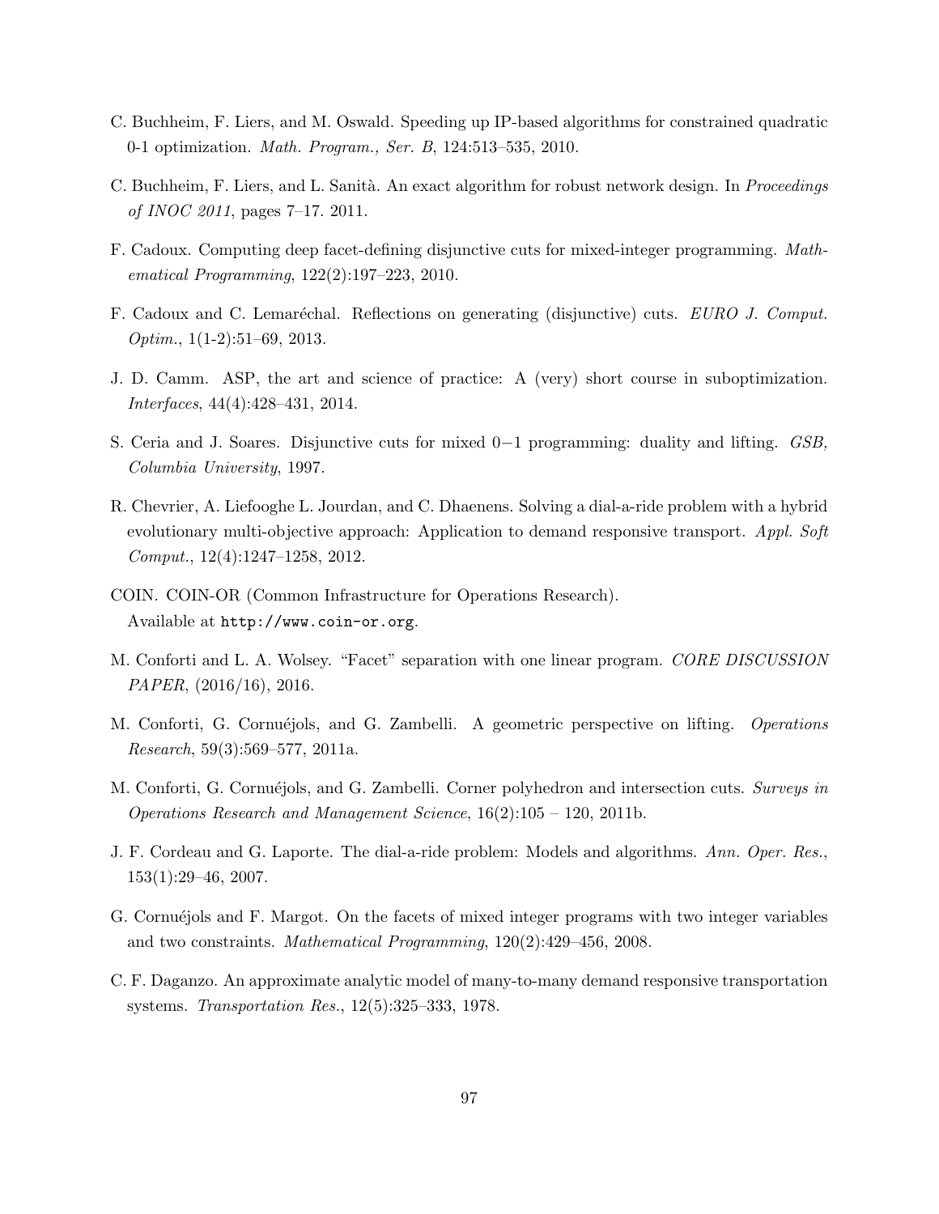C. Buchheim, F. Liers, and M. Oswald. Speeding up IP-based algorithms for constrained quadratic 0-1 optimization. *Math. Program., Ser. B*, 124:513–535, 2010.

C. Buchheim, F. Liers, and L. Sanità. An exact algorithm for robust network design. In *Proceedings of INOC 2011*, pages 7–17. 2011.

F. Cadoux. Computing deep facet-defining disjunctive cuts for mixed-integer programming. *Mathematical Programming*, 122(2):197–223, 2010.

F. Cadoux and C. Lemaréchal. Reflections on generating (disjunctive) cuts. *EURO J. Comput. Optim.*, 1(1-2):51–69, 2013.

J. D. Camm. ASP, the art and science of practice: A (very) short course in suboptimization. *Interfaces*, 44(4):428–431, 2014.

S. Ceria and J. Soares. Disjunctive cuts for mixed $0-1$ programming: duality and lifting. *GSB, Columbia University*, 1997.

R. Chevrier, A. Liefooghe L. Jourdan, and C. Dhaenens. Solving a dial-a-ride problem with a hybrid evolutionary multi-objective approach: Application to demand responsive transport. *Appl. Soft Comput.*, 12(4):1247–1258, 2012.

COIN. COIN-OR (Common Infrastructure for Operations Research). Available at `http://www.coin-or.org`.

M. Conforti and L. A. Wolsey. "Facet" separation with one linear program. *CORE DISCUSSION PAPER*, (2016/16), 2016.

M. Conforti, G. Cornuéjols, and G. Zambelli. A geometric perspective on lifting. *Operations Research*, 59(3):569–577, 2011a.

M. Conforti, G. Cornuéjols, and G. Zambelli. Corner polyhedron and intersection cuts. *Surveys in Operations Research and Management Science*, 16(2):105 – 120, 2011b.

J. F. Cordeau and G. Laporte. The dial-a-ride problem: Models and algorithms. *Ann. Oper. Res.*, 153(1):29–46, 2007.

G. Cornuéjols and F. Margot. On the facets of mixed integer programs with two integer variables and two constraints. *Mathematical Programming*, 120(2):429–456, 2008.

C. F. Daganzo. An approximate analytic model of many-to-many demand responsive transportation systems. *Transportation Res.*, 12(5):325–333, 1978.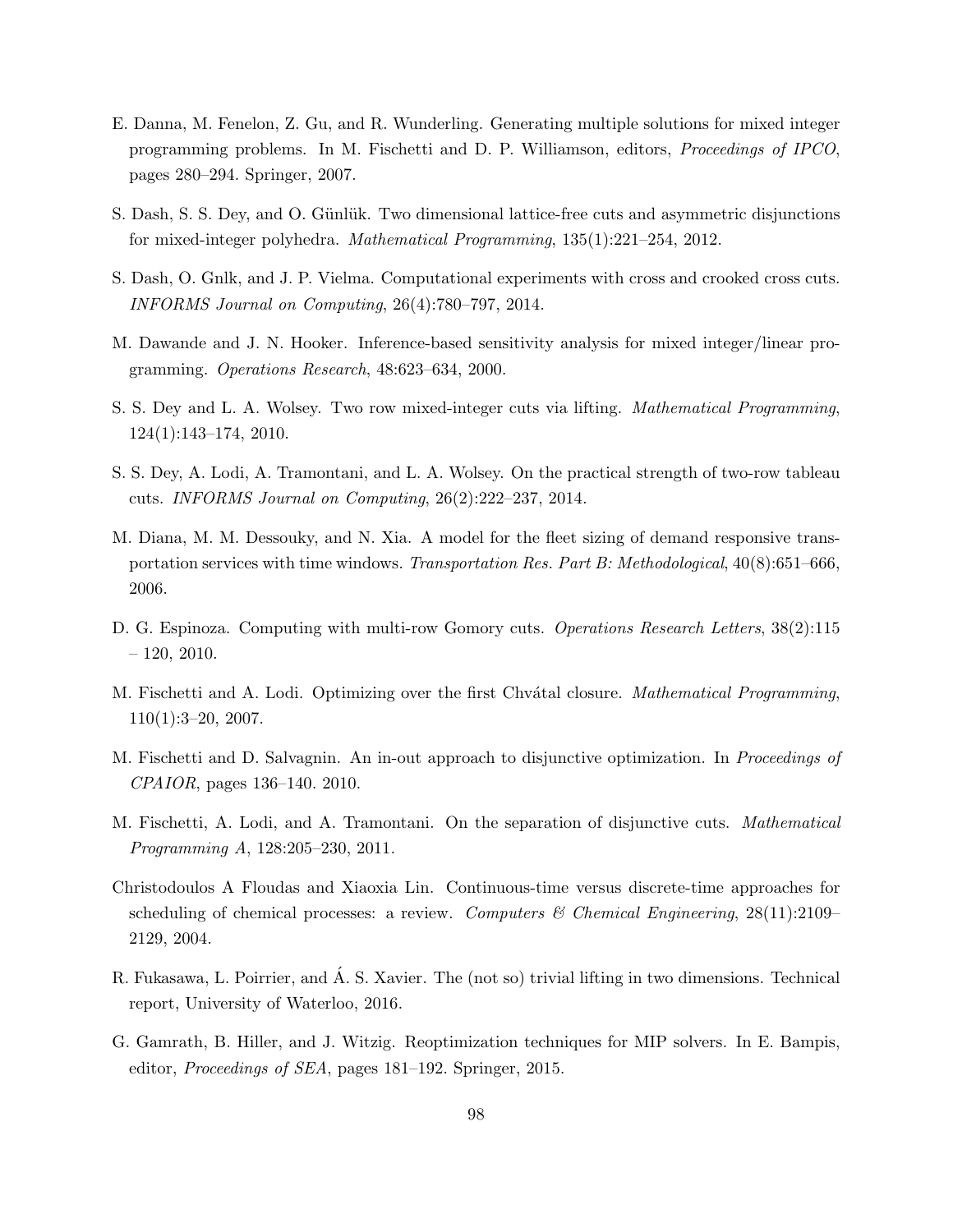E. Danna, M. Fenelon, Z. Gu, and R. Wunderling. Generating multiple solutions for mixed integer programming problems. In M. Fischetti and D. P. Williamson, editors, *Proceedings of IPCO*, pages 280–294. Springer, 2007.

S. Dash, S. S. Dey, and O. Günlük. Two dimensional lattice-free cuts and asymmetric disjunctions for mixed-integer polyhedra. *Mathematical Programming*, 135(1):221–254, 2012.

S. Dash, O. Gnlk, and J. P. Vielma. Computational experiments with cross and crooked cross cuts. *INFORMS Journal on Computing*, 26(4):780–797, 2014.

M. Dawande and J. N. Hooker. Inference-based sensitivity analysis for mixed integer/linear programming. *Operations Research*, 48:623–634, 2000.

S. S. Dey and L. A. Wolsey. Two row mixed-integer cuts via lifting. *Mathematical Programming*, 124(1):143–174, 2010.

S. S. Dey, A. Lodi, A. Tramontani, and L. A. Wolsey. On the practical strength of two-row tableau cuts. *INFORMS Journal on Computing*, 26(2):222–237, 2014.

M. Diana, M. M. Dessouky, and N. Xia. A model for the fleet sizing of demand responsive transportation services with time windows. *Transportation Res. Part B: Methodological*, 40(8):651–666, 2006.

D. G. Espinoza. Computing with multi-row Gomory cuts. *Operations Research Letters*, 38(2):115 – 120, 2010.

M. Fischetti and A. Lodi. Optimizing over the first Chvátal closure. *Mathematical Programming*, 110(1):3–20, 2007.

M. Fischetti and D. Salvagnin. An in-out approach to disjunctive optimization. In *Proceedings of CPAIOR*, pages 136–140. 2010.

M. Fischetti, A. Lodi, and A. Tramontani. On the separation of disjunctive cuts. *Mathematical Programming A*, 128:205–230, 2011.

Christodoulos A Floudas and Xiaoxia Lin. Continuous-time versus discrete-time approaches for scheduling of chemical processes: a review. *Computers & Chemical Engineering*, 28(11):2109–2129, 2004.

R. Fukasawa, L. Poirrier, and Á. S. Xavier. The (not so) trivial lifting in two dimensions. Technical report, University of Waterloo, 2016.

G. Gamrath, B. Hiller, and J. Witzig. Reoptimization techniques for MIP solvers. In E. Bampis, editor, *Proceedings of SEA*, pages 181–192. Springer, 2015.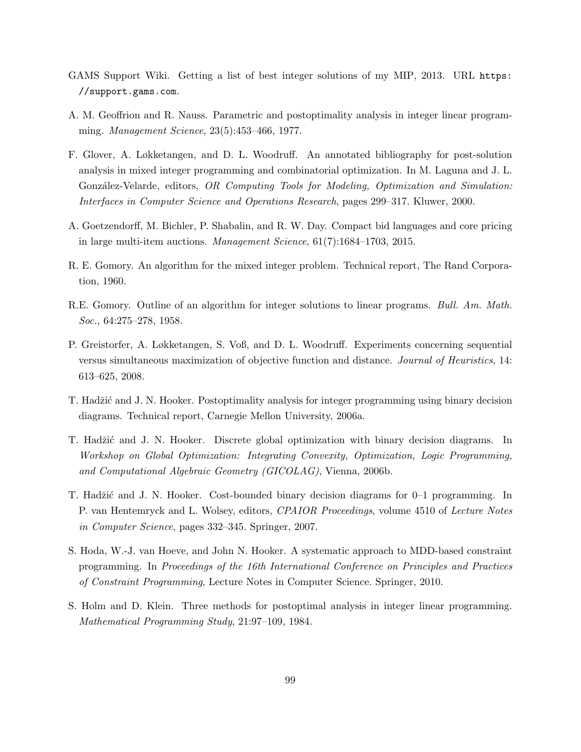GAMS Support Wiki. Getting a list of best integer solutions of my MIP, 2013. URL https://support.gams.com.

A. M. Geoffrion and R. Nauss. Parametric and postoptimality analysis in integer linear programming. *Management Science*, 23(5):453–466, 1977.

F. Glover, A. Løkketangen, and D. L. Woodruff. An annotated bibliography for post-solution analysis in mixed integer programming and combinatorial optimization. In M. Laguna and J. L. González-Velarde, editors, *OR Computing Tools for Modeling, Optimization and Simulation: Interfaces in Computer Science and Operations Research*, pages 299–317. Kluwer, 2000.

A. Goetzendorff, M. Bichler, P. Shabalin, and R. W. Day. Compact bid languages and core pricing in large multi-item auctions. *Management Science*, 61(7):1684–1703, 2015.

R. E. Gomory. An algorithm for the mixed integer problem. Technical report, The Rand Corporation, 1960.

R.E. Gomory. Outline of an algorithm for integer solutions to linear programs. *Bull. Am. Math. Soc.*, 64:275–278, 1958.

P. Greistorfer, A. Løkketangen, S. Voß, and D. L. Woodruff. Experiments concerning sequential versus simultaneous maximization of objective function and distance. *Journal of Heuristics*, 14: 613–625, 2008.

T. Hadžić and J. N. Hooker. Postoptimality analysis for integer programming using binary decision diagrams. Technical report, Carnegie Mellon University, 2006a.

T. Hadžić and J. N. Hooker. Discrete global optimization with binary decision diagrams. In *Workshop on Global Optimization: Integrating Convexity, Optimization, Logic Programming, and Computational Algebraic Geometry (GICOLAG)*, Vienna, 2006b.

T. Hadžić and J. N. Hooker. Cost-bounded binary decision diagrams for 0–1 programming. In P. van Hentemryck and L. Wolsey, editors, *CPAIOR Proceedings*, volume 4510 of *Lecture Notes in Computer Science*, pages 332–345. Springer, 2007.

S. Hoda, W.-J. van Hoeve, and John N. Hooker. A systematic approach to MDD-based constraint programming. In *Proceedings of the 16th International Conference on Principles and Practices of Constraint Programming*, Lecture Notes in Computer Science. Springer, 2010.

S. Holm and D. Klein. Three methods for postoptimal analysis in integer linear programming. *Mathematical Programming Study*, 21:97–109, 1984.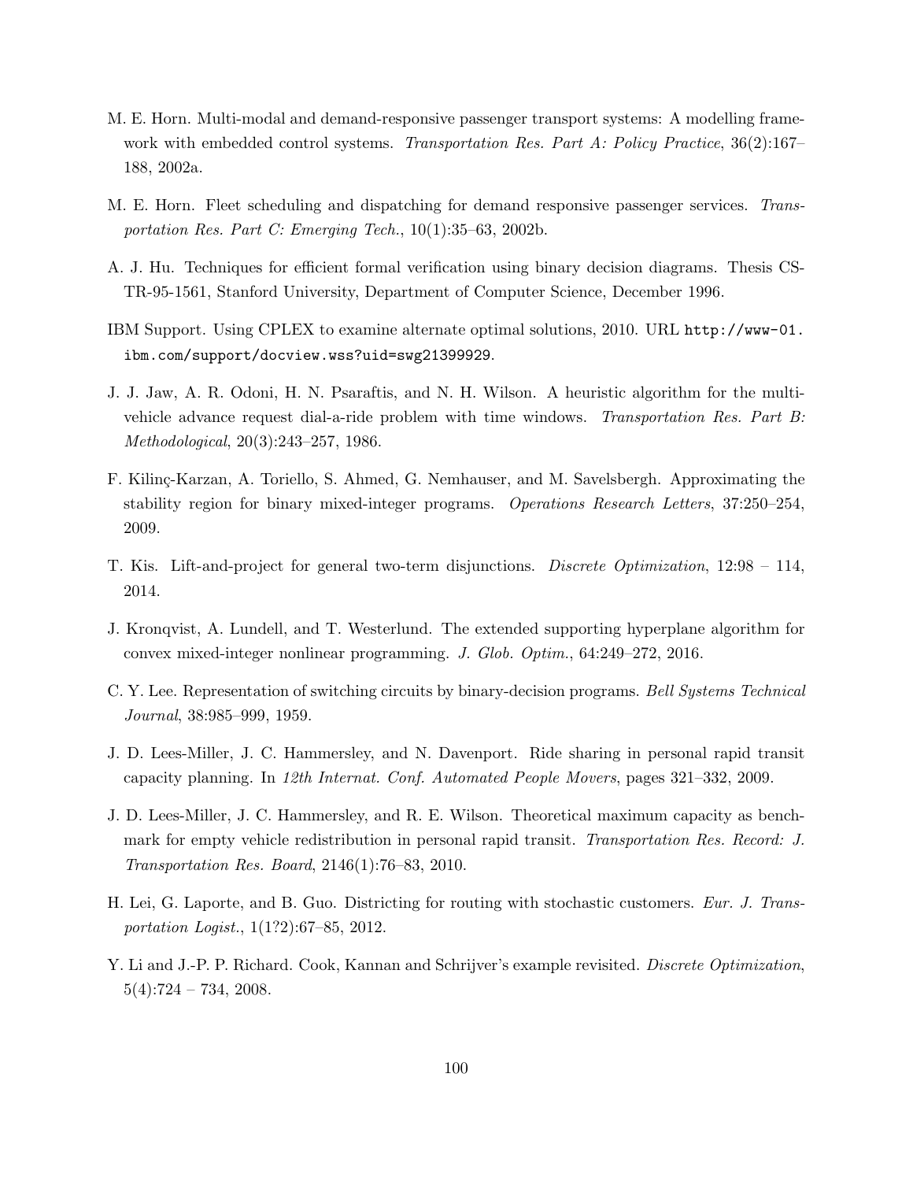M. E. Horn. Multi-modal and demand-responsive passenger transport systems: A modelling framework with embedded control systems. *Transportation Res. Part A: Policy Practice*, 36(2):167–188, 2002a.

M. E. Horn. Fleet scheduling and dispatching for demand responsive passenger services. *Transportation Res. Part C: Emerging Tech.*, 10(1):35–63, 2002b.

A. J. Hu. Techniques for efficient formal verification using binary decision diagrams. Thesis CS-TR-95-1561, Stanford University, Department of Computer Science, December 1996.

IBM Support. Using CPLEX to examine alternate optimal solutions, 2010. URL `http://www-01.ibm.com/support/docview.wss?uid=swg21399929`.

J. J. Jaw, A. R. Odoni, H. N. Psaraftis, and N. H. Wilson. A heuristic algorithm for the multi-vehicle advance request dial-a-ride problem with time windows. *Transportation Res. Part B: Methodological*, 20(3):243–257, 1986.

F. Kilinç-Karzan, A. Toriello, S. Ahmed, G. Nemhauser, and M. Savelsbergh. Approximating the stability region for binary mixed-integer programs. *Operations Research Letters*, 37:250–254, 2009.

T. Kis. Lift-and-project for general two-term disjunctions. *Discrete Optimization*, 12:98 – 114, 2014.

J. Kronqvist, A. Lundell, and T. Westerlund. The extended supporting hyperplane algorithm for convex mixed-integer nonlinear programming. *J. Glob. Optim.*, 64:249–272, 2016.

C. Y. Lee. Representation of switching circuits by binary-decision programs. *Bell Systems Technical Journal*, 38:985–999, 1959.

J. D. Lees-Miller, J. C. Hammersley, and N. Davenport. Ride sharing in personal rapid transit capacity planning. In *12th Internat. Conf. Automated People Movers*, pages 321–332, 2009.

J. D. Lees-Miller, J. C. Hammersley, and R. E. Wilson. Theoretical maximum capacity as benchmark for empty vehicle redistribution in personal rapid transit. *Transportation Res. Record: J. Transportation Res. Board*, 2146(1):76–83, 2010.

H. Lei, G. Laporte, and B. Guo. Districting for routing with stochastic customers. *Eur. J. Transportation Logist.*, 1(1?2):67–85, 2012.

Y. Li and J.-P. P. Richard. Cook, Kannan and Schrijver's example revisited. *Discrete Optimization*, 5(4):724 – 734, 2008.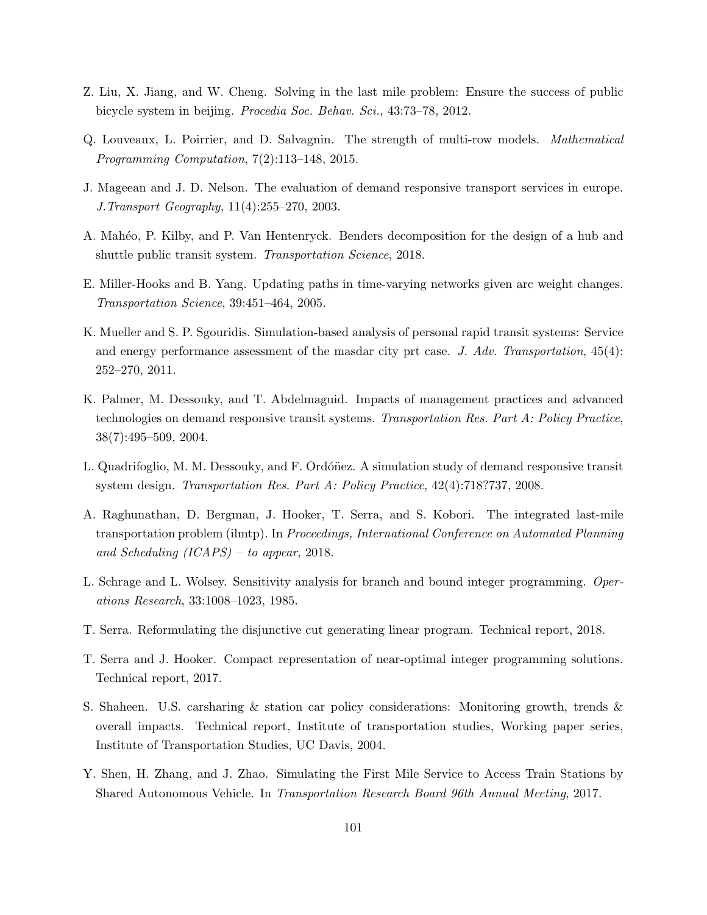Z. Liu, X. Jiang, and W. Cheng. Solving in the last mile problem: Ensure the success of public bicycle system in beijing. *Procedia Soc. Behav. Sci.*, 43:73–78, 2012.

Q. Louveaux, L. Poirrier, and D. Salvagnin. The strength of multi-row models. *Mathematical Programming Computation*, 7(2):113–148, 2015.

J. Mageean and J. D. Nelson. The evaluation of demand responsive transport services in europe. *J.Transport Geography*, 11(4):255–270, 2003.

A. Mahéo, P. Kilby, and P. Van Hentenryck. Benders decomposition for the design of a hub and shuttle public transit system. *Transportation Science*, 2018.

E. Miller-Hooks and B. Yang. Updating paths in time-varying networks given arc weight changes. *Transportation Science*, 39:451–464, 2005.

K. Mueller and S. P. Sgouridis. Simulation-based analysis of personal rapid transit systems: Service and energy performance assessment of the masdar city prt case. *J. Adv. Transportation*, 45(4): 252–270, 2011.

K. Palmer, M. Dessouky, and T. Abdelmaguid. Impacts of management practices and advanced technologies on demand responsive transit systems. *Transportation Res. Part A: Policy Practice*, 38(7):495–509, 2004.

L. Quadrifoglio, M. M. Dessouky, and F. Ordóñez. A simulation study of demand responsive transit system design. *Transportation Res. Part A: Policy Practice*, 42(4):718?737, 2008.

A. Raghunathan, D. Bergman, J. Hooker, T. Serra, and S. Kobori. The integrated last-mile transportation problem (ilmtp). In *Proceedings, International Conference on Automated Planning and Scheduling (ICAPS) – to appear*, 2018.

L. Schrage and L. Wolsey. Sensitivity analysis for branch and bound integer programming. *Operations Research*, 33:1008–1023, 1985.

T. Serra. Reformulating the disjunctive cut generating linear program. Technical report, 2018.

T. Serra and J. Hooker. Compact representation of near-optimal integer programming solutions. Technical report, 2017.

S. Shaheen. U.S. carsharing & station car policy considerations: Monitoring growth, trends & overall impacts. Technical report, Institute of transportation studies, Working paper series, Institute of Transportation Studies, UC Davis, 2004.

Y. Shen, H. Zhang, and J. Zhao. Simulating the First Mile Service to Access Train Stations by Shared Autonomous Vehicle. In *Transportation Research Board 96th Annual Meeting*, 2017.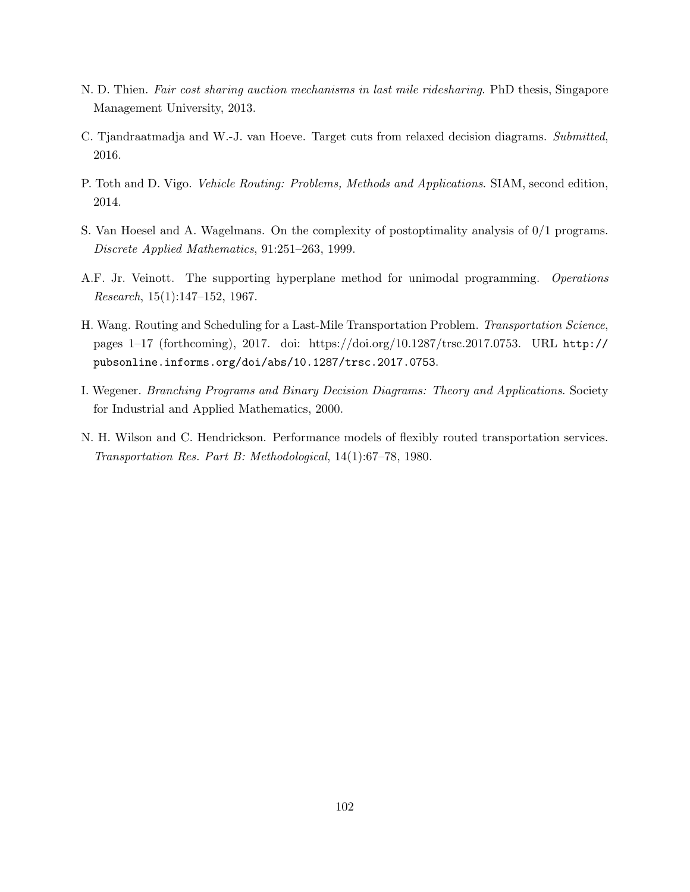N. D. Thien. *Fair cost sharing auction mechanisms in last mile ridesharing*. PhD thesis, Singapore Management University, 2013.

C. Tjandraatmadja and W.-J. van Hoeve. Target cuts from relaxed decision diagrams. *Submitted*, 2016.

P. Toth and D. Vigo. *Vehicle Routing: Problems, Methods and Applications*. SIAM, second edition, 2014.

S. Van Hoesel and A. Wagelmans. On the complexity of postoptimality analysis of 0/1 programs. *Discrete Applied Mathematics*, 91:251–263, 1999.

A.F. Jr. Veinott. The supporting hyperplane method for unimodal programming. *Operations Research*, 15(1):147–152, 1967.

H. Wang. Routing and Scheduling for a Last-Mile Transportation Problem. *Transportation Science*, pages 1–17 (forthcoming), 2017. doi: https://doi.org/10.1287/trsc.2017.0753. URL `http://pubsonline.informs.org/doi/abs/10.1287/trsc.2017.0753`.

I. Wegener. *Branching Programs and Binary Decision Diagrams: Theory and Applications*. Society for Industrial and Applied Mathematics, 2000.

N. H. Wilson and C. Hendrickson. Performance models of flexibly routed transportation services. *Transportation Res. Part B: Methodological*, 14(1):67–78, 1980.